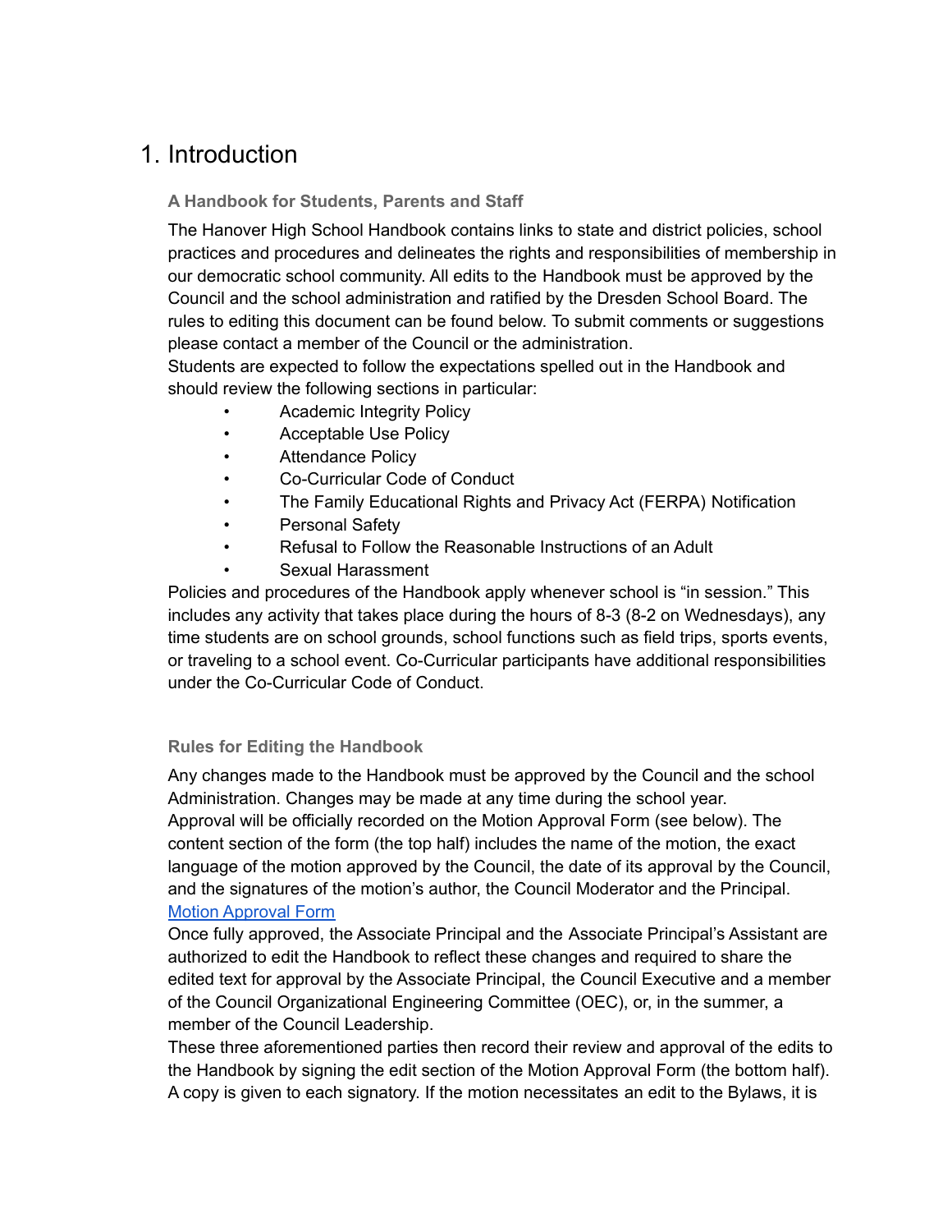# 1. Introduction

### A Handbook for Students, Parents and Staff

The Hanover High School Handbook contains links to state and district policies, school practices and procedures and delineates the rights and responsibilities of membership in our democratic school community. All edits to the Handbook must be approved by the Council and the school administration and ratified by the Dresden School Board. The rules to editing this document can be found below. To submit comments or suggestions please contact a member of the Council or the administration.

Students are expected to follow the expectations spelled out in the Handbook and should review the following sections in particular:

- Academic Integrity Policy
- Acceptable Use Policy
- Attendance Policy
- Co-Curricular Code of Conduct
- The Family Educational Rights and Privacy Act (FERPA) Notification
- Personal Safety
- Refusal to Follow the Reasonable Instructions of an Adult
- Sexual Harassment

Policies and procedures of the Handbook apply whenever school is "in session." This includes any activity that takes place during the hours of 8-3 (8-2 on Wednesdays), any time students are on school grounds, school functions such as field trips, sports events, or traveling to a school event. Co-Curricular participants have additional responsibilities under the Co-Curricular Code of Conduct.

### Rules for Editing the Handbook

Any changes made to the Handbook must be approved by the Council and the school Administration. Changes may be made at any time during the school year.

Approval will be officially recorded on the Motion Approval Form (see below). The content section of the form (the top half) includes the name of the motion, the exact language of the motion approved by the Council, the date of its approval by the Council, and the signatures of the motion's author, the Council Moderator and the Principal.

[Motion Approval Form]

Once fully approved, the Associate Principal and the Associate Principal's Assistant are authorized to edit the Handbook to reflect these changes and required to share the edited text for approval by the Associate Principal, the Council Executive and a member of the Council Organizational Engineering Committee (OEC), or, in the summer, a member of the Council Leadership.

These three aforementioned parties then record their review and approval of the edits to the Handbook by signing the edit section of the Motion Approval Form (the bottom half). A copy is given to each signatory. If the motion necessitates an edit to the Bylaws, it is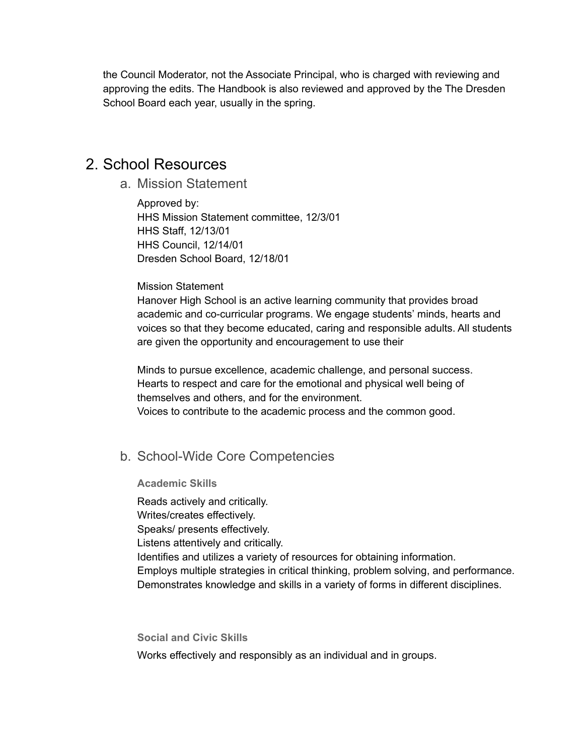the Council Moderator, not the Associate Principal, who is charged with reviewing and approving the edits. The Handbook is also reviewed and approved by the The Dresden School Board each year, usually in the spring.

# 2. School Resources

## a. Mission Statement

Approved by:
HHS Mission Statement committee, 12/3/01
HHS Staff, 12/13/01
HHS Council, 12/14/01
Dresden School Board, 12/18/01

Mission Statement
Hanover High School is an active learning community that provides broad academic and co-curricular programs. We engage students' minds, hearts and voices so that they become educated, caring and responsible adults. All students are given the opportunity and encouragement to use their

Minds to pursue excellence, academic challenge, and personal success.
Hearts to respect and care for the emotional and physical well being of themselves and others, and for the environment.
Voices to contribute to the academic process and the common good.

## b. School-Wide Core Competencies

### Academic Skills

Reads actively and critically.
Writes/creates effectively.
Speaks/ presents effectively.
Listens attentively and critically.
Identifies and utilizes a variety of resources for obtaining information.
Employs multiple strategies in critical thinking, problem solving, and performance.
Demonstrates knowledge and skills in a variety of forms in different disciplines.

### Social and Civic Skills

Works effectively and responsibly as an individual and in groups.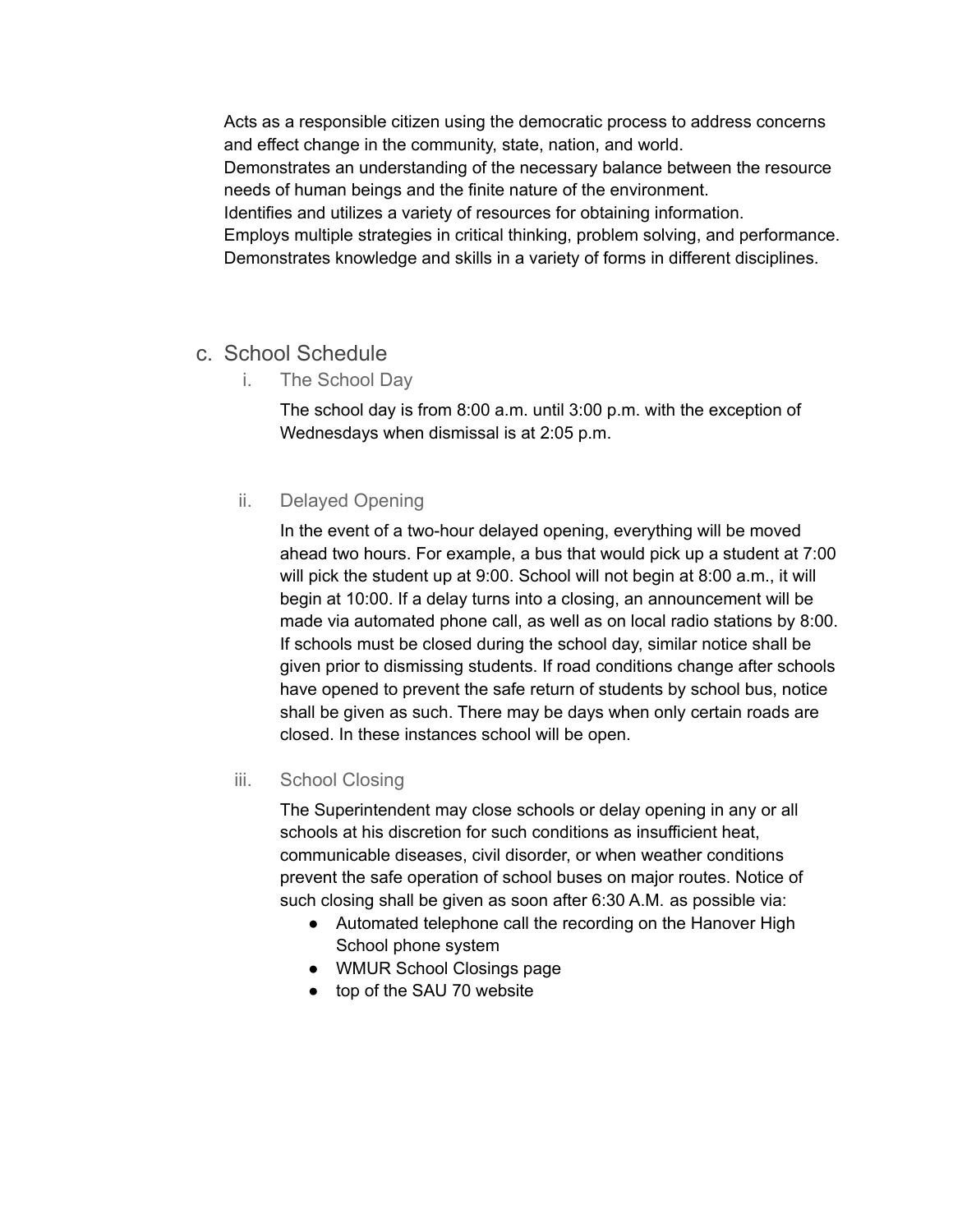Acts as a responsible citizen using the democratic process to address concerns and effect change in the community, state, nation, and world.
Demonstrates an understanding of the necessary balance between the resource needs of human beings and the finite nature of the environment.
Identifies and utilizes a variety of resources for obtaining information.
Employs multiple strategies in critical thinking, problem solving, and performance.
Demonstrates knowledge and skills in a variety of forms in different disciplines.

## c. School Schedule

### i. The School Day

The school day is from 8:00 a.m. until 3:00 p.m. with the exception of Wednesdays when dismissal is at 2:05 p.m.

### ii. Delayed Opening

In the event of a two-hour delayed opening, everything will be moved ahead two hours. For example, a bus that would pick up a student at 7:00 will pick the student up at 9:00. School will not begin at 8:00 a.m., it will begin at 10:00. If a delay turns into a closing, an announcement will be made via automated phone call, as well as on local radio stations by 8:00. If schools must be closed during the school day, similar notice shall be given prior to dismissing students. If road conditions change after schools have opened to prevent the safe return of students by school bus, notice shall be given as such. There may be days when only certain roads are closed. In these instances school will be open.

### iii. School Closing

The Superintendent may close schools or delay opening in any or all schools at his discretion for such conditions as insufficient heat, communicable diseases, civil disorder, or when weather conditions prevent the safe operation of school buses on major routes. Notice of such closing shall be given as soon after 6:30 A.M. as possible via:

- Automated telephone call the recording on the Hanover High School phone system
- WMUR School Closings page
- top of the SAU 70 website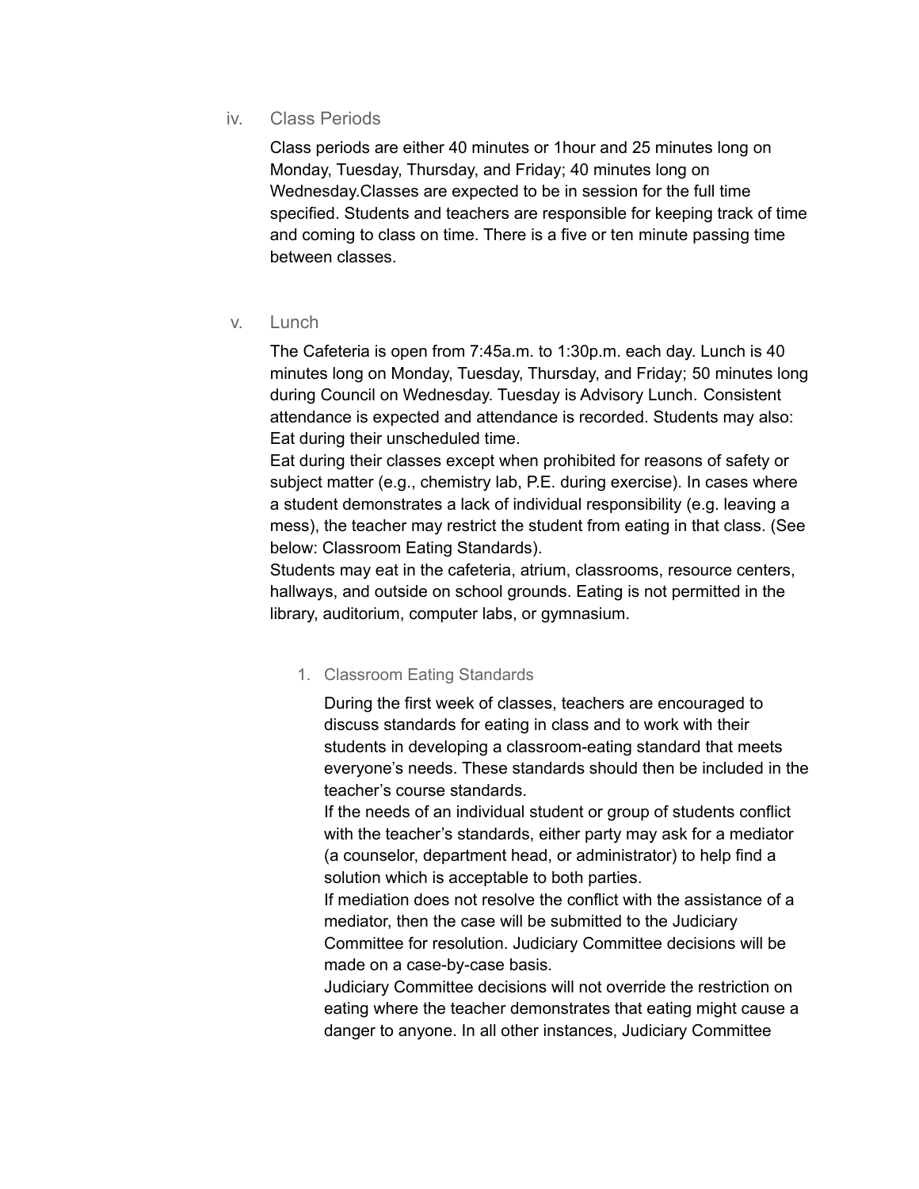iv. Class Periods

Class periods are either 40 minutes or 1hour and 25 minutes long on Monday, Tuesday, Thursday, and Friday; 40 minutes long on Wednesday.Classes are expected to be in session for the full time specified. Students and teachers are responsible for keeping track of time and coming to class on time. There is a five or ten minute passing time between classes.

v. Lunch

The Cafeteria is open from 7:45a.m. to 1:30p.m. each day. Lunch is 40 minutes long on Monday, Tuesday, Thursday, and Friday; 50 minutes long during Council on Wednesday. Tuesday is Advisory Lunch. Consistent attendance is expected and attendance is recorded. Students may also: Eat during their unscheduled time.

Eat during their classes except when prohibited for reasons of safety or subject matter (e.g., chemistry lab, P.E. during exercise). In cases where a student demonstrates a lack of individual responsibility (e.g. leaving a mess), the teacher may restrict the student from eating in that class. (See below: Classroom Eating Standards).

Students may eat in the cafeteria, atrium, classrooms, resource centers, hallways, and outside on school grounds. Eating is not permitted in the library, auditorium, computer labs, or gymnasium.

1. Classroom Eating Standards

During the first week of classes, teachers are encouraged to discuss standards for eating in class and to work with their students in developing a classroom-eating standard that meets everyone's needs. These standards should then be included in the teacher's course standards.

If the needs of an individual student or group of students conflict with the teacher's standards, either party may ask for a mediator (a counselor, department head, or administrator) to help find a solution which is acceptable to both parties.

If mediation does not resolve the conflict with the assistance of a mediator, then the case will be submitted to the Judiciary Committee for resolution. Judiciary Committee decisions will be made on a case-by-case basis.

Judiciary Committee decisions will not override the restriction on eating where the teacher demonstrates that eating might cause a danger to anyone. In all other instances, Judiciary Committee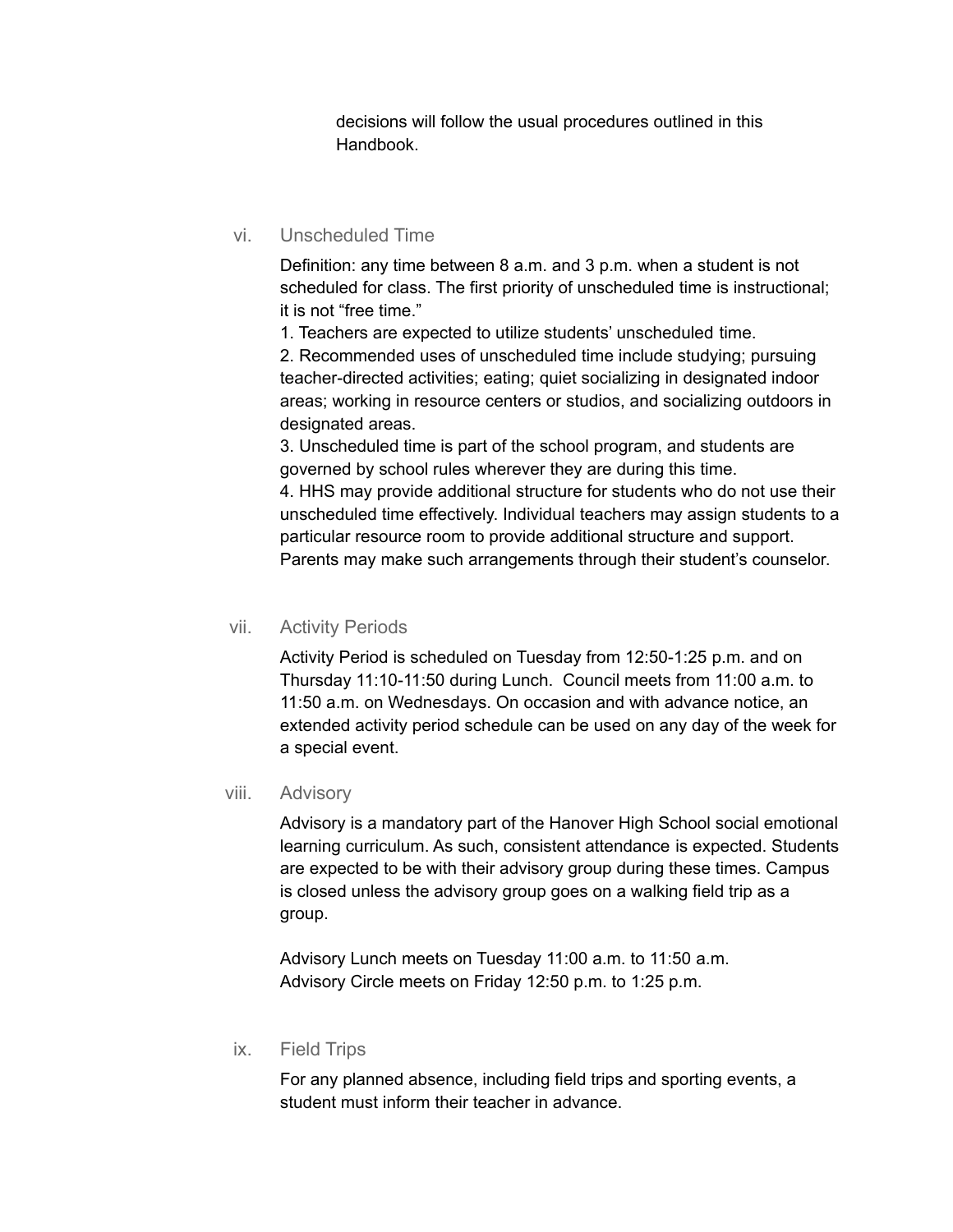decisions will follow the usual procedures outlined in this Handbook.

### vi. Unscheduled Time

Definition: any time between 8 a.m. and 3 p.m. when a student is not scheduled for class. The first priority of unscheduled time is instructional; it is not "free time."

1. Teachers are expected to utilize students' unscheduled time.
2. Recommended uses of unscheduled time include studying; pursuing teacher-directed activities; eating; quiet socializing in designated indoor areas; working in resource centers or studios, and socializing outdoors in designated areas.
3. Unscheduled time is part of the school program, and students are governed by school rules wherever they are during this time.
4. HHS may provide additional structure for students who do not use their unscheduled time effectively. Individual teachers may assign students to a particular resource room to provide additional structure and support. Parents may make such arrangements through their student's counselor.

### vii. Activity Periods

Activity Period is scheduled on Tuesday from 12:50-1:25 p.m. and on Thursday 11:10-11:50 during Lunch. Council meets from 11:00 a.m. to 11:50 a.m. on Wednesdays. On occasion and with advance notice, an extended activity period schedule can be used on any day of the week for a special event.

### viii. Advisory

Advisory is a mandatory part of the Hanover High School social emotional learning curriculum. As such, consistent attendance is expected. Students are expected to be with their advisory group during these times. Campus is closed unless the advisory group goes on a walking field trip as a group.

Advisory Lunch meets on Tuesday 11:00 a.m. to 11:50 a.m.
Advisory Circle meets on Friday 12:50 p.m. to 1:25 p.m.

### ix. Field Trips

For any planned absence, including field trips and sporting events, a student must inform their teacher in advance.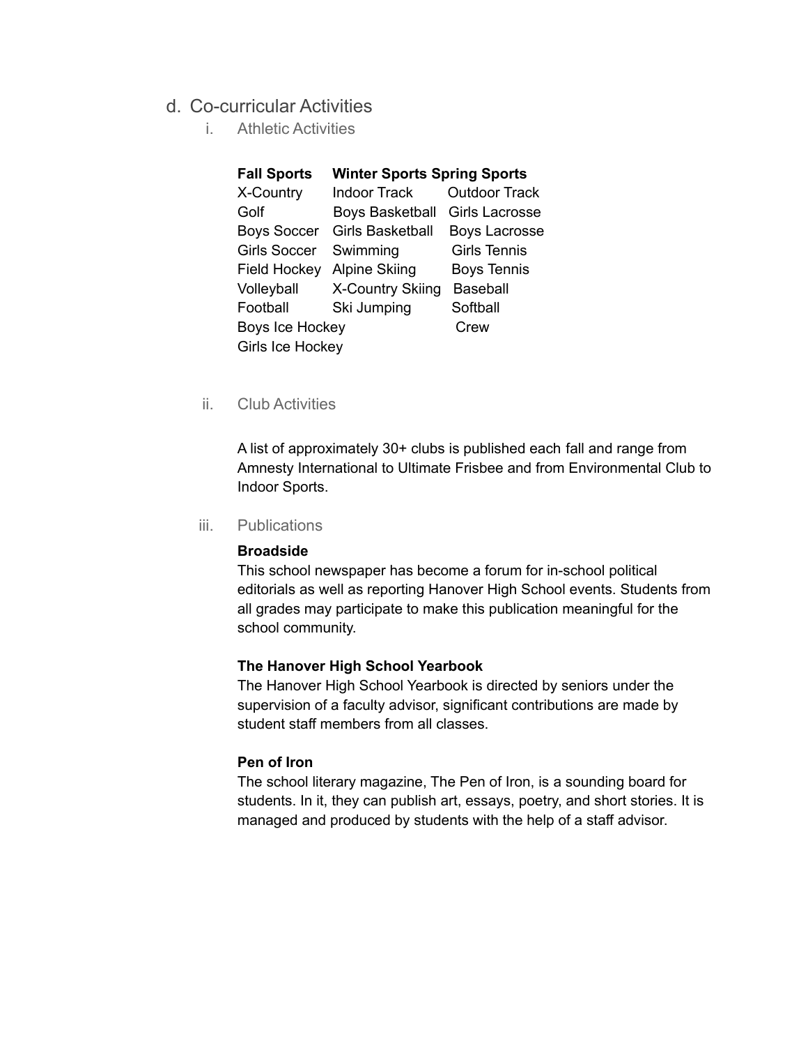## d. Co-curricular Activities

### i. Athletic Activities

| Fall Sports | Winter Sports | Spring Sports |
|---|---|---|
| X-Country | Indoor Track | Outdoor Track |
| Golf | Boys Basketball | Girls Lacrosse |
| Boys Soccer | Girls Basketball | Boys Lacrosse |
| Girls Soccer | Swimming | Girls Tennis |
| Field Hockey | Alpine Skiing | Boys Tennis |
| Volleyball | X-Country Skiing | Baseball |
| Football | Ski Jumping | Softball |
| Boys Ice Hockey | | Crew |
| Girls Ice Hockey | | |

### ii. Club Activities

A list of approximately 30+ clubs is published each fall and range from Amnesty International to Ultimate Frisbee and from Environmental Club to Indoor Sports.

### iii. Publications

**Broadside**
This school newspaper has become a forum for in-school political editorials as well as reporting Hanover High School events. Students from all grades may participate to make this publication meaningful for the school community.

**The Hanover High School Yearbook**
The Hanover High School Yearbook is directed by seniors under the supervision of a faculty advisor, significant contributions are made by student staff members from all classes.

**Pen of Iron**
The school literary magazine, The Pen of Iron, is a sounding board for students. In it, they can publish art, essays, poetry, and short stories. It is managed and produced by students with the help of a staff advisor.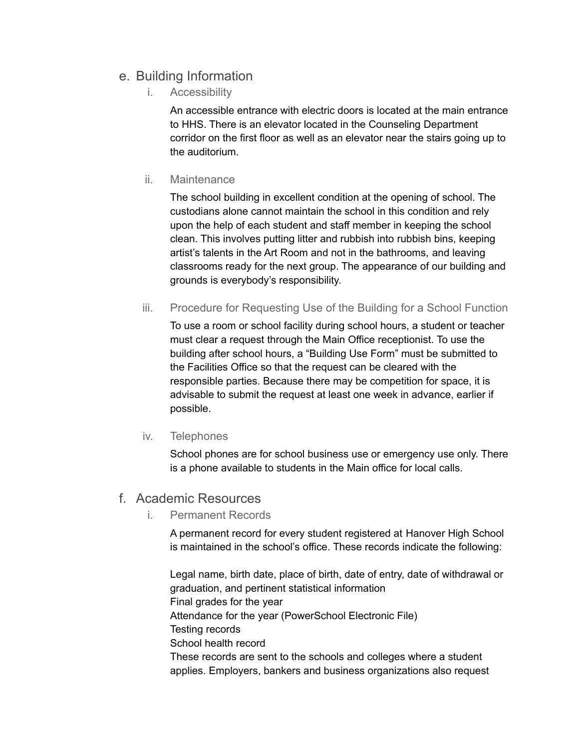## e. Building Information

### i. Accessibility

An accessible entrance with electric doors is located at the main entrance to HHS. There is an elevator located in the Counseling Department corridor on the first floor as well as an elevator near the stairs going up to the auditorium.

### ii. Maintenance

The school building in excellent condition at the opening of school. The custodians alone cannot maintain the school in this condition and rely upon the help of each student and staff member in keeping the school clean. This involves putting litter and rubbish into rubbish bins, keeping artist's talents in the Art Room and not in the bathrooms, and leaving classrooms ready for the next group. The appearance of our building and grounds is everybody's responsibility.

### iii. Procedure for Requesting Use of the Building for a School Function

To use a room or school facility during school hours, a student or teacher must clear a request through the Main Office receptionist. To use the building after school hours, a "Building Use Form" must be submitted to the Facilities Office so that the request can be cleared with the responsible parties. Because there may be competition for space, it is advisable to submit the request at least one week in advance, earlier if possible.

### iv. Telephones

School phones are for school business use or emergency use only. There is a phone available to students in the Main office for local calls.

## f. Academic Resources

### i. Permanent Records

A permanent record for every student registered at Hanover High School is maintained in the school's office. These records indicate the following:

Legal name, birth date, place of birth, date of entry, date of withdrawal or graduation, and pertinent statistical information
Final grades for the year
Attendance for the year (PowerSchool Electronic File)
Testing records
School health record
These records are sent to the schools and colleges where a student applies. Employers, bankers and business organizations also request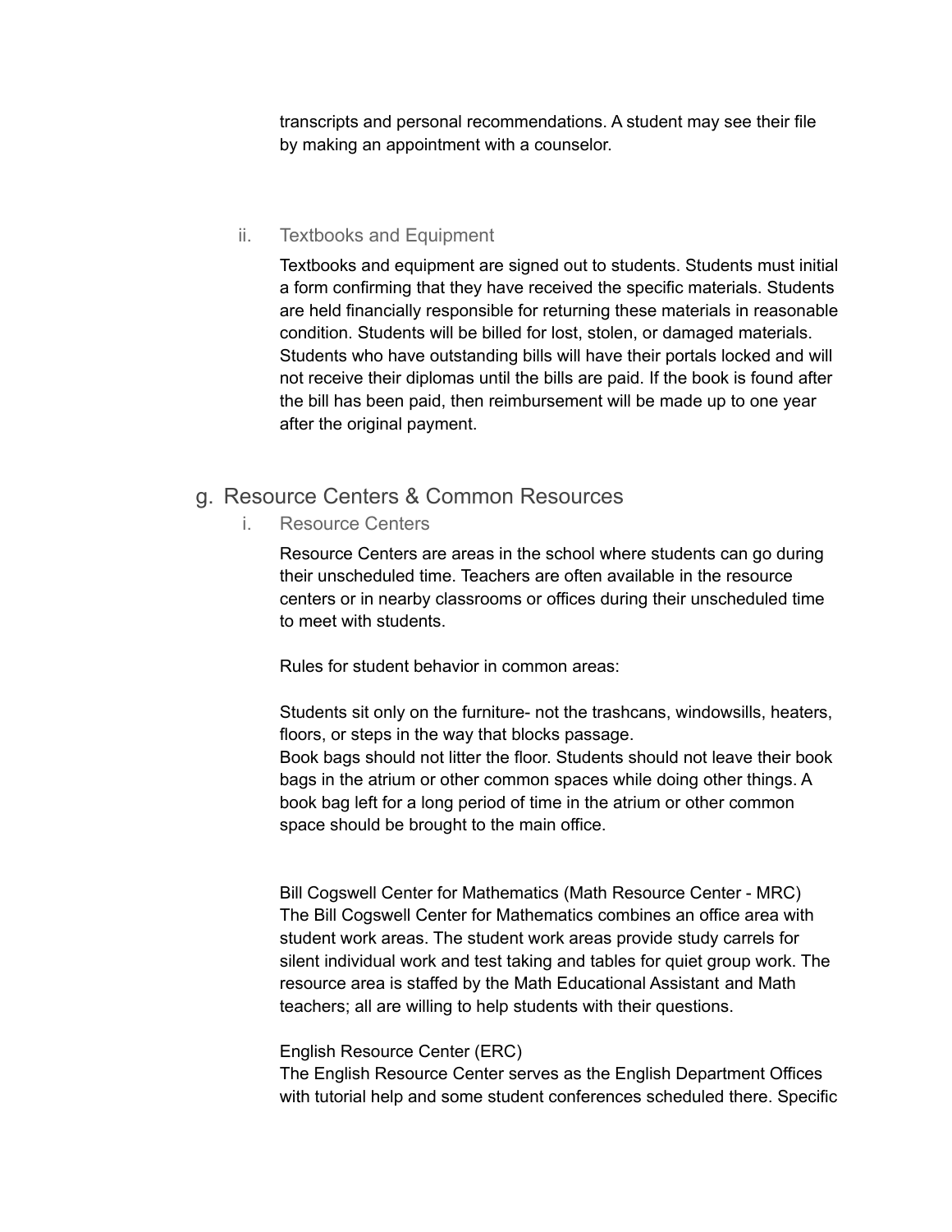transcripts and personal recommendations. A student may see their file by making an appointment with a counselor.

### ii. Textbooks and Equipment

Textbooks and equipment are signed out to students. Students must initial a form confirming that they have received the specific materials. Students are held financially responsible for returning these materials in reasonable condition. Students will be billed for lost, stolen, or damaged materials. Students who have outstanding bills will have their portals locked and will not receive their diplomas until the bills are paid. If the book is found after the bill has been paid, then reimbursement will be made up to one year after the original payment.

## g. Resource Centers & Common Resources

### i. Resource Centers

Resource Centers are areas in the school where students can go during their unscheduled time. Teachers are often available in the resource centers or in nearby classrooms or offices during their unscheduled time to meet with students.

Rules for student behavior in common areas:

Students sit only on the furniture- not the trashcans, windowsills, heaters, floors, or steps in the way that blocks passage.
Book bags should not litter the floor. Students should not leave their book bags in the atrium or other common spaces while doing other things. A book bag left for a long period of time in the atrium or other common space should be brought to the main office.

Bill Cogswell Center for Mathematics (Math Resource Center - MRC)
The Bill Cogswell Center for Mathematics combines an office area with student work areas. The student work areas provide study carrels for silent individual work and test taking and tables for quiet group work. The resource area is staffed by the Math Educational Assistant and Math teachers; all are willing to help students with their questions.

English Resource Center (ERC)
The English Resource Center serves as the English Department Offices with tutorial help and some student conferences scheduled there. Specific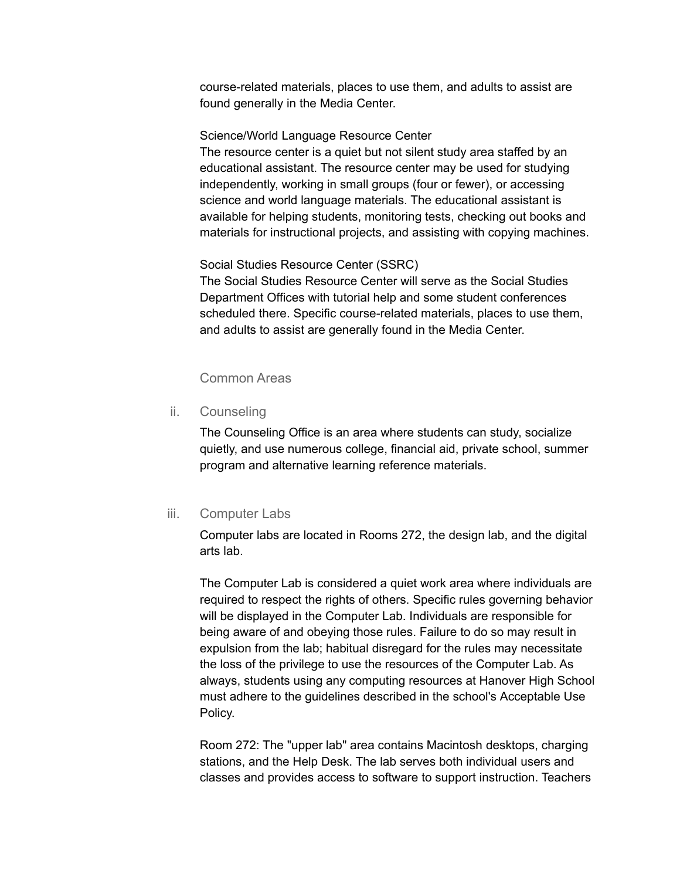course-related materials, places to use them, and adults to assist are found generally in the Media Center.

Science/World Language Resource Center
The resource center is a quiet but not silent study area staffed by an educational assistant. The resource center may be used for studying independently, working in small groups (four or fewer), or accessing science and world language materials. The educational assistant is available for helping students, monitoring tests, checking out books and materials for instructional projects, and assisting with copying machines.

Social Studies Resource Center (SSRC)
The Social Studies Resource Center will serve as the Social Studies Department Offices with tutorial help and some student conferences scheduled there. Specific course-related materials, places to use them, and adults to assist are generally found in the Media Center.

### Common Areas

### ii. Counseling

The Counseling Office is an area where students can study, socialize quietly, and use numerous college, financial aid, private school, summer program and alternative learning reference materials.

### iii. Computer Labs

Computer labs are located in Rooms 272, the design lab, and the digital arts lab.

The Computer Lab is considered a quiet work area where individuals are required to respect the rights of others. Specific rules governing behavior will be displayed in the Computer Lab. Individuals are responsible for being aware of and obeying those rules. Failure to do so may result in expulsion from the lab; habitual disregard for the rules may necessitate the loss of the privilege to use the resources of the Computer Lab. As always, students using any computing resources at Hanover High School must adhere to the guidelines described in the school's Acceptable Use Policy.

Room 272: The "upper lab" area contains Macintosh desktops, charging stations, and the Help Desk. The lab serves both individual users and classes and provides access to software to support instruction. Teachers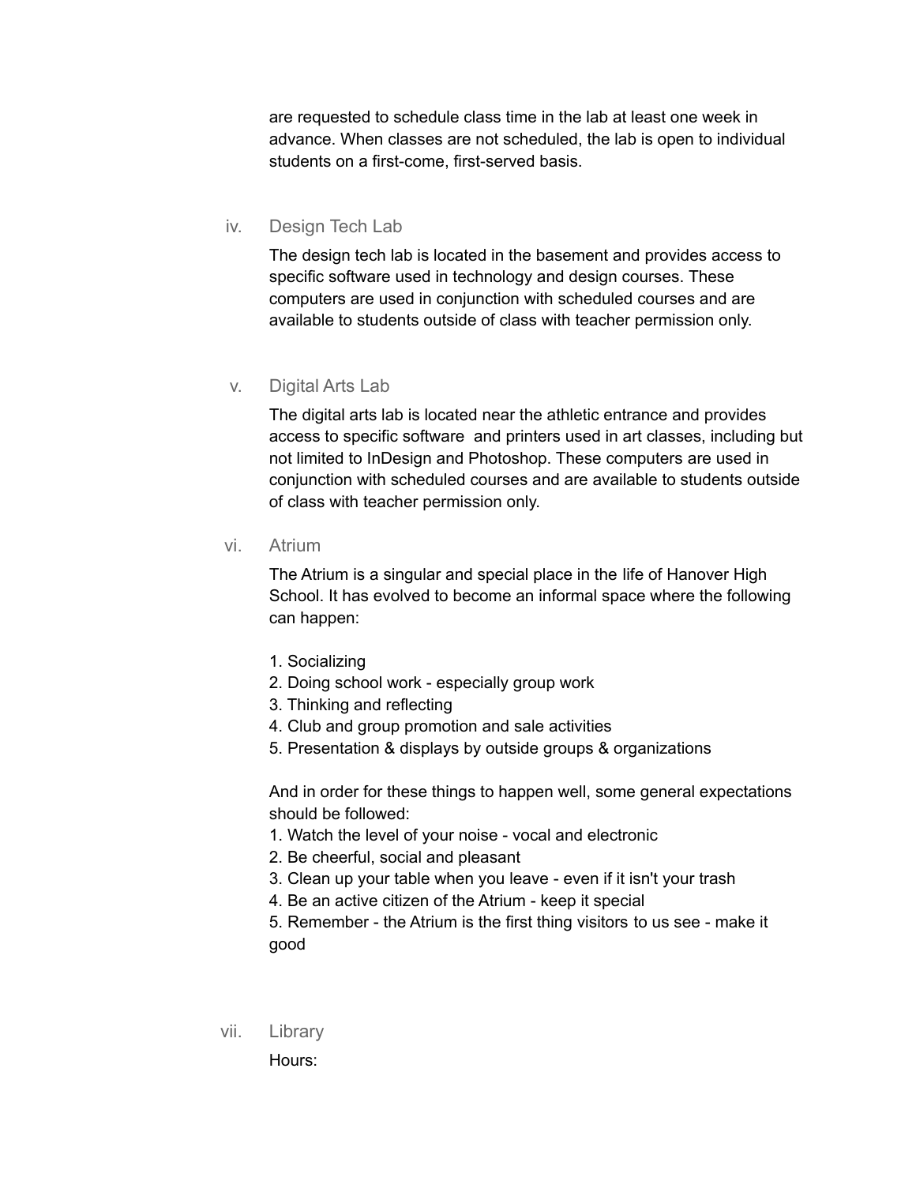are requested to schedule class time in the lab at least one week in advance. When classes are not scheduled, the lab is open to individual students on a first-come, first-served basis.

### iv. Design Tech Lab

The design tech lab is located in the basement and provides access to specific software used in technology and design courses. These computers are used in conjunction with scheduled courses and are available to students outside of class with teacher permission only.

### v. Digital Arts Lab

The digital arts lab is located near the athletic entrance and provides access to specific software and printers used in art classes, including but not limited to InDesign and Photoshop. These computers are used in conjunction with scheduled courses and are available to students outside of class with teacher permission only.

### vi. Atrium

The Atrium is a singular and special place in the life of Hanover High School. It has evolved to become an informal space where the following can happen:

1. Socializing
2. Doing school work - especially group work
3. Thinking and reflecting
4. Club and group promotion and sale activities
5. Presentation & displays by outside groups & organizations

And in order for these things to happen well, some general expectations should be followed:

1. Watch the level of your noise - vocal and electronic
2. Be cheerful, social and pleasant
3. Clean up your table when you leave - even if it isn't your trash
4. Be an active citizen of the Atrium - keep it special
5. Remember - the Atrium is the first thing visitors to us see - make it good

### vii. Library

Hours: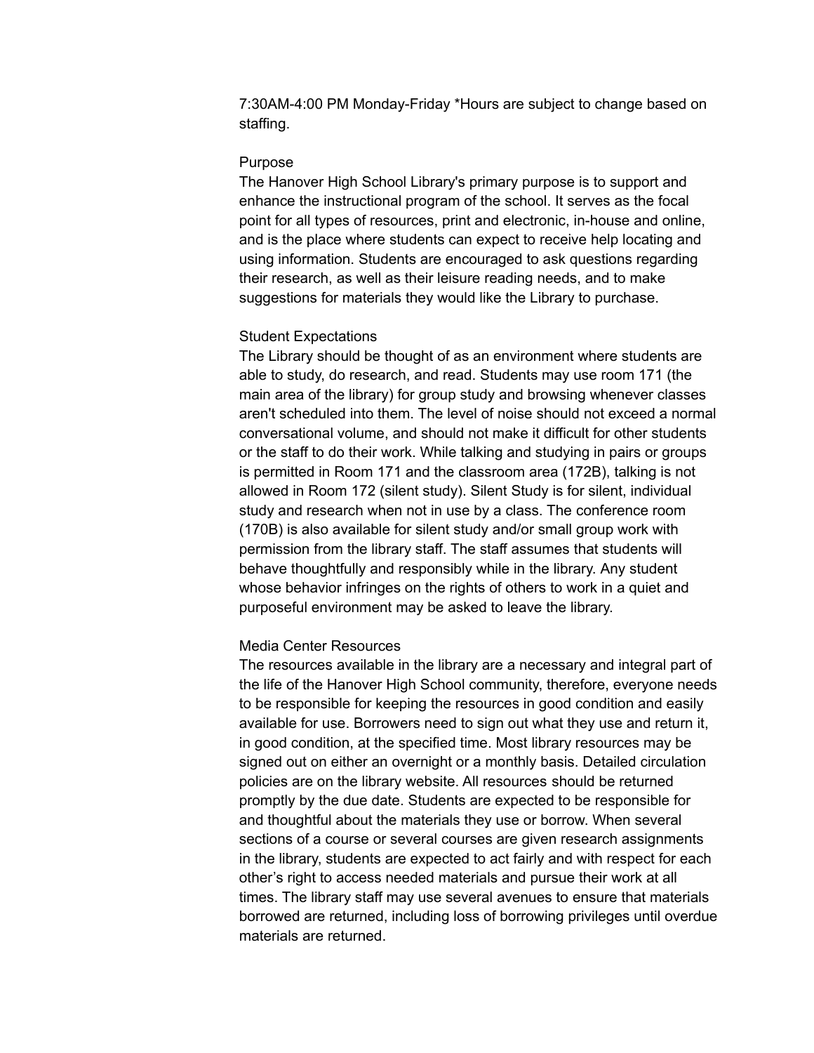7:30AM-4:00 PM Monday-Friday *Hours are subject to change based on staffing.

### Purpose

The Hanover High School Library's primary purpose is to support and enhance the instructional program of the school. It serves as the focal point for all types of resources, print and electronic, in-house and online, and is the place where students can expect to receive help locating and using information. Students are encouraged to ask questions regarding their research, as well as their leisure reading needs, and to make suggestions for materials they would like the Library to purchase.

### Student Expectations

The Library should be thought of as an environment where students are able to study, do research, and read. Students may use room 171 (the main area of the library) for group study and browsing whenever classes aren't scheduled into them. The level of noise should not exceed a normal conversational volume, and should not make it difficult for other students or the staff to do their work. While talking and studying in pairs or groups is permitted in Room 171 and the classroom area (172B), talking is not allowed in Room 172 (silent study). Silent Study is for silent, individual study and research when not in use by a class. The conference room (170B) is also available for silent study and/or small group work with permission from the library staff. The staff assumes that students will behave thoughtfully and responsibly while in the library. Any student whose behavior infringes on the rights of others to work in a quiet and purposeful environment may be asked to leave the library.

### Media Center Resources

The resources available in the library are a necessary and integral part of the life of the Hanover High School community, therefore, everyone needs to be responsible for keeping the resources in good condition and easily available for use. Borrowers need to sign out what they use and return it, in good condition, at the specified time. Most library resources may be signed out on either an overnight or a monthly basis. Detailed circulation policies are on the library website. All resources should be returned promptly by the due date. Students are expected to be responsible for and thoughtful about the materials they use or borrow. When several sections of a course or several courses are given research assignments in the library, students are expected to act fairly and with respect for each other's right to access needed materials and pursue their work at all times. The library staff may use several avenues to ensure that materials borrowed are returned, including loss of borrowing privileges until overdue materials are returned.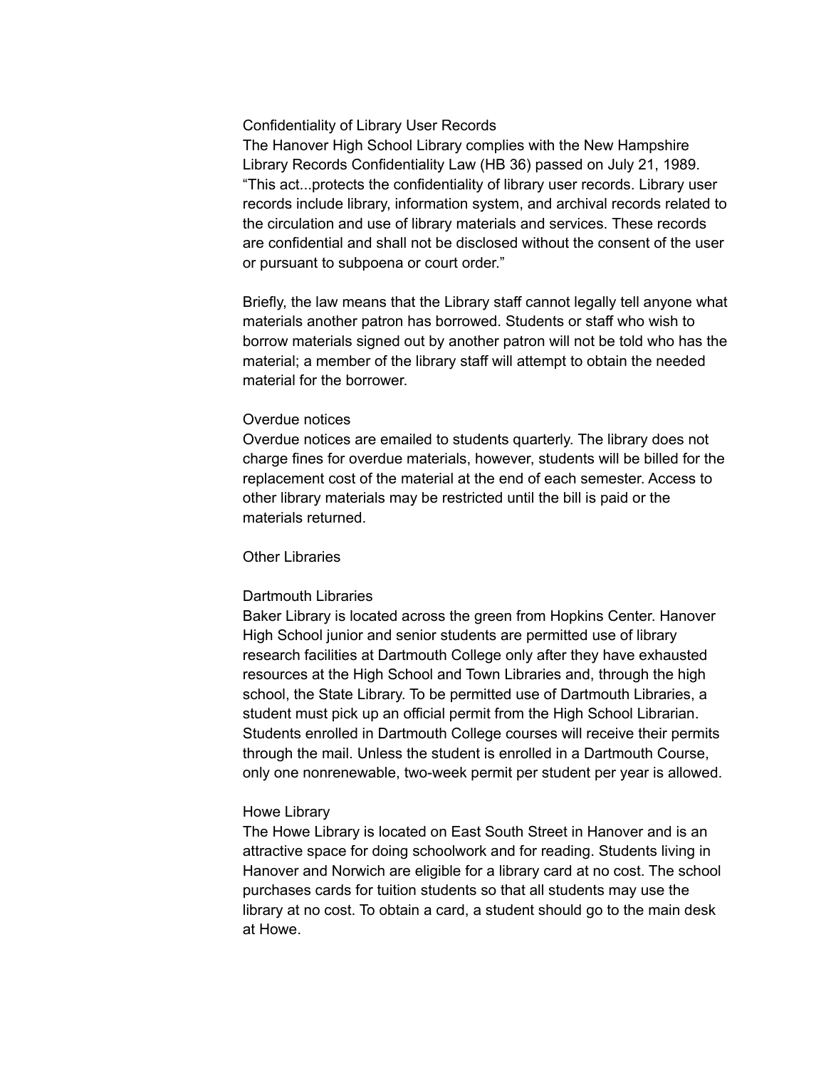## Confidentiality of Library User Records

The Hanover High School Library complies with the New Hampshire Library Records Confidentiality Law (HB 36) passed on July 21, 1989. "This act...protects the confidentiality of library user records. Library user records include library, information system, and archival records related to the circulation and use of library materials and services. These records are confidential and shall not be disclosed without the consent of the user or pursuant to subpoena or court order."

Briefly, the law means that the Library staff cannot legally tell anyone what materials another patron has borrowed. Students or staff who wish to borrow materials signed out by another patron will not be told who has the material; a member of the library staff will attempt to obtain the needed material for the borrower.

## Overdue notices

Overdue notices are emailed to students quarterly. The library does not charge fines for overdue materials, however, students will be billed for the replacement cost of the material at the end of each semester. Access to other library materials may be restricted until the bill is paid or the materials returned.

## Other Libraries

### Dartmouth Libraries

Baker Library is located across the green from Hopkins Center. Hanover High School junior and senior students are permitted use of library research facilities at Dartmouth College only after they have exhausted resources at the High School and Town Libraries and, through the high school, the State Library. To be permitted use of Dartmouth Libraries, a student must pick up an official permit from the High School Librarian. Students enrolled in Dartmouth College courses will receive their permits through the mail. Unless the student is enrolled in a Dartmouth Course, only one nonrenewable, two-week permit per student per year is allowed.

### Howe Library

The Howe Library is located on East South Street in Hanover and is an attractive space for doing schoolwork and for reading. Students living in Hanover and Norwich are eligible for a library card at no cost. The school purchases cards for tuition students so that all students may use the library at no cost. To obtain a card, a student should go to the main desk at Howe.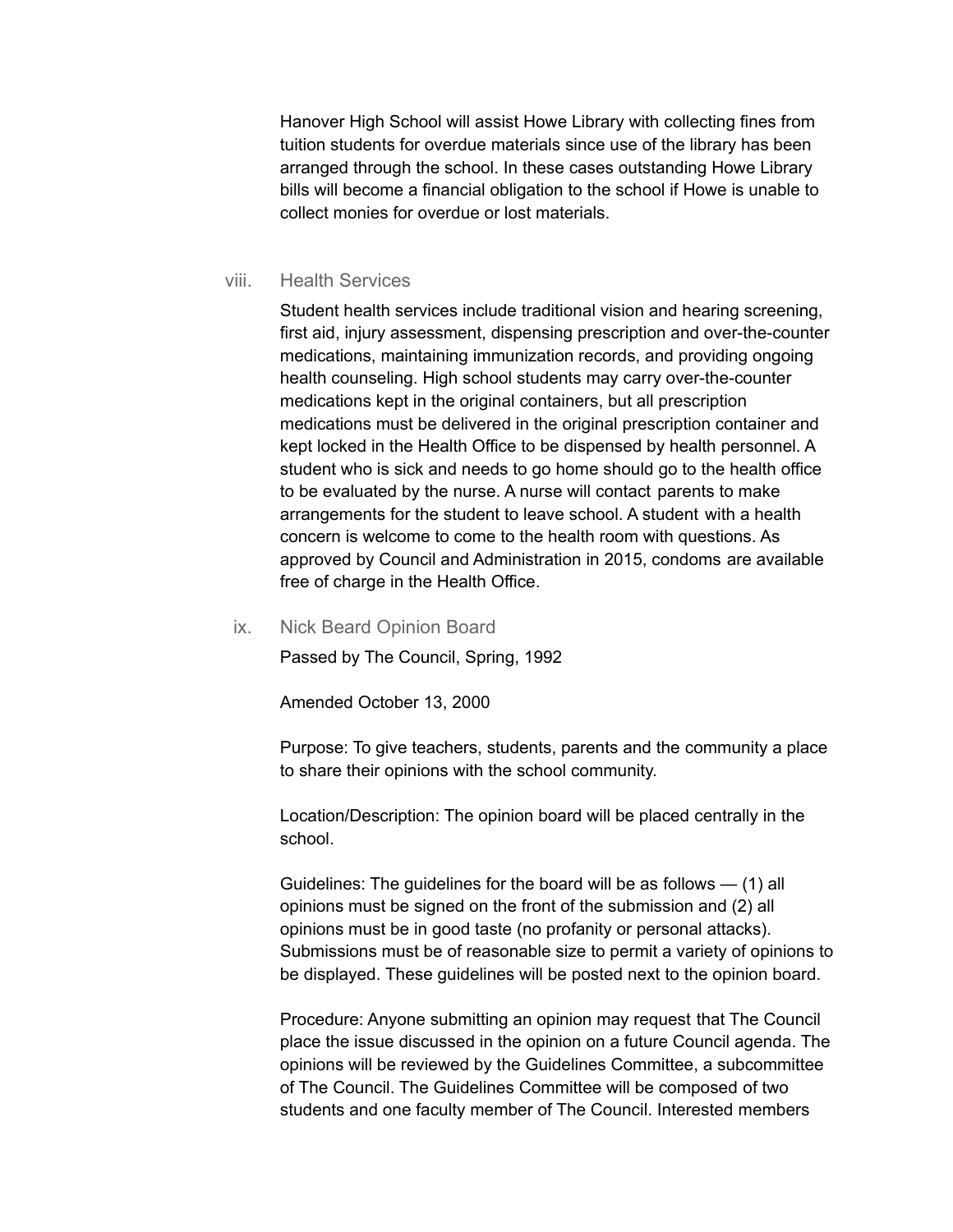Hanover High School will assist Howe Library with collecting fines from tuition students for overdue materials since use of the library has been arranged through the school. In these cases outstanding Howe Library bills will become a financial obligation to the school if Howe is unable to collect monies for overdue or lost materials.

### viii. Health Services

Student health services include traditional vision and hearing screening, first aid, injury assessment, dispensing prescription and over-the-counter medications, maintaining immunization records, and providing ongoing health counseling. High school students may carry over-the-counter medications kept in the original containers, but all prescription medications must be delivered in the original prescription container and kept locked in the Health Office to be dispensed by health personnel. A student who is sick and needs to go home should go to the health office to be evaluated by the nurse. A nurse will contact parents to make arrangements for the student to leave school. A student with a health concern is welcome to come to the health room with questions. As approved by Council and Administration in 2015, condoms are available free of charge in the Health Office.

### ix. Nick Beard Opinion Board

Passed by The Council, Spring, 1992

Amended October 13, 2000

Purpose: To give teachers, students, parents and the community a place to share their opinions with the school community.

Location/Description: The opinion board will be placed centrally in the school.

Guidelines: The guidelines for the board will be as follows — (1) all opinions must be signed on the front of the submission and (2) all opinions must be in good taste (no profanity or personal attacks). Submissions must be of reasonable size to permit a variety of opinions to be displayed. These guidelines will be posted next to the opinion board.

Procedure: Anyone submitting an opinion may request that The Council place the issue discussed in the opinion on a future Council agenda. The opinions will be reviewed by the Guidelines Committee, a subcommittee of The Council. The Guidelines Committee will be composed of two students and one faculty member of The Council. Interested members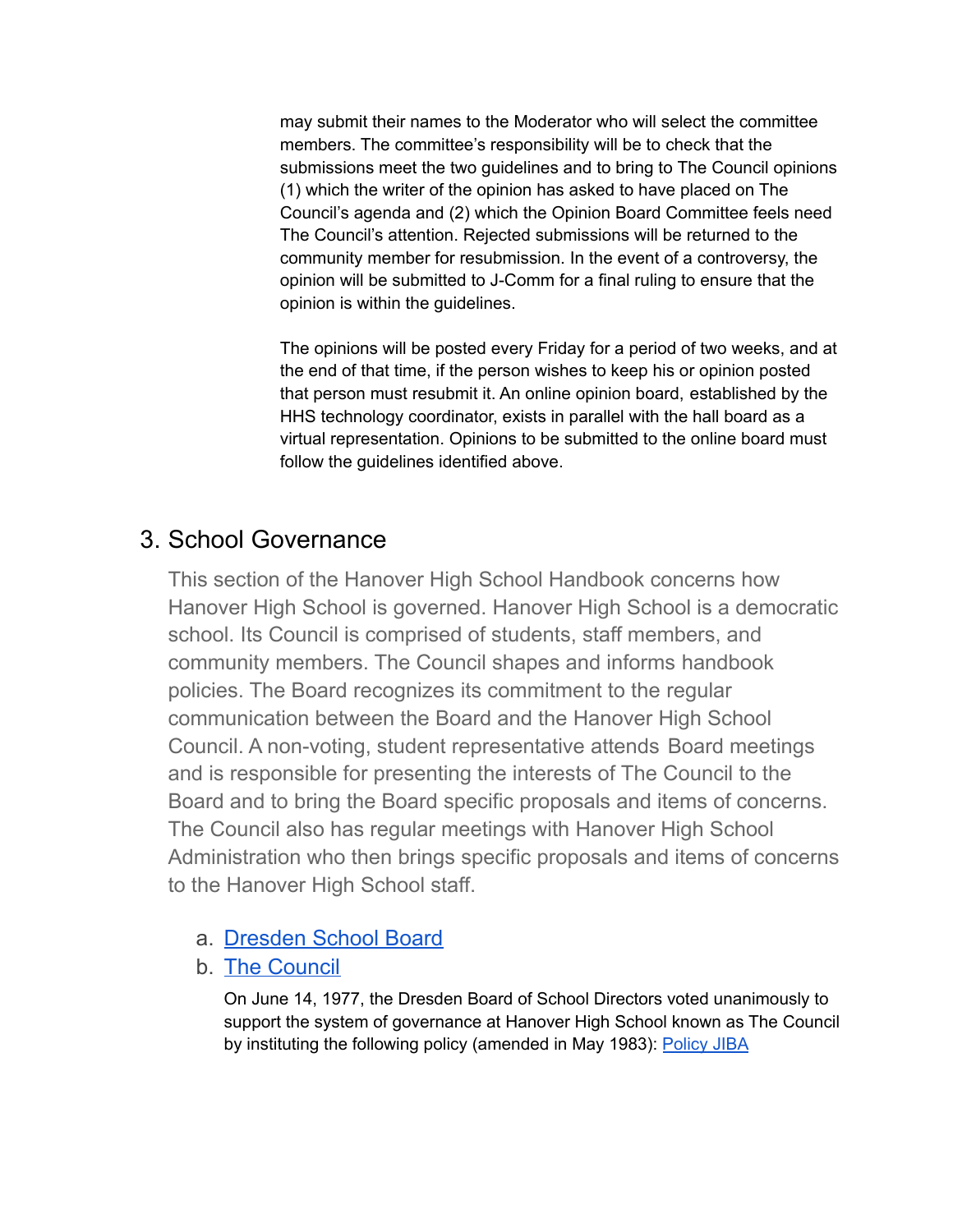may submit their names to the Moderator who will select the committee members. The committee's responsibility will be to check that the submissions meet the two guidelines and to bring to The Council opinions (1) which the writer of the opinion has asked to have placed on The Council's agenda and (2) which the Opinion Board Committee feels need The Council's attention. Rejected submissions will be returned to the community member for resubmission. In the event of a controversy, the opinion will be submitted to J-Comm for a final ruling to ensure that the opinion is within the guidelines.

The opinions will be posted every Friday for a period of two weeks, and at the end of that time, if the person wishes to keep his or opinion posted that person must resubmit it. An online opinion board, established by the HHS technology coordinator, exists in parallel with the hall board as a virtual representation. Opinions to be submitted to the online board must follow the guidelines identified above.

## 3. School Governance

This section of the Hanover High School Handbook concerns how Hanover High School is governed. Hanover High School is a democratic school. Its Council is comprised of students, staff members, and community members. The Council shapes and informs handbook policies. The Board recognizes its commitment to the regular communication between the Board and the Hanover High School Council. A non-voting, student representative attends Board meetings and is responsible for presenting the interests of The Council to the Board and to bring the Board specific proposals and items of concerns. The Council also has regular meetings with Hanover High School Administration who then brings specific proposals and items of concerns to the Hanover High School staff.

a. Dresden School Board
b. The Council

   On June 14, 1977, the Dresden Board of School Directors voted unanimously to support the system of governance at Hanover High School known as The Council by instituting the following policy (amended in May 1983): Policy JIBA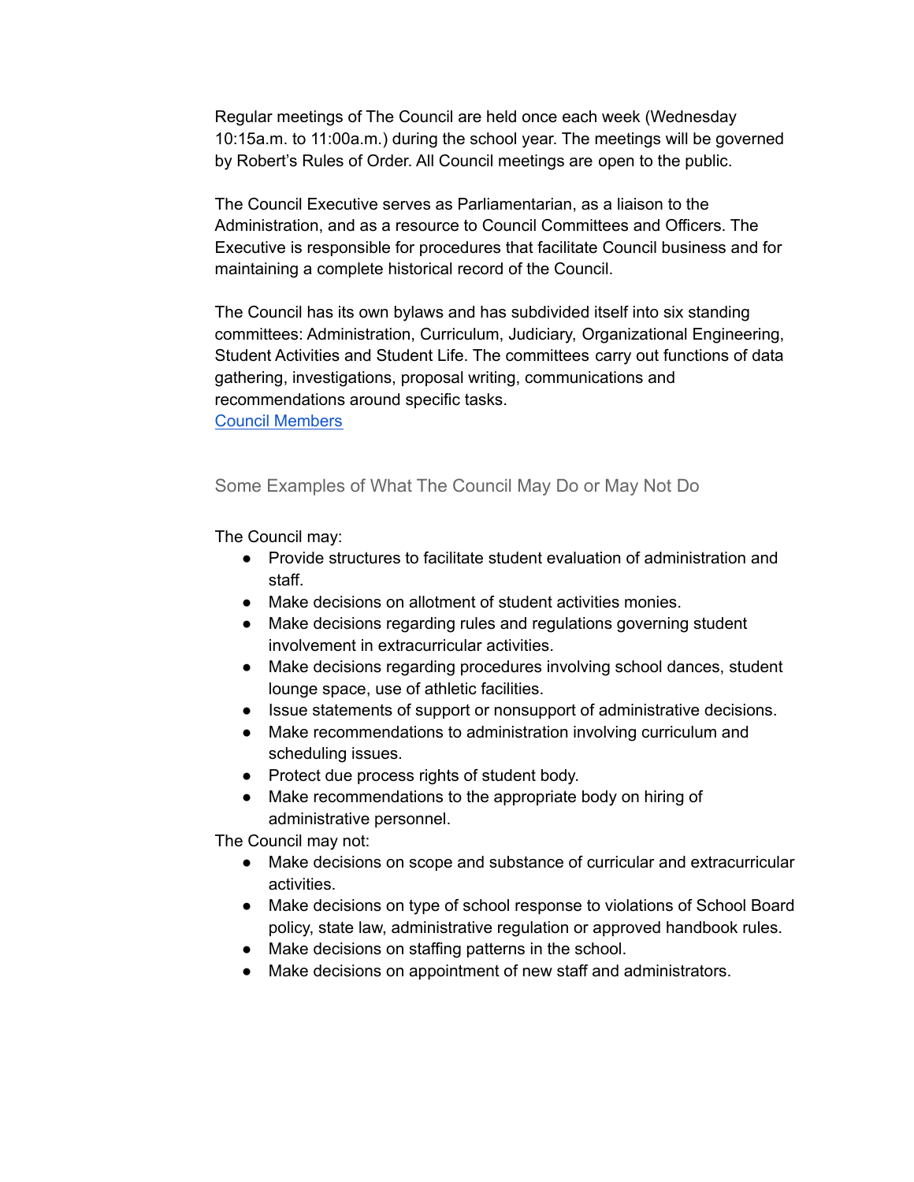Regular meetings of The Council are held once each week (Wednesday 10:15a.m. to 11:00a.m.) during the school year. The meetings will be governed by Robert's Rules of Order. All Council meetings are open to the public.

The Council Executive serves as Parliamentarian, as a liaison to the Administration, and as a resource to Council Committees and Officers. The Executive is responsible for procedures that facilitate Council business and for maintaining a complete historical record of the Council.

The Council has its own bylaws and has subdivided itself into six standing committees: Administration, Curriculum, Judiciary, Organizational Engineering, Student Activities and Student Life. The committees carry out functions of data gathering, investigations, proposal writing, communications and recommendations around specific tasks.
Council Members

## Some Examples of What The Council May Do or May Not Do

The Council may:

- Provide structures to facilitate student evaluation of administration and staff.
- Make decisions on allotment of student activities monies.
- Make decisions regarding rules and regulations governing student involvement in extracurricular activities.
- Make decisions regarding procedures involving school dances, student lounge space, use of athletic facilities.
- Issue statements of support or nonsupport of administrative decisions.
- Make recommendations to administration involving curriculum and scheduling issues.
- Protect due process rights of student body.
- Make recommendations to the appropriate body on hiring of administrative personnel.

The Council may not:

- Make decisions on scope and substance of curricular and extracurricular activities.
- Make decisions on type of school response to violations of School Board policy, state law, administrative regulation or approved handbook rules.
- Make decisions on staffing patterns in the school.
- Make decisions on appointment of new staff and administrators.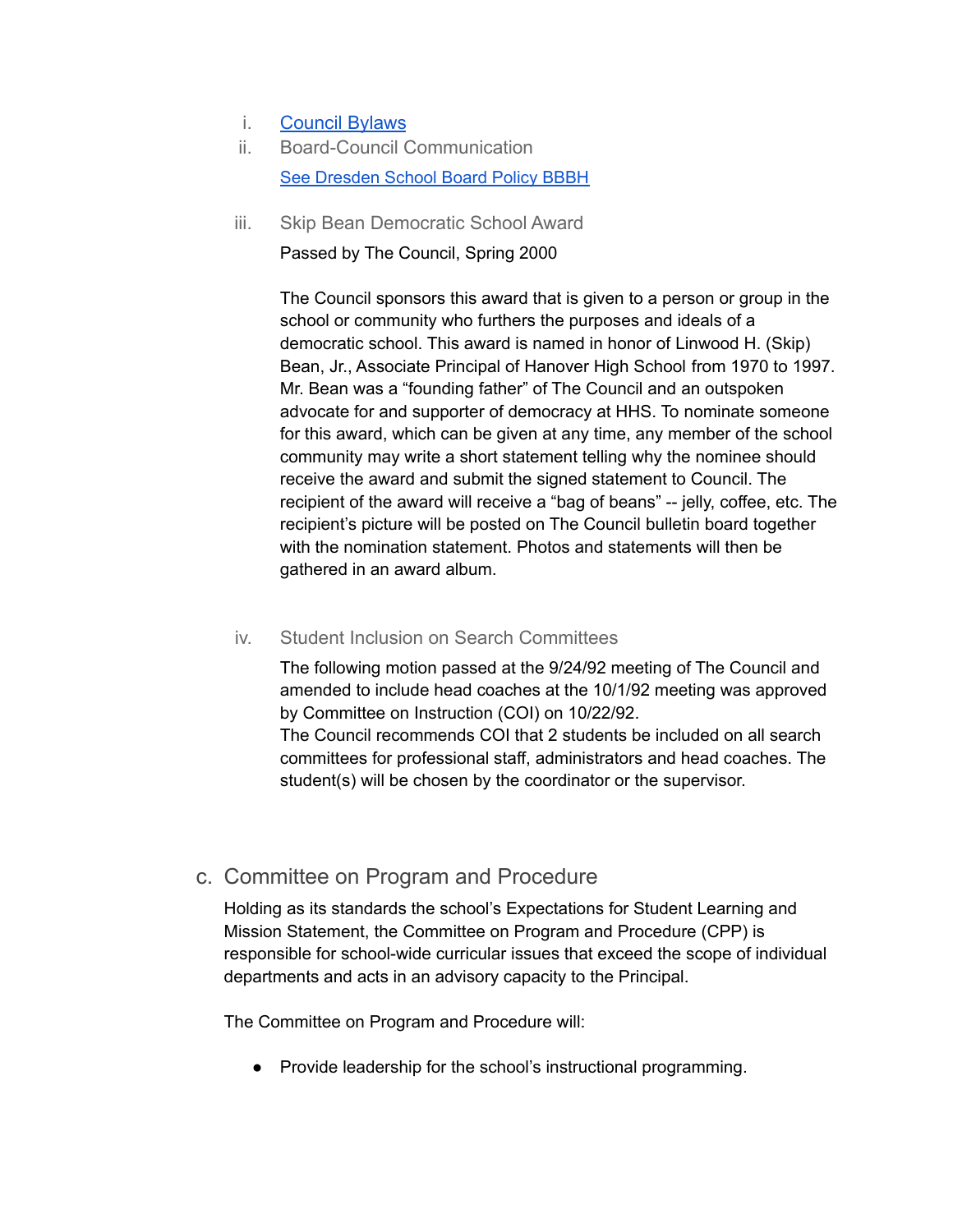i. [Council Bylaws]

ii. Board-Council Communication

[See Dresden School Board Policy BBBH]

iii. Skip Bean Democratic School Award

Passed by The Council, Spring 2000

The Council sponsors this award that is given to a person or group in the school or community who furthers the purposes and ideals of a democratic school. This award is named in honor of Linwood H. (Skip) Bean, Jr., Associate Principal of Hanover High School from 1970 to 1997. Mr. Bean was a "founding father" of The Council and an outspoken advocate for and supporter of democracy at HHS. To nominate someone for this award, which can be given at any time, any member of the school community may write a short statement telling why the nominee should receive the award and submit the signed statement to Council. The recipient of the award will receive a "bag of beans" -- jelly, coffee, etc. The recipient's picture will be posted on The Council bulletin board together with the nomination statement. Photos and statements will then be gathered in an award album.

iv. Student Inclusion on Search Committees

The following motion passed at the 9/24/92 meeting of The Council and amended to include head coaches at the 10/1/92 meeting was approved by Committee on Instruction (COI) on 10/22/92.

The Council recommends COI that 2 students be included on all search committees for professional staff, administrators and head coaches. The student(s) will be chosen by the coordinator or the supervisor.

## c. Committee on Program and Procedure

Holding as its standards the school's Expectations for Student Learning and Mission Statement, the Committee on Program and Procedure (CPP) is responsible for school-wide curricular issues that exceed the scope of individual departments and acts in an advisory capacity to the Principal.

The Committee on Program and Procedure will:

- Provide leadership for the school's instructional programming.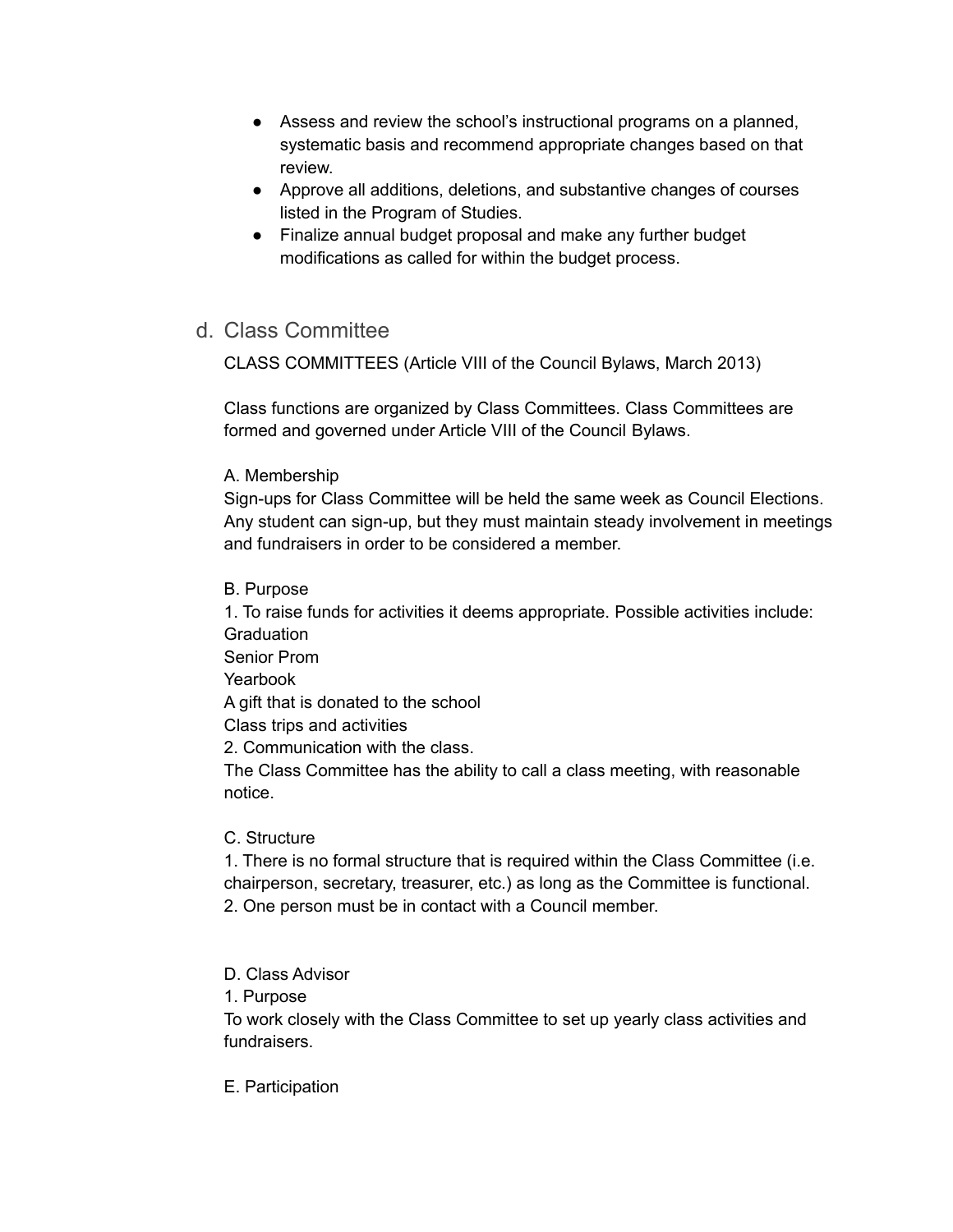- Assess and review the school's instructional programs on a planned, systematic basis and recommend appropriate changes based on that review.
- Approve all additions, deletions, and substantive changes of courses listed in the Program of Studies.
- Finalize annual budget proposal and make any further budget modifications as called for within the budget process.

## d. Class Committee

CLASS COMMITTEES (Article VIII of the Council Bylaws, March 2013)

Class functions are organized by Class Committees. Class Committees are formed and governed under Article VIII of the Council Bylaws.

A. Membership
Sign-ups for Class Committee will be held the same week as Council Elections. Any student can sign-up, but they must maintain steady involvement in meetings and fundraisers in order to be considered a member.

B. Purpose
1. To raise funds for activities it deems appropriate. Possible activities include:
Graduation
Senior Prom
Yearbook
A gift that is donated to the school
Class trips and activities
2. Communication with the class.
The Class Committee has the ability to call a class meeting, with reasonable notice.

C. Structure
1. There is no formal structure that is required within the Class Committee (i.e. chairperson, secretary, treasurer, etc.) as long as the Committee is functional.
2. One person must be in contact with a Council member.

D. Class Advisor
1. Purpose
To work closely with the Class Committee to set up yearly class activities and fundraisers.

E. Participation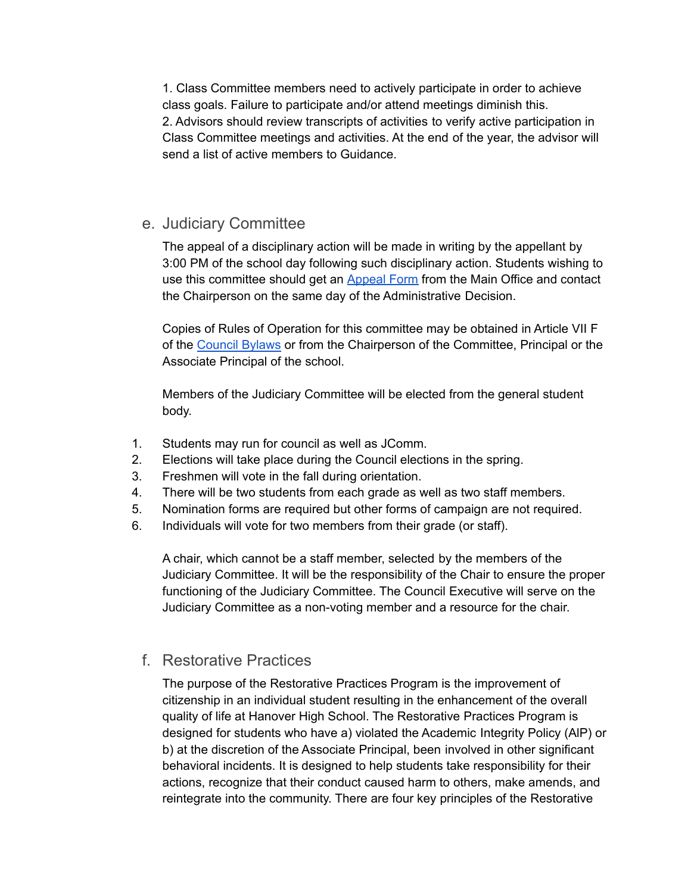1. Class Committee members need to actively participate in order to achieve class goals. Failure to participate and/or attend meetings diminish this.
2. Advisors should review transcripts of activities to verify active participation in Class Committee meetings and activities. At the end of the year, the advisor will send a list of active members to Guidance.

### e. Judiciary Committee

The appeal of a disciplinary action will be made in writing by the appellant by 3:00 PM of the school day following such disciplinary action. Students wishing to use this committee should get an [Appeal Form]() from the Main Office and contact the Chairperson on the same day of the Administrative Decision.

Copies of Rules of Operation for this committee may be obtained in Article VII F of the [Council Bylaws]() or from the Chairperson of the Committee, Principal or the Associate Principal of the school.

Members of the Judiciary Committee will be elected from the general student body.

1. Students may run for council as well as JComm.
2. Elections will take place during the Council elections in the spring.
3. Freshmen will vote in the fall during orientation.
4. There will be two students from each grade as well as two staff members.
5. Nomination forms are required but other forms of campaign are not required.
6. Individuals will vote for two members from their grade (or staff).

A chair, which cannot be a staff member, selected by the members of the Judiciary Committee. It will be the responsibility of the Chair to ensure the proper functioning of the Judiciary Committee. The Council Executive will serve on the Judiciary Committee as a non-voting member and a resource for the chair.

### f. Restorative Practices

The purpose of the Restorative Practices Program is the improvement of citizenship in an individual student resulting in the enhancement of the overall quality of life at Hanover High School. The Restorative Practices Program is designed for students who have a) violated the Academic Integrity Policy (AIP) or b) at the discretion of the Associate Principal, been involved in other significant behavioral incidents. It is designed to help students take responsibility for their actions, recognize that their conduct caused harm to others, make amends, and reintegrate into the community. There are four key principles of the Restorative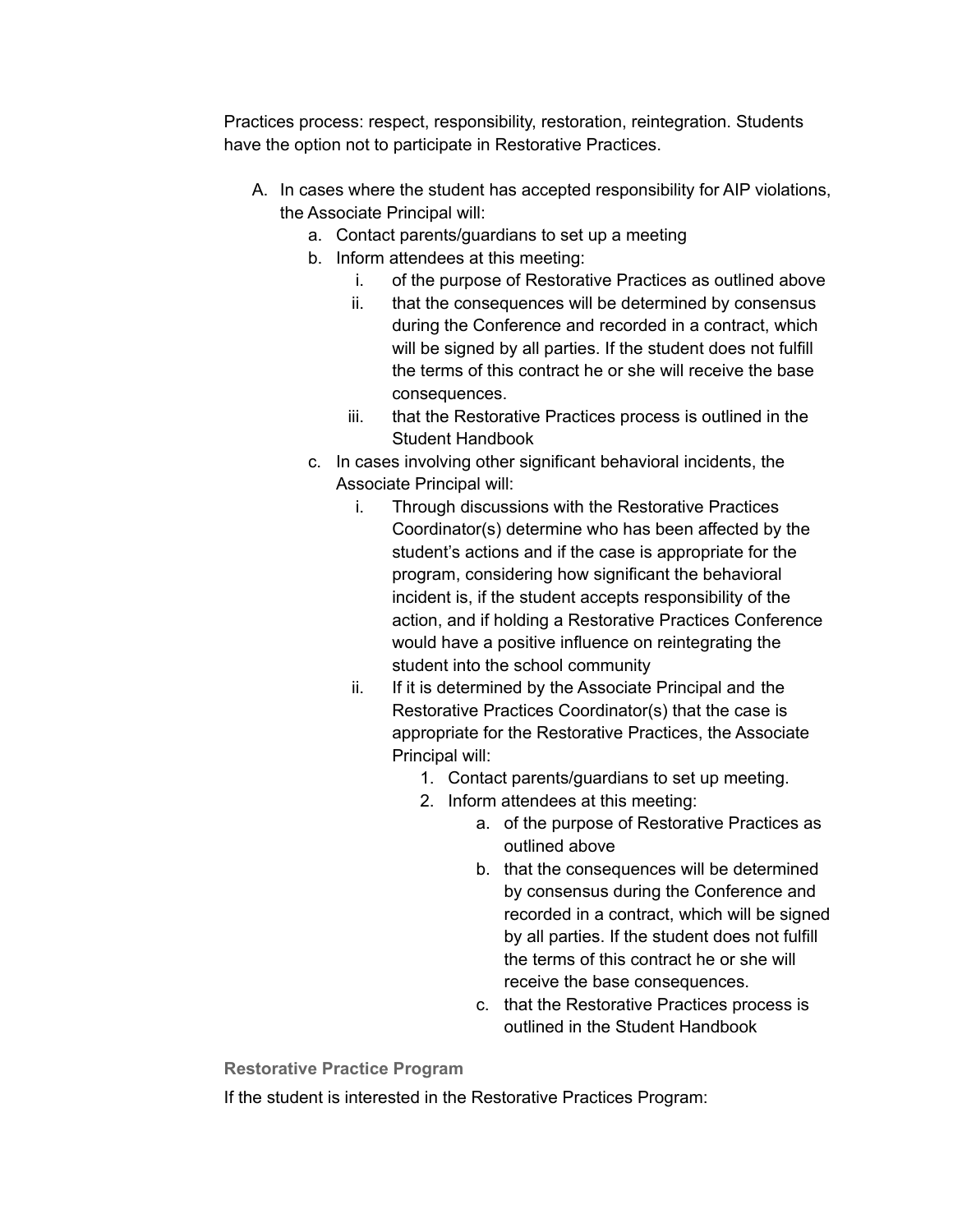Practices process: respect, responsibility, restoration, reintegration. Students have the option not to participate in Restorative Practices.

A. In cases where the student has accepted responsibility for AIP violations, the Associate Principal will:
    a. Contact parents/guardians to set up a meeting
    b. Inform attendees at this meeting:
        i. of the purpose of Restorative Practices as outlined above
        ii. that the consequences will be determined by consensus during the Conference and recorded in a contract, which will be signed by all parties. If the student does not fulfill the terms of this contract he or she will receive the base consequences.
        iii. that the Restorative Practices process is outlined in the Student Handbook
    c. In cases involving other significant behavioral incidents, the Associate Principal will:
        i. Through discussions with the Restorative Practices Coordinator(s) determine who has been affected by the student's actions and if the case is appropriate for the program, considering how significant the behavioral incident is, if the student accepts responsibility of the action, and if holding a Restorative Practices Conference would have a positive influence on reintegrating the student into the school community
        ii. If it is determined by the Associate Principal and the Restorative Practices Coordinator(s) that the case is appropriate for the Restorative Practices, the Associate Principal will:
            1. Contact parents/guardians to set up meeting.
            2. Inform attendees at this meeting:
                a. of the purpose of Restorative Practices as outlined above
                b. that the consequences will be determined by consensus during the Conference and recorded in a contract, which will be signed by all parties. If the student does not fulfill the terms of this contract he or she will receive the base consequences.
                c. that the Restorative Practices process is outlined in the Student Handbook

### Restorative Practice Program

If the student is interested in the Restorative Practices Program: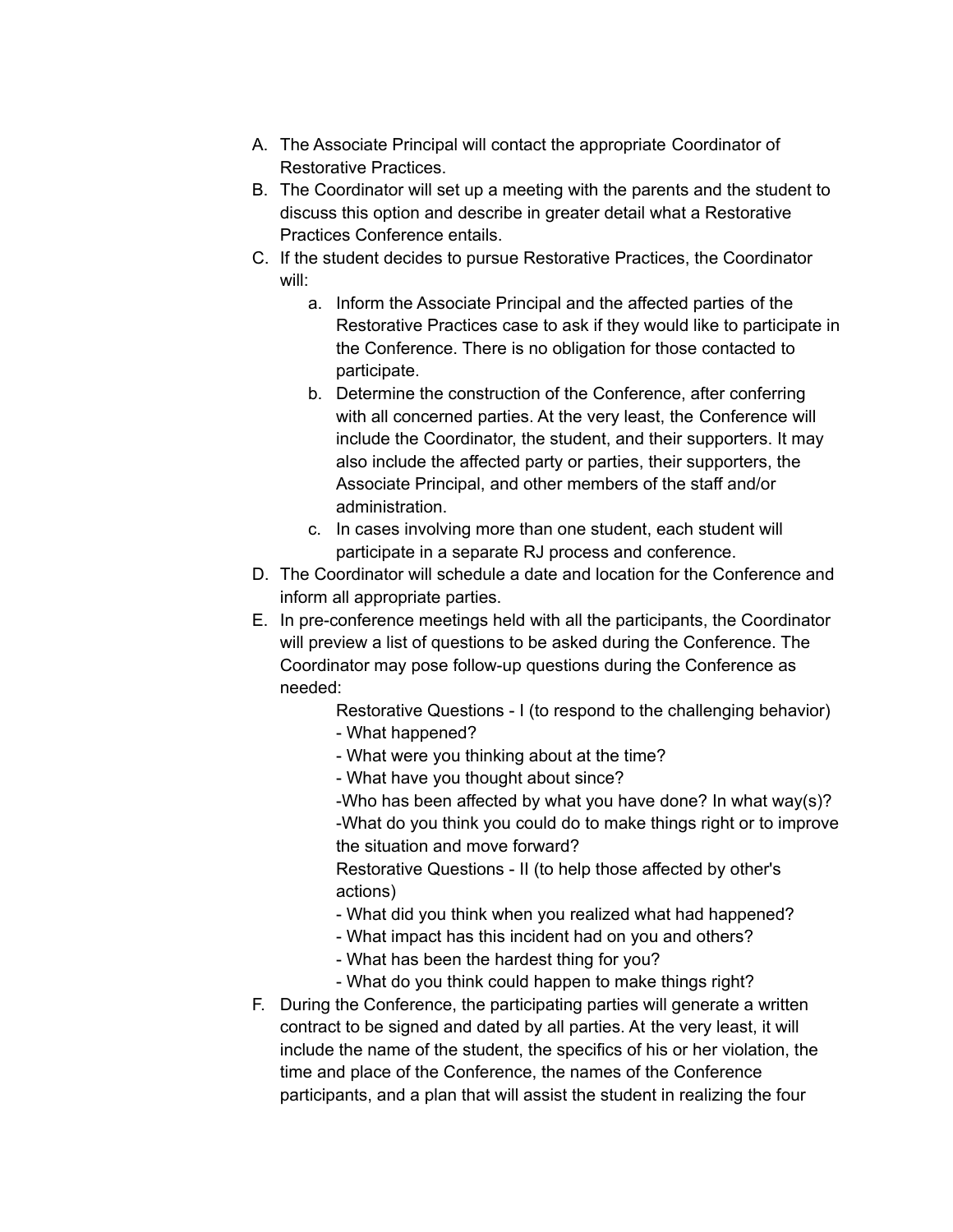A. The Associate Principal will contact the appropriate Coordinator of Restorative Practices.
B. The Coordinator will set up a meeting with the parents and the student to discuss this option and describe in greater detail what a Restorative Practices Conference entails.
C. If the student decides to pursue Restorative Practices, the Coordinator will:
    a. Inform the Associate Principal and the affected parties of the Restorative Practices case to ask if they would like to participate in the Conference. There is no obligation for those contacted to participate.
    b. Determine the construction of the Conference, after conferring with all concerned parties. At the very least, the Conference will include the Coordinator, the student, and their supporters. It may also include the affected party or parties, their supporters, the Associate Principal, and other members of the staff and/or administration.
    c. In cases involving more than one student, each student will participate in a separate RJ process and conference.
D. The Coordinator will schedule a date and location for the Conference and inform all appropriate parties.
E. In pre-conference meetings held with all the participants, the Coordinator will preview a list of questions to be asked during the Conference. The Coordinator may pose follow-up questions during the Conference as needed:

    Restorative Questions - I (to respond to the challenging behavior)
    - What happened?
    - What were you thinking about at the time?
    - What have you thought about since?
    -Who has been affected by what you have done? In what way(s)?
    -What do you think you could do to make things right or to improve the situation and move forward?

    Restorative Questions - II (to help those affected by other's actions)
    - What did you think when you realized what had happened?
    - What impact has this incident had on you and others?
    - What has been the hardest thing for you?
    - What do you think could happen to make things right?
F. During the Conference, the participating parties will generate a written contract to be signed and dated by all parties. At the very least, it will include the name of the student, the specifics of his or her violation, the time and place of the Conference, the names of the Conference participants, and a plan that will assist the student in realizing the four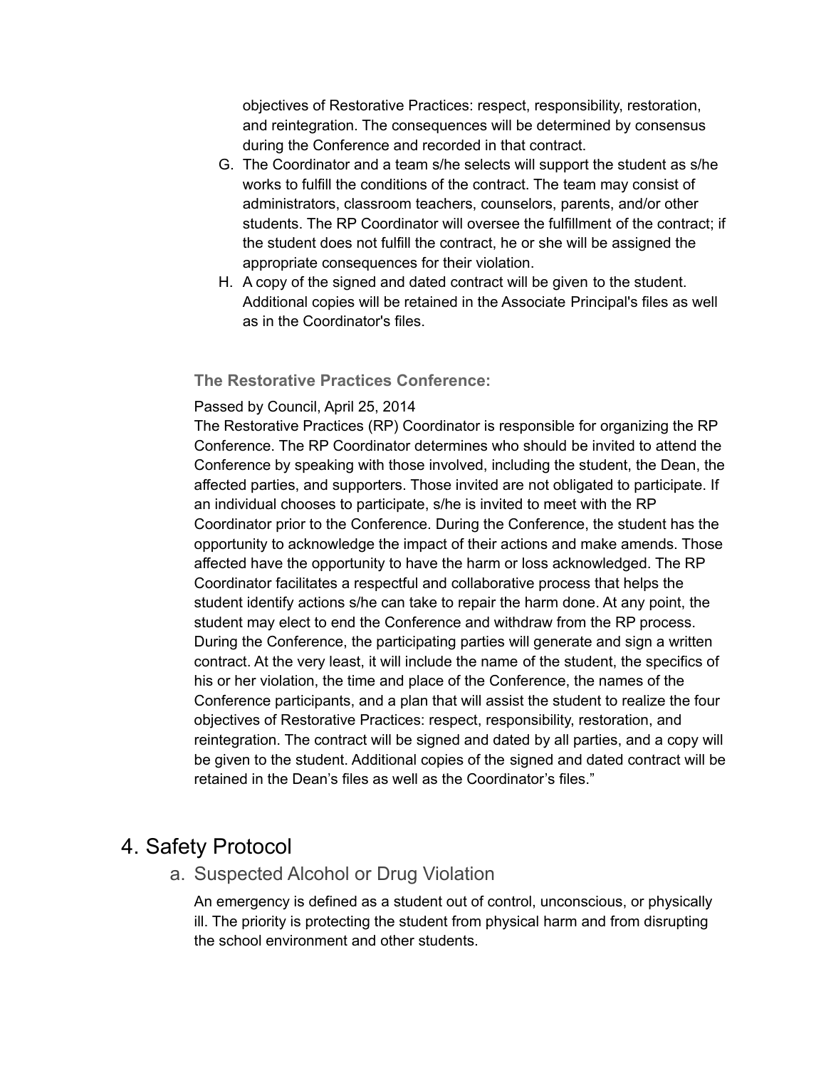objectives of Restorative Practices: respect, responsibility, restoration, and reintegration. The consequences will be determined by consensus during the Conference and recorded in that contract.

G. The Coordinator and a team s/he selects will support the student as s/he works to fulfill the conditions of the contract. The team may consist of administrators, classroom teachers, counselors, parents, and/or other students. The RP Coordinator will oversee the fulfillment of the contract; if the student does not fulfill the contract, he or she will be assigned the appropriate consequences for their violation.

H. A copy of the signed and dated contract will be given to the student. Additional copies will be retained in the Associate Principal's files as well as in the Coordinator's files.

**The Restorative Practices Conference:**

Passed by Council, April 25, 2014

The Restorative Practices (RP) Coordinator is responsible for organizing the RP Conference. The RP Coordinator determines who should be invited to attend the Conference by speaking with those involved, including the student, the Dean, the affected parties, and supporters. Those invited are not obligated to participate. If an individual chooses to participate, s/he is invited to meet with the RP Coordinator prior to the Conference. During the Conference, the student has the opportunity to acknowledge the impact of their actions and make amends. Those affected have the opportunity to have the harm or loss acknowledged. The RP Coordinator facilitates a respectful and collaborative process that helps the student identify actions s/he can take to repair the harm done. At any point, the student may elect to end the Conference and withdraw from the RP process. During the Conference, the participating parties will generate and sign a written contract. At the very least, it will include the name of the student, the specifics of his or her violation, the time and place of the Conference, the names of the Conference participants, and a plan that will assist the student to realize the four objectives of Restorative Practices: respect, responsibility, restoration, and reintegration. The contract will be signed and dated by all parties, and a copy will be given to the student. Additional copies of the signed and dated contract will be retained in the Dean's files as well as the Coordinator's files."

# 4. Safety Protocol

## a. Suspected Alcohol or Drug Violation

An emergency is defined as a student out of control, unconscious, or physically ill. The priority is protecting the student from physical harm and from disrupting the school environment and other students.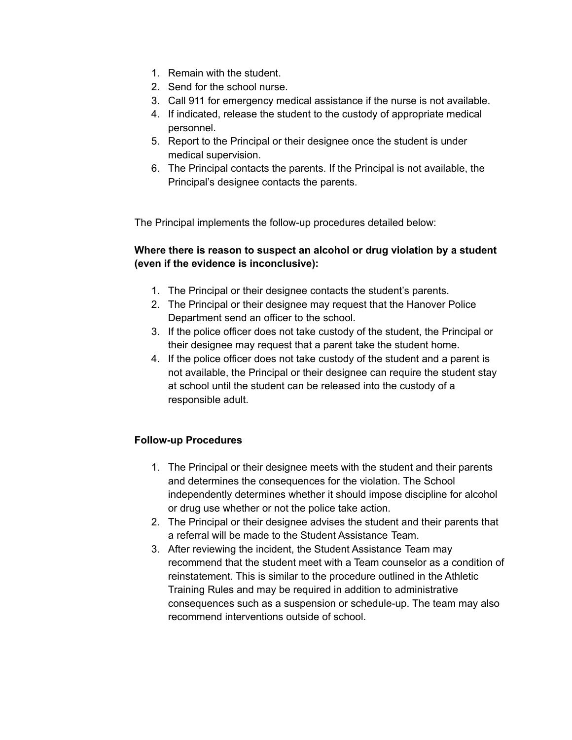1. Remain with the student.
2. Send for the school nurse.
3. Call 911 for emergency medical assistance if the nurse is not available.
4. If indicated, release the student to the custody of appropriate medical personnel.
5. Report to the Principal or their designee once the student is under medical supervision.
6. The Principal contacts the parents. If the Principal is not available, the Principal's designee contacts the parents.

The Principal implements the follow-up procedures detailed below:

**Where there is reason to suspect an alcohol or drug violation by a student (even if the evidence is inconclusive):**

1. The Principal or their designee contacts the student's parents.
2. The Principal or their designee may request that the Hanover Police Department send an officer to the school.
3. If the police officer does not take custody of the student, the Principal or their designee may request that a parent take the student home.
4. If the police officer does not take custody of the student and a parent is not available, the Principal or their designee can require the student stay at school until the student can be released into the custody of a responsible adult.

**Follow-up Procedures**

1. The Principal or their designee meets with the student and their parents and determines the consequences for the violation. The School independently determines whether it should impose discipline for alcohol or drug use whether or not the police take action.
2. The Principal or their designee advises the student and their parents that a referral will be made to the Student Assistance Team.
3. After reviewing the incident, the Student Assistance Team may recommend that the student meet with a Team counselor as a condition of reinstatement. This is similar to the procedure outlined in the Athletic Training Rules and may be required in addition to administrative consequences such as a suspension or schedule-up. The team may also recommend interventions outside of school.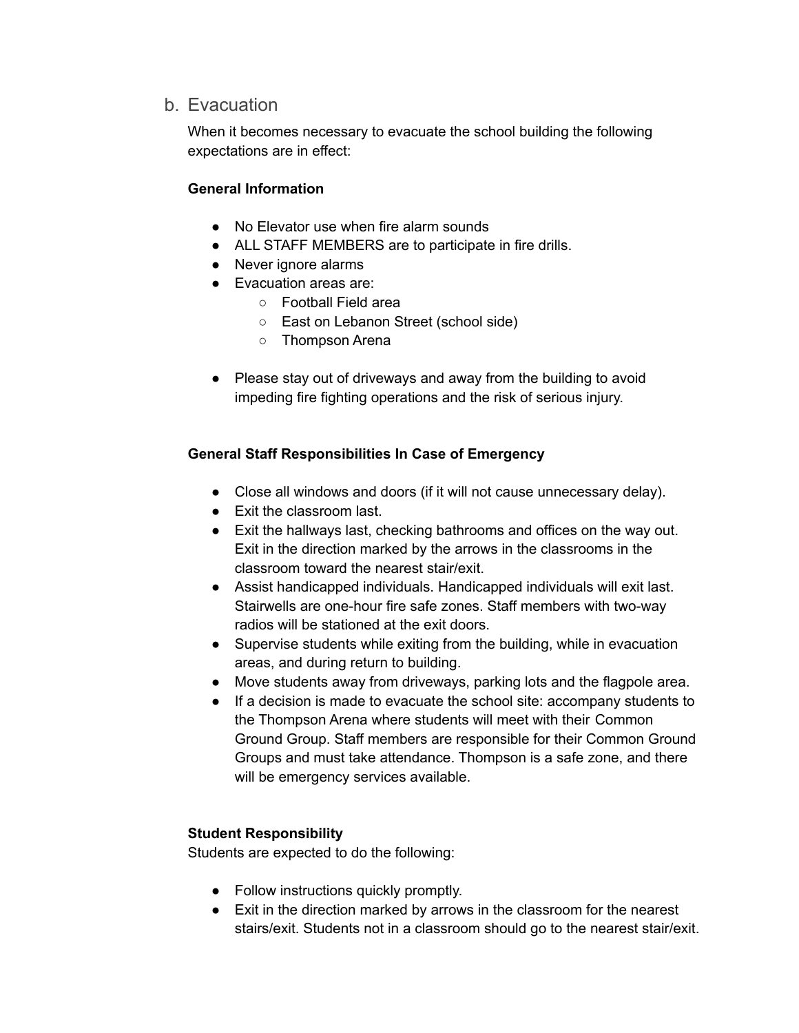## b. Evacuation

When it becomes necessary to evacuate the school building the following expectations are in effect:

**General Information**

- No Elevator use when fire alarm sounds
- ALL STAFF MEMBERS are to participate in fire drills.
- Never ignore alarms
- Evacuation areas are:
  - Football Field area
  - East on Lebanon Street (school side)
  - Thompson Arena

- Please stay out of driveways and away from the building to avoid impeding fire fighting operations and the risk of serious injury.

**General Staff Responsibilities In Case of Emergency**

- Close all windows and doors (if it will not cause unnecessary delay).
- Exit the classroom last.
- Exit the hallways last, checking bathrooms and offices on the way out. Exit in the direction marked by the arrows in the classrooms in the classroom toward the nearest stair/exit.
- Assist handicapped individuals. Handicapped individuals will exit last. Stairwells are one-hour fire safe zones. Staff members with two-way radios will be stationed at the exit doors.
- Supervise students while exiting from the building, while in evacuation areas, and during return to building.
- Move students away from driveways, parking lots and the flagpole area.
- If a decision is made to evacuate the school site: accompany students to the Thompson Arena where students will meet with their Common Ground Group. Staff members are responsible for their Common Ground Groups and must take attendance. Thompson is a safe zone, and there will be emergency services available.

**Student Responsibility**

Students are expected to do the following:

- Follow instructions quickly promptly.
- Exit in the direction marked by arrows in the classroom for the nearest stairs/exit. Students not in a classroom should go to the nearest stair/exit.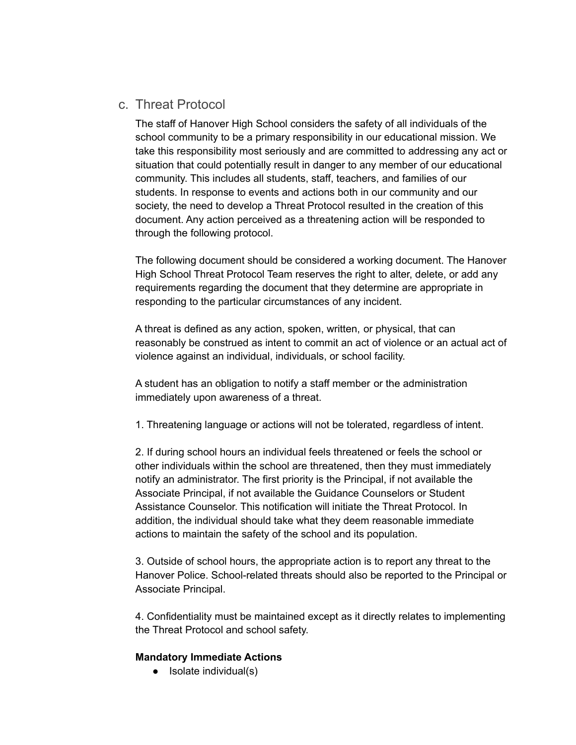### c. Threat Protocol

The staff of Hanover High School considers the safety of all individuals of the school community to be a primary responsibility in our educational mission. We take this responsibility most seriously and are committed to addressing any act or situation that could potentially result in danger to any member of our educational community. This includes all students, staff, teachers, and families of our students. In response to events and actions both in our community and our society, the need to develop a Threat Protocol resulted in the creation of this document. Any action perceived as a threatening action will be responded to through the following protocol.

The following document should be considered a working document. The Hanover High School Threat Protocol Team reserves the right to alter, delete, or add any requirements regarding the document that they determine are appropriate in responding to the particular circumstances of any incident.

A threat is defined as any action, spoken, written, or physical, that can reasonably be construed as intent to commit an act of violence or an actual act of violence against an individual, individuals, or school facility.

A student has an obligation to notify a staff member or the administration immediately upon awareness of a threat.

1. Threatening language or actions will not be tolerated, regardless of intent.

2. If during school hours an individual feels threatened or feels the school or other individuals within the school are threatened, then they must immediately notify an administrator. The first priority is the Principal, if not available the Associate Principal, if not available the Guidance Counselors or Student Assistance Counselor. This notification will initiate the Threat Protocol. In addition, the individual should take what they deem reasonable immediate actions to maintain the safety of the school and its population.

3. Outside of school hours, the appropriate action is to report any threat to the Hanover Police. School-related threats should also be reported to the Principal or Associate Principal.

4. Confidentiality must be maintained except as it directly relates to implementing the Threat Protocol and school safety.

**Mandatory Immediate Actions**

- Isolate individual(s)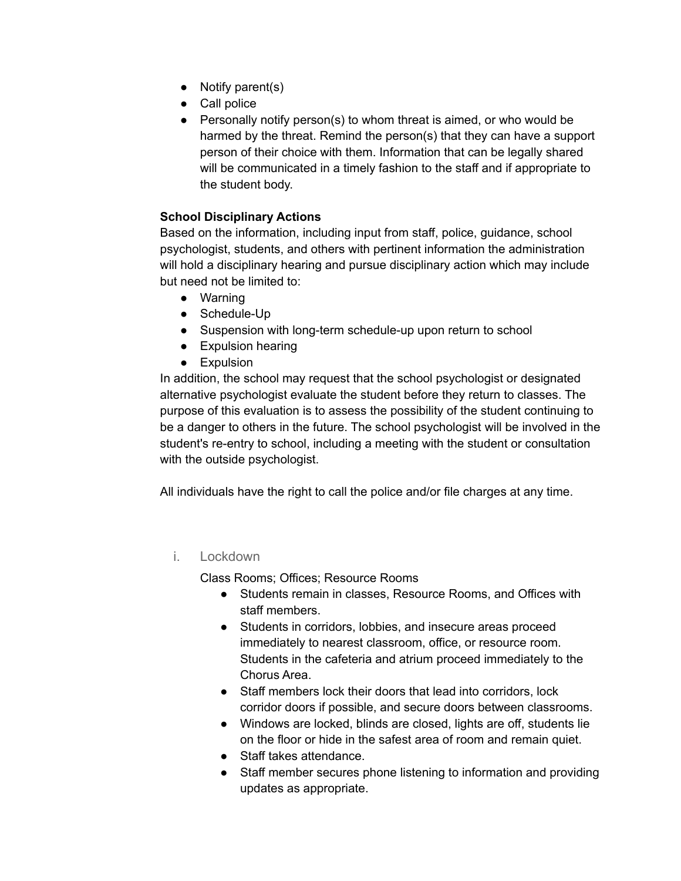- Notify parent(s)
- Call police
- Personally notify person(s) to whom threat is aimed, or who would be harmed by the threat. Remind the person(s) that they can have a support person of their choice with them. Information that can be legally shared will be communicated in a timely fashion to the staff and if appropriate to the student body.

**School Disciplinary Actions**

Based on the information, including input from staff, police, guidance, school psychologist, students, and others with pertinent information the administration will hold a disciplinary hearing and pursue disciplinary action which may include but need not be limited to:

- Warning
- Schedule-Up
- Suspension with long-term schedule-up upon return to school
- Expulsion hearing
- Expulsion

In addition, the school may request that the school psychologist or designated alternative psychologist evaluate the student before they return to classes. The purpose of this evaluation is to assess the possibility of the student continuing to be a danger to others in the future. The school psychologist will be involved in the student's re-entry to school, including a meeting with the student or consultation with the outside psychologist.

All individuals have the right to call the police and/or file charges at any time.

i. Lockdown

Class Rooms; Offices; Resource Rooms

- Students remain in classes, Resource Rooms, and Offices with staff members.
- Students in corridors, lobbies, and insecure areas proceed immediately to nearest classroom, office, or resource room. Students in the cafeteria and atrium proceed immediately to the Chorus Area.
- Staff members lock their doors that lead into corridors, lock corridor doors if possible, and secure doors between classrooms.
- Windows are locked, blinds are closed, lights are off, students lie on the floor or hide in the safest area of room and remain quiet.
- Staff takes attendance.
- Staff member secures phone listening to information and providing updates as appropriate.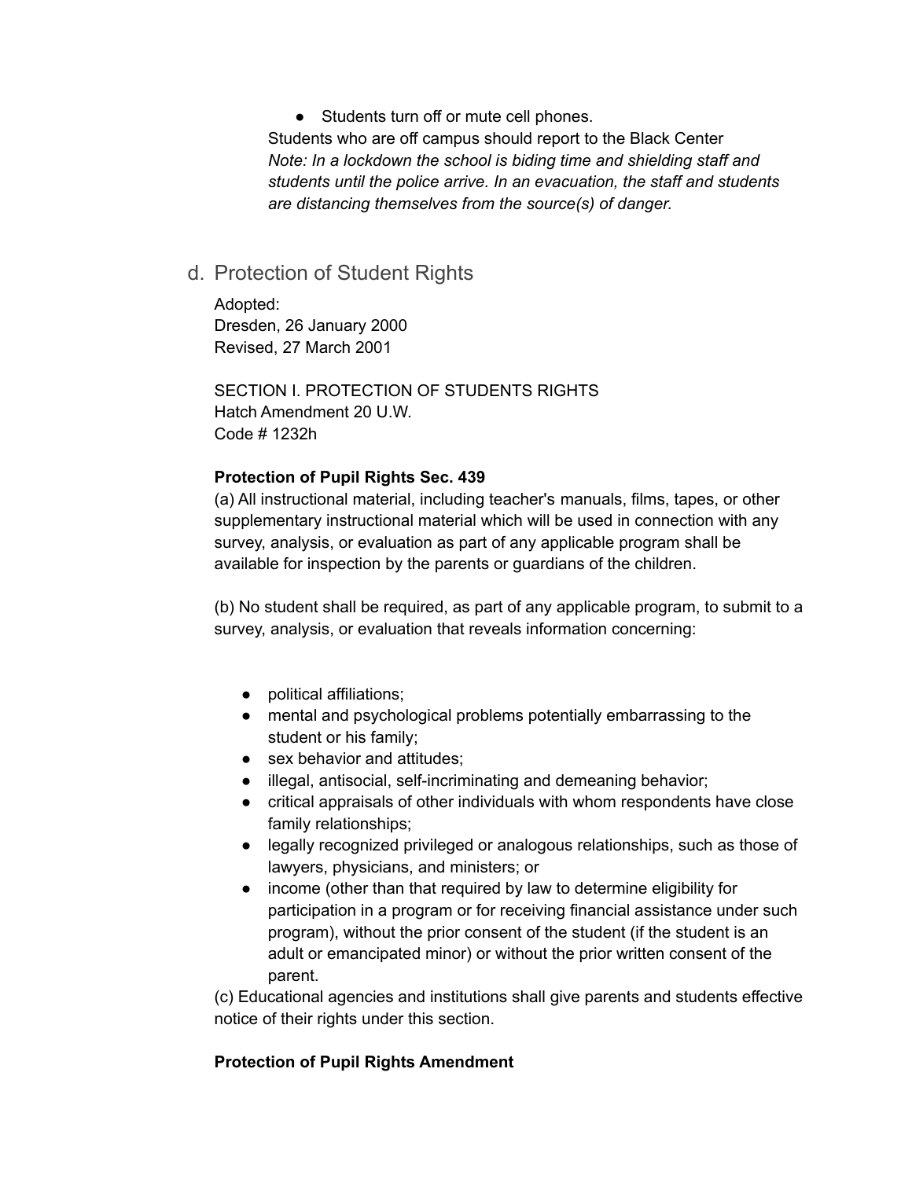- Students turn off or mute cell phones.

Students who are off campus should report to the Black Center

*Note: In a lockdown the school is biding time and shielding staff and students until the police arrive. In an evacuation, the staff and students are distancing themselves from the source(s) of danger.*

## d. Protection of Student Rights

Adopted:
Dresden, 26 January 2000
Revised, 27 March 2001

SECTION I. PROTECTION OF STUDENTS RIGHTS
Hatch Amendment 20 U.W.
Code # 1232h

**Protection of Pupil Rights Sec. 439**

(a) All instructional material, including teacher's manuals, films, tapes, or other supplementary instructional material which will be used in connection with any survey, analysis, or evaluation as part of any applicable program shall be available for inspection by the parents or guardians of the children.

(b) No student shall be required, as part of any applicable program, to submit to a survey, analysis, or evaluation that reveals information concerning:

- political affiliations;
- mental and psychological problems potentially embarrassing to the student or his family;
- sex behavior and attitudes;
- illegal, antisocial, self-incriminating and demeaning behavior;
- critical appraisals of other individuals with whom respondents have close family relationships;
- legally recognized privileged or analogous relationships, such as those of lawyers, physicians, and ministers; or
- income (other than that required by law to determine eligibility for participation in a program or for receiving financial assistance under such program), without the prior consent of the student (if the student is an adult or emancipated minor) or without the prior written consent of the parent.

(c) Educational agencies and institutions shall give parents and students effective notice of their rights under this section.

**Protection of Pupil Rights Amendment**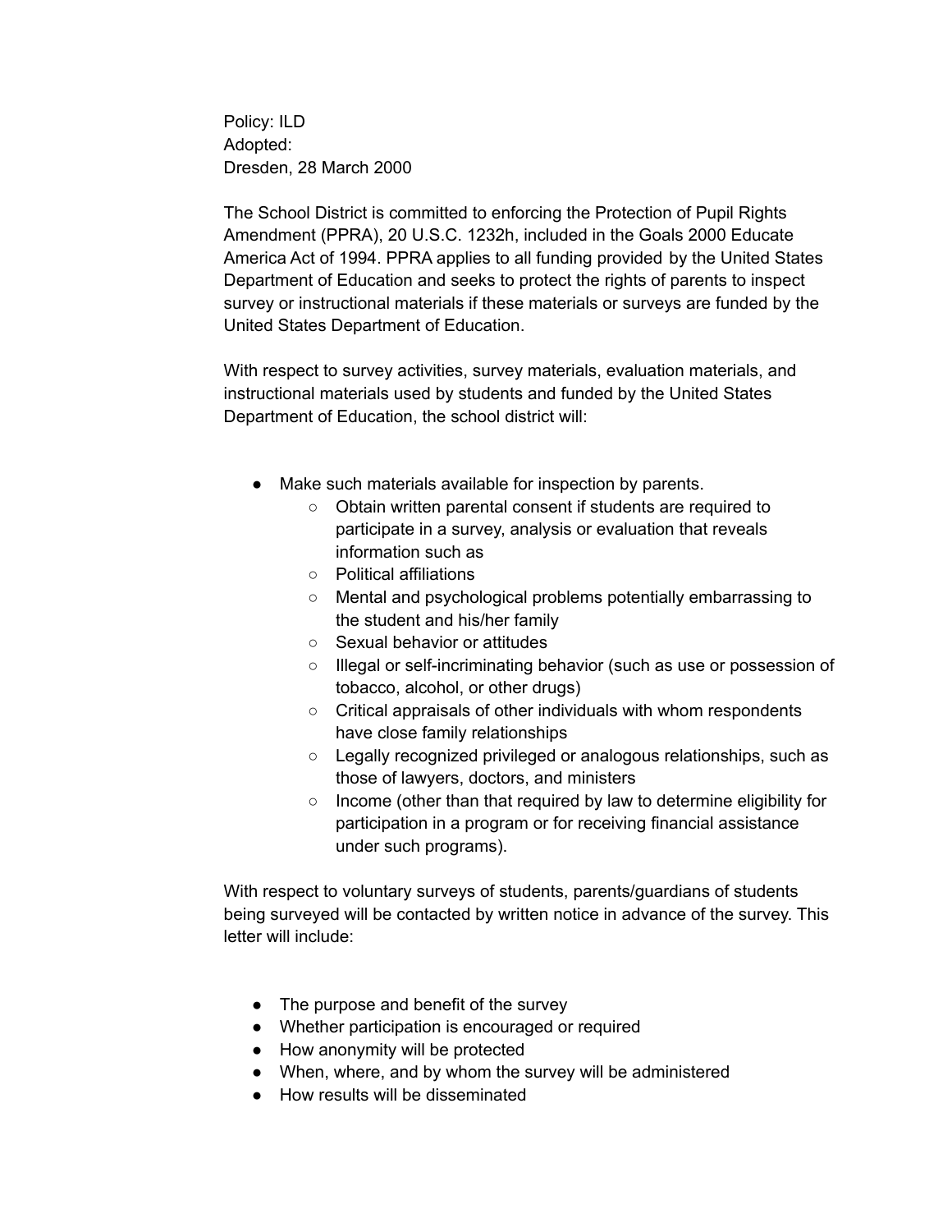Policy: ILD
Adopted:
Dresden, 28 March 2000

The School District is committed to enforcing the Protection of Pupil Rights Amendment (PPRA), 20 U.S.C. 1232h, included in the Goals 2000 Educate America Act of 1994. PPRA applies to all funding provided by the United States Department of Education and seeks to protect the rights of parents to inspect survey or instructional materials if these materials or surveys are funded by the United States Department of Education.

With respect to survey activities, survey materials, evaluation materials, and instructional materials used by students and funded by the United States Department of Education, the school district will:

- Make such materials available for inspection by parents.
    - Obtain written parental consent if students are required to participate in a survey, analysis or evaluation that reveals information such as
    - Political affiliations
    - Mental and psychological problems potentially embarrassing to the student and his/her family
    - Sexual behavior or attitudes
    - Illegal or self-incriminating behavior (such as use or possession of tobacco, alcohol, or other drugs)
    - Critical appraisals of other individuals with whom respondents have close family relationships
    - Legally recognized privileged or analogous relationships, such as those of lawyers, doctors, and ministers
    - Income (other than that required by law to determine eligibility for participation in a program or for receiving financial assistance under such programs).

With respect to voluntary surveys of students, parents/guardians of students being surveyed will be contacted by written notice in advance of the survey. This letter will include:

- The purpose and benefit of the survey
- Whether participation is encouraged or required
- How anonymity will be protected
- When, where, and by whom the survey will be administered
- How results will be disseminated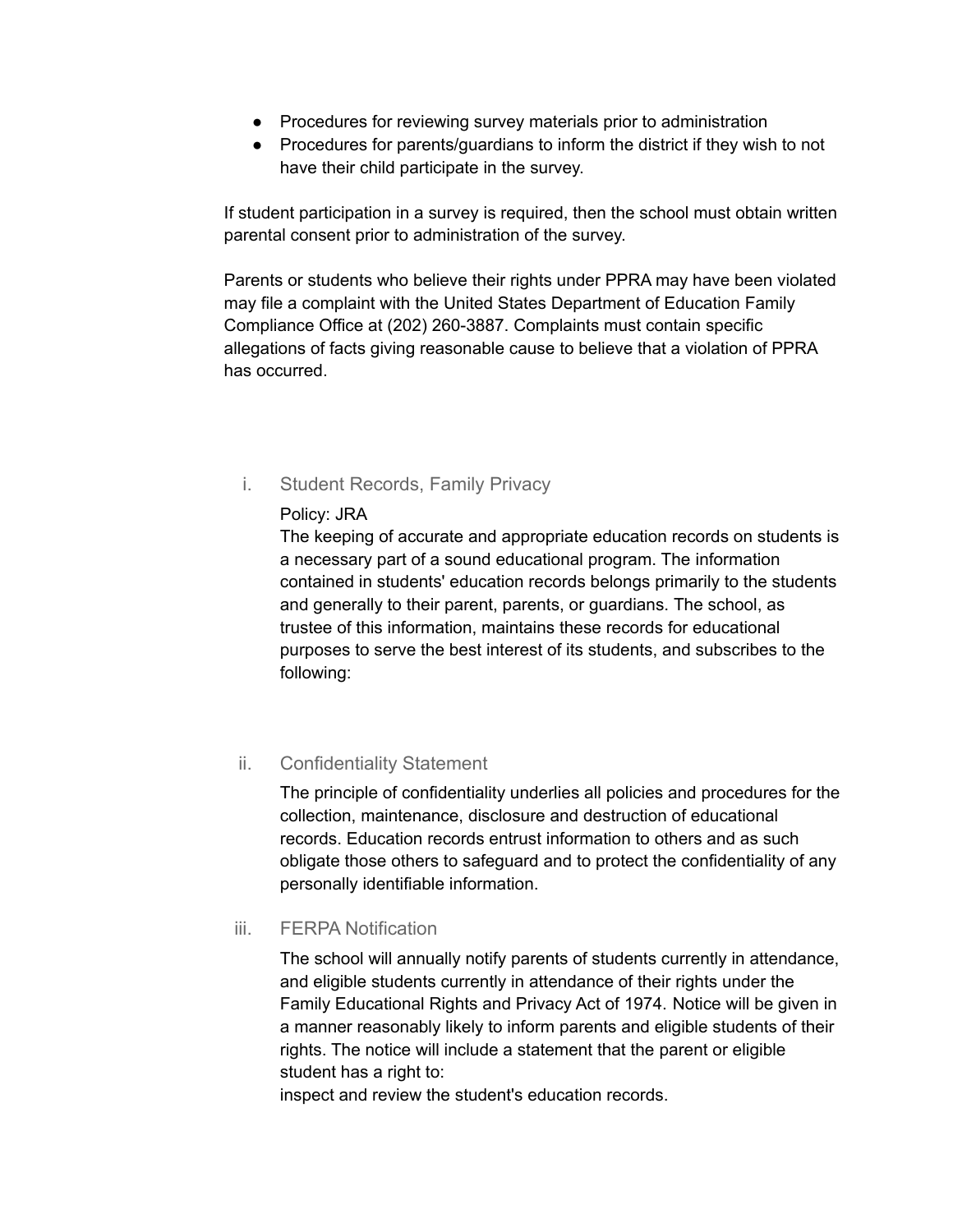- Procedures for reviewing survey materials prior to administration
- Procedures for parents/guardians to inform the district if they wish to not have their child participate in the survey.

If student participation in a survey is required, then the school must obtain written parental consent prior to administration of the survey.

Parents or students who believe their rights under PPRA may have been violated may file a complaint with the United States Department of Education Family Compliance Office at (202) 260-3887. Complaints must contain specific allegations of facts giving reasonable cause to believe that a violation of PPRA has occurred.

### i. Student Records, Family Privacy

Policy: JRA

The keeping of accurate and appropriate education records on students is a necessary part of a sound educational program. The information contained in students' education records belongs primarily to the students and generally to their parent, parents, or guardians. The school, as trustee of this information, maintains these records for educational purposes to serve the best interest of its students, and subscribes to the following:

### ii. Confidentiality Statement

The principle of confidentiality underlies all policies and procedures for the collection, maintenance, disclosure and destruction of educational records. Education records entrust information to others and as such obligate those others to safeguard and to protect the confidentiality of any personally identifiable information.

### iii. FERPA Notification

The school will annually notify parents of students currently in attendance, and eligible students currently in attendance of their rights under the Family Educational Rights and Privacy Act of 1974. Notice will be given in a manner reasonably likely to inform parents and eligible students of their rights. The notice will include a statement that the parent or eligible student has a right to:

inspect and review the student's education records.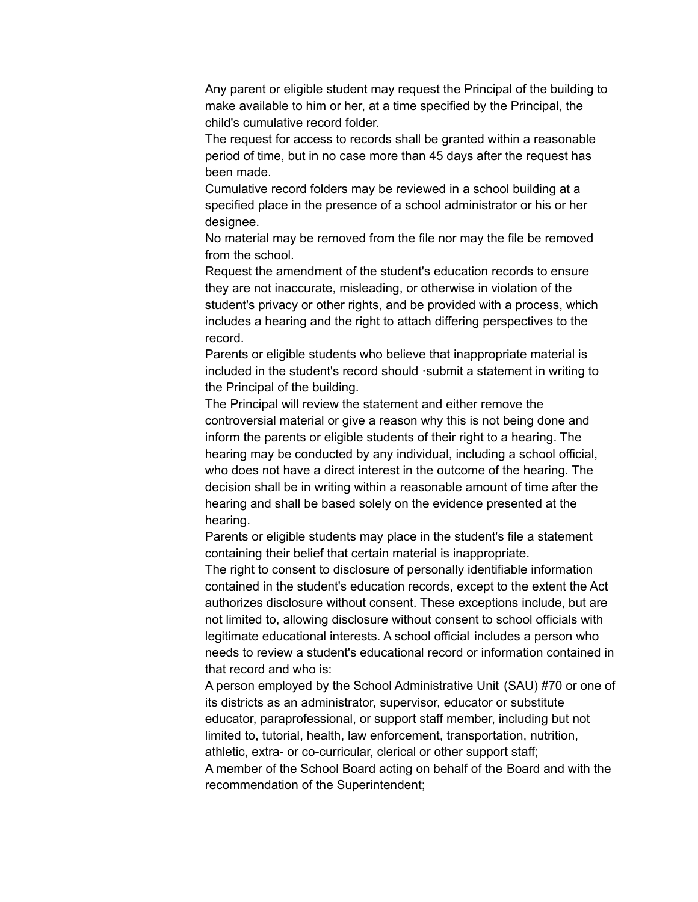Any parent or eligible student may request the Principal of the building to make available to him or her, at a time specified by the Principal, the child's cumulative record folder.

The request for access to records shall be granted within a reasonable period of time, but in no case more than 45 days after the request has been made.

Cumulative record folders may be reviewed in a school building at a specified place in the presence of a school administrator or his or her designee.

No material may be removed from the file nor may the file be removed from the school.

Request the amendment of the student's education records to ensure they are not inaccurate, misleading, or otherwise in violation of the student's privacy or other rights, and be provided with a process, which includes a hearing and the right to attach differing perspectives to the record.

Parents or eligible students who believe that inappropriate material is included in the student's record should ·submit a statement in writing to the Principal of the building.

The Principal will review the statement and either remove the controversial material or give a reason why this is not being done and inform the parents or eligible students of their right to a hearing. The hearing may be conducted by any individual, including a school official, who does not have a direct interest in the outcome of the hearing. The decision shall be in writing within a reasonable amount of time after the hearing and shall be based solely on the evidence presented at the hearing.

Parents or eligible students may place in the student's file a statement containing their belief that certain material is inappropriate.

The right to consent to disclosure of personally identifiable information contained in the student's education records, except to the extent the Act authorizes disclosure without consent. These exceptions include, but are not limited to, allowing disclosure without consent to school officials with legitimate educational interests. A school official includes a person who needs to review a student's educational record or information contained in that record and who is:

A person employed by the School Administrative Unit (SAU) #70 or one of its districts as an administrator, supervisor, educator or substitute educator, paraprofessional, or support staff member, including but not limited to, tutorial, health, law enforcement, transportation, nutrition, athletic, extra- or co-curricular, clerical or other support staff;

A member of the School Board acting on behalf of the Board and with the recommendation of the Superintendent;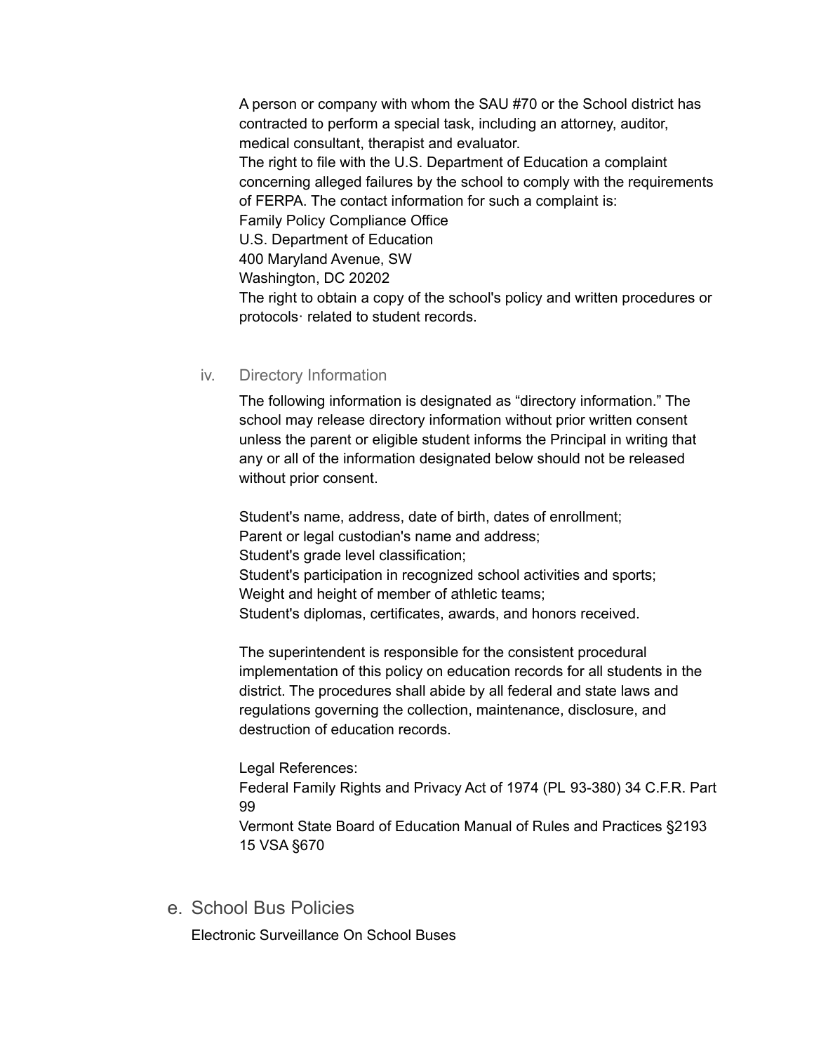A person or company with whom the SAU #70 or the School district has contracted to perform a special task, including an attorney, auditor, medical consultant, therapist and evaluator.

The right to file with the U.S. Department of Education a complaint concerning alleged failures by the school to comply with the requirements of FERPA. The contact information for such a complaint is:

Family Policy Compliance Office
U.S. Department of Education
400 Maryland Avenue, SW
Washington, DC 20202

The right to obtain a copy of the school's policy and written procedures or protocols· related to student records.

#### iv. Directory Information

The following information is designated as “directory information.” The school may release directory information without prior written consent unless the parent or eligible student informs the Principal in writing that any or all of the information designated below should not be released without prior consent.

Student's name, address, date of birth, dates of enrollment;
Parent or legal custodian's name and address;
Student's grade level classification;
Student's participation in recognized school activities and sports;
Weight and height of member of athletic teams;
Student's diplomas, certificates, awards, and honors received.

The superintendent is responsible for the consistent procedural implementation of this policy on education records for all students in the district. The procedures shall abide by all federal and state laws and regulations governing the collection, maintenance, disclosure, and destruction of education records.

Legal References:
Federal Family Rights and Privacy Act of 1974 (PL 93-380) 34 C.F.R. Part 99
Vermont State Board of Education Manual of Rules and Practices §2193
15 VSA §670

## e. School Bus Policies

Electronic Surveillance On School Buses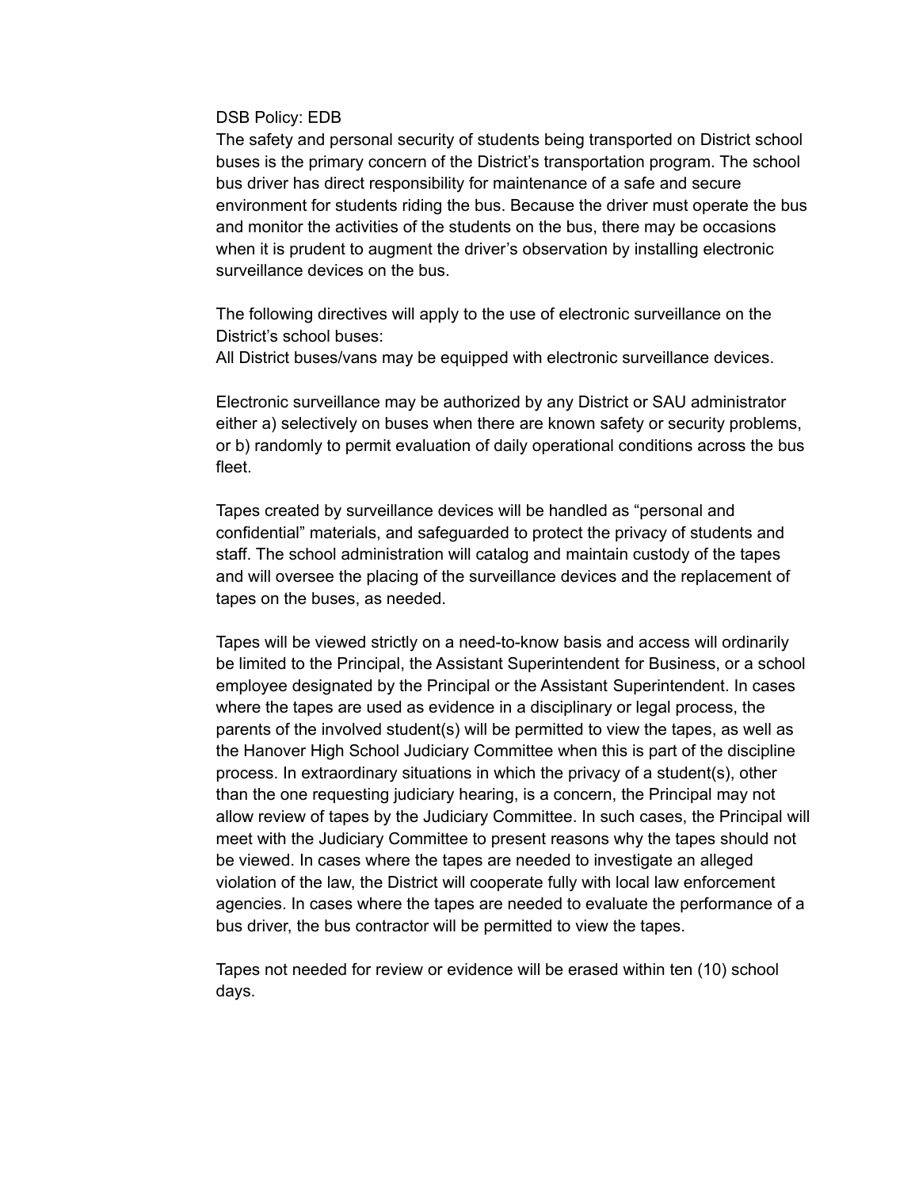DSB Policy: EDB

The safety and personal security of students being transported on District school buses is the primary concern of the District's transportation program. The school bus driver has direct responsibility for maintenance of a safe and secure environment for students riding the bus. Because the driver must operate the bus and monitor the activities of the students on the bus, there may be occasions when it is prudent to augment the driver's observation by installing electronic surveillance devices on the bus.

The following directives will apply to the use of electronic surveillance on the District's school buses:

All District buses/vans may be equipped with electronic surveillance devices.

Electronic surveillance may be authorized by any District or SAU administrator either a) selectively on buses when there are known safety or security problems, or b) randomly to permit evaluation of daily operational conditions across the bus fleet.

Tapes created by surveillance devices will be handled as "personal and confidential" materials, and safeguarded to protect the privacy of students and staff. The school administration will catalog and maintain custody of the tapes and will oversee the placing of the surveillance devices and the replacement of tapes on the buses, as needed.

Tapes will be viewed strictly on a need-to-know basis and access will ordinarily be limited to the Principal, the Assistant Superintendent for Business, or a school employee designated by the Principal or the Assistant Superintendent. In cases where the tapes are used as evidence in a disciplinary or legal process, the parents of the involved student(s) will be permitted to view the tapes, as well as the Hanover High School Judiciary Committee when this is part of the discipline process. In extraordinary situations in which the privacy of a student(s), other than the one requesting judiciary hearing, is a concern, the Principal may not allow review of tapes by the Judiciary Committee. In such cases, the Principal will meet with the Judiciary Committee to present reasons why the tapes should not be viewed. In cases where the tapes are needed to investigate an alleged violation of the law, the District will cooperate fully with local law enforcement agencies. In cases where the tapes are needed to evaluate the performance of a bus driver, the bus contractor will be permitted to view the tapes.

Tapes not needed for review or evidence will be erased within ten (10) school days.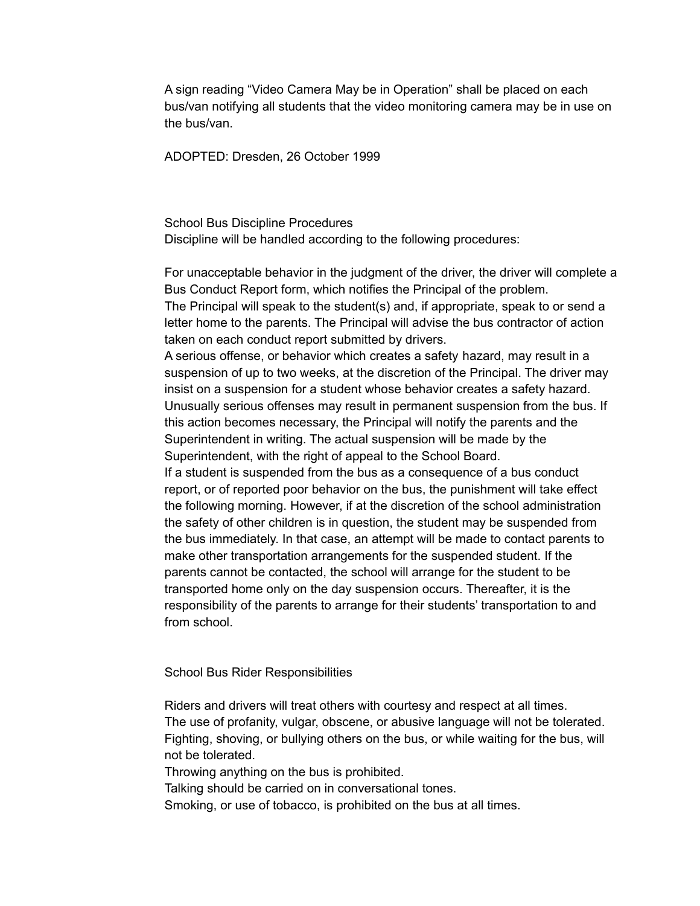A sign reading “Video Camera May be in Operation” shall be placed on each bus/van notifying all students that the video monitoring camera may be in use on the bus/van.

ADOPTED: Dresden, 26 October 1999

## School Bus Discipline Procedures

Discipline will be handled according to the following procedures:

For unacceptable behavior in the judgment of the driver, the driver will complete a Bus Conduct Report form, which notifies the Principal of the problem.

The Principal will speak to the student(s) and, if appropriate, speak to or send a letter home to the parents. The Principal will advise the bus contractor of action taken on each conduct report submitted by drivers.

A serious offense, or behavior which creates a safety hazard, may result in a suspension of up to two weeks, at the discretion of the Principal. The driver may insist on a suspension for a student whose behavior creates a safety hazard.

Unusually serious offenses may result in permanent suspension from the bus. If this action becomes necessary, the Principal will notify the parents and the Superintendent in writing. The actual suspension will be made by the Superintendent, with the right of appeal to the School Board.

If a student is suspended from the bus as a consequence of a bus conduct report, or of reported poor behavior on the bus, the punishment will take effect the following morning. However, if at the discretion of the school administration the safety of other children is in question, the student may be suspended from the bus immediately. In that case, an attempt will be made to contact parents to make other transportation arrangements for the suspended student. If the parents cannot be contacted, the school will arrange for the student to be transported home only on the day suspension occurs. Thereafter, it is the responsibility of the parents to arrange for their students’ transportation to and from school.

## School Bus Rider Responsibilities

Riders and drivers will treat others with courtesy and respect at all times.

The use of profanity, vulgar, obscene, or abusive language will not be tolerated.

Fighting, shoving, or bullying others on the bus, or while waiting for the bus, will not be tolerated.

Throwing anything on the bus is prohibited.

Talking should be carried on in conversational tones.

Smoking, or use of tobacco, is prohibited on the bus at all times.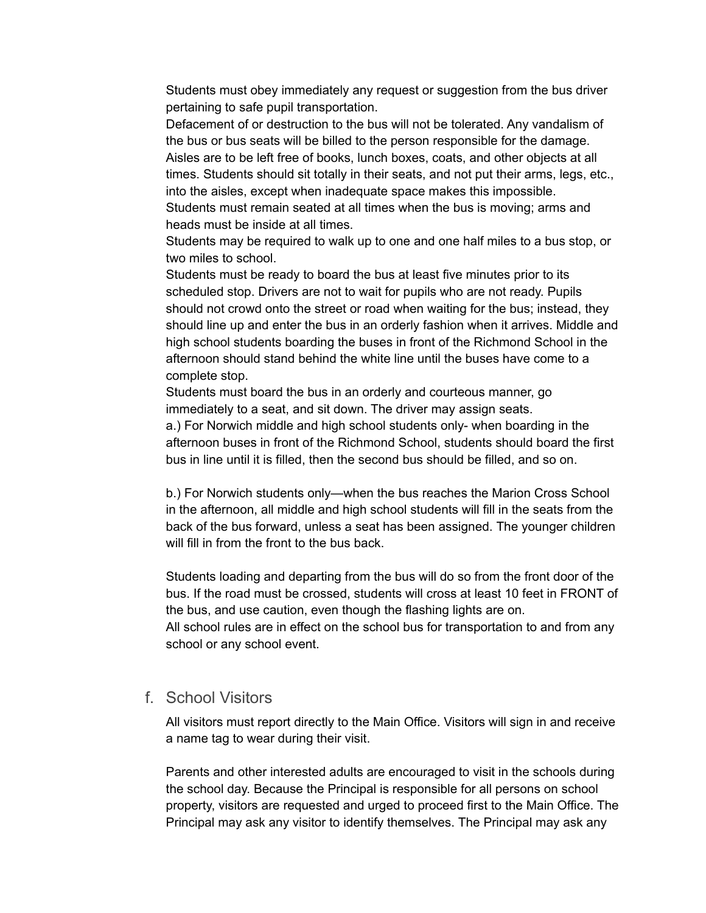Students must obey immediately any request or suggestion from the bus driver pertaining to safe pupil transportation.

Defacement of or destruction to the bus will not be tolerated. Any vandalism of the bus or bus seats will be billed to the person responsible for the damage.

Aisles are to be left free of books, lunch boxes, coats, and other objects at all times. Students should sit totally in their seats, and not put their arms, legs, etc., into the aisles, except when inadequate space makes this impossible.

Students must remain seated at all times when the bus is moving; arms and heads must be inside at all times.

Students may be required to walk up to one and one half miles to a bus stop, or two miles to school.

Students must be ready to board the bus at least five minutes prior to its scheduled stop. Drivers are not to wait for pupils who are not ready. Pupils should not crowd onto the street or road when waiting for the bus; instead, they should line up and enter the bus in an orderly fashion when it arrives. Middle and high school students boarding the buses in front of the Richmond School in the afternoon should stand behind the white line until the buses have come to a complete stop.

Students must board the bus in an orderly and courteous manner, go immediately to a seat, and sit down. The driver may assign seats.

a.) For Norwich middle and high school students only- when boarding in the afternoon buses in front of the Richmond School, students should board the first bus in line until it is filled, then the second bus should be filled, and so on.

b.) For Norwich students only—when the bus reaches the Marion Cross School in the afternoon, all middle and high school students will fill in the seats from the back of the bus forward, unless a seat has been assigned. The younger children will fill in from the front to the bus back.

Students loading and departing from the bus will do so from the front door of the bus. If the road must be crossed, students will cross at least 10 feet in FRONT of the bus, and use caution, even though the flashing lights are on.

All school rules are in effect on the school bus for transportation to and from any school or any school event.

## f. School Visitors

All visitors must report directly to the Main Office. Visitors will sign in and receive a name tag to wear during their visit.

Parents and other interested adults are encouraged to visit in the schools during the school day. Because the Principal is responsible for all persons on school property, visitors are requested and urged to proceed first to the Main Office. The Principal may ask any visitor to identify themselves. The Principal may ask any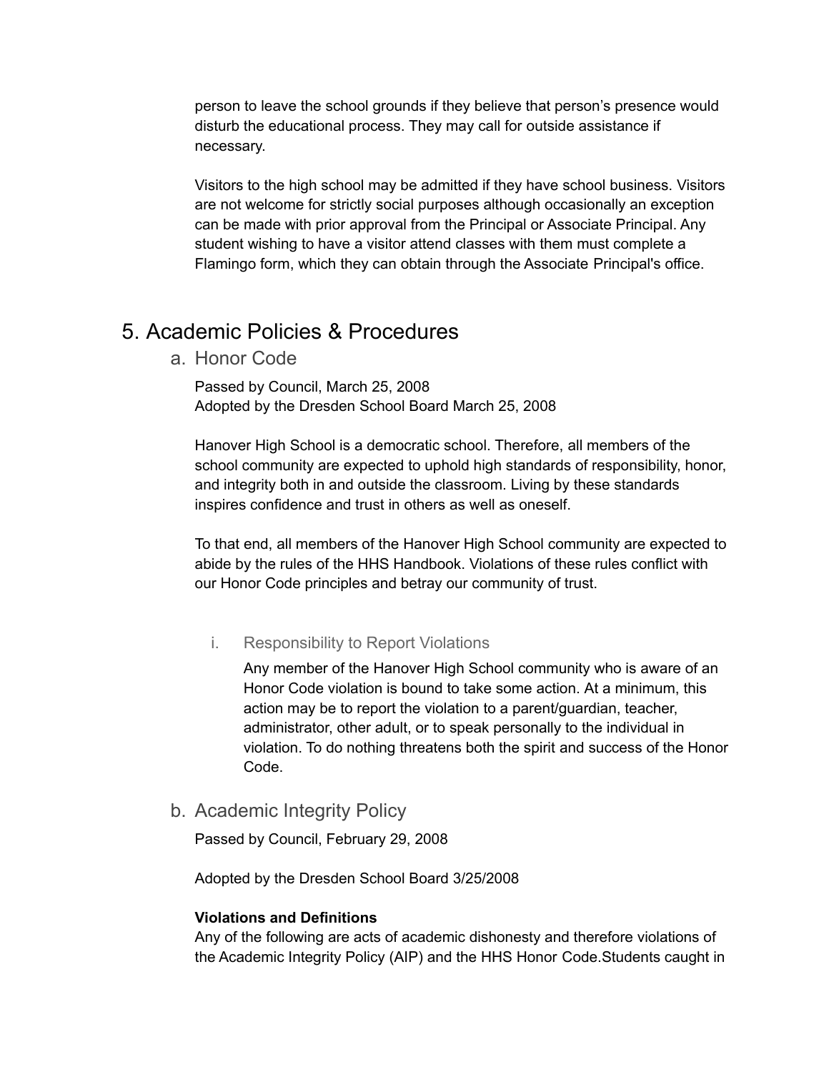person to leave the school grounds if they believe that person's presence would disturb the educational process. They may call for outside assistance if necessary.

Visitors to the high school may be admitted if they have school business. Visitors are not welcome for strictly social purposes although occasionally an exception can be made with prior approval from the Principal or Associate Principal. Any student wishing to have a visitor attend classes with them must complete a Flamingo form, which they can obtain through the Associate Principal's office.

# 5. Academic Policies & Procedures

## a. Honor Code

Passed by Council, March 25, 2008
Adopted by the Dresden School Board March 25, 2008

Hanover High School is a democratic school. Therefore, all members of the school community are expected to uphold high standards of responsibility, honor, and integrity both in and outside the classroom. Living by these standards inspires confidence and trust in others as well as oneself.

To that end, all members of the Hanover High School community are expected to abide by the rules of the HHS Handbook. Violations of these rules conflict with our Honor Code principles and betray our community of trust.

### i. Responsibility to Report Violations

Any member of the Hanover High School community who is aware of an Honor Code violation is bound to take some action. At a minimum, this action may be to report the violation to a parent/guardian, teacher, administrator, other adult, or to speak personally to the individual in violation. To do nothing threatens both the spirit and success of the Honor Code.

## b. Academic Integrity Policy

Passed by Council, February 29, 2008

Adopted by the Dresden School Board 3/25/2008

**Violations and Definitions**
Any of the following are acts of academic dishonesty and therefore violations of the Academic Integrity Policy (AIP) and the HHS Honor Code.Students caught in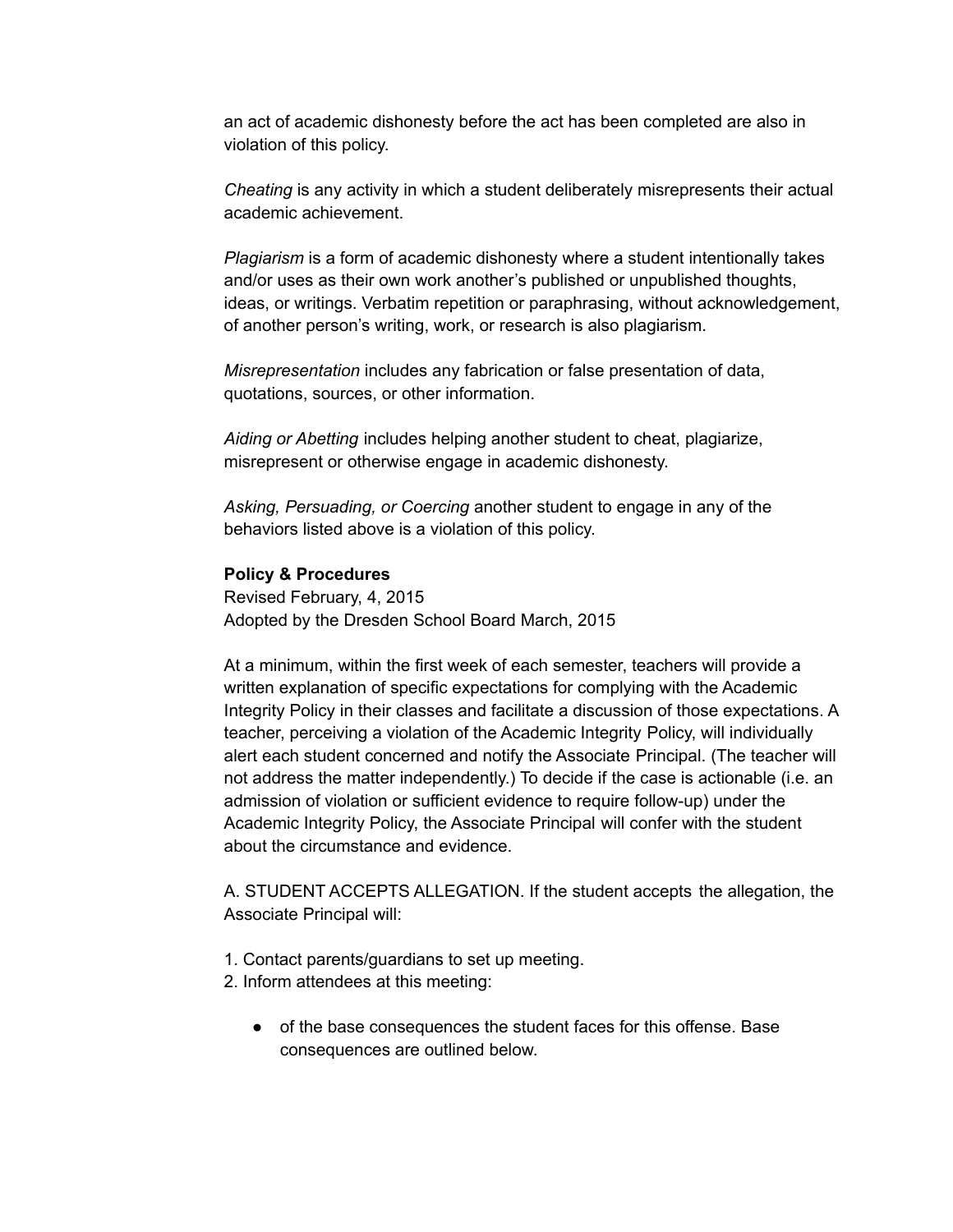an act of academic dishonesty before the act has been completed are also in violation of this policy.

*Cheating* is any activity in which a student deliberately misrepresents their actual academic achievement.

*Plagiarism* is a form of academic dishonesty where a student intentionally takes and/or uses as their own work another's published or unpublished thoughts, ideas, or writings. Verbatim repetition or paraphrasing, without acknowledgement, of another person's writing, work, or research is also plagiarism.

*Misrepresentation* includes any fabrication or false presentation of data, quotations, sources, or other information.

*Aiding or Abetting* includes helping another student to cheat, plagiarize, misrepresent or otherwise engage in academic dishonesty.

*Asking, Persuading, or Coercing* another student to engage in any of the behaviors listed above is a violation of this policy.

**Policy & Procedures**
Revised February, 4, 2015
Adopted by the Dresden School Board March, 2015

At a minimum, within the first week of each semester, teachers will provide a written explanation of specific expectations for complying with the Academic Integrity Policy in their classes and facilitate a discussion of those expectations. A teacher, perceiving a violation of the Academic Integrity Policy, will individually alert each student concerned and notify the Associate Principal. (The teacher will not address the matter independently.) To decide if the case is actionable (i.e. an admission of violation or sufficient evidence to require follow-up) under the Academic Integrity Policy, the Associate Principal will confer with the student about the circumstance and evidence.

A. STUDENT ACCEPTS ALLEGATION. If the student accepts the allegation, the Associate Principal will:

1. Contact parents/guardians to set up meeting.
2. Inform attendees at this meeting:

- of the base consequences the student faces for this offense. Base consequences are outlined below.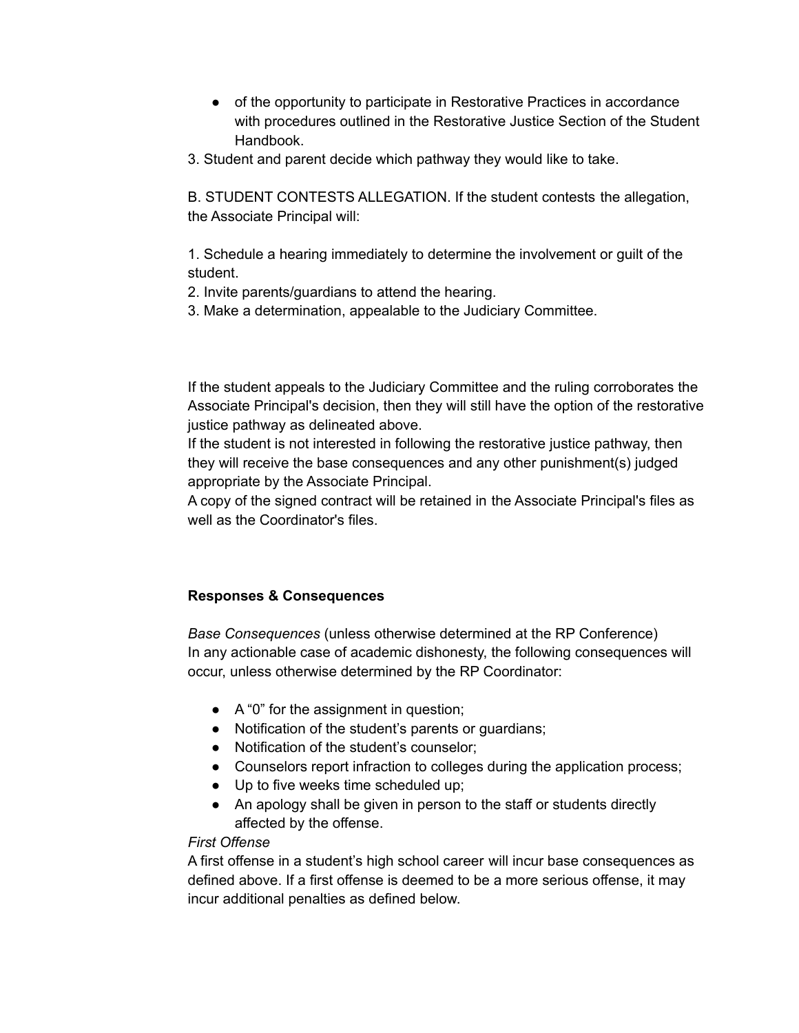- of the opportunity to participate in Restorative Practices in accordance with procedures outlined in the Restorative Justice Section of the Student Handbook.

3. Student and parent decide which pathway they would like to take.

B. STUDENT CONTESTS ALLEGATION. If the student contests the allegation, the Associate Principal will:

1. Schedule a hearing immediately to determine the involvement or guilt of the student.
2. Invite parents/guardians to attend the hearing.
3. Make a determination, appealable to the Judiciary Committee.

If the student appeals to the Judiciary Committee and the ruling corroborates the Associate Principal's decision, then they will still have the option of the restorative justice pathway as delineated above.
If the student is not interested in following the restorative justice pathway, then they will receive the base consequences and any other punishment(s) judged appropriate by the Associate Principal.
A copy of the signed contract will be retained in the Associate Principal's files as well as the Coordinator's files.

**Responses & Consequences**

*Base Consequences* (unless otherwise determined at the RP Conference)
In any actionable case of academic dishonesty, the following consequences will occur, unless otherwise determined by the RP Coordinator:

- A "0" for the assignment in question;
- Notification of the student's parents or guardians;
- Notification of the student's counselor;
- Counselors report infraction to colleges during the application process;
- Up to five weeks time scheduled up;
- An apology shall be given in person to the staff or students directly affected by the offense.

*First Offense*
A first offense in a student's high school career will incur base consequences as defined above. If a first offense is deemed to be a more serious offense, it may incur additional penalties as defined below.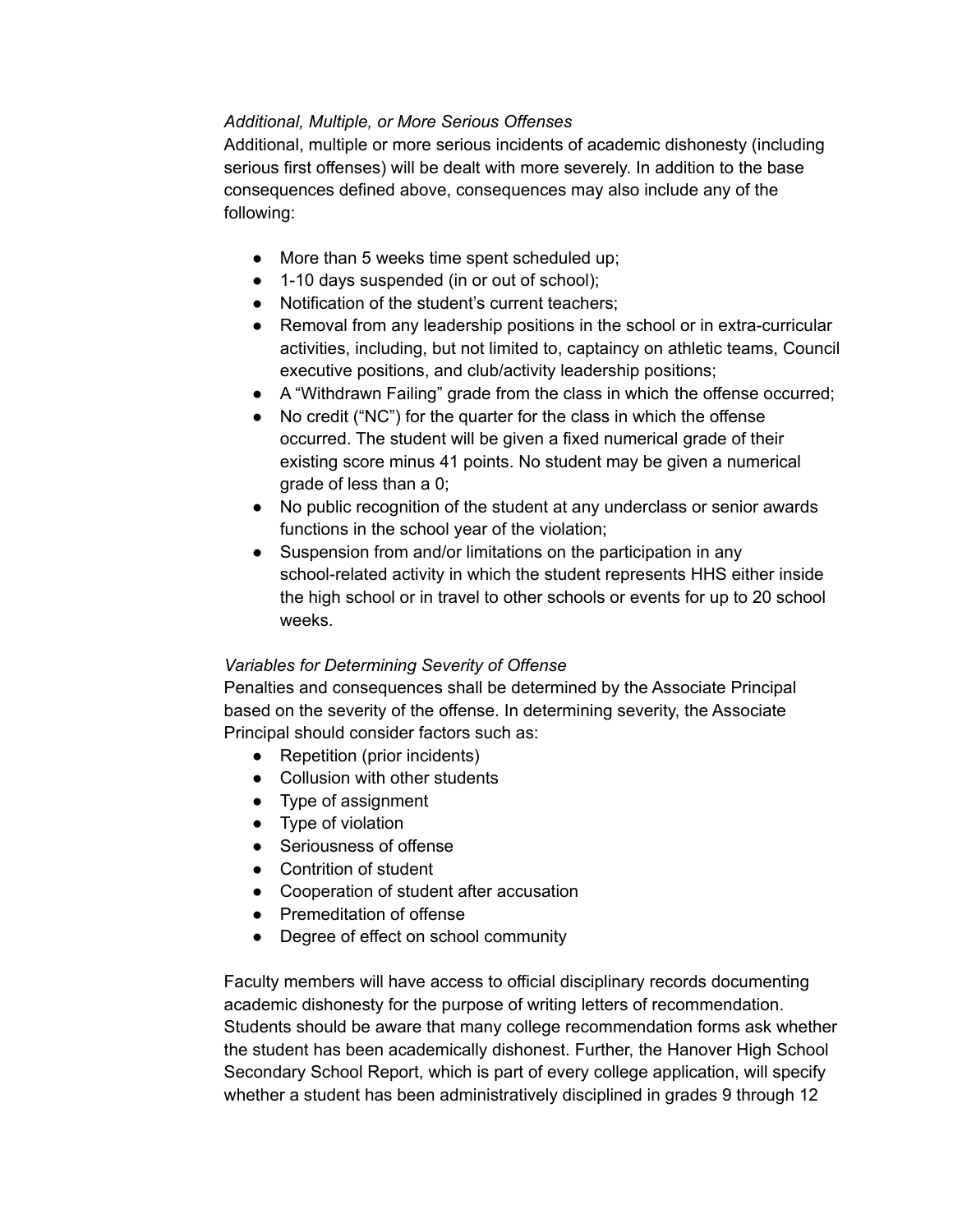*Additional, Multiple, or More Serious Offenses*

Additional, multiple or more serious incidents of academic dishonesty (including serious first offenses) will be dealt with more severely. In addition to the base consequences defined above, consequences may also include any of the following:

- More than 5 weeks time spent scheduled up;
- 1-10 days suspended (in or out of school);
- Notification of the student's current teachers;
- Removal from any leadership positions in the school or in extra-curricular activities, including, but not limited to, captaincy on athletic teams, Council executive positions, and club/activity leadership positions;
- A "Withdrawn Failing" grade from the class in which the offense occurred;
- No credit ("NC") for the quarter for the class in which the offense occurred. The student will be given a fixed numerical grade of their existing score minus 41 points. No student may be given a numerical grade of less than a 0;
- No public recognition of the student at any underclass or senior awards functions in the school year of the violation;
- Suspension from and/or limitations on the participation in any school-related activity in which the student represents HHS either inside the high school or in travel to other schools or events for up to 20 school weeks.

*Variables for Determining Severity of Offense*

Penalties and consequences shall be determined by the Associate Principal based on the severity of the offense. In determining severity, the Associate Principal should consider factors such as:

- Repetition (prior incidents)
- Collusion with other students
- Type of assignment
- Type of violation
- Seriousness of offense
- Contrition of student
- Cooperation of student after accusation
- Premeditation of offense
- Degree of effect on school community

Faculty members will have access to official disciplinary records documenting academic dishonesty for the purpose of writing letters of recommendation. Students should be aware that many college recommendation forms ask whether the student has been academically dishonest. Further, the Hanover High School Secondary School Report, which is part of every college application, will specify whether a student has been administratively disciplined in grades 9 through 12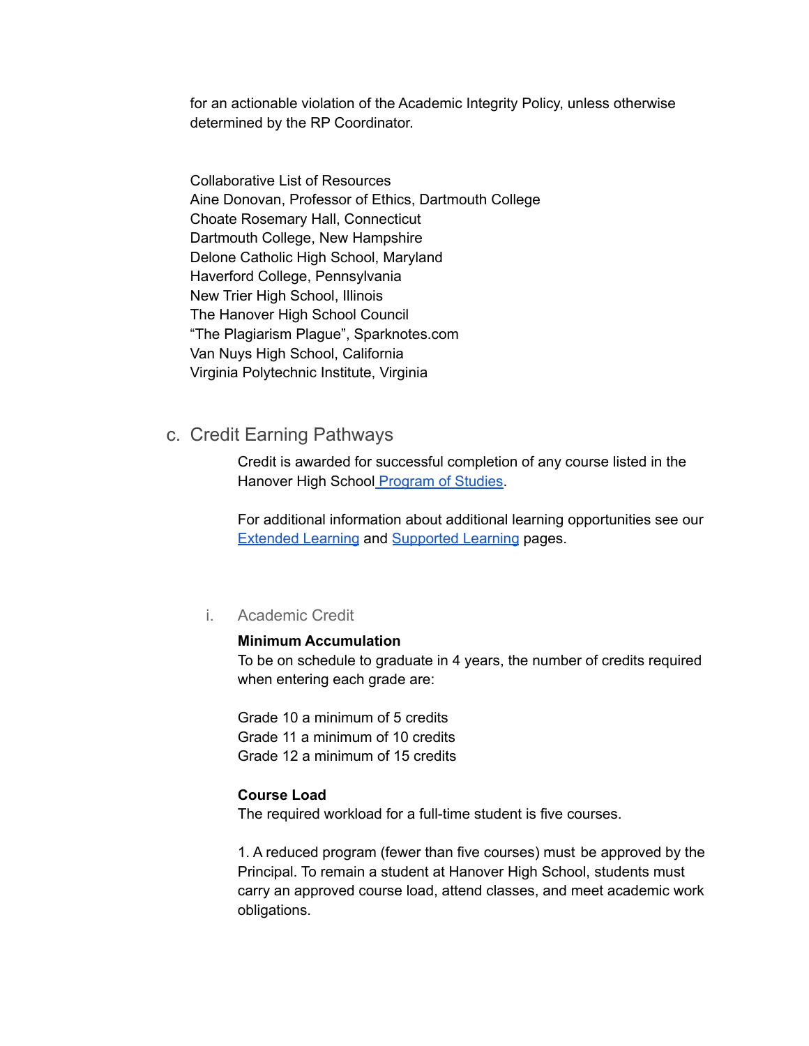for an actionable violation of the Academic Integrity Policy, unless otherwise determined by the RP Coordinator.

Collaborative List of Resources
Aine Donovan, Professor of Ethics, Dartmouth College
Choate Rosemary Hall, Connecticut
Dartmouth College, New Hampshire
Delone Catholic High School, Maryland
Haverford College, Pennsylvania
New Trier High School, Illinois
The Hanover High School Council
"The Plagiarism Plague", Sparknotes.com
Van Nuys High School, California
Virginia Polytechnic Institute, Virginia

## c. Credit Earning Pathways

Credit is awarded for successful completion of any course listed in the Hanover High School Program of Studies.

For additional information about additional learning opportunities see our Extended Learning and Supported Learning pages.

### i. Academic Credit

**Minimum Accumulation**
To be on schedule to graduate in 4 years, the number of credits required when entering each grade are:

Grade 10 a minimum of 5 credits
Grade 11 a minimum of 10 credits
Grade 12 a minimum of 15 credits

**Course Load**
The required workload for a full-time student is five courses.

1. A reduced program (fewer than five courses) must be approved by the Principal. To remain a student at Hanover High School, students must carry an approved course load, attend classes, and meet academic work obligations.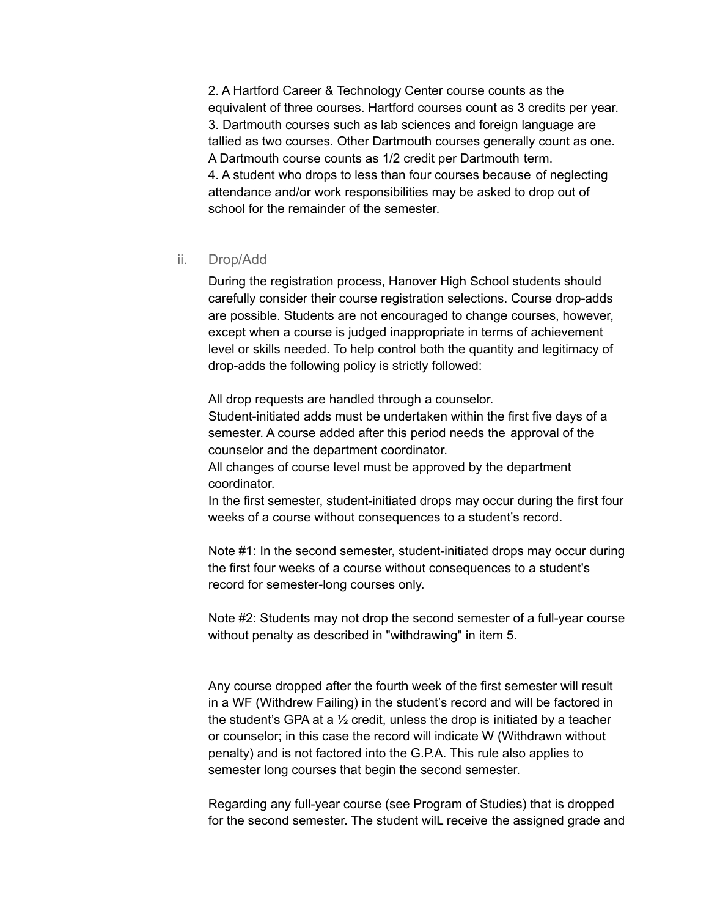2. A Hartford Career & Technology Center course counts as the equivalent of three courses. Hartford courses count as 3 credits per year.
3. Dartmouth courses such as lab sciences and foreign language are tallied as two courses. Other Dartmouth courses generally count as one. A Dartmouth course counts as 1/2 credit per Dartmouth term.
4. A student who drops to less than four courses because of neglecting attendance and/or work responsibilities may be asked to drop out of school for the remainder of the semester.

ii. Drop/Add

During the registration process, Hanover High School students should carefully consider their course registration selections. Course drop-adds are possible. Students are not encouraged to change courses, however, except when a course is judged inappropriate in terms of achievement level or skills needed. To help control both the quantity and legitimacy of drop-adds the following policy is strictly followed:

All drop requests are handled through a counselor.
Student-initiated adds must be undertaken within the first five days of a semester. A course added after this period needs the approval of the counselor and the department coordinator.
All changes of course level must be approved by the department coordinator.
In the first semester, student-initiated drops may occur during the first four weeks of a course without consequences to a student's record.

Note #1: In the second semester, student-initiated drops may occur during the first four weeks of a course without consequences to a student's record for semester-long courses only.

Note #2: Students may not drop the second semester of a full-year course without penalty as described in "withdrawing" in item 5.

Any course dropped after the fourth week of the first semester will result in a WF (Withdrew Failing) in the student's record and will be factored in the student's GPA at a ½ credit, unless the drop is initiated by a teacher or counselor; in this case the record will indicate W (Withdrawn without penalty) and is not factored into the G.P.A. This rule also applies to semester long courses that begin the second semester.

Regarding any full-year course (see Program of Studies) that is dropped for the second semester. The student wilL receive the assigned grade and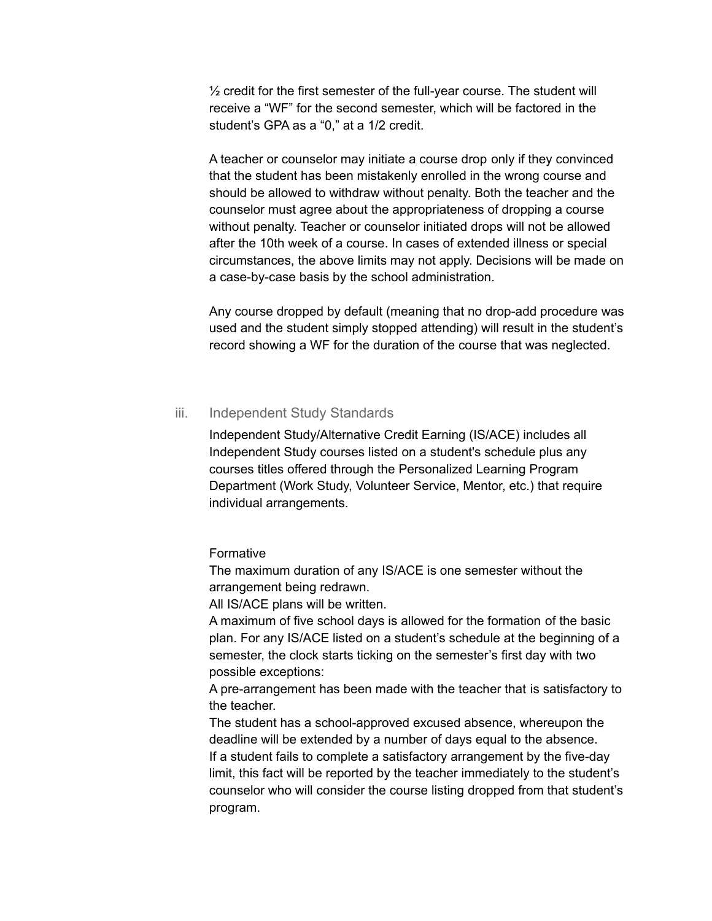½ credit for the first semester of the full-year course. The student will receive a "WF" for the second semester, which will be factored in the student's GPA as a "0," at a 1/2 credit.

A teacher or counselor may initiate a course drop only if they convinced that the student has been mistakenly enrolled in the wrong course and should be allowed to withdraw without penalty. Both the teacher and the counselor must agree about the appropriateness of dropping a course without penalty. Teacher or counselor initiated drops will not be allowed after the 10th week of a course. In cases of extended illness or special circumstances, the above limits may not apply. Decisions will be made on a case-by-case basis by the school administration.

Any course dropped by default (meaning that no drop-add procedure was used and the student simply stopped attending) will result in the student's record showing a WF for the duration of the course that was neglected.

### iii. Independent Study Standards

Independent Study/Alternative Credit Earning (IS/ACE) includes all Independent Study courses listed on a student's schedule plus any courses titles offered through the Personalized Learning Program Department (Work Study, Volunteer Service, Mentor, etc.) that require individual arrangements.

Formative

The maximum duration of any IS/ACE is one semester without the arrangement being redrawn.

All IS/ACE plans will be written.

A maximum of five school days is allowed for the formation of the basic plan. For any IS/ACE listed on a student's schedule at the beginning of a semester, the clock starts ticking on the semester's first day with two possible exceptions:

A pre-arrangement has been made with the teacher that is satisfactory to the teacher.

The student has a school-approved excused absence, whereupon the deadline will be extended by a number of days equal to the absence.

If a student fails to complete a satisfactory arrangement by the five-day limit, this fact will be reported by the teacher immediately to the student's counselor who will consider the course listing dropped from that student's program.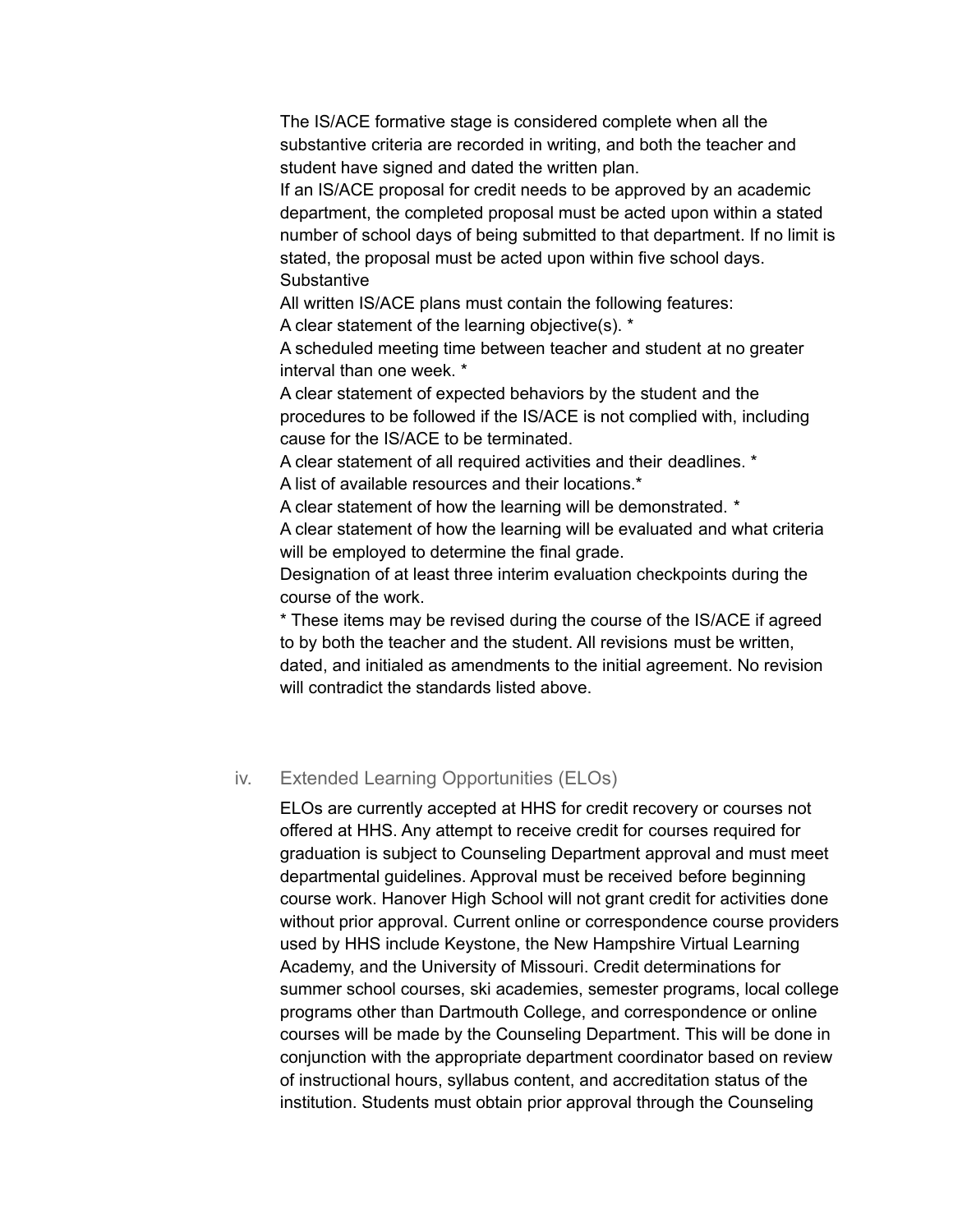The IS/ACE formative stage is considered complete when all the substantive criteria are recorded in writing, and both the teacher and student have signed and dated the written plan.

If an IS/ACE proposal for credit needs to be approved by an academic department, the completed proposal must be acted upon within a stated number of school days of being submitted to that department. If no limit is stated, the proposal must be acted upon within five school days.

Substantive

All written IS/ACE plans must contain the following features:

A clear statement of the learning objective(s). *

A scheduled meeting time between teacher and student at no greater interval than one week. *

A clear statement of expected behaviors by the student and the procedures to be followed if the IS/ACE is not complied with, including cause for the IS/ACE to be terminated.

A clear statement of all required activities and their deadlines. *

A list of available resources and their locations.*

A clear statement of how the learning will be demonstrated. *

A clear statement of how the learning will be evaluated and what criteria will be employed to determine the final grade.

Designation of at least three interim evaluation checkpoints during the course of the work.

* These items may be revised during the course of the IS/ACE if agreed to by both the teacher and the student. All revisions must be written, dated, and initialed as amendments to the initial agreement. No revision will contradict the standards listed above.

### iv. Extended Learning Opportunities (ELOs)

ELOs are currently accepted at HHS for credit recovery or courses not offered at HHS. Any attempt to receive credit for courses required for graduation is subject to Counseling Department approval and must meet departmental guidelines. Approval must be received before beginning course work. Hanover High School will not grant credit for activities done without prior approval. Current online or correspondence course providers used by HHS include Keystone, the New Hampshire Virtual Learning Academy, and the University of Missouri. Credit determinations for summer school courses, ski academies, semester programs, local college programs other than Dartmouth College, and correspondence or online courses will be made by the Counseling Department. This will be done in conjunction with the appropriate department coordinator based on review of instructional hours, syllabus content, and accreditation status of the institution. Students must obtain prior approval through the Counseling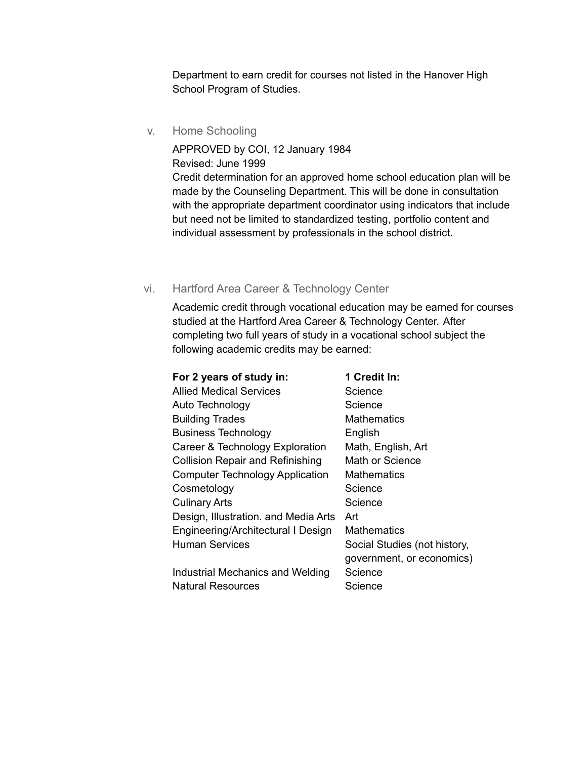Department to earn credit for courses not listed in the Hanover High School Program of Studies.

### v. Home Schooling

APPROVED by COI, 12 January 1984
Revised: June 1999
Credit determination for an approved home school education plan will be made by the Counseling Department. This will be done in consultation with the appropriate department coordinator using indicators that include but need not be limited to standardized testing, portfolio content and individual assessment by professionals in the school district.

### vi. Hartford Area Career & Technology Center

Academic credit through vocational education may be earned for courses studied at the Hartford Area Career & Technology Center. After completing two full years of study in a vocational school subject the following academic credits may be earned:

| **For 2 years of study in:** | **1 Credit In:** |
|---|---|
| Allied Medical Services | Science |
| Auto Technology | Science |
| Building Trades | Mathematics |
| Business Technology | English |
| Career & Technology Exploration | Math, English, Art |
| Collision Repair and Refinishing | Math or Science |
| Computer Technology Application | Mathematics |
| Cosmetology | Science |
| Culinary Arts | Science |
| Design, Illustration. and Media Arts | Art |
| Engineering/Architectural I Design | Mathematics |
| Human Services | Social Studies (not history, government, or economics) |
| Industrial Mechanics and Welding | Science |
| Natural Resources | Science |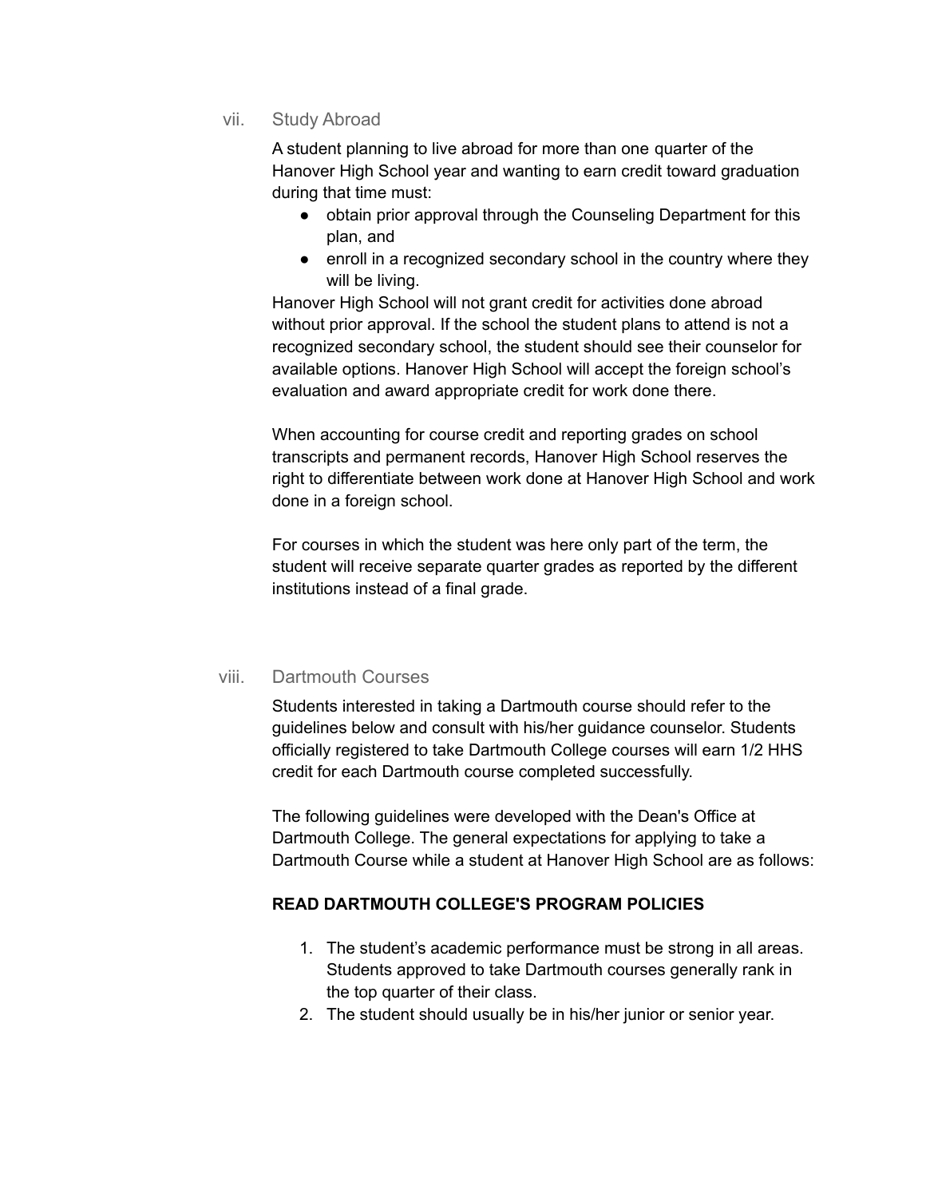### vii. Study Abroad

A student planning to live abroad for more than one quarter of the Hanover High School year and wanting to earn credit toward graduation during that time must:

- obtain prior approval through the Counseling Department for this plan, and
- enroll in a recognized secondary school in the country where they will be living.

Hanover High School will not grant credit for activities done abroad without prior approval. If the school the student plans to attend is not a recognized secondary school, the student should see their counselor for available options. Hanover High School will accept the foreign school's evaluation and award appropriate credit for work done there.

When accounting for course credit and reporting grades on school transcripts and permanent records, Hanover High School reserves the right to differentiate between work done at Hanover High School and work done in a foreign school.

For courses in which the student was here only part of the term, the student will receive separate quarter grades as reported by the different institutions instead of a final grade.

### viii. Dartmouth Courses

Students interested in taking a Dartmouth course should refer to the guidelines below and consult with his/her guidance counselor. Students officially registered to take Dartmouth College courses will earn 1/2 HHS credit for each Dartmouth course completed successfully.

The following guidelines were developed with the Dean's Office at Dartmouth College. The general expectations for applying to take a Dartmouth Course while a student at Hanover High School are as follows:

**READ DARTMOUTH COLLEGE'S PROGRAM POLICIES**

1. The student's academic performance must be strong in all areas. Students approved to take Dartmouth courses generally rank in the top quarter of their class.
2. The student should usually be in his/her junior or senior year.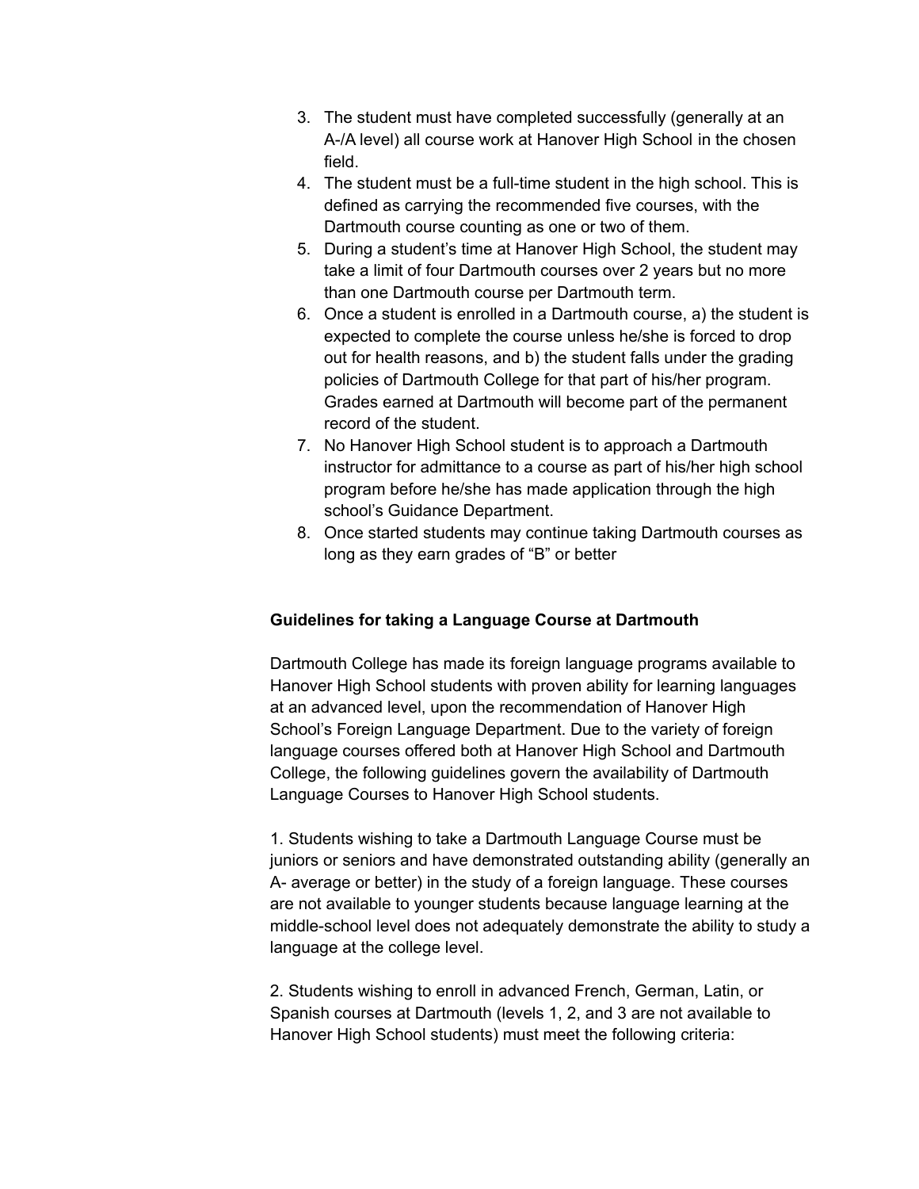3. The student must have completed successfully (generally at an A-/A level) all course work at Hanover High School in the chosen field.
4. The student must be a full-time student in the high school. This is defined as carrying the recommended five courses, with the Dartmouth course counting as one or two of them.
5. During a student's time at Hanover High School, the student may take a limit of four Dartmouth courses over 2 years but no more than one Dartmouth course per Dartmouth term.
6. Once a student is enrolled in a Dartmouth course, a) the student is expected to complete the course unless he/she is forced to drop out for health reasons, and b) the student falls under the grading policies of Dartmouth College for that part of his/her program. Grades earned at Dartmouth will become part of the permanent record of the student.
7. No Hanover High School student is to approach a Dartmouth instructor for admittance to a course as part of his/her high school program before he/she has made application through the high school's Guidance Department.
8. Once started students may continue taking Dartmouth courses as long as they earn grades of "B" or better

**Guidelines for taking a Language Course at Dartmouth**

Dartmouth College has made its foreign language programs available to Hanover High School students with proven ability for learning languages at an advanced level, upon the recommendation of Hanover High School's Foreign Language Department. Due to the variety of foreign language courses offered both at Hanover High School and Dartmouth College, the following guidelines govern the availability of Dartmouth Language Courses to Hanover High School students.

1. Students wishing to take a Dartmouth Language Course must be juniors or seniors and have demonstrated outstanding ability (generally an A- average or better) in the study of a foreign language. These courses are not available to younger students because language learning at the middle-school level does not adequately demonstrate the ability to study a language at the college level.

2. Students wishing to enroll in advanced French, German, Latin, or Spanish courses at Dartmouth (levels 1, 2, and 3 are not available to Hanover High School students) must meet the following criteria: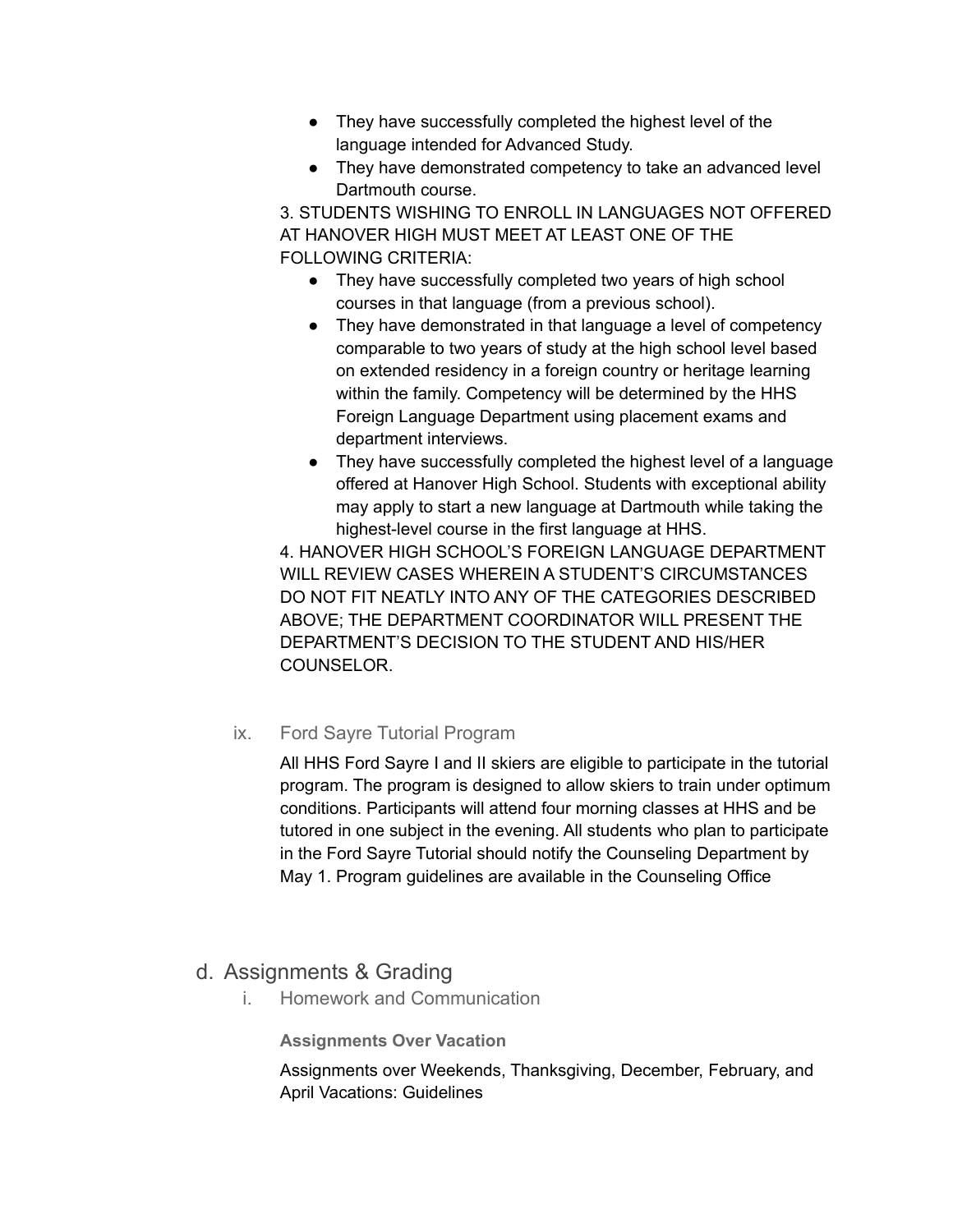- They have successfully completed the highest level of the language intended for Advanced Study.
- They have demonstrated competency to take an advanced level Dartmouth course.

3. STUDENTS WISHING TO ENROLL IN LANGUAGES NOT OFFERED AT HANOVER HIGH MUST MEET AT LEAST ONE OF THE FOLLOWING CRITERIA:

- They have successfully completed two years of high school courses in that language (from a previous school).
- They have demonstrated in that language a level of competency comparable to two years of study at the high school level based on extended residency in a foreign country or heritage learning within the family. Competency will be determined by the HHS Foreign Language Department using placement exams and department interviews.
- They have successfully completed the highest level of a language offered at Hanover High School. Students with exceptional ability may apply to start a new language at Dartmouth while taking the highest-level course in the first language at HHS.

4. HANOVER HIGH SCHOOL'S FOREIGN LANGUAGE DEPARTMENT WILL REVIEW CASES WHEREIN A STUDENT'S CIRCUMSTANCES DO NOT FIT NEATLY INTO ANY OF THE CATEGORIES DESCRIBED ABOVE; THE DEPARTMENT COORDINATOR WILL PRESENT THE DEPARTMENT'S DECISION TO THE STUDENT AND HIS/HER COUNSELOR.

#### ix. Ford Sayre Tutorial Program

All HHS Ford Sayre I and II skiers are eligible to participate in the tutorial program. The program is designed to allow skiers to train under optimum conditions. Participants will attend four morning classes at HHS and be tutored in one subject in the evening. All students who plan to participate in the Ford Sayre Tutorial should notify the Counseling Department by May 1. Program guidelines are available in the Counseling Office

### d. Assignments & Grading

#### i. Homework and Communication

**Assignments Over Vacation**

Assignments over Weekends, Thanksgiving, December, February, and April Vacations: Guidelines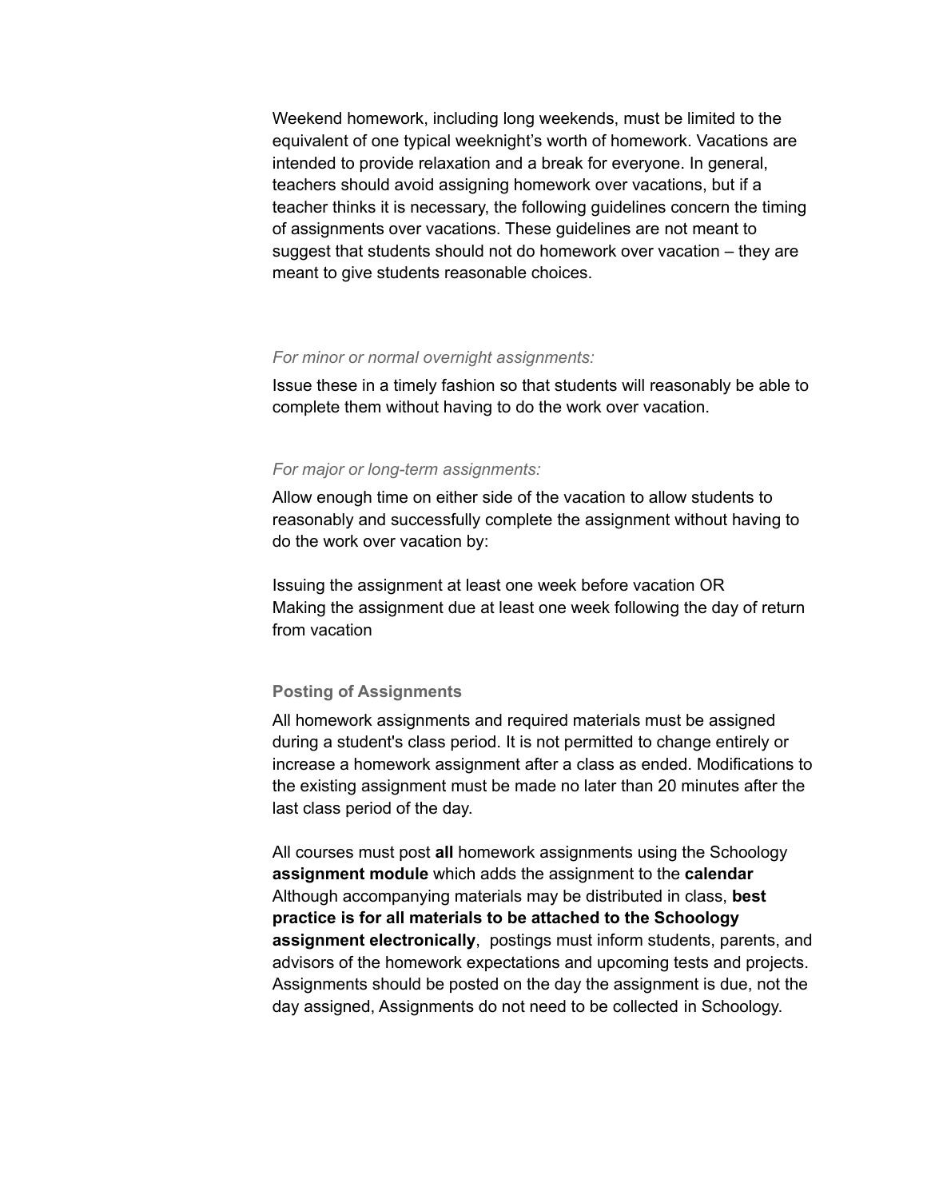Weekend homework, including long weekends, must be limited to the equivalent of one typical weeknight's worth of homework. Vacations are intended to provide relaxation and a break for everyone. In general, teachers should avoid assigning homework over vacations, but if a teacher thinks it is necessary, the following guidelines concern the timing of assignments over vacations. These guidelines are not meant to suggest that students should not do homework over vacation – they are meant to give students reasonable choices.

*For minor or normal overnight assignments:*

Issue these in a timely fashion so that students will reasonably be able to complete them without having to do the work over vacation.

*For major or long-term assignments:*

Allow enough time on either side of the vacation to allow students to reasonably and successfully complete the assignment without having to do the work over vacation by:

Issuing the assignment at least one week before vacation OR
Making the assignment due at least one week following the day of return from vacation

### Posting of Assignments

All homework assignments and required materials must be assigned during a student's class period. It is not permitted to change entirely or increase a homework assignment after a class as ended. Modifications to the existing assignment must be made no later than 20 minutes after the last class period of the day.

All courses must post **all** homework assignments using the Schoology **assignment module** which adds the assignment to the **calendar** Although accompanying materials may be distributed in class, **best practice is for all materials to be attached to the Schoology assignment electronically**, postings must inform students, parents, and advisors of the homework expectations and upcoming tests and projects. Assignments should be posted on the day the assignment is due, not the day assigned, Assignments do not need to be collected in Schoology.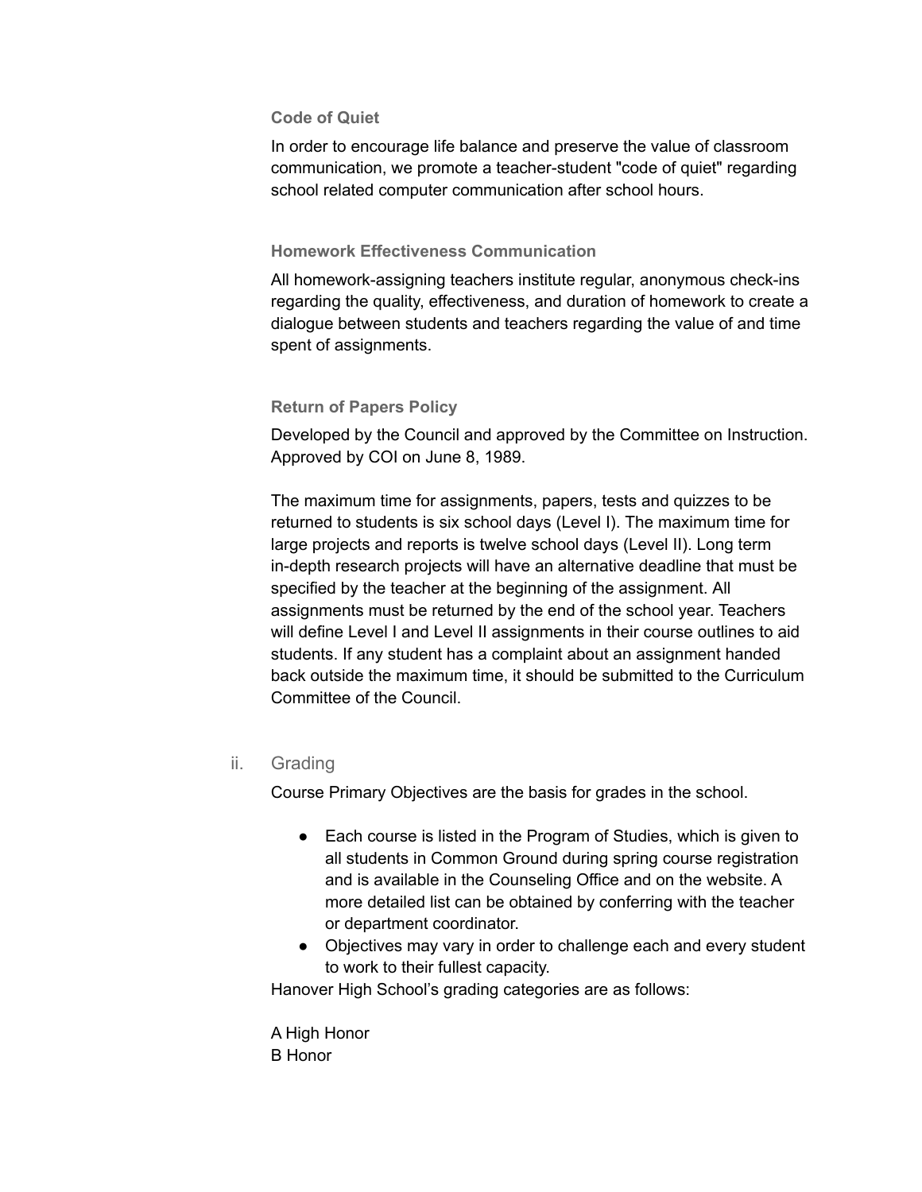**Code of Quiet**

In order to encourage life balance and preserve the value of classroom communication, we promote a teacher-student "code of quiet" regarding school related computer communication after school hours.

**Homework Effectiveness Communication**

All homework-assigning teachers institute regular, anonymous check-ins regarding the quality, effectiveness, and duration of homework to create a dialogue between students and teachers regarding the value of and time spent of assignments.

**Return of Papers Policy**

Developed by the Council and approved by the Committee on Instruction. Approved by COI on June 8, 1989.

The maximum time for assignments, papers, tests and quizzes to be returned to students is six school days (Level I). The maximum time for large projects and reports is twelve school days (Level II). Long term in-depth research projects will have an alternative deadline that must be specified by the teacher at the beginning of the assignment. All assignments must be returned by the end of the school year. Teachers will define Level I and Level II assignments in their course outlines to aid students. If any student has a complaint about an assignment handed back outside the maximum time, it should be submitted to the Curriculum Committee of the Council.

ii. Grading

Course Primary Objectives are the basis for grades in the school.

- Each course is listed in the Program of Studies, which is given to all students in Common Ground during spring course registration and is available in the Counseling Office and on the website. A more detailed list can be obtained by conferring with the teacher or department coordinator.
- Objectives may vary in order to challenge each and every student to work to their fullest capacity.

Hanover High School's grading categories are as follows:

A High Honor
B Honor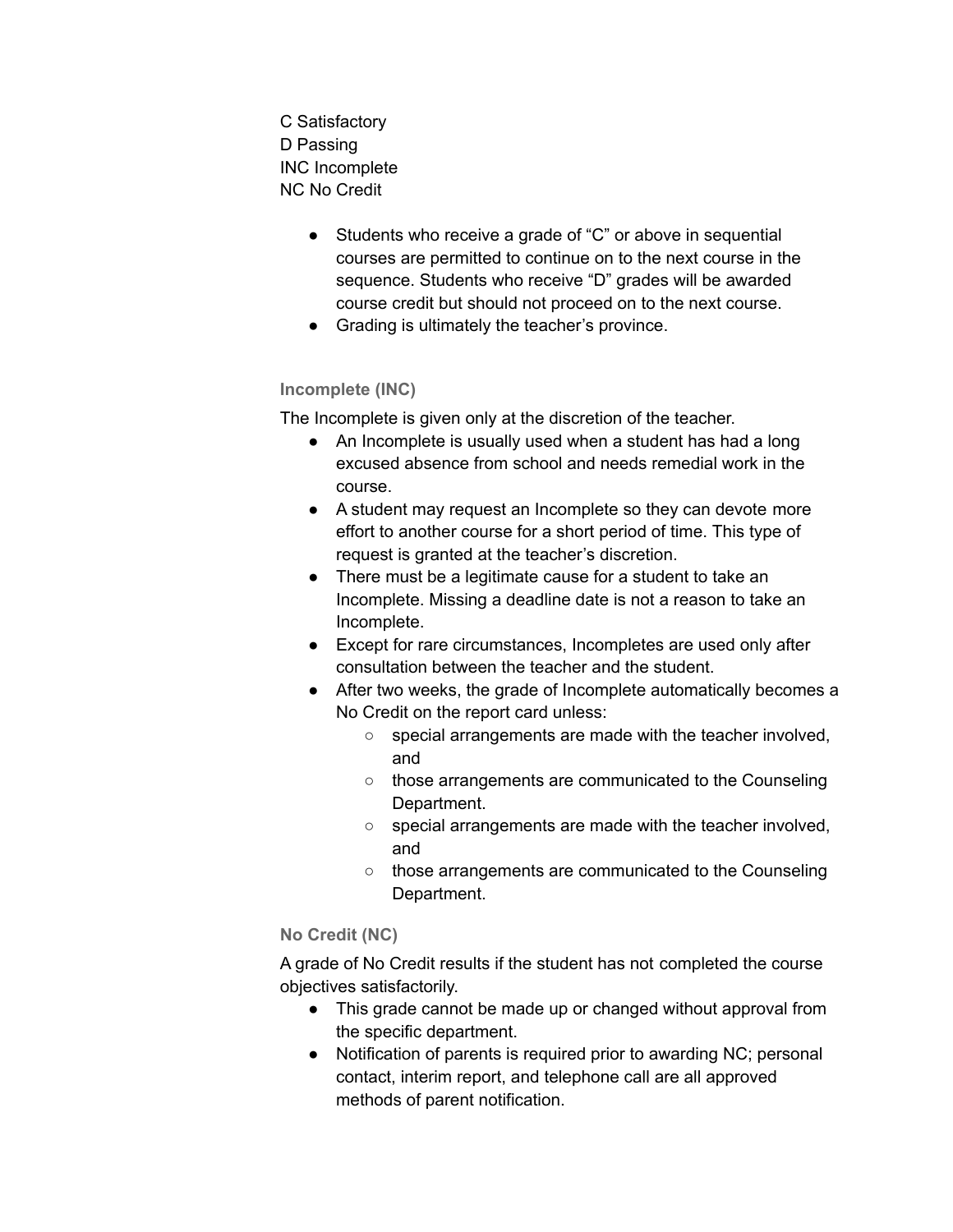C Satisfactory
D Passing
INC Incomplete
NC No Credit

- Students who receive a grade of “C” or above in sequential courses are permitted to continue on to the next course in the sequence. Students who receive “D” grades will be awarded course credit but should not proceed on to the next course.
- Grading is ultimately the teacher’s province.

### Incomplete (INC)

The Incomplete is given only at the discretion of the teacher.

- An Incomplete is usually used when a student has had a long excused absence from school and needs remedial work in the course.
- A student may request an Incomplete so they can devote more effort to another course for a short period of time. This type of request is granted at the teacher’s discretion.
- There must be a legitimate cause for a student to take an Incomplete. Missing a deadline date is not a reason to take an Incomplete.
- Except for rare circumstances, Incompletes are used only after consultation between the teacher and the student.
- After two weeks, the grade of Incomplete automatically becomes a No Credit on the report card unless:
    - special arrangements are made with the teacher involved, and
    - those arrangements are communicated to the Counseling Department.
    - special arrangements are made with the teacher involved, and
    - those arrangements are communicated to the Counseling Department.

### No Credit (NC)

A grade of No Credit results if the student has not completed the course objectives satisfactorily.

- This grade cannot be made up or changed without approval from the specific department.
- Notification of parents is required prior to awarding NC; personal contact, interim report, and telephone call are all approved methods of parent notification.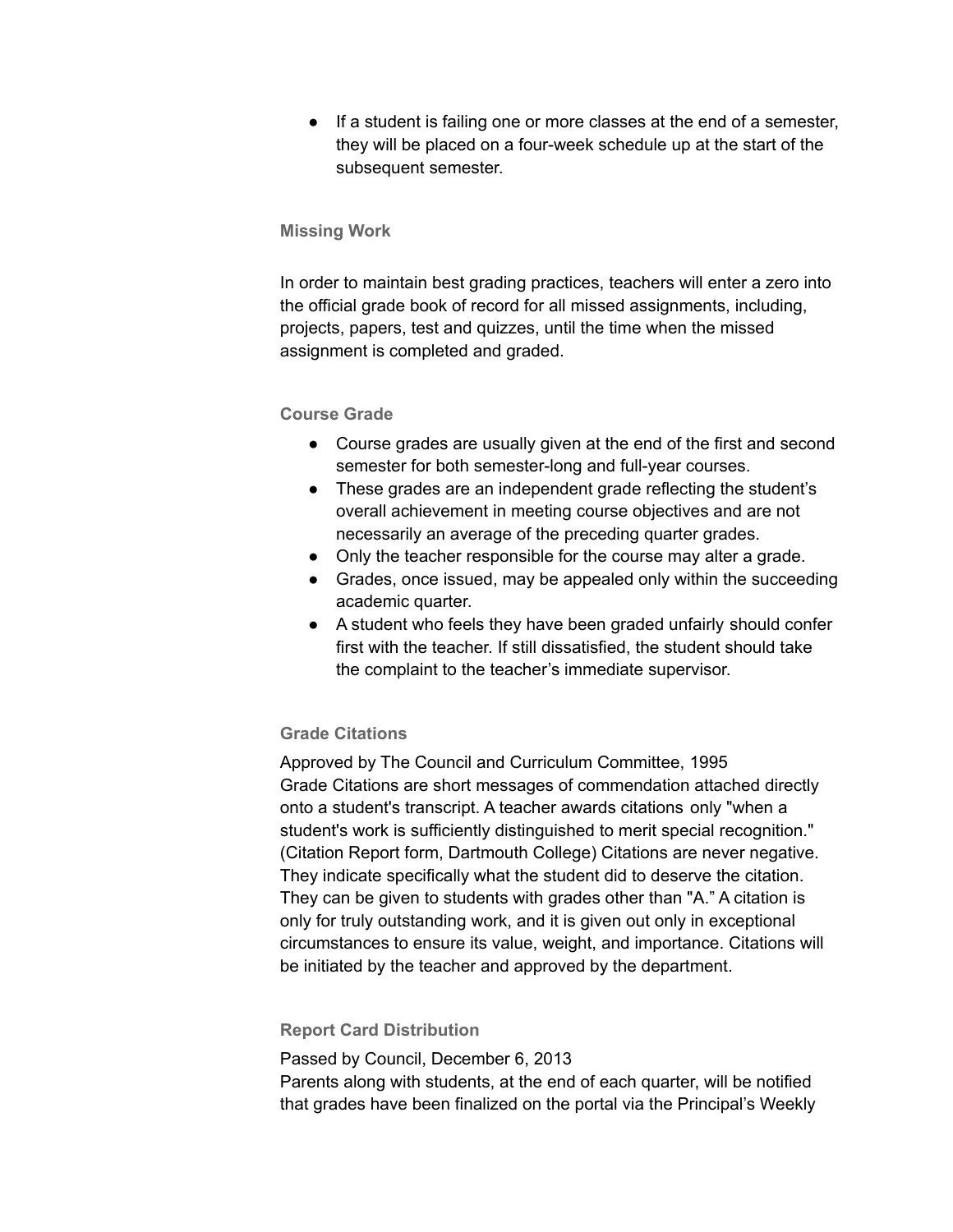- If a student is failing one or more classes at the end of a semester, they will be placed on a four-week schedule up at the start of the subsequent semester.

### Missing Work

In order to maintain best grading practices, teachers will enter a zero into the official grade book of record for all missed assignments, including, projects, papers, test and quizzes, until the time when the missed assignment is completed and graded.

### Course Grade

- Course grades are usually given at the end of the first and second semester for both semester-long and full-year courses.
- These grades are an independent grade reflecting the student's overall achievement in meeting course objectives and are not necessarily an average of the preceding quarter grades.
- Only the teacher responsible for the course may alter a grade.
- Grades, once issued, may be appealed only within the succeeding academic quarter.
- A student who feels they have been graded unfairly should confer first with the teacher. If still dissatisfied, the student should take the complaint to the teacher's immediate supervisor.

### Grade Citations

Approved by The Council and Curriculum Committee, 1995
Grade Citations are short messages of commendation attached directly onto a student's transcript. A teacher awards citations only "when a student's work is sufficiently distinguished to merit special recognition." (Citation Report form, Dartmouth College) Citations are never negative. They indicate specifically what the student did to deserve the citation. They can be given to students with grades other than "A." A citation is only for truly outstanding work, and it is given out only in exceptional circumstances to ensure its value, weight, and importance. Citations will be initiated by the teacher and approved by the department.

### Report Card Distribution

Passed by Council, December 6, 2013
Parents along with students, at the end of each quarter, will be notified that grades have been finalized on the portal via the Principal's Weekly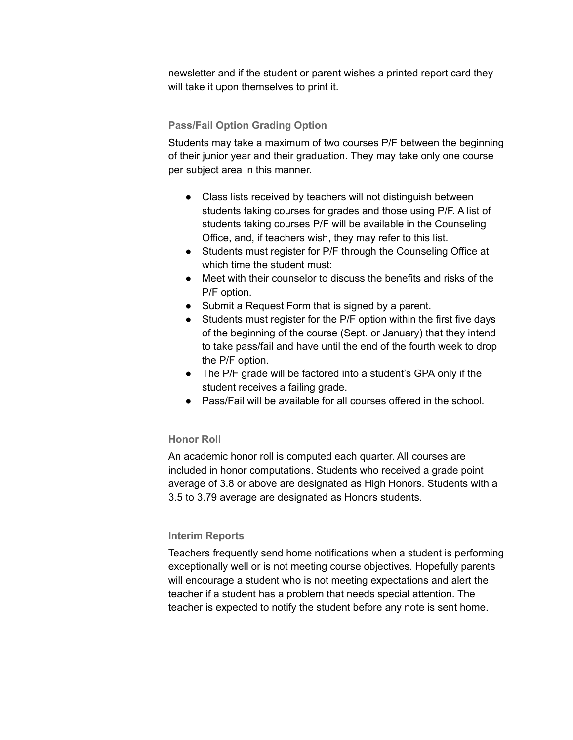newsletter and if the student or parent wishes a printed report card they will take it upon themselves to print it.

### Pass/Fail Option Grading Option

Students may take a maximum of two courses P/F between the beginning of their junior year and their graduation. They may take only one course per subject area in this manner.

- Class lists received by teachers will not distinguish between students taking courses for grades and those using P/F. A list of students taking courses P/F will be available in the Counseling Office, and, if teachers wish, they may refer to this list.
- Students must register for P/F through the Counseling Office at which time the student must:
- Meet with their counselor to discuss the benefits and risks of the P/F option.
- Submit a Request Form that is signed by a parent.
- Students must register for the P/F option within the first five days of the beginning of the course (Sept. or January) that they intend to take pass/fail and have until the end of the fourth week to drop the P/F option.
- The P/F grade will be factored into a student's GPA only if the student receives a failing grade.
- Pass/Fail will be available for all courses offered in the school.

### Honor Roll

An academic honor roll is computed each quarter. All courses are included in honor computations. Students who received a grade point average of 3.8 or above are designated as High Honors. Students with a 3.5 to 3.79 average are designated as Honors students.

### Interim Reports

Teachers frequently send home notifications when a student is performing exceptionally well or is not meeting course objectives. Hopefully parents will encourage a student who is not meeting expectations and alert the teacher if a student has a problem that needs special attention. The teacher is expected to notify the student before any note is sent home.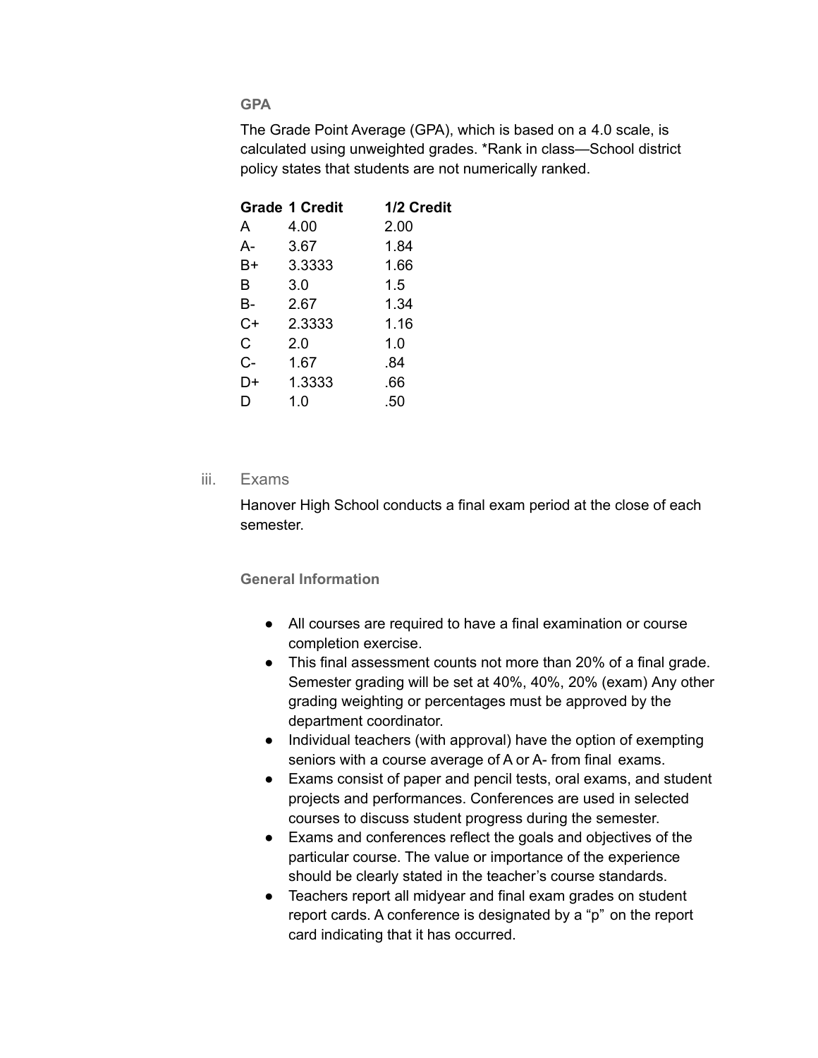### GPA

The Grade Point Average (GPA), which is based on a 4.0 scale, is calculated using unweighted grades. *Rank in class—School district policy states that students are not numerically ranked.

| Grade | 1 Credit | 1/2 Credit |
|---|---|---|
| A | 4.00 | 2.00 |
| A- | 3.67 | 1.84 |
| B+ | 3.3333 | 1.66 |
| B | 3.0 | 1.5 |
| B- | 2.67 | 1.34 |
| C+ | 2.3333 | 1.16 |
| C | 2.0 | 1.0 |
| C- | 1.67 | .84 |
| D+ | 1.3333 | .66 |
| D | 1.0 | .50 |

## iii. Exams

Hanover High School conducts a final exam period at the close of each semester.

### General Information

- All courses are required to have a final examination or course completion exercise.
- This final assessment counts not more than 20% of a final grade. Semester grading will be set at 40%, 40%, 20% (exam) Any other grading weighting or percentages must be approved by the department coordinator.
- Individual teachers (with approval) have the option of exempting seniors with a course average of A or A- from final exams.
- Exams consist of paper and pencil tests, oral exams, and student projects and performances. Conferences are used in selected courses to discuss student progress during the semester.
- Exams and conferences reflect the goals and objectives of the particular course. The value or importance of the experience should be clearly stated in the teacher's course standards.
- Teachers report all midyear and final exam grades on student report cards. A conference is designated by a "p" on the report card indicating that it has occurred.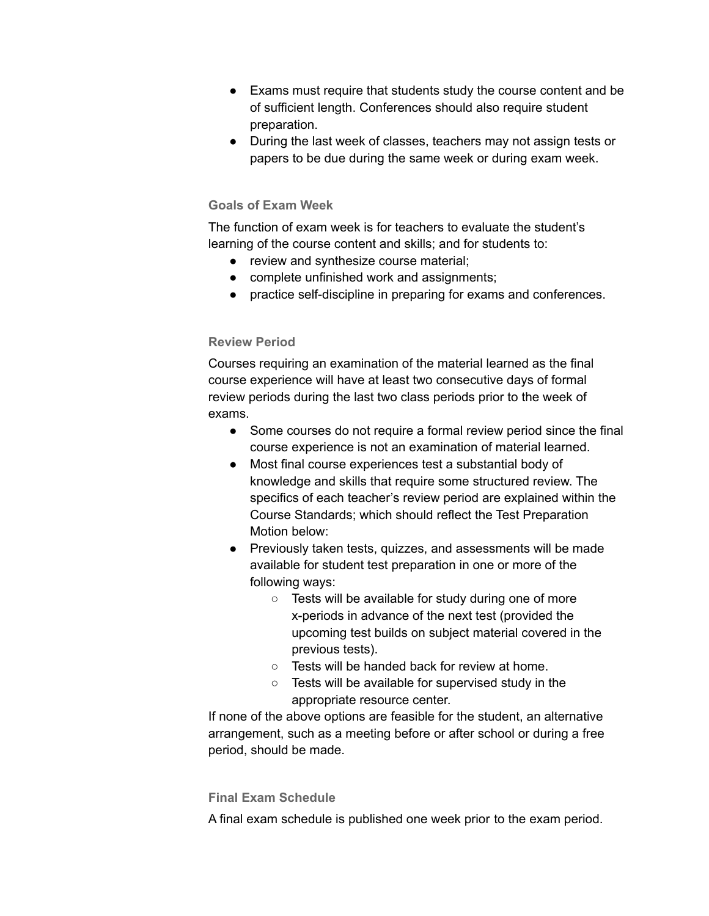- Exams must require that students study the course content and be of sufficient length. Conferences should also require student preparation.
- During the last week of classes, teachers may not assign tests or papers to be due during the same week or during exam week.

### Goals of Exam Week

The function of exam week is for teachers to evaluate the student's learning of the course content and skills; and for students to:

- review and synthesize course material;
- complete unfinished work and assignments;
- practice self-discipline in preparing for exams and conferences.

### Review Period

Courses requiring an examination of the material learned as the final course experience will have at least two consecutive days of formal review periods during the last two class periods prior to the week of exams.

- Some courses do not require a formal review period since the final course experience is not an examination of material learned.
- Most final course experiences test a substantial body of knowledge and skills that require some structured review. The specifics of each teacher's review period are explained within the Course Standards; which should reflect the Test Preparation Motion below:
- Previously taken tests, quizzes, and assessments will be made available for student test preparation in one or more of the following ways:
  - Tests will be available for study during one of more x-periods in advance of the next test (provided the upcoming test builds on subject material covered in the previous tests).
  - Tests will be handed back for review at home.
  - Tests will be available for supervised study in the appropriate resource center.

If none of the above options are feasible for the student, an alternative arrangement, such as a meeting before or after school or during a free period, should be made.

### Final Exam Schedule

A final exam schedule is published one week prior to the exam period.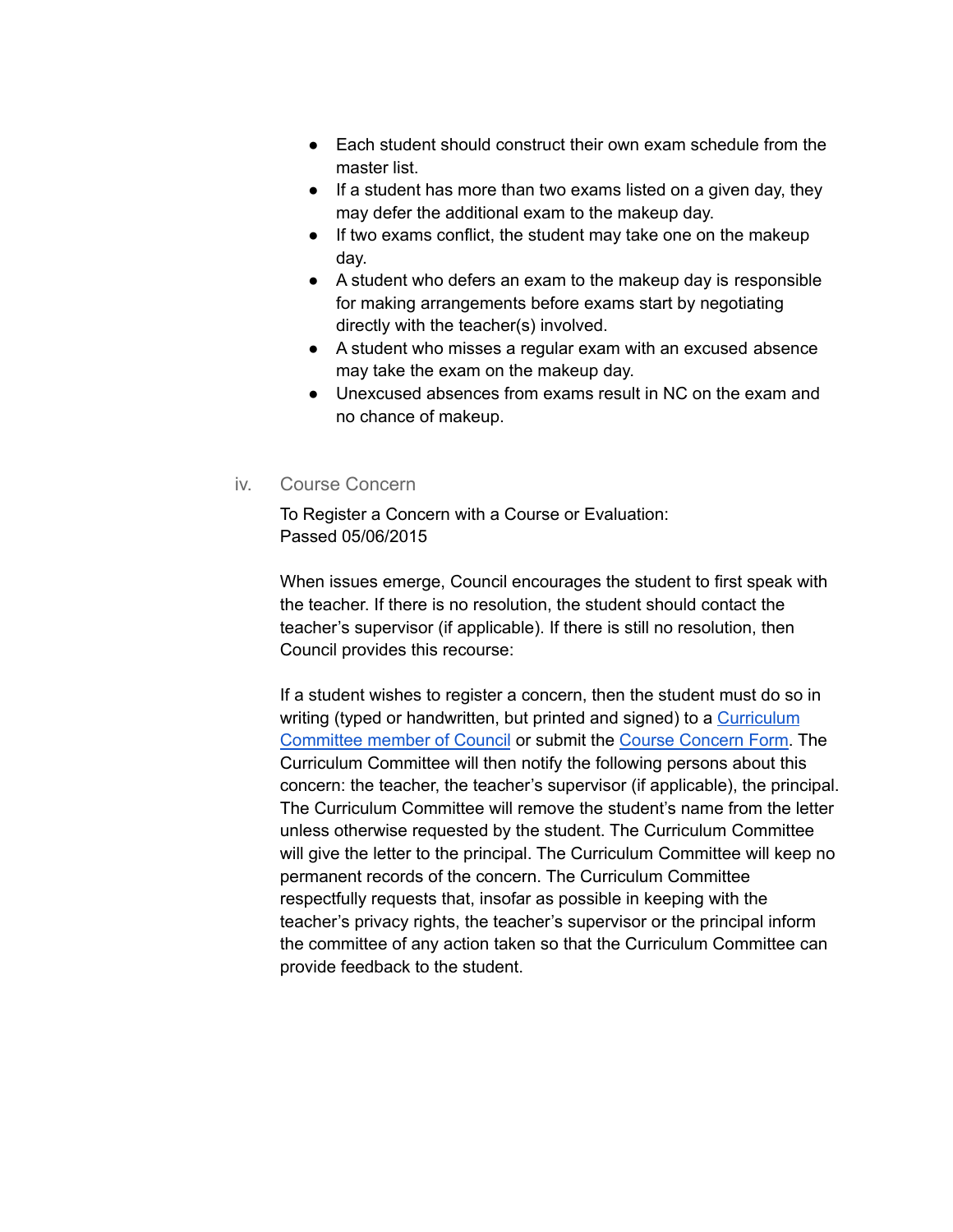- Each student should construct their own exam schedule from the master list.
- If a student has more than two exams listed on a given day, they may defer the additional exam to the makeup day.
- If two exams conflict, the student may take one on the makeup day.
- A student who defers an exam to the makeup day is responsible for making arrangements before exams start by negotiating directly with the teacher(s) involved.
- A student who misses a regular exam with an excused absence may take the exam on the makeup day.
- Unexcused absences from exams result in NC on the exam and no chance of makeup.

### iv. Course Concern

To Register a Concern with a Course or Evaluation:
Passed 05/06/2015

When issues emerge, Council encourages the student to first speak with the teacher. If there is no resolution, the student should contact the teacher's supervisor (if applicable). If there is still no resolution, then Council provides this recourse:

If a student wishes to register a concern, then the student must do so in writing (typed or handwritten, but printed and signed) to a Curriculum Committee member of Council or submit the Course Concern Form. The Curriculum Committee will then notify the following persons about this concern: the teacher, the teacher's supervisor (if applicable), the principal. The Curriculum Committee will remove the student's name from the letter unless otherwise requested by the student. The Curriculum Committee will give the letter to the principal. The Curriculum Committee will keep no permanent records of the concern. The Curriculum Committee respectfully requests that, insofar as possible in keeping with the teacher's privacy rights, the teacher's supervisor or the principal inform the committee of any action taken so that the Curriculum Committee can provide feedback to the student.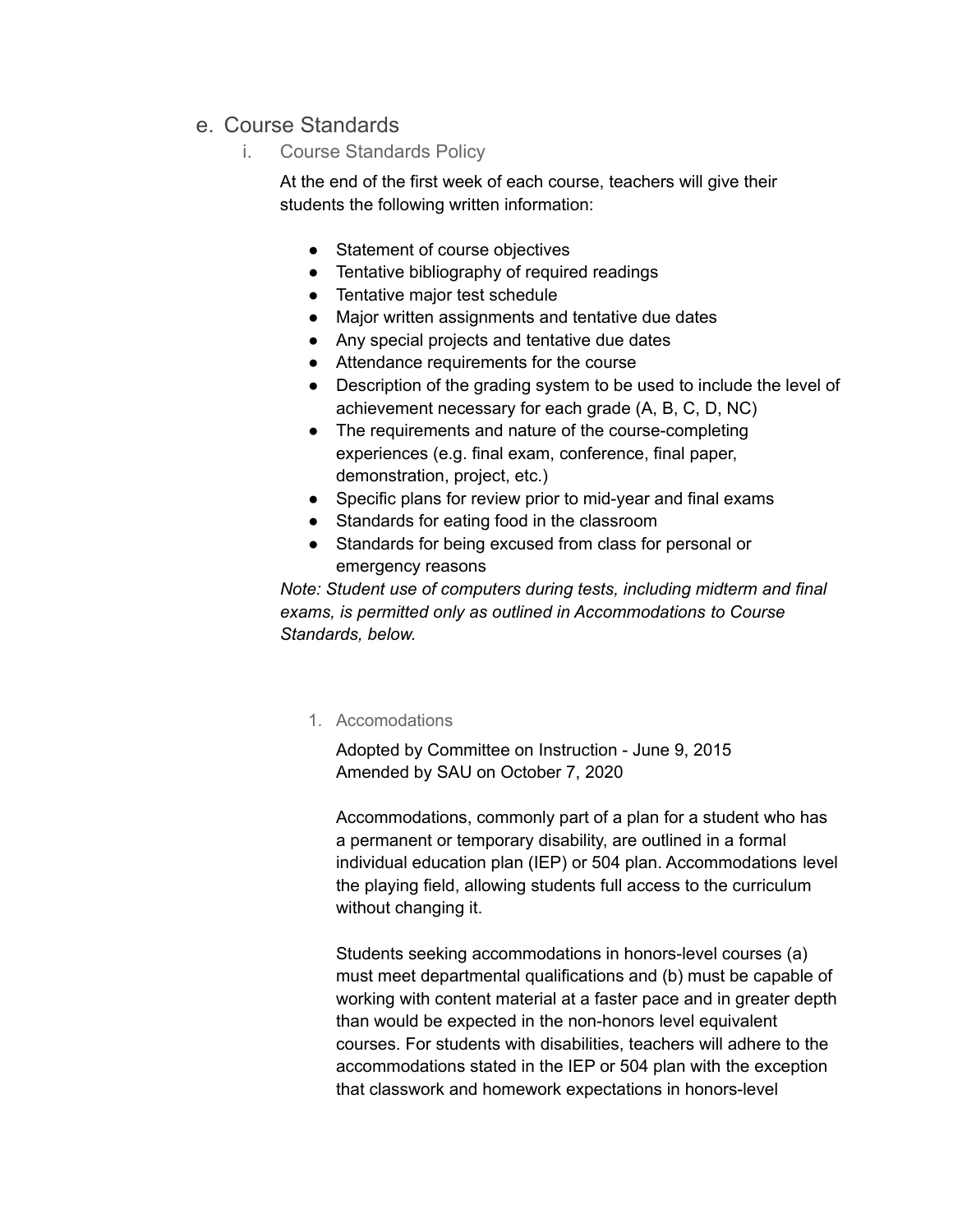## e. Course Standards

### i. Course Standards Policy

At the end of the first week of each course, teachers will give their students the following written information:

- Statement of course objectives
- Tentative bibliography of required readings
- Tentative major test schedule
- Major written assignments and tentative due dates
- Any special projects and tentative due dates
- Attendance requirements for the course
- Description of the grading system to be used to include the level of achievement necessary for each grade (A, B, C, D, NC)
- The requirements and nature of the course-completing experiences (e.g. final exam, conference, final paper, demonstration, project, etc.)
- Specific plans for review prior to mid-year and final exams
- Standards for eating food in the classroom
- Standards for being excused from class for personal or emergency reasons

*Note: Student use of computers during tests, including midterm and final exams, is permitted only as outlined in Accommodations to Course Standards, below.*

#### 1. Accomodations

Adopted by Committee on Instruction - June 9, 2015
Amended by SAU on October 7, 2020

Accommodations, commonly part of a plan for a student who has a permanent or temporary disability, are outlined in a formal individual education plan (IEP) or 504 plan. Accommodations level the playing field, allowing students full access to the curriculum without changing it.

Students seeking accommodations in honors-level courses (a) must meet departmental qualifications and (b) must be capable of working with content material at a faster pace and in greater depth than would be expected in the non-honors level equivalent courses. For students with disabilities, teachers will adhere to the accommodations stated in the IEP or 504 plan with the exception that classwork and homework expectations in honors-level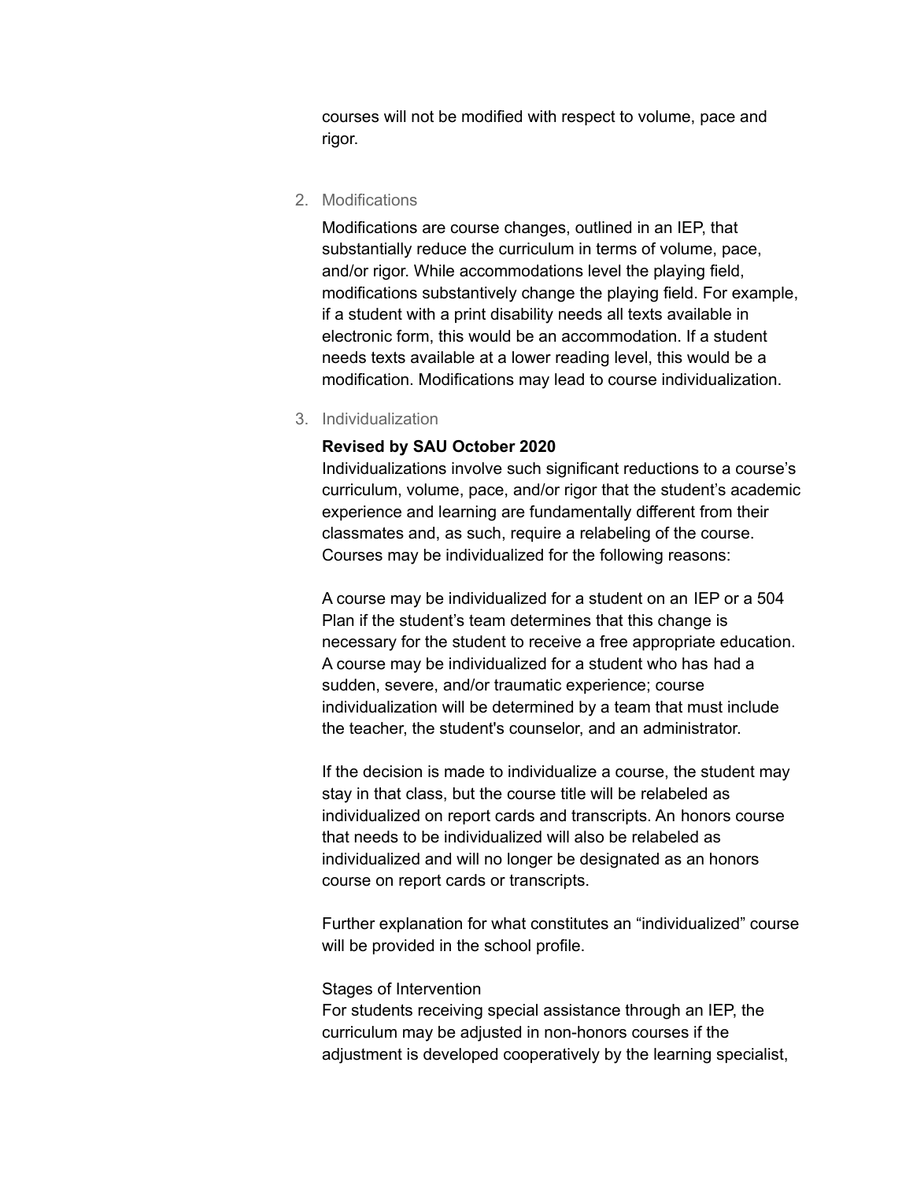courses will not be modified with respect to volume, pace and rigor.

2. Modifications

   Modifications are course changes, outlined in an IEP, that substantially reduce the curriculum in terms of volume, pace, and/or rigor. While accommodations level the playing field, modifications substantively change the playing field. For example, if a student with a print disability needs all texts available in electronic form, this would be an accommodation. If a student needs texts available at a lower reading level, this would be a modification. Modifications may lead to course individualization.

3. Individualization

   **Revised by SAU October 2020**
   Individualizations involve such significant reductions to a course's curriculum, volume, pace, and/or rigor that the student's academic experience and learning are fundamentally different from their classmates and, as such, require a relabeling of the course. Courses may be individualized for the following reasons:

   A course may be individualized for a student on an IEP or a 504 Plan if the student's team determines that this change is necessary for the student to receive a free appropriate education. A course may be individualized for a student who has had a sudden, severe, and/or traumatic experience; course individualization will be determined by a team that must include the teacher, the student's counselor, and an administrator.

   If the decision is made to individualize a course, the student may stay in that class, but the course title will be relabeled as individualized on report cards and transcripts. An honors course that needs to be individualized will also be relabeled as individualized and will no longer be designated as an honors course on report cards or transcripts.

   Further explanation for what constitutes an "individualized" course will be provided in the school profile.

   Stages of Intervention
   For students receiving special assistance through an IEP, the curriculum may be adjusted in non-honors courses if the adjustment is developed cooperatively by the learning specialist,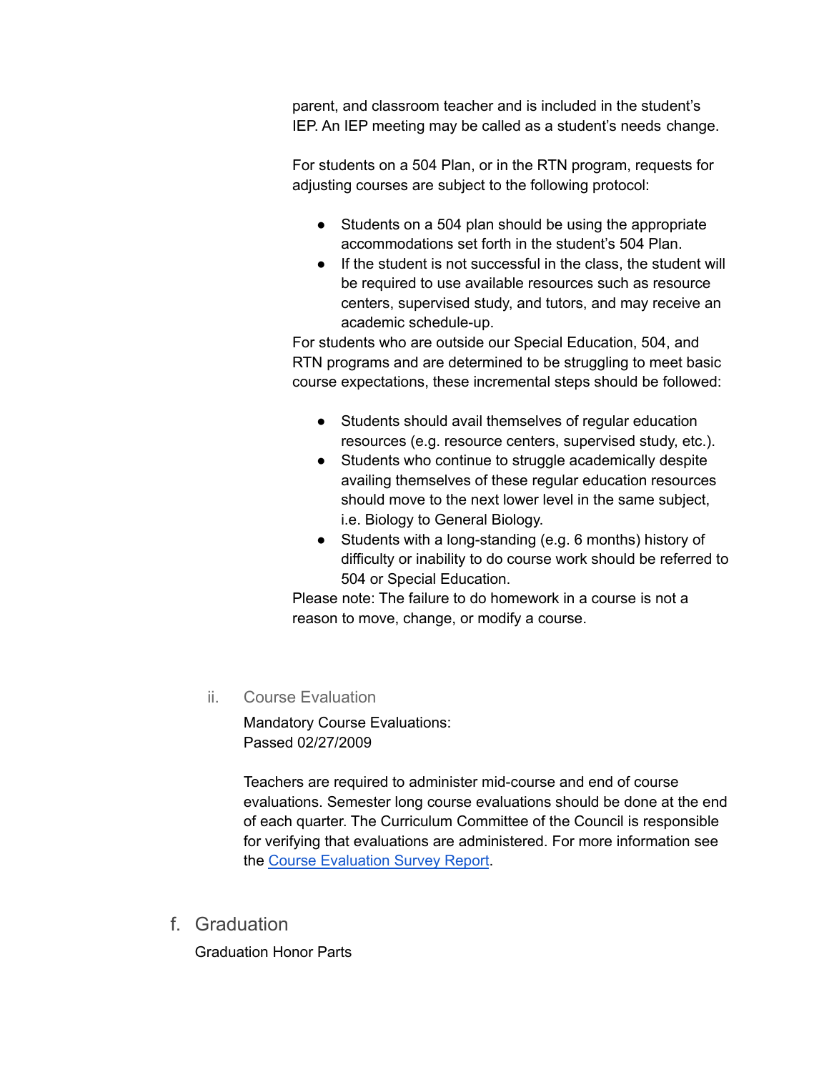parent, and classroom teacher and is included in the student's IEP. An IEP meeting may be called as a student's needs change.

For students on a 504 Plan, or in the RTN program, requests for adjusting courses are subject to the following protocol:

- Students on a 504 plan should be using the appropriate accommodations set forth in the student's 504 Plan.
- If the student is not successful in the class, the student will be required to use available resources such as resource centers, supervised study, and tutors, and may receive an academic schedule-up.

For students who are outside our Special Education, 504, and RTN programs and are determined to be struggling to meet basic course expectations, these incremental steps should be followed:

- Students should avail themselves of regular education resources (e.g. resource centers, supervised study, etc.).
- Students who continue to struggle academically despite availing themselves of these regular education resources should move to the next lower level in the same subject, i.e. Biology to General Biology.
- Students with a long-standing (e.g. 6 months) history of difficulty or inability to do course work should be referred to 504 or Special Education.

Please note: The failure to do homework in a course is not a reason to move, change, or modify a course.

#### ii. Course Evaluation

Mandatory Course Evaluations:
Passed 02/27/2009

Teachers are required to administer mid-course and end of course evaluations. Semester long course evaluations should be done at the end of each quarter. The Curriculum Committee of the Council is responsible for verifying that evaluations are administered. For more information see the [Course Evaluation Survey Report].

## f. Graduation

Graduation Honor Parts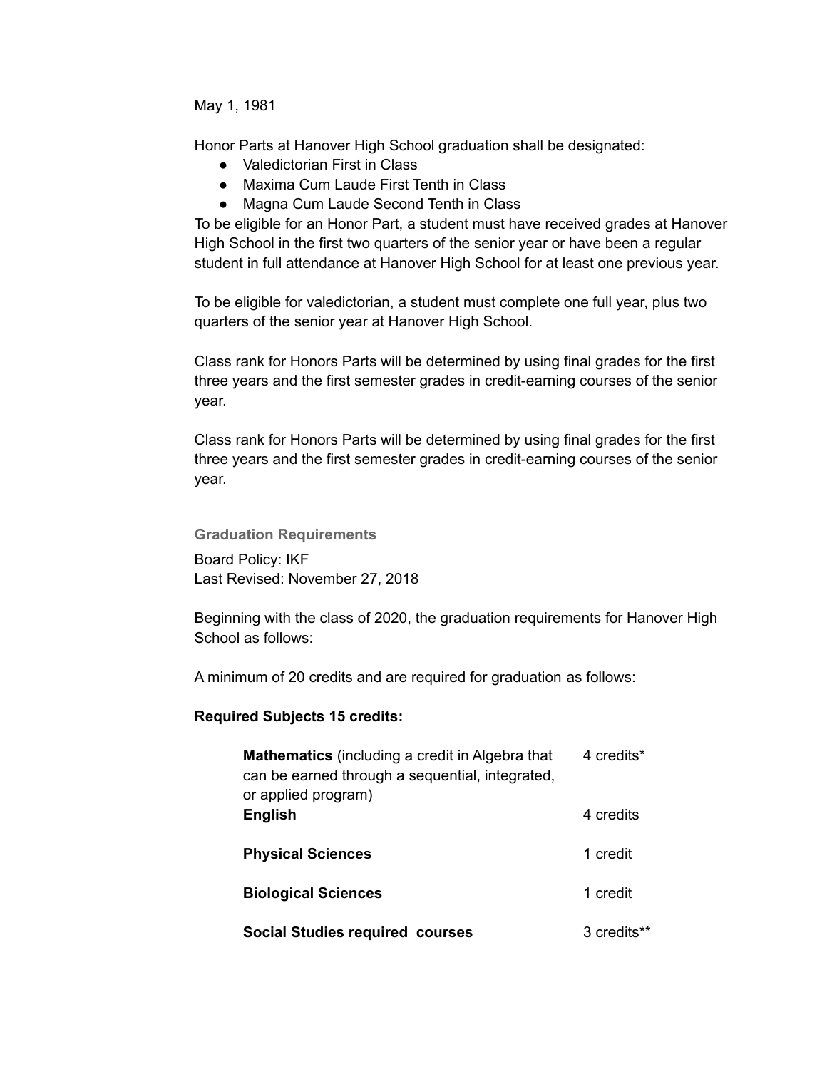May 1, 1981

Honor Parts at Hanover High School graduation shall be designated:

- Valedictorian First in Class
- Maxima Cum Laude First Tenth in Class
- Magna Cum Laude Second Tenth in Class

To be eligible for an Honor Part, a student must have received grades at Hanover High School in the first two quarters of the senior year or have been a regular student in full attendance at Hanover High School for at least one previous year.

To be eligible for valedictorian, a student must complete one full year, plus two quarters of the senior year at Hanover High School.

Class rank for Honors Parts will be determined by using final grades for the first three years and the first semester grades in credit-earning courses of the senior year.

Class rank for Honors Parts will be determined by using final grades for the first three years and the first semester grades in credit-earning courses of the senior year.

### Graduation Requirements

Board Policy: IKF
Last Revised: November 27, 2018

Beginning with the class of 2020, the graduation requirements for Hanover High School as follows:

A minimum of 20 credits and are required for graduation as follows:

**Required Subjects 15 credits:**

| Subject | Credits |
| --- | --- |
| **Mathematics** (including a credit in Algebra that can be earned through a sequential, integrated, or applied program) | 4 credits* |
| **English** | 4 credits |
| **Physical Sciences** | 1 credit |
| **Biological Sciences** | 1 credit |
| **Social Studies required courses** | 3 credits** |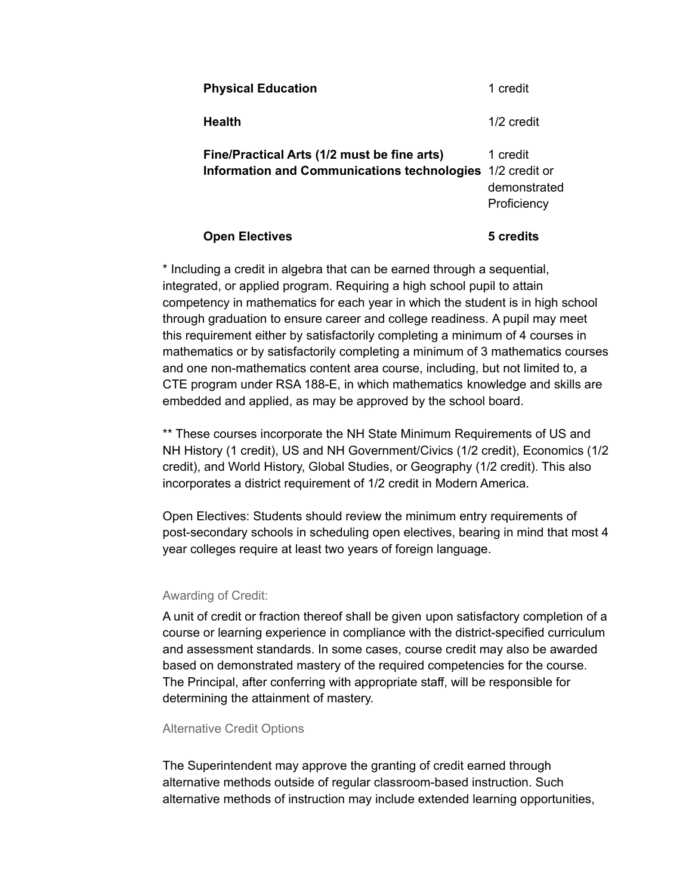| | |
|---|---|
| **Physical Education** | 1 credit |
| **Health** | 1/2 credit |
| **Fine/Practical Arts (1/2 must be fine arts)** | 1 credit |
| **Information and Communications technologies** | 1/2 credit or demonstrated Proficiency |
| **Open Electives** | **5 credits** |

* Including a credit in algebra that can be earned through a sequential, integrated, or applied program. Requiring a high school pupil to attain competency in mathematics for each year in which the student is in high school through graduation to ensure career and college readiness. A pupil may meet this requirement either by satisfactorily completing a minimum of 4 courses in mathematics or by satisfactorily completing a minimum of 3 mathematics courses and one non-mathematics content area course, including, but not limited to, a CTE program under RSA 188-E, in which mathematics knowledge and skills are embedded and applied, as may be approved by the school board.

** These courses incorporate the NH State Minimum Requirements of US and NH History (1 credit), US and NH Government/Civics (1/2 credit), Economics (1/2 credit), and World History, Global Studies, or Geography (1/2 credit). This also incorporates a district requirement of 1/2 credit in Modern America.

Open Electives: Students should review the minimum entry requirements of post-secondary schools in scheduling open electives, bearing in mind that most 4 year colleges require at least two years of foreign language.

### Awarding of Credit:

A unit of credit or fraction thereof shall be given upon satisfactory completion of a course or learning experience in compliance with the district-specified curriculum and assessment standards. In some cases, course credit may also be awarded based on demonstrated mastery of the required competencies for the course. The Principal, after conferring with appropriate staff, will be responsible for determining the attainment of mastery.

### Alternative Credit Options

The Superintendent may approve the granting of credit earned through alternative methods outside of regular classroom-based instruction. Such alternative methods of instruction may include extended learning opportunities,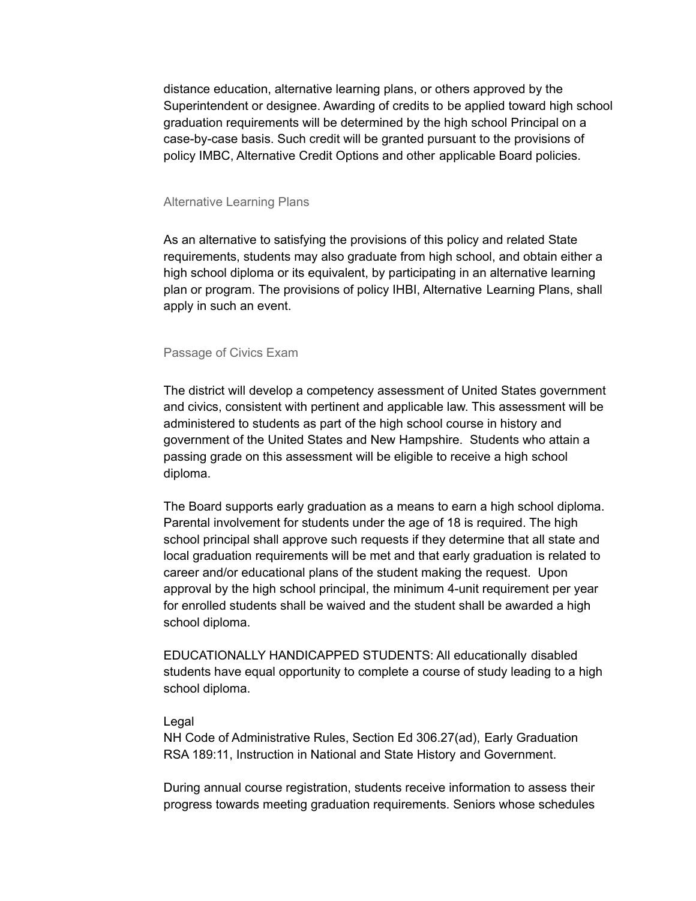distance education, alternative learning plans, or others approved by the Superintendent or designee. Awarding of credits to be applied toward high school graduation requirements will be determined by the high school Principal on a case-by-case basis. Such credit will be granted pursuant to the provisions of policy IMBC, Alternative Credit Options and other applicable Board policies.

### Alternative Learning Plans

As an alternative to satisfying the provisions of this policy and related State requirements, students may also graduate from high school, and obtain either a high school diploma or its equivalent, by participating in an alternative learning plan or program. The provisions of policy IHBI, Alternative Learning Plans, shall apply in such an event.

### Passage of Civics Exam

The district will develop a competency assessment of United States government and civics, consistent with pertinent and applicable law. This assessment will be administered to students as part of the high school course in history and government of the United States and New Hampshire. Students who attain a passing grade on this assessment will be eligible to receive a high school diploma.

The Board supports early graduation as a means to earn a high school diploma. Parental involvement for students under the age of 18 is required. The high school principal shall approve such requests if they determine that all state and local graduation requirements will be met and that early graduation is related to career and/or educational plans of the student making the request. Upon approval by the high school principal, the minimum 4-unit requirement per year for enrolled students shall be waived and the student shall be awarded a high school diploma.

EDUCATIONALLY HANDICAPPED STUDENTS: All educationally disabled students have equal opportunity to complete a course of study leading to a high school diploma.

Legal
NH Code of Administrative Rules, Section Ed 306.27(ad), Early Graduation
RSA 189:11, Instruction in National and State History and Government.

During annual course registration, students receive information to assess their progress towards meeting graduation requirements. Seniors whose schedules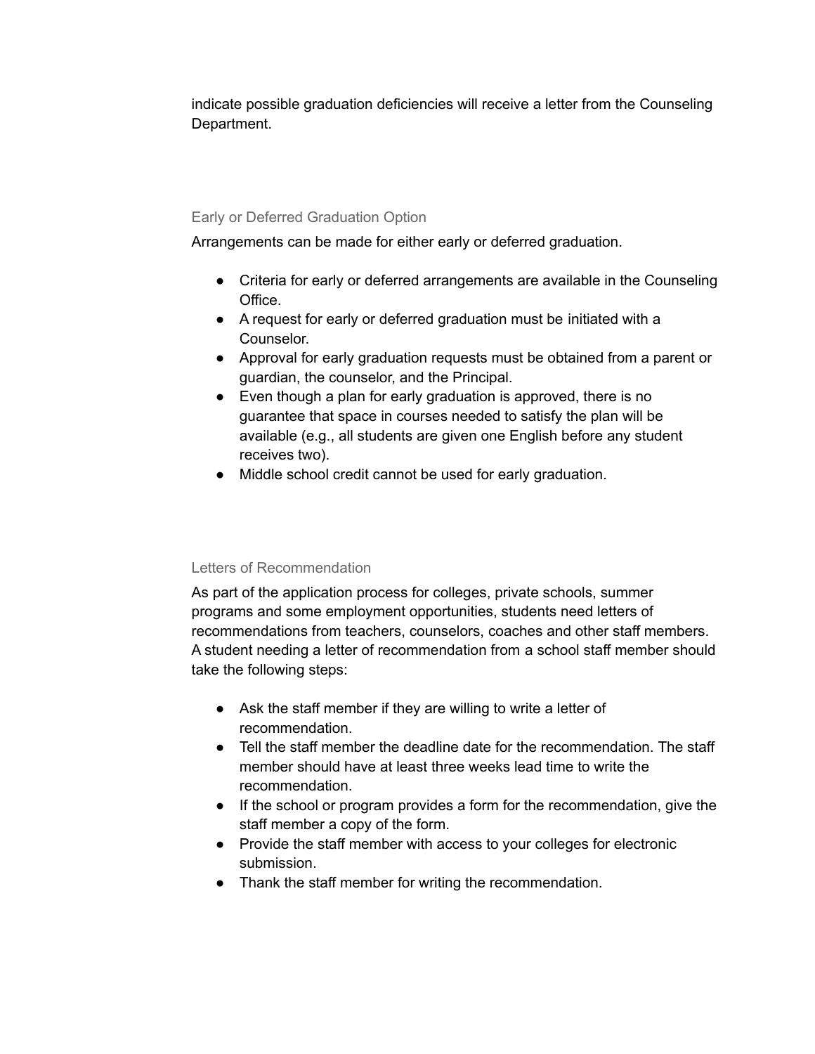indicate possible graduation deficiencies will receive a letter from the Counseling Department.

### Early or Deferred Graduation Option

Arrangements can be made for either early or deferred graduation.

- Criteria for early or deferred arrangements are available in the Counseling Office.
- A request for early or deferred graduation must be initiated with a Counselor.
- Approval for early graduation requests must be obtained from a parent or guardian, the counselor, and the Principal.
- Even though a plan for early graduation is approved, there is no guarantee that space in courses needed to satisfy the plan will be available (e.g., all students are given one English before any student receives two).
- Middle school credit cannot be used for early graduation.

### Letters of Recommendation

As part of the application process for colleges, private schools, summer programs and some employment opportunities, students need letters of recommendations from teachers, counselors, coaches and other staff members. A student needing a letter of recommendation from a school staff member should take the following steps:

- Ask the staff member if they are willing to write a letter of recommendation.
- Tell the staff member the deadline date for the recommendation. The staff member should have at least three weeks lead time to write the recommendation.
- If the school or program provides a form for the recommendation, give the staff member a copy of the form.
- Provide the staff member with access to your colleges for electronic submission.
- Thank the staff member for writing the recommendation.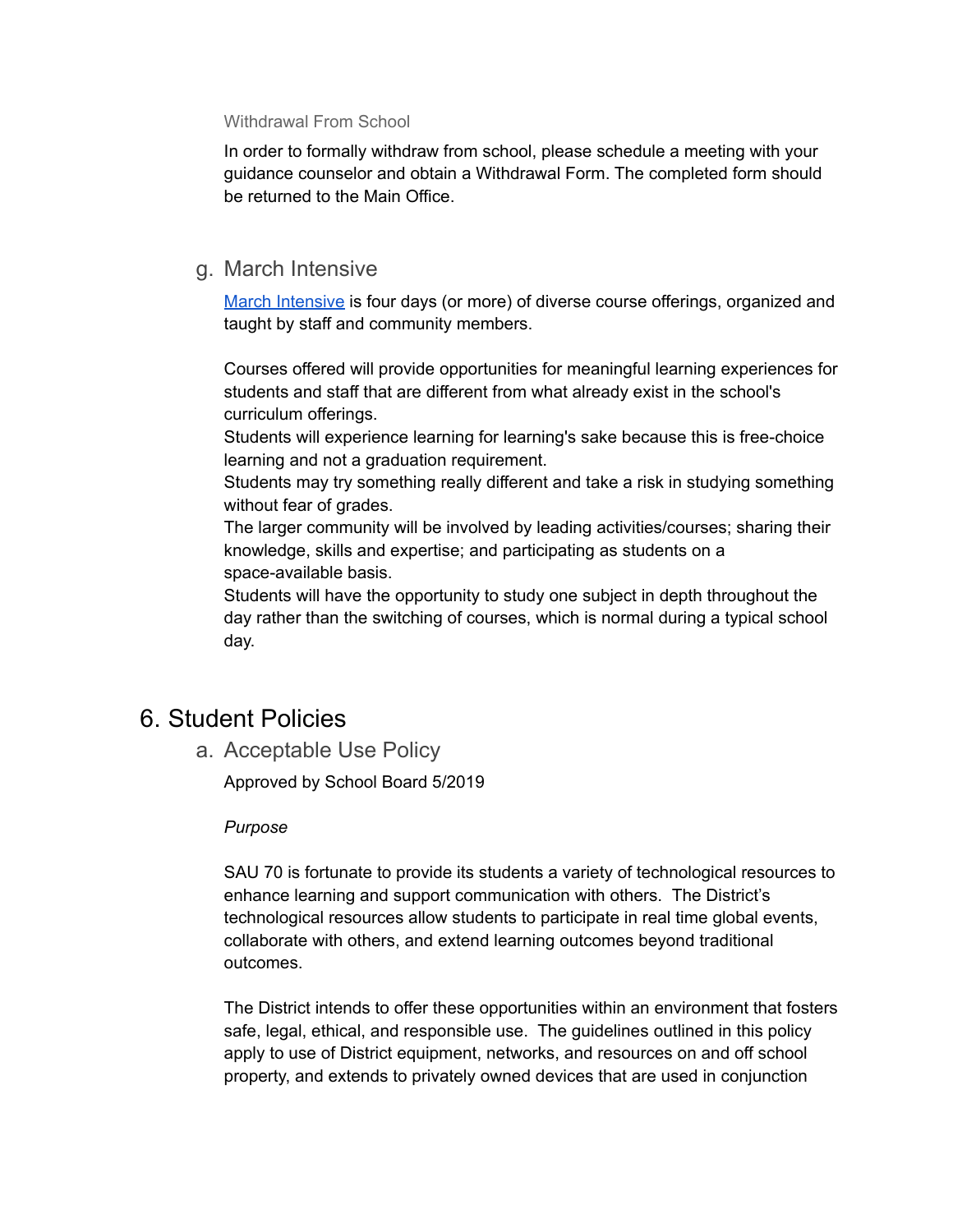#### Withdrawal From School

In order to formally withdraw from school, please schedule a meeting with your guidance counselor and obtain a Withdrawal Form. The completed form should be returned to the Main Office.

### g. March Intensive

March Intensive is four days (or more) of diverse course offerings, organized and taught by staff and community members.

Courses offered will provide opportunities for meaningful learning experiences for students and staff that are different from what already exist in the school's curriculum offerings.
Students will experience learning for learning's sake because this is free-choice learning and not a graduation requirement.
Students may try something really different and take a risk in studying something without fear of grades.
The larger community will be involved by leading activities/courses; sharing their knowledge, skills and expertise; and participating as students on a space-available basis.
Students will have the opportunity to study one subject in depth throughout the day rather than the switching of courses, which is normal during a typical school day.

## 6. Student Policies

### a. Acceptable Use Policy

Approved by School Board 5/2019

*Purpose*

SAU 70 is fortunate to provide its students a variety of technological resources to enhance learning and support communication with others. The District's technological resources allow students to participate in real time global events, collaborate with others, and extend learning outcomes beyond traditional outcomes.

The District intends to offer these opportunities within an environment that fosters safe, legal, ethical, and responsible use. The guidelines outlined in this policy apply to use of District equipment, networks, and resources on and off school property, and extends to privately owned devices that are used in conjunction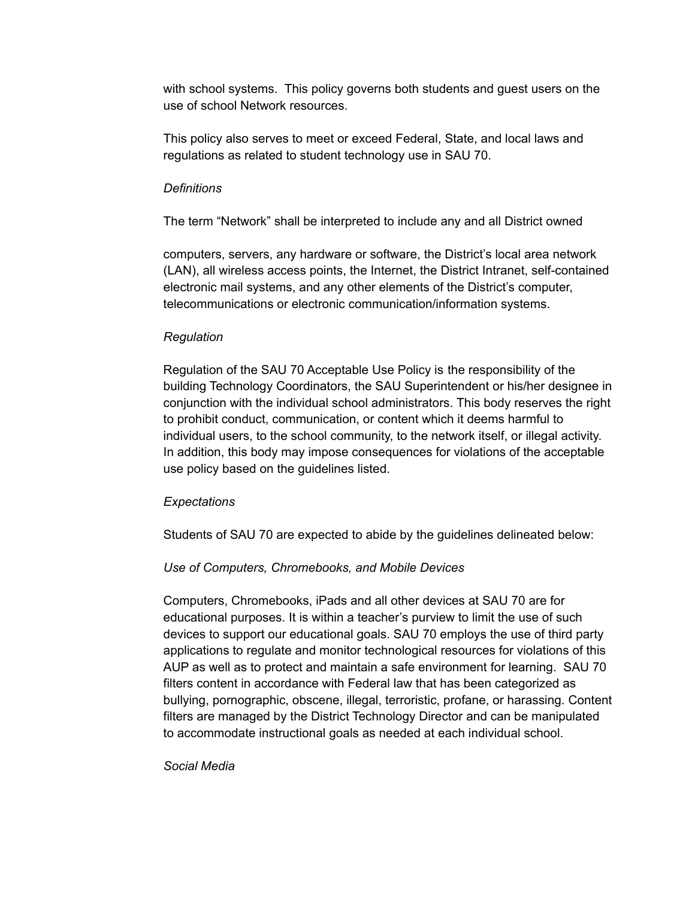with school systems. This policy governs both students and guest users on the use of school Network resources.

This policy also serves to meet or exceed Federal, State, and local laws and regulations as related to student technology use in SAU 70.

*Definitions*

The term “Network” shall be interpreted to include any and all District owned

computers, servers, any hardware or software, the District’s local area network (LAN), all wireless access points, the Internet, the District Intranet, self-contained electronic mail systems, and any other elements of the District’s computer, telecommunications or electronic communication/information systems.

*Regulation*

Regulation of the SAU 70 Acceptable Use Policy is the responsibility of the building Technology Coordinators, the SAU Superintendent or his/her designee in conjunction with the individual school administrators. This body reserves the right to prohibit conduct, communication, or content which it deems harmful to individual users, to the school community, to the network itself, or illegal activity. In addition, this body may impose consequences for violations of the acceptable use policy based on the guidelines listed.

*Expectations*

Students of SAU 70 are expected to abide by the guidelines delineated below:

*Use of Computers, Chromebooks, and Mobile Devices*

Computers, Chromebooks, iPads and all other devices at SAU 70 are for educational purposes. It is within a teacher’s purview to limit the use of such devices to support our educational goals. SAU 70 employs the use of third party applications to regulate and monitor technological resources for violations of this AUP as well as to protect and maintain a safe environment for learning. SAU 70 filters content in accordance with Federal law that has been categorized as bullying, pornographic, obscene, illegal, terroristic, profane, or harassing. Content filters are managed by the District Technology Director and can be manipulated to accommodate instructional goals as needed at each individual school.

*Social Media*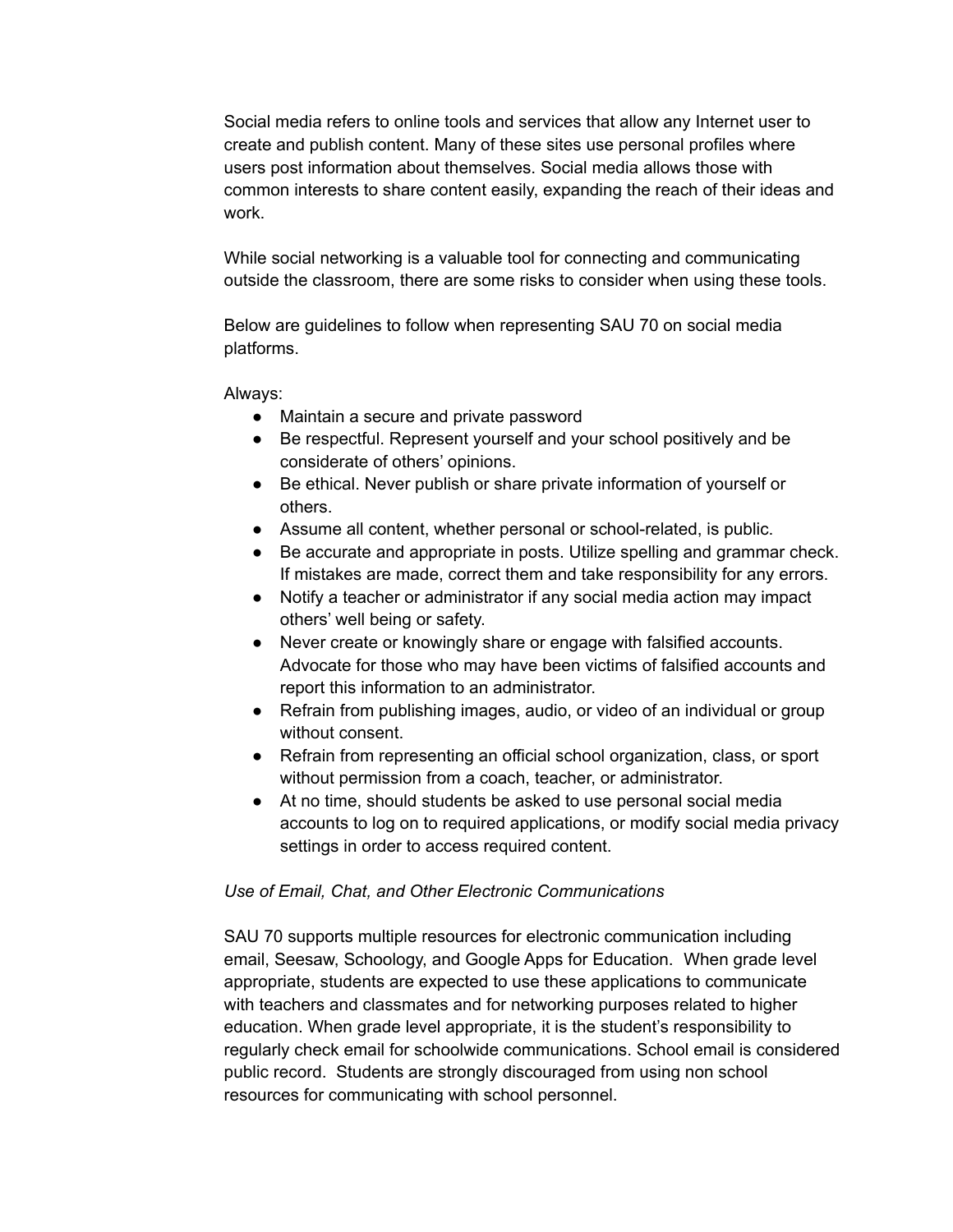Social media refers to online tools and services that allow any Internet user to create and publish content. Many of these sites use personal profiles where users post information about themselves. Social media allows those with common interests to share content easily, expanding the reach of their ideas and work.

While social networking is a valuable tool for connecting and communicating outside the classroom, there are some risks to consider when using these tools.

Below are guidelines to follow when representing SAU 70 on social media platforms.

Always:

- Maintain a secure and private password
- Be respectful. Represent yourself and your school positively and be considerate of others' opinions.
- Be ethical. Never publish or share private information of yourself or others.
- Assume all content, whether personal or school-related, is public.
- Be accurate and appropriate in posts. Utilize spelling and grammar check. If mistakes are made, correct them and take responsibility for any errors.
- Notify a teacher or administrator if any social media action may impact others' well being or safety.
- Never create or knowingly share or engage with falsified accounts. Advocate for those who may have been victims of falsified accounts and report this information to an administrator.
- Refrain from publishing images, audio, or video of an individual or group without consent.
- Refrain from representing an official school organization, class, or sport without permission from a coach, teacher, or administrator.
- At no time, should students be asked to use personal social media accounts to log on to required applications, or modify social media privacy settings in order to access required content.

*Use of Email, Chat, and Other Electronic Communications*

SAU 70 supports multiple resources for electronic communication including email, Seesaw, Schoology, and Google Apps for Education. When grade level appropriate, students are expected to use these applications to communicate with teachers and classmates and for networking purposes related to higher education. When grade level appropriate, it is the student's responsibility to regularly check email for schoolwide communications. School email is considered public record. Students are strongly discouraged from using non school resources for communicating with school personnel.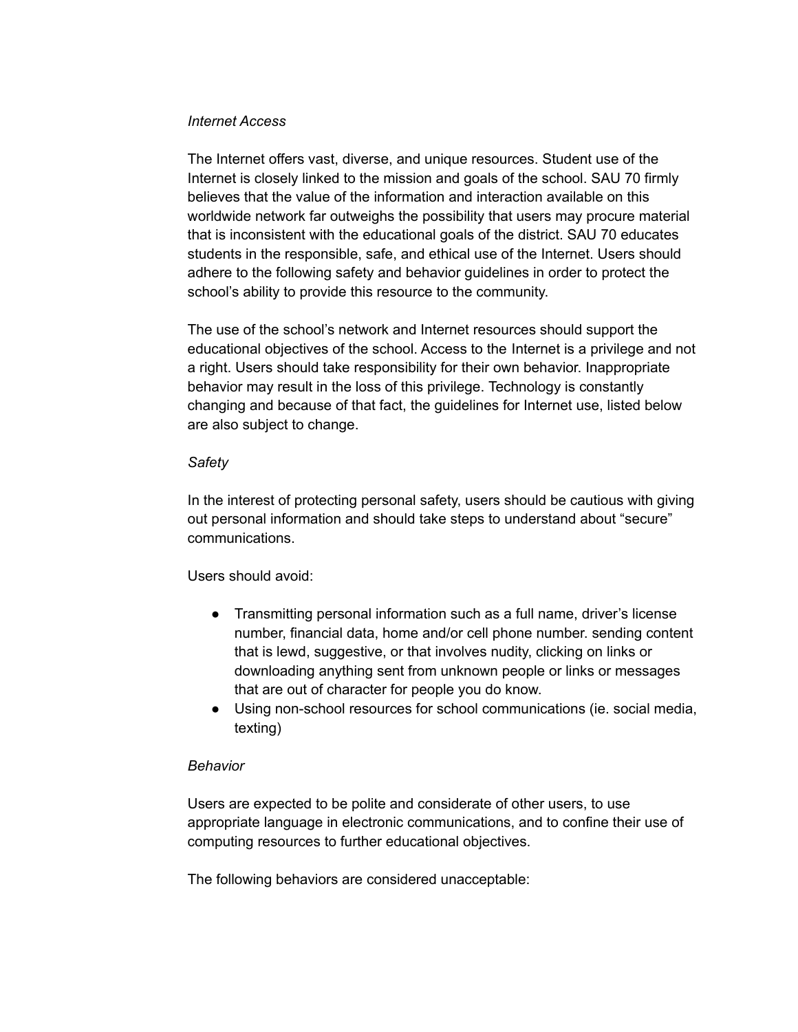*Internet Access*

The Internet offers vast, diverse, and unique resources. Student use of the Internet is closely linked to the mission and goals of the school. SAU 70 firmly believes that the value of the information and interaction available on this worldwide network far outweighs the possibility that users may procure material that is inconsistent with the educational goals of the district. SAU 70 educates students in the responsible, safe, and ethical use of the Internet. Users should adhere to the following safety and behavior guidelines in order to protect the school's ability to provide this resource to the community.

The use of the school's network and Internet resources should support the educational objectives of the school. Access to the Internet is a privilege and not a right. Users should take responsibility for their own behavior. Inappropriate behavior may result in the loss of this privilege. Technology is constantly changing and because of that fact, the guidelines for Internet use, listed below are also subject to change.

*Safety*

In the interest of protecting personal safety, users should be cautious with giving out personal information and should take steps to understand about "secure" communications.

Users should avoid:

- Transmitting personal information such as a full name, driver's license number, financial data, home and/or cell phone number. sending content that is lewd, suggestive, or that involves nudity, clicking on links or downloading anything sent from unknown people or links or messages that are out of character for people you do know.
- Using non-school resources for school communications (ie. social media, texting)

*Behavior*

Users are expected to be polite and considerate of other users, to use appropriate language in electronic communications, and to confine their use of computing resources to further educational objectives.

The following behaviors are considered unacceptable: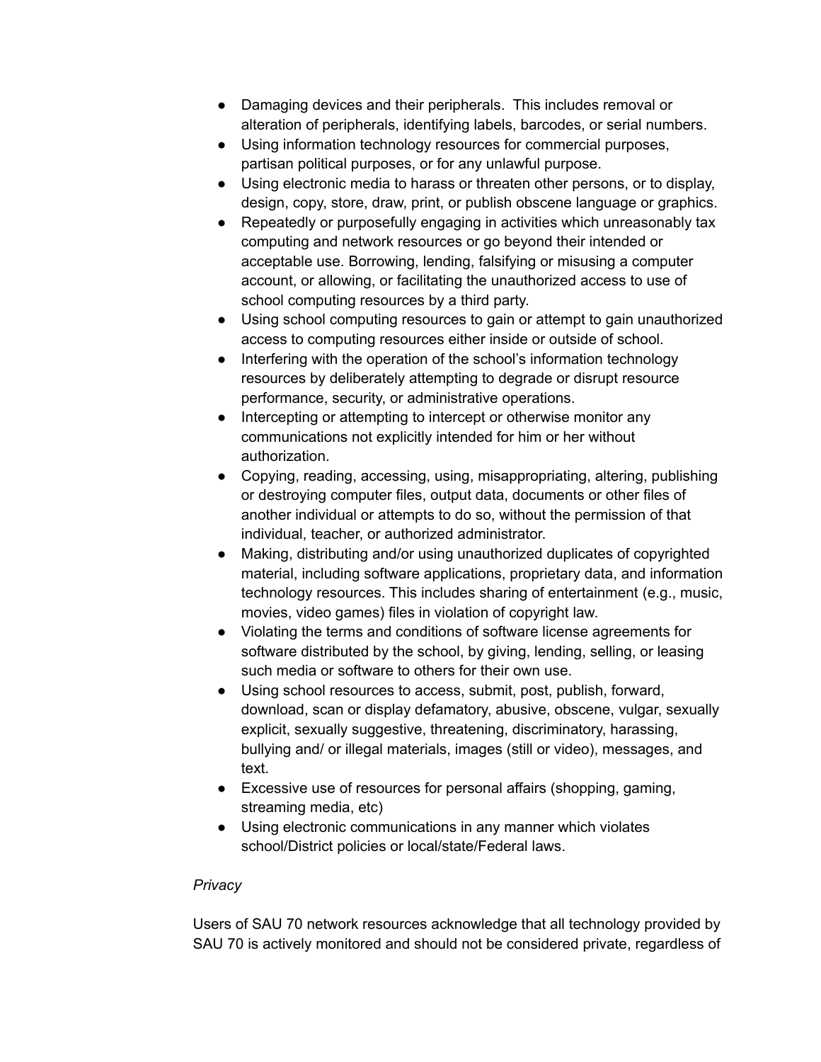- Damaging devices and their peripherals. This includes removal or alteration of peripherals, identifying labels, barcodes, or serial numbers.
- Using information technology resources for commercial purposes, partisan political purposes, or for any unlawful purpose.
- Using electronic media to harass or threaten other persons, or to display, design, copy, store, draw, print, or publish obscene language or graphics.
- Repeatedly or purposefully engaging in activities which unreasonably tax computing and network resources or go beyond their intended or acceptable use. Borrowing, lending, falsifying or misusing a computer account, or allowing, or facilitating the unauthorized access to use of school computing resources by a third party.
- Using school computing resources to gain or attempt to gain unauthorized access to computing resources either inside or outside of school.
- Interfering with the operation of the school's information technology resources by deliberately attempting to degrade or disrupt resource performance, security, or administrative operations.
- Intercepting or attempting to intercept or otherwise monitor any communications not explicitly intended for him or her without authorization.
- Copying, reading, accessing, using, misappropriating, altering, publishing or destroying computer files, output data, documents or other files of another individual or attempts to do so, without the permission of that individual, teacher, or authorized administrator.
- Making, distributing and/or using unauthorized duplicates of copyrighted material, including software applications, proprietary data, and information technology resources. This includes sharing of entertainment (e.g., music, movies, video games) files in violation of copyright law.
- Violating the terms and conditions of software license agreements for software distributed by the school, by giving, lending, selling, or leasing such media or software to others for their own use.
- Using school resources to access, submit, post, publish, forward, download, scan or display defamatory, abusive, obscene, vulgar, sexually explicit, sexually suggestive, threatening, discriminatory, harassing, bullying and/ or illegal materials, images (still or video), messages, and text.
- Excessive use of resources for personal affairs (shopping, gaming, streaming media, etc)
- Using electronic communications in any manner which violates school/District policies or local/state/Federal laws.

*Privacy*

Users of SAU 70 network resources acknowledge that all technology provided by SAU 70 is actively monitored and should not be considered private, regardless of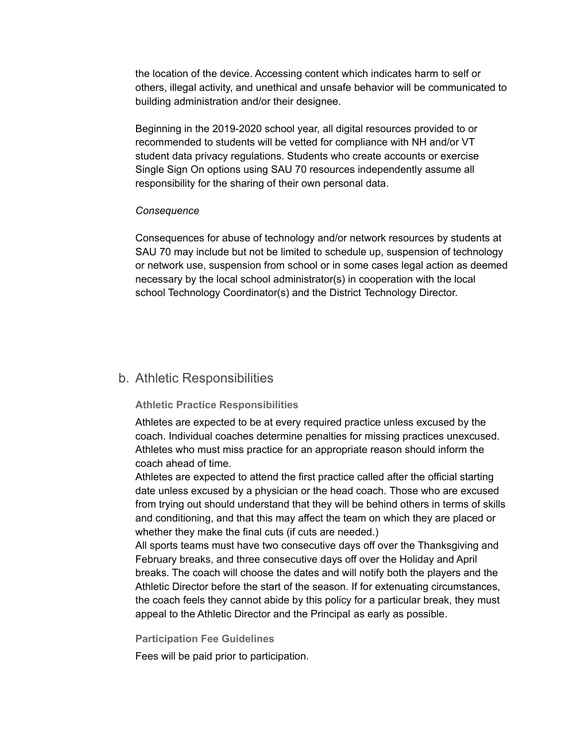the location of the device. Accessing content which indicates harm to self or others, illegal activity, and unethical and unsafe behavior will be communicated to building administration and/or their designee.

Beginning in the 2019-2020 school year, all digital resources provided to or recommended to students will be vetted for compliance with NH and/or VT student data privacy regulations. Students who create accounts or exercise Single Sign On options using SAU 70 resources independently assume all responsibility for the sharing of their own personal data.

*Consequence*

Consequences for abuse of technology and/or network resources by students at SAU 70 may include but not be limited to schedule up, suspension of technology or network use, suspension from school or in some cases legal action as deemed necessary by the local school administrator(s) in cooperation with the local school Technology Coordinator(s) and the District Technology Director.

## b. Athletic Responsibilities

### Athletic Practice Responsibilities

Athletes are expected to be at every required practice unless excused by the coach. Individual coaches determine penalties for missing practices unexcused. Athletes who must miss practice for an appropriate reason should inform the coach ahead of time.
Athletes are expected to attend the first practice called after the official starting date unless excused by a physician or the head coach. Those who are excused from trying out should understand that they will be behind others in terms of skills and conditioning, and that this may affect the team on which they are placed or whether they make the final cuts (if cuts are needed.)
All sports teams must have two consecutive days off over the Thanksgiving and February breaks, and three consecutive days off over the Holiday and April breaks. The coach will choose the dates and will notify both the players and the Athletic Director before the start of the season. If for extenuating circumstances, the coach feels they cannot abide by this policy for a particular break, they must appeal to the Athletic Director and the Principal as early as possible.

### Participation Fee Guidelines

Fees will be paid prior to participation.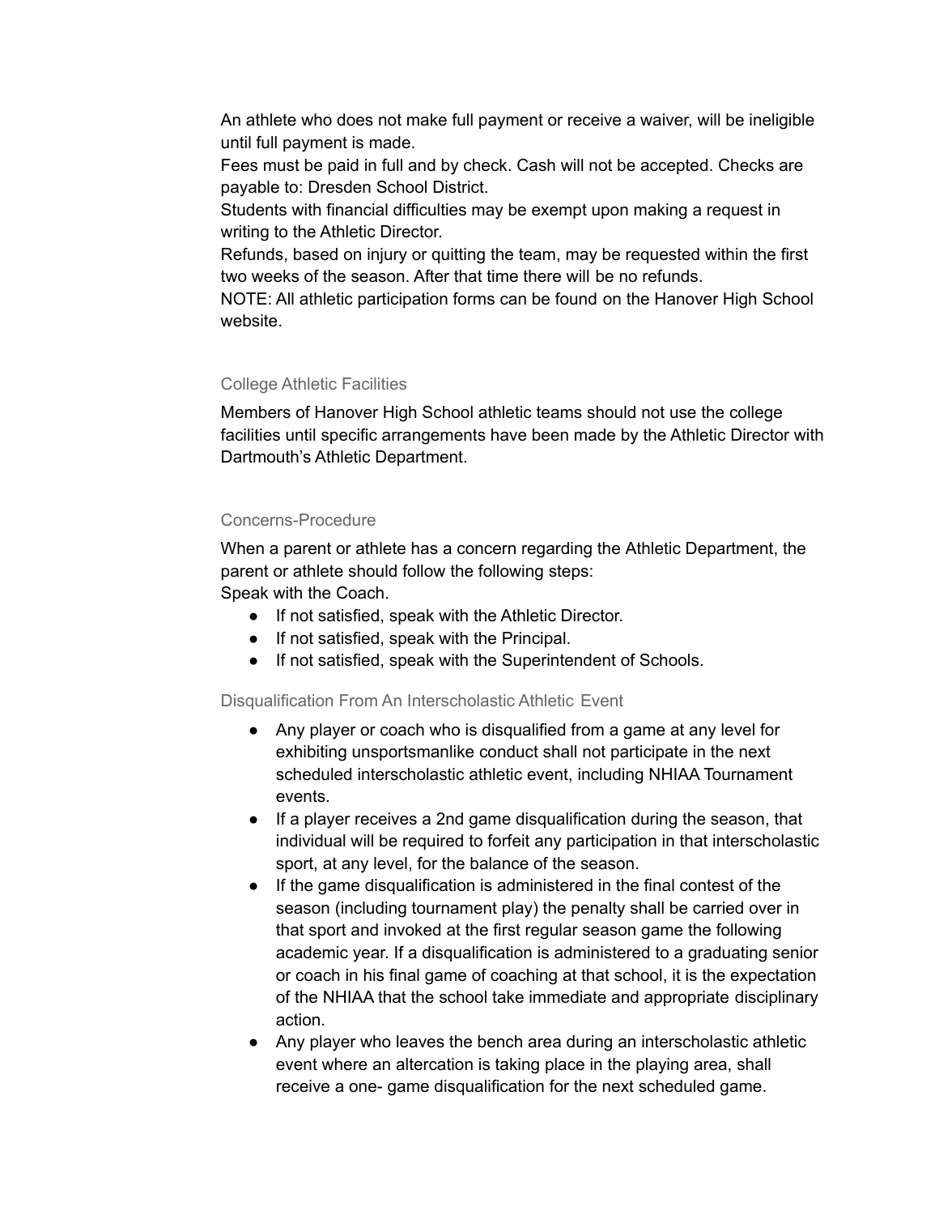An athlete who does not make full payment or receive a waiver, will be ineligible until full payment is made.

Fees must be paid in full and by check. Cash will not be accepted. Checks are payable to: Dresden School District.

Students with financial difficulties may be exempt upon making a request in writing to the Athletic Director.

Refunds, based on injury or quitting the team, may be requested within the first two weeks of the season. After that time there will be no refunds.

NOTE: All athletic participation forms can be found on the Hanover High School website.

### College Athletic Facilities

Members of Hanover High School athletic teams should not use the college facilities until specific arrangements have been made by the Athletic Director with Dartmouth's Athletic Department.

### Concerns-Procedure

When a parent or athlete has a concern regarding the Athletic Department, the parent or athlete should follow the following steps:

Speak with the Coach.

- If not satisfied, speak with the Athletic Director.
- If not satisfied, speak with the Principal.
- If not satisfied, speak with the Superintendent of Schools.

### Disqualification From An Interscholastic Athletic Event

- Any player or coach who is disqualified from a game at any level for exhibiting unsportsmanlike conduct shall not participate in the next scheduled interscholastic athletic event, including NHIAA Tournament events.
- If a player receives a 2nd game disqualification during the season, that individual will be required to forfeit any participation in that interscholastic sport, at any level, for the balance of the season.
- If the game disqualification is administered in the final contest of the season (including tournament play) the penalty shall be carried over in that sport and invoked at the first regular season game the following academic year. If a disqualification is administered to a graduating senior or coach in his final game of coaching at that school, it is the expectation of the NHIAA that the school take immediate and appropriate disciplinary action.
- Any player who leaves the bench area during an interscholastic athletic event where an altercation is taking place in the playing area, shall receive a one- game disqualification for the next scheduled game.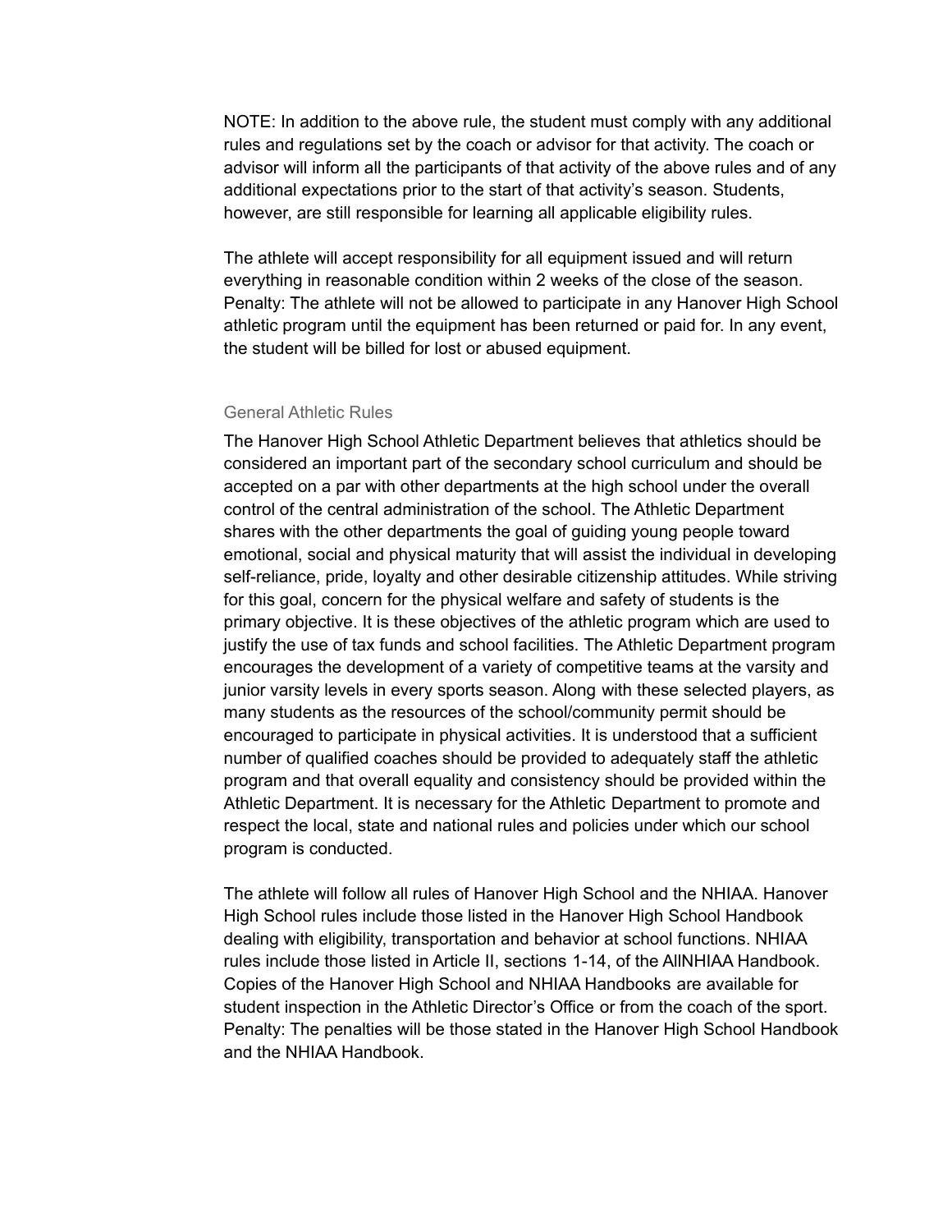NOTE: In addition to the above rule, the student must comply with any additional rules and regulations set by the coach or advisor for that activity. The coach or advisor will inform all the participants of that activity of the above rules and of any additional expectations prior to the start of that activity's season. Students, however, are still responsible for learning all applicable eligibility rules.

The athlete will accept responsibility for all equipment issued and will return everything in reasonable condition within 2 weeks of the close of the season. Penalty: The athlete will not be allowed to participate in any Hanover High School athletic program until the equipment has been returned or paid for. In any event, the student will be billed for lost or abused equipment.

### General Athletic Rules

The Hanover High School Athletic Department believes that athletics should be considered an important part of the secondary school curriculum and should be accepted on a par with other departments at the high school under the overall control of the central administration of the school. The Athletic Department shares with the other departments the goal of guiding young people toward emotional, social and physical maturity that will assist the individual in developing self-reliance, pride, loyalty and other desirable citizenship attitudes. While striving for this goal, concern for the physical welfare and safety of students is the primary objective. It is these objectives of the athletic program which are used to justify the use of tax funds and school facilities. The Athletic Department program encourages the development of a variety of competitive teams at the varsity and junior varsity levels in every sports season. Along with these selected players, as many students as the resources of the school/community permit should be encouraged to participate in physical activities. It is understood that a sufficient number of qualified coaches should be provided to adequately staff the athletic program and that overall equality and consistency should be provided within the Athletic Department. It is necessary for the Athletic Department to promote and respect the local, state and national rules and policies under which our school program is conducted.

The athlete will follow all rules of Hanover High School and the NHIAA. Hanover High School rules include those listed in the Hanover High School Handbook dealing with eligibility, transportation and behavior at school functions. NHIAA rules include those listed in Article II, sections 1-14, of the AllNHIAA Handbook. Copies of the Hanover High School and NHIAA Handbooks are available for student inspection in the Athletic Director's Office or from the coach of the sport. Penalty: The penalties will be those stated in the Hanover High School Handbook and the NHIAA Handbook.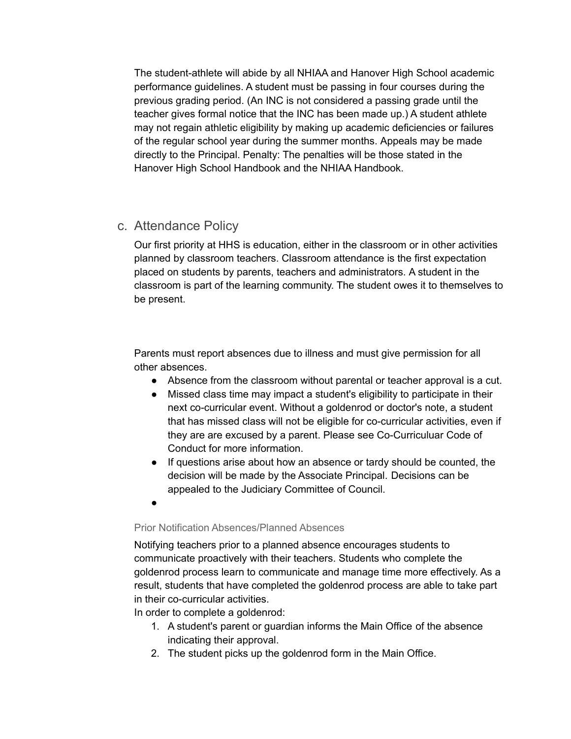The student-athlete will abide by all NHIAA and Hanover High School academic performance guidelines. A student must be passing in four courses during the previous grading period. (An INC is not considered a passing grade until the teacher gives formal notice that the INC has been made up.) A student athlete may not regain athletic eligibility by making up academic deficiencies or failures of the regular school year during the summer months. Appeals may be made directly to the Principal. Penalty: The penalties will be those stated in the Hanover High School Handbook and the NHIAA Handbook.

## c. Attendance Policy

Our first priority at HHS is education, either in the classroom or in other activities planned by classroom teachers. Classroom attendance is the first expectation placed on students by parents, teachers and administrators. A student in the classroom is part of the learning community. The student owes it to themselves to be present.

Parents must report absences due to illness and must give permission for all other absences.

- Absence from the classroom without parental or teacher approval is a cut.
- Missed class time may impact a student's eligibility to participate in their next co-curricular event. Without a goldenrod or doctor's note, a student that has missed class will not be eligible for co-curricular activities, even if they are are excused by a parent. Please see Co-Curriculuar Code of Conduct for more information.
- If questions arise about how an absence or tardy should be counted, the decision will be made by the Associate Principal. Decisions can be appealed to the Judiciary Committee of Council.

### Prior Notification Absences/Planned Absences

Notifying teachers prior to a planned absence encourages students to communicate proactively with their teachers. Students who complete the goldenrod process learn to communicate and manage time more effectively. As a result, students that have completed the goldenrod process are able to take part in their co-curricular activities.

In order to complete a goldenrod:

1. A student's parent or guardian informs the Main Office of the absence indicating their approval.
2. The student picks up the goldenrod form in the Main Office.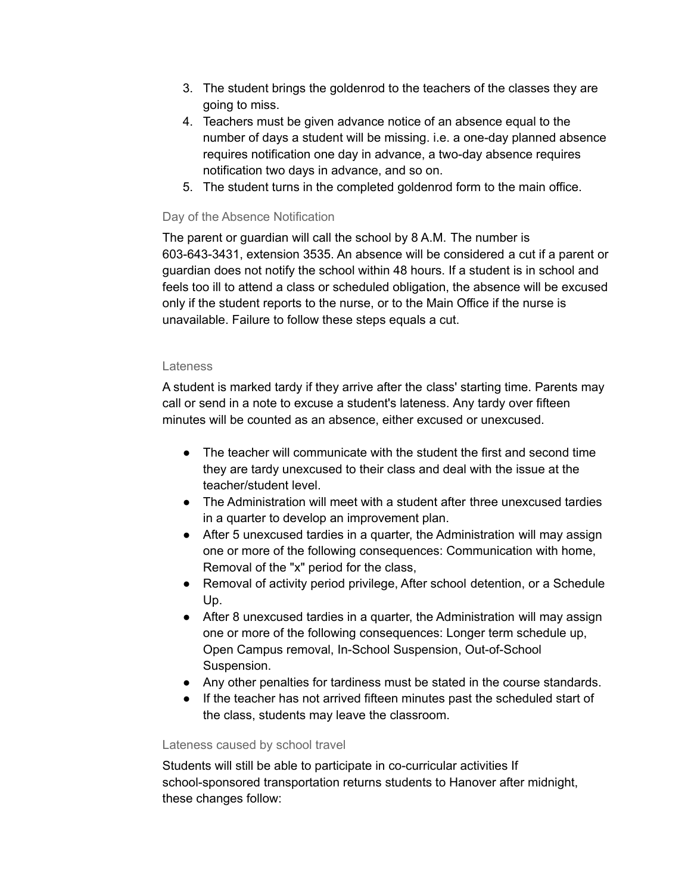3. The student brings the goldenrod to the teachers of the classes they are going to miss.
4. Teachers must be given advance notice of an absence equal to the number of days a student will be missing. i.e. a one-day planned absence requires notification one day in advance, a two-day absence requires notification two days in advance, and so on.
5. The student turns in the completed goldenrod form to the main office.

### Day of the Absence Notification

The parent or guardian will call the school by 8 A.M. The number is 603-643-3431, extension 3535. An absence will be considered a cut if a parent or guardian does not notify the school within 48 hours. If a student is in school and feels too ill to attend a class or scheduled obligation, the absence will be excused only if the student reports to the nurse, or to the Main Office if the nurse is unavailable. Failure to follow these steps equals a cut.

### Lateness

A student is marked tardy if they arrive after the class' starting time. Parents may call or send in a note to excuse a student's lateness. Any tardy over fifteen minutes will be counted as an absence, either excused or unexcused.

- The teacher will communicate with the student the first and second time they are tardy unexcused to their class and deal with the issue at the teacher/student level.
- The Administration will meet with a student after three unexcused tardies in a quarter to develop an improvement plan.
- After 5 unexcused tardies in a quarter, the Administration will may assign one or more of the following consequences: Communication with home, Removal of the "x" period for the class,
- Removal of activity period privilege, After school detention, or a Schedule Up.
- After 8 unexcused tardies in a quarter, the Administration will may assign one or more of the following consequences: Longer term schedule up, Open Campus removal, In-School Suspension, Out-of-School Suspension.
- Any other penalties for tardiness must be stated in the course standards.
- If the teacher has not arrived fifteen minutes past the scheduled start of the class, students may leave the classroom.

### Lateness caused by school travel

Students will still be able to participate in co-curricular activities If school-sponsored transportation returns students to Hanover after midnight, these changes follow: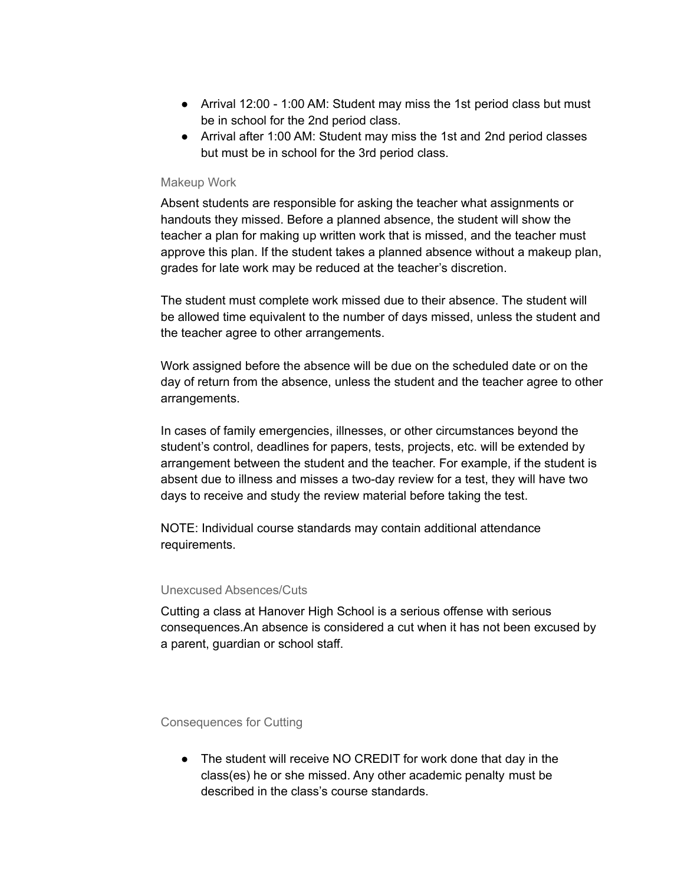- Arrival 12:00 - 1:00 AM: Student may miss the 1st period class but must be in school for the 2nd period class.
- Arrival after 1:00 AM: Student may miss the 1st and 2nd period classes but must be in school for the 3rd period class.

### Makeup Work

Absent students are responsible for asking the teacher what assignments or handouts they missed. Before a planned absence, the student will show the teacher a plan for making up written work that is missed, and the teacher must approve this plan. If the student takes a planned absence without a makeup plan, grades for late work may be reduced at the teacher's discretion.

The student must complete work missed due to their absence. The student will be allowed time equivalent to the number of days missed, unless the student and the teacher agree to other arrangements.

Work assigned before the absence will be due on the scheduled date or on the day of return from the absence, unless the student and the teacher agree to other arrangements.

In cases of family emergencies, illnesses, or other circumstances beyond the student's control, deadlines for papers, tests, projects, etc. will be extended by arrangement between the student and the teacher. For example, if the student is absent due to illness and misses a two-day review for a test, they will have two days to receive and study the review material before taking the test.

NOTE: Individual course standards may contain additional attendance requirements.

### Unexcused Absences/Cuts

Cutting a class at Hanover High School is a serious offense with serious consequences.An absence is considered a cut when it has not been excused by a parent, guardian or school staff.

### Consequences for Cutting

- The student will receive NO CREDIT for work done that day in the class(es) he or she missed. Any other academic penalty must be described in the class's course standards.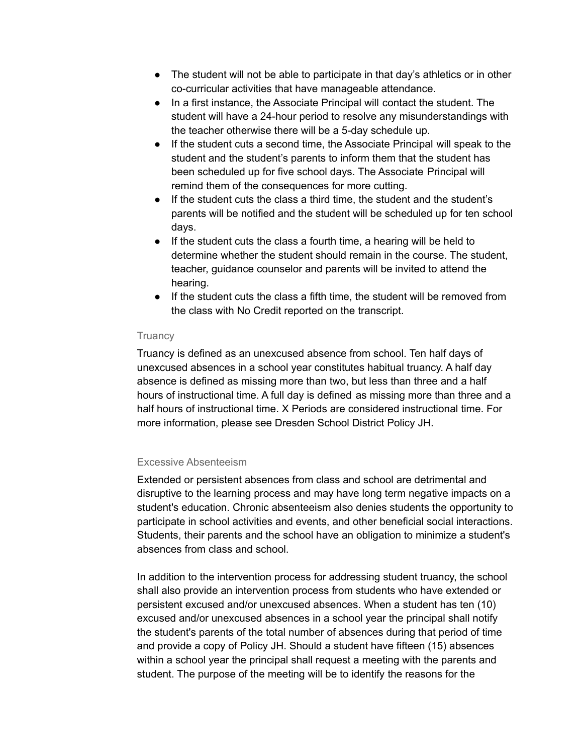- The student will not be able to participate in that day's athletics or in other co-curricular activities that have manageable attendance.
- In a first instance, the Associate Principal will contact the student. The student will have a 24-hour period to resolve any misunderstandings with the teacher otherwise there will be a 5-day schedule up.
- If the student cuts a second time, the Associate Principal will speak to the student and the student's parents to inform them that the student has been scheduled up for five school days. The Associate Principal will remind them of the consequences for more cutting.
- If the student cuts the class a third time, the student and the student's parents will be notified and the student will be scheduled up for ten school days.
- If the student cuts the class a fourth time, a hearing will be held to determine whether the student should remain in the course. The student, teacher, guidance counselor and parents will be invited to attend the hearing.
- If the student cuts the class a fifth time, the student will be removed from the class with No Credit reported on the transcript.

### Truancy

Truancy is defined as an unexcused absence from school. Ten half days of unexcused absences in a school year constitutes habitual truancy. A half day absence is defined as missing more than two, but less than three and a half hours of instructional time. A full day is defined as missing more than three and a half hours of instructional time. X Periods are considered instructional time. For more information, please see Dresden School District Policy JH.

### Excessive Absenteeism

Extended or persistent absences from class and school are detrimental and disruptive to the learning process and may have long term negative impacts on a student's education. Chronic absenteeism also denies students the opportunity to participate in school activities and events, and other beneficial social interactions. Students, their parents and the school have an obligation to minimize a student's absences from class and school.

In addition to the intervention process for addressing student truancy, the school shall also provide an intervention process from students who have extended or persistent excused and/or unexcused absences. When a student has ten (10) excused and/or unexcused absences in a school year the principal shall notify the student's parents of the total number of absences during that period of time and provide a copy of Policy JH. Should a student have fifteen (15) absences within a school year the principal shall request a meeting with the parents and student. The purpose of the meeting will be to identify the reasons for the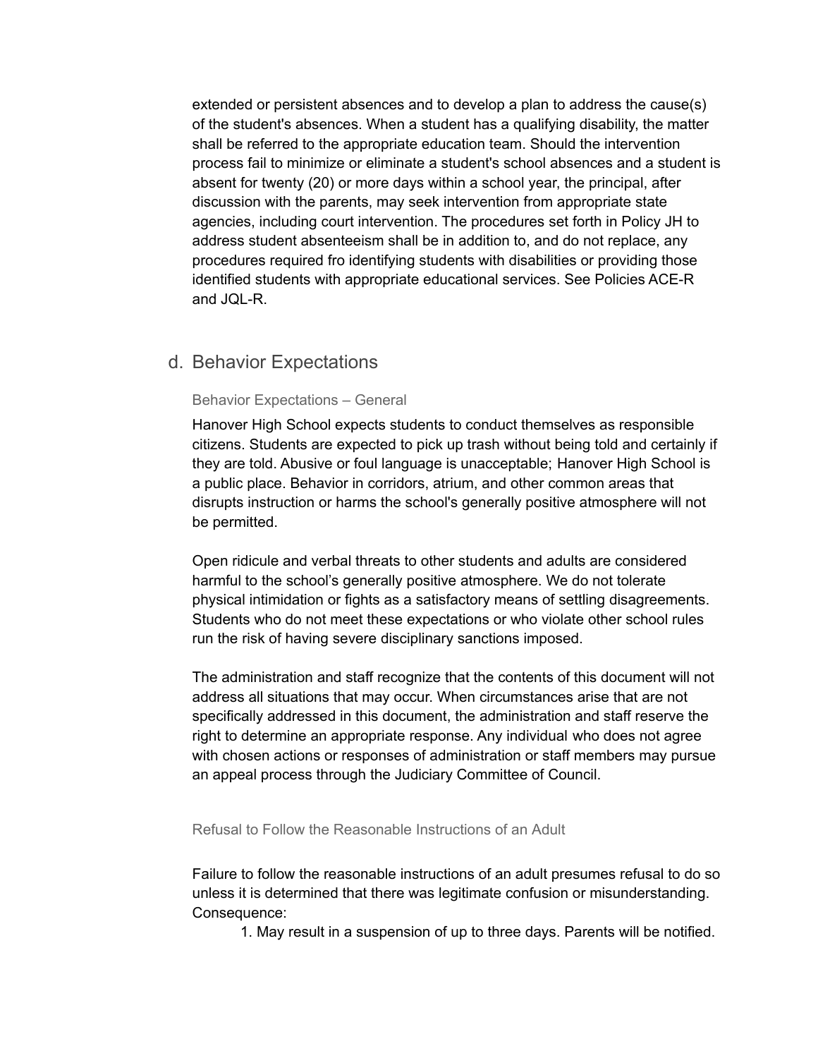extended or persistent absences and to develop a plan to address the cause(s) of the student's absences. When a student has a qualifying disability, the matter shall be referred to the appropriate education team. Should the intervention process fail to minimize or eliminate a student's school absences and a student is absent for twenty (20) or more days within a school year, the principal, after discussion with the parents, may seek intervention from appropriate state agencies, including court intervention. The procedures set forth in Policy JH to address student absenteeism shall be in addition to, and do not replace, any procedures required fro identifying students with disabilities or providing those identified students with appropriate educational services. See Policies ACE-R and JQL-R.

## d. Behavior Expectations

#### Behavior Expectations – General

Hanover High School expects students to conduct themselves as responsible citizens. Students are expected to pick up trash without being told and certainly if they are told. Abusive or foul language is unacceptable; Hanover High School is a public place. Behavior in corridors, atrium, and other common areas that disrupts instruction or harms the school's generally positive atmosphere will not be permitted.

Open ridicule and verbal threats to other students and adults are considered harmful to the school's generally positive atmosphere. We do not tolerate physical intimidation or fights as a satisfactory means of settling disagreements. Students who do not meet these expectations or who violate other school rules run the risk of having severe disciplinary sanctions imposed.

The administration and staff recognize that the contents of this document will not address all situations that may occur. When circumstances arise that are not specifically addressed in this document, the administration and staff reserve the right to determine an appropriate response. Any individual who does not agree with chosen actions or responses of administration or staff members may pursue an appeal process through the Judiciary Committee of Council.

#### Refusal to Follow the Reasonable Instructions of an Adult

Failure to follow the reasonable instructions of an adult presumes refusal to do so unless it is determined that there was legitimate confusion or misunderstanding. Consequence:

1. May result in a suspension of up to three days. Parents will be notified.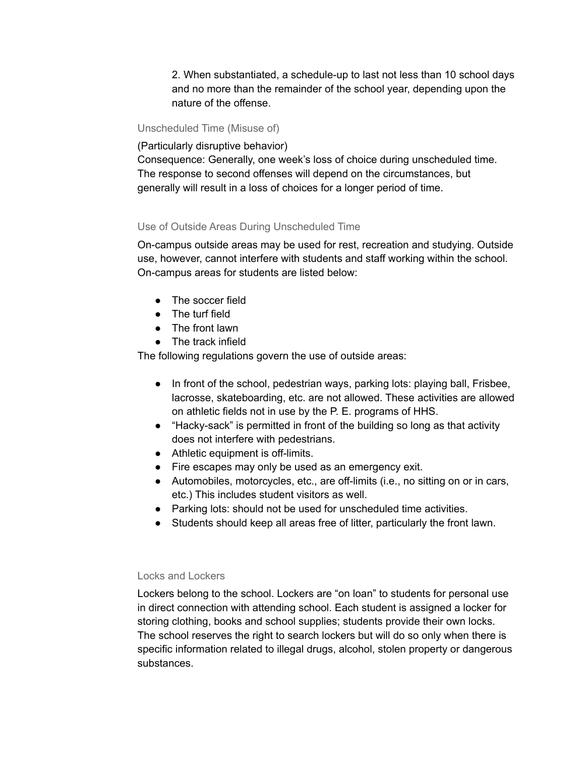2. When substantiated, a schedule-up to last not less than 10 school days and no more than the remainder of the school year, depending upon the nature of the offense.

### Unscheduled Time (Misuse of)

(Particularly disruptive behavior)
Consequence: Generally, one week's loss of choice during unscheduled time. The response to second offenses will depend on the circumstances, but generally will result in a loss of choices for a longer period of time.

### Use of Outside Areas During Unscheduled Time

On-campus outside areas may be used for rest, recreation and studying. Outside use, however, cannot interfere with students and staff working within the school. On-campus areas for students are listed below:

- The soccer field
- The turf field
- The front lawn
- The track infield

The following regulations govern the use of outside areas:

- In front of the school, pedestrian ways, parking lots: playing ball, Frisbee, lacrosse, skateboarding, etc. are not allowed. These activities are allowed on athletic fields not in use by the P. E. programs of HHS.
- "Hacky-sack" is permitted in front of the building so long as that activity does not interfere with pedestrians.
- Athletic equipment is off-limits.
- Fire escapes may only be used as an emergency exit.
- Automobiles, motorcycles, etc., are off-limits (i.e., no sitting on or in cars, etc.) This includes student visitors as well.
- Parking lots: should not be used for unscheduled time activities.
- Students should keep all areas free of litter, particularly the front lawn.

### Locks and Lockers

Lockers belong to the school. Lockers are "on loan" to students for personal use in direct connection with attending school. Each student is assigned a locker for storing clothing, books and school supplies; students provide their own locks. The school reserves the right to search lockers but will do so only when there is specific information related to illegal drugs, alcohol, stolen property or dangerous substances.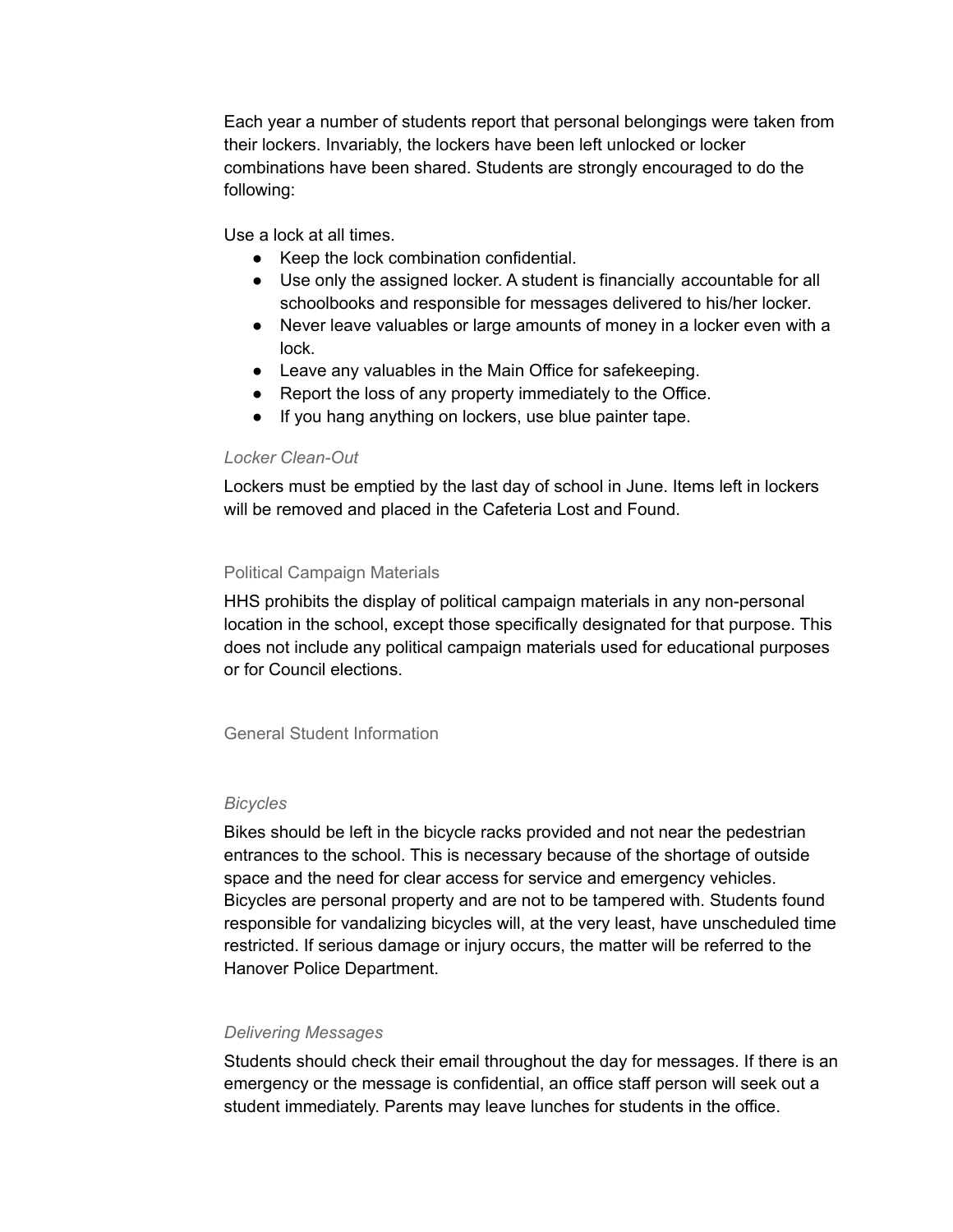Each year a number of students report that personal belongings were taken from their lockers. Invariably, the lockers have been left unlocked or locker combinations have been shared. Students are strongly encouraged to do the following:

Use a lock at all times.

- Keep the lock combination confidential.
- Use only the assigned locker. A student is financially accountable for all schoolbooks and responsible for messages delivered to his/her locker.
- Never leave valuables or large amounts of money in a locker even with a lock.
- Leave any valuables in the Main Office for safekeeping.
- Report the loss of any property immediately to the Office.
- If you hang anything on lockers, use blue painter tape.

#### *Locker Clean-Out*

Lockers must be emptied by the last day of school in June. Items left in lockers will be removed and placed in the Cafeteria Lost and Found.

### Political Campaign Materials

HHS prohibits the display of political campaign materials in any non-personal location in the school, except those specifically designated for that purpose. This does not include any political campaign materials used for educational purposes or for Council elections.

### General Student Information

#### *Bicycles*

Bikes should be left in the bicycle racks provided and not near the pedestrian entrances to the school. This is necessary because of the shortage of outside space and the need for clear access for service and emergency vehicles. Bicycles are personal property and are not to be tampered with. Students found responsible for vandalizing bicycles will, at the very least, have unscheduled time restricted. If serious damage or injury occurs, the matter will be referred to the Hanover Police Department.

#### *Delivering Messages*

Students should check their email throughout the day for messages. If there is an emergency or the message is confidential, an office staff person will seek out a student immediately. Parents may leave lunches for students in the office.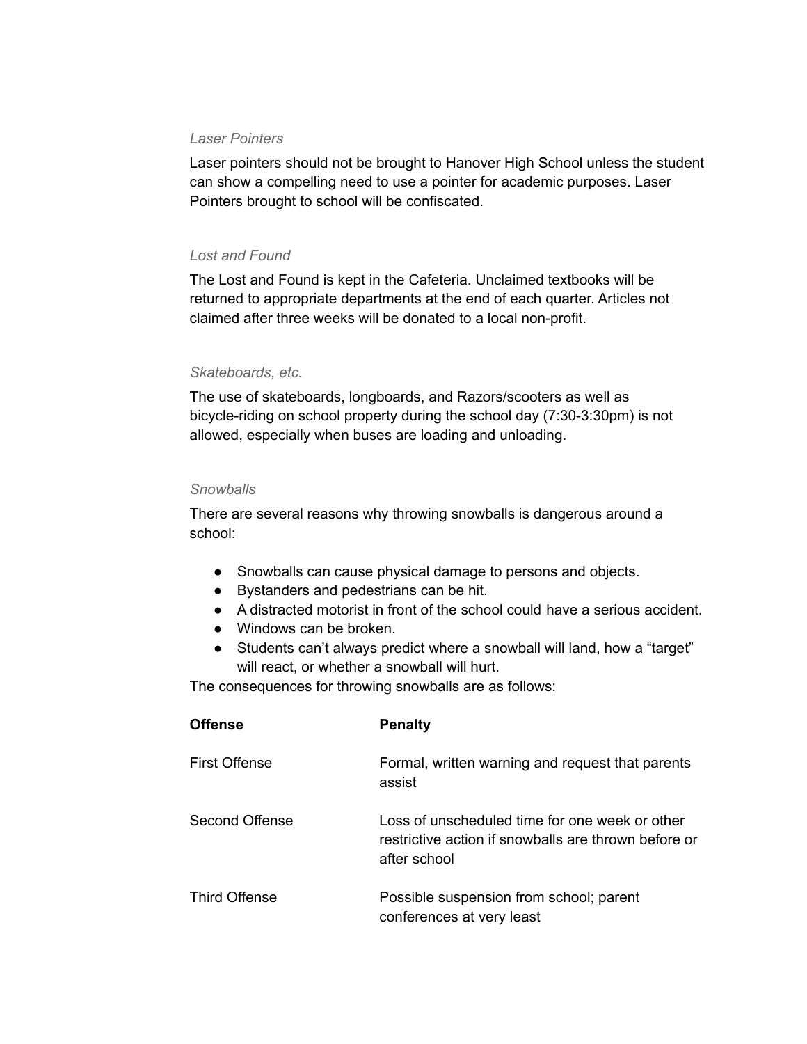### *Laser Pointers*

Laser pointers should not be brought to Hanover High School unless the student can show a compelling need to use a pointer for academic purposes. Laser Pointers brought to school will be confiscated.

### *Lost and Found*

The Lost and Found is kept in the Cafeteria. Unclaimed textbooks will be returned to appropriate departments at the end of each quarter. Articles not claimed after three weeks will be donated to a local non-profit.

### *Skateboards, etc.*

The use of skateboards, longboards, and Razors/scooters as well as bicycle-riding on school property during the school day (7:30-3:30pm) is not allowed, especially when buses are loading and unloading.

### *Snowballs*

There are several reasons why throwing snowballs is dangerous around a school:

- Snowballs can cause physical damage to persons and objects.
- Bystanders and pedestrians can be hit.
- A distracted motorist in front of the school could have a serious accident.
- Windows can be broken.
- Students can't always predict where a snowball will land, how a "target" will react, or whether a snowball will hurt.

The consequences for throwing snowballs are as follows:

| **Offense** | **Penalty** |
|---|---|
| First Offense | Formal, written warning and request that parents assist |
| Second Offense | Loss of unscheduled time for one week or other restrictive action if snowballs are thrown before or after school |
| Third Offense | Possible suspension from school; parent conferences at very least |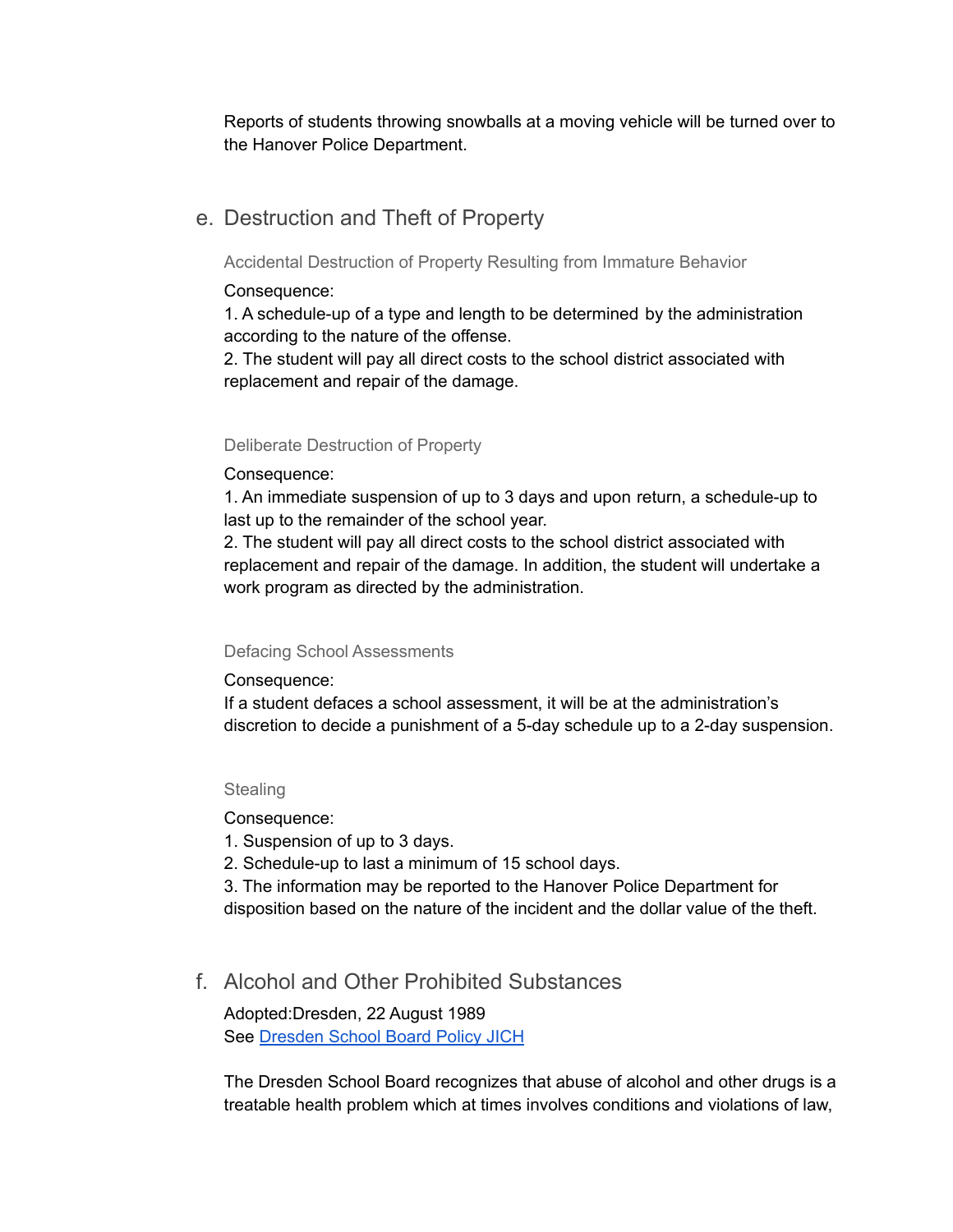Reports of students throwing snowballs at a moving vehicle will be turned over to the Hanover Police Department.

## e. Destruction and Theft of Property

### Accidental Destruction of Property Resulting from Immature Behavior

Consequence:
1. A schedule-up of a type and length to be determined by the administration according to the nature of the offense.
2. The student will pay all direct costs to the school district associated with replacement and repair of the damage.

### Deliberate Destruction of Property

Consequence:
1. An immediate suspension of up to 3 days and upon return, a schedule-up to last up to the remainder of the school year.
2. The student will pay all direct costs to the school district associated with replacement and repair of the damage. In addition, the student will undertake a work program as directed by the administration.

### Defacing School Assessments

Consequence:
If a student defaces a school assessment, it will be at the administration's discretion to decide a punishment of a 5-day schedule up to a 2-day suspension.

### Stealing

Consequence:
1. Suspension of up to 3 days.
2. Schedule-up to last a minimum of 15 school days.
3. The information may be reported to the Hanover Police Department for disposition based on the nature of the incident and the dollar value of the theft.

## f. Alcohol and Other Prohibited Substances

Adopted:Dresden, 22 August 1989
See Dresden School Board Policy JICH

The Dresden School Board recognizes that abuse of alcohol and other drugs is a treatable health problem which at times involves conditions and violations of law,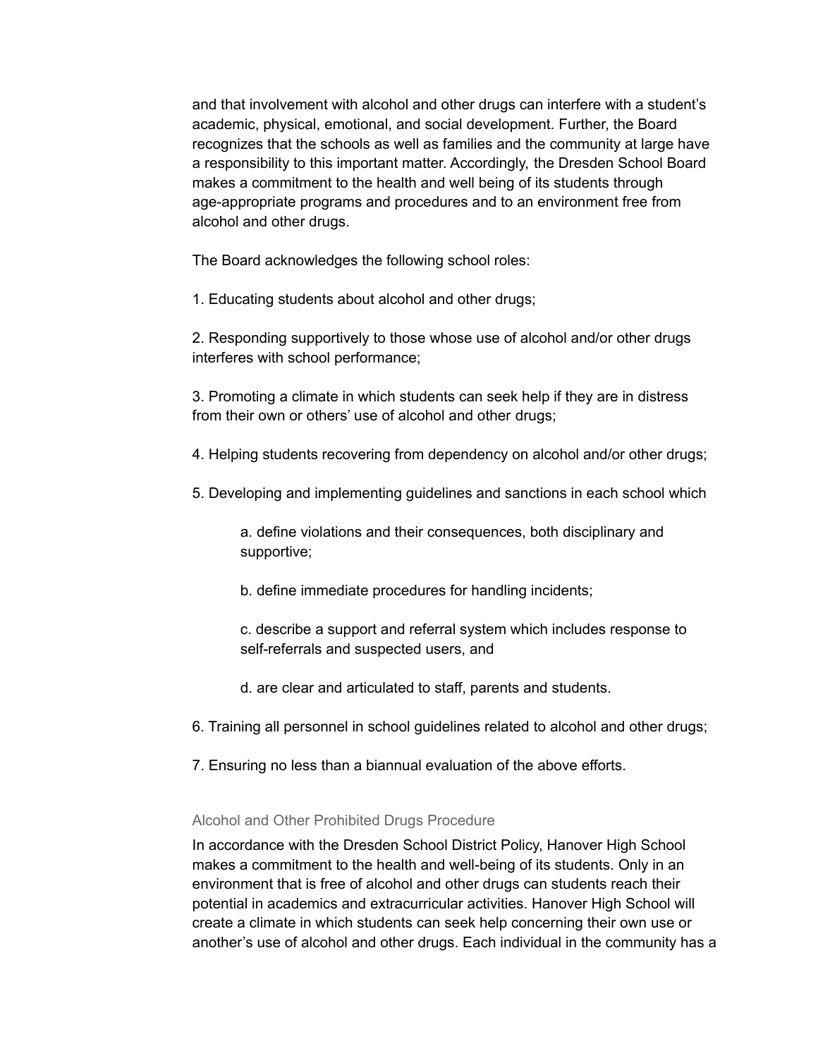and that involvement with alcohol and other drugs can interfere with a student's academic, physical, emotional, and social development. Further, the Board recognizes that the schools as well as families and the community at large have a responsibility to this important matter. Accordingly, the Dresden School Board makes a commitment to the health and well being of its students through age-appropriate programs and procedures and to an environment free from alcohol and other drugs.

The Board acknowledges the following school roles:

1. Educating students about alcohol and other drugs;

2. Responding supportively to those whose use of alcohol and/or other drugs interferes with school performance;

3. Promoting a climate in which students can seek help if they are in distress from their own or others' use of alcohol and other drugs;

4. Helping students recovering from dependency on alcohol and/or other drugs;

5. Developing and implementing guidelines and sanctions in each school which

    a. define violations and their consequences, both disciplinary and supportive;

    b. define immediate procedures for handling incidents;

    c. describe a support and referral system which includes response to self-referrals and suspected users, and

    d. are clear and articulated to staff, parents and students.

6. Training all personnel in school guidelines related to alcohol and other drugs;

7. Ensuring no less than a biannual evaluation of the above efforts.

### Alcohol and Other Prohibited Drugs Procedure

In accordance with the Dresden School District Policy, Hanover High School makes a commitment to the health and well-being of its students. Only in an environment that is free of alcohol and other drugs can students reach their potential in academics and extracurricular activities. Hanover High School will create a climate in which students can seek help concerning their own use or another's use of alcohol and other drugs. Each individual in the community has a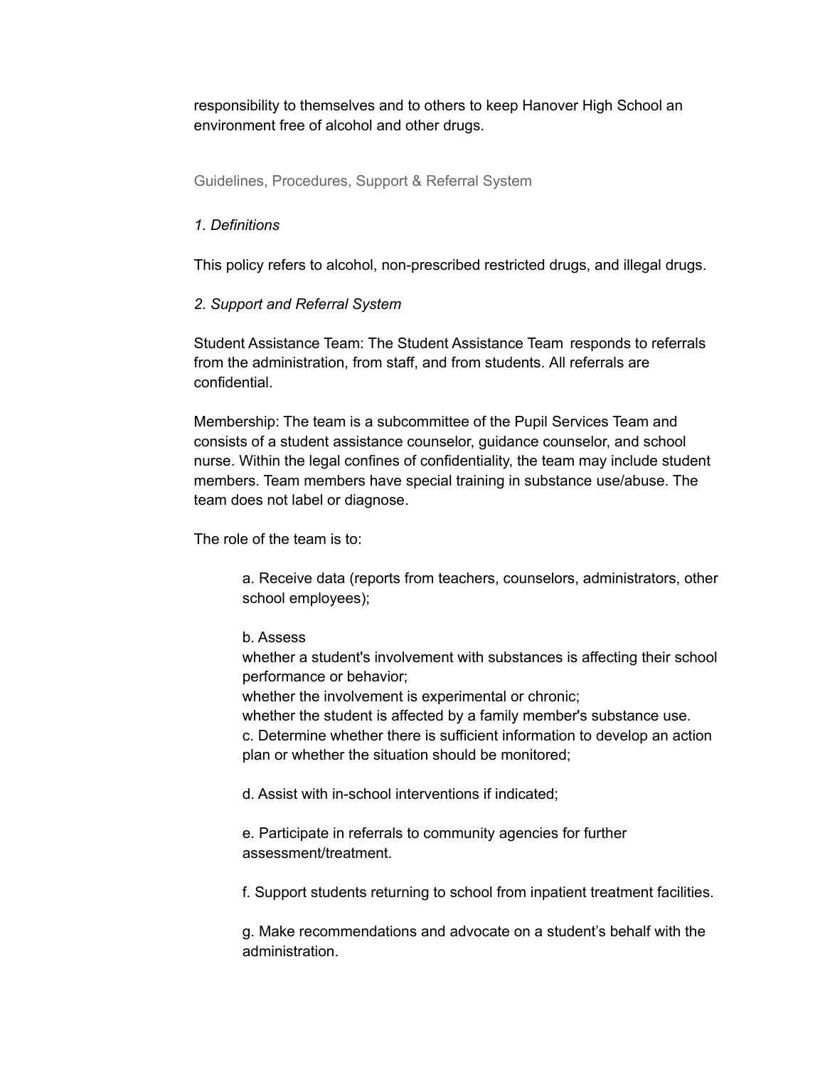responsibility to themselves and to others to keep Hanover High School an environment free of alcohol and other drugs.

### Guidelines, Procedures, Support & Referral System

*1. Definitions*

This policy refers to alcohol, non-prescribed restricted drugs, and illegal drugs.

*2. Support and Referral System*

Student Assistance Team: The Student Assistance Team responds to referrals from the administration, from staff, and from students. All referrals are confidential.

Membership: The team is a subcommittee of the Pupil Services Team and consists of a student assistance counselor, guidance counselor, and school nurse. Within the legal confines of confidentiality, the team may include student members. Team members have special training in substance use/abuse. The team does not label or diagnose.

The role of the team is to:

> a. Receive data (reports from teachers, counselors, administrators, other school employees);
>
> b. Assess
> whether a student's involvement with substances is affecting their school performance or behavior;
> whether the involvement is experimental or chronic;
> whether the student is affected by a family member's substance use.
> c. Determine whether there is sufficient information to develop an action plan or whether the situation should be monitored;
>
> d. Assist with in-school interventions if indicated;
>
> e. Participate in referrals to community agencies for further assessment/treatment.
>
> f. Support students returning to school from inpatient treatment facilities.
>
> g. Make recommendations and advocate on a student’s behalf with the administration.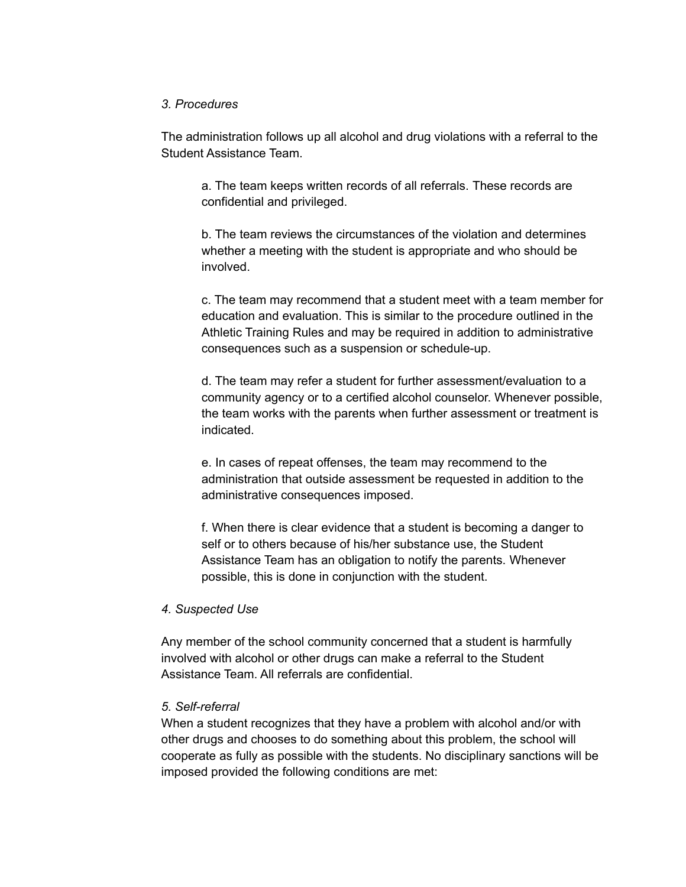*3. Procedures*

The administration follows up all alcohol and drug violations with a referral to the Student Assistance Team.

a. The team keeps written records of all referrals. These records are confidential and privileged.

b. The team reviews the circumstances of the violation and determines whether a meeting with the student is appropriate and who should be involved.

c. The team may recommend that a student meet with a team member for education and evaluation. This is similar to the procedure outlined in the Athletic Training Rules and may be required in addition to administrative consequences such as a suspension or schedule-up.

d. The team may refer a student for further assessment/evaluation to a community agency or to a certified alcohol counselor. Whenever possible, the team works with the parents when further assessment or treatment is indicated.

e. In cases of repeat offenses, the team may recommend to the administration that outside assessment be requested in addition to the administrative consequences imposed.

f. When there is clear evidence that a student is becoming a danger to self or to others because of his/her substance use, the Student Assistance Team has an obligation to notify the parents. Whenever possible, this is done in conjunction with the student.

*4. Suspected Use*

Any member of the school community concerned that a student is harmfully involved with alcohol or other drugs can make a referral to the Student Assistance Team. All referrals are confidential.

*5. Self-referral*

When a student recognizes that they have a problem with alcohol and/or with other drugs and chooses to do something about this problem, the school will cooperate as fully as possible with the students. No disciplinary sanctions will be imposed provided the following conditions are met: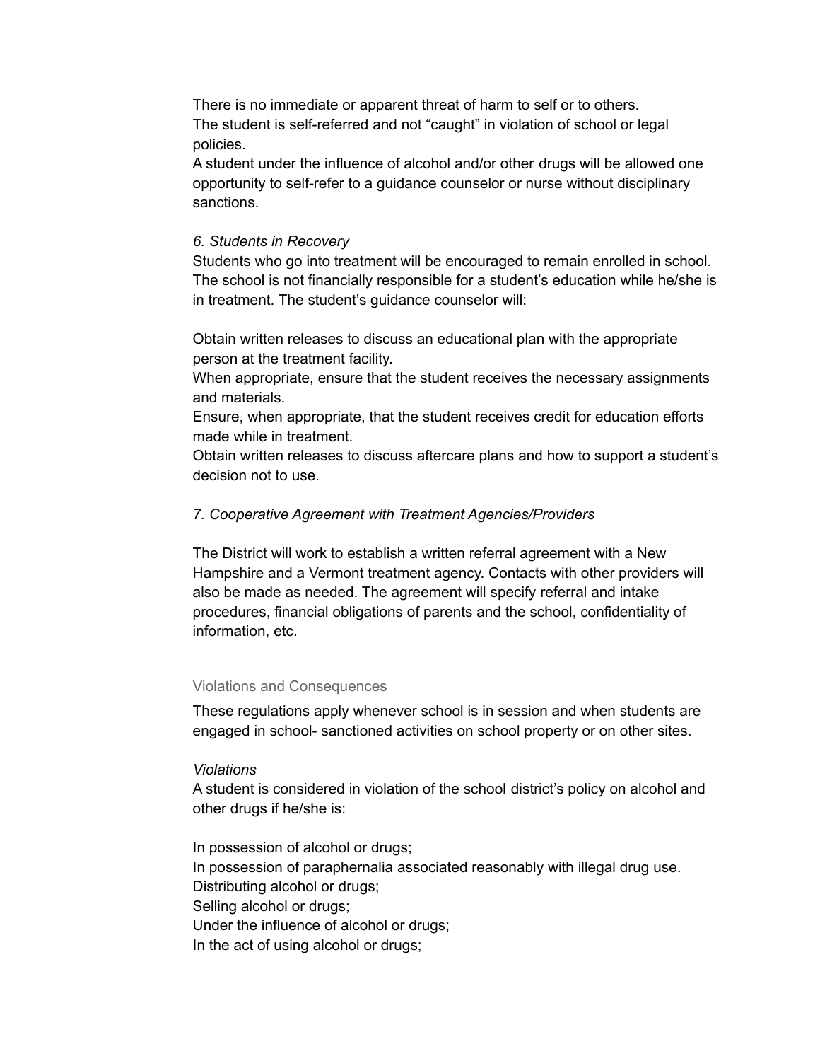There is no immediate or apparent threat of harm to self or to others.
The student is self-referred and not “caught” in violation of school or legal policies.
A student under the influence of alcohol and/or other drugs will be allowed one opportunity to self-refer to a guidance counselor or nurse without disciplinary sanctions.

*6. Students in Recovery*
Students who go into treatment will be encouraged to remain enrolled in school. The school is not financially responsible for a student’s education while he/she is in treatment. The student’s guidance counselor will:

Obtain written releases to discuss an educational plan with the appropriate person at the treatment facility.
When appropriate, ensure that the student receives the necessary assignments and materials.
Ensure, when appropriate, that the student receives credit for education efforts made while in treatment.
Obtain written releases to discuss aftercare plans and how to support a student’s decision not to use.

*7. Cooperative Agreement with Treatment Agencies/Providers*

The District will work to establish a written referral agreement with a New Hampshire and a Vermont treatment agency. Contacts with other providers will also be made as needed. The agreement will specify referral and intake procedures, financial obligations of parents and the school, confidentiality of information, etc.

### Violations and Consequences

These regulations apply whenever school is in session and when students are engaged in school- sanctioned activities on school property or on other sites.

*Violations*
A student is considered in violation of the school district’s policy on alcohol and other drugs if he/she is:

In possession of alcohol or drugs;
In possession of paraphernalia associated reasonably with illegal drug use.
Distributing alcohol or drugs;
Selling alcohol or drugs;
Under the influence of alcohol or drugs;
In the act of using alcohol or drugs;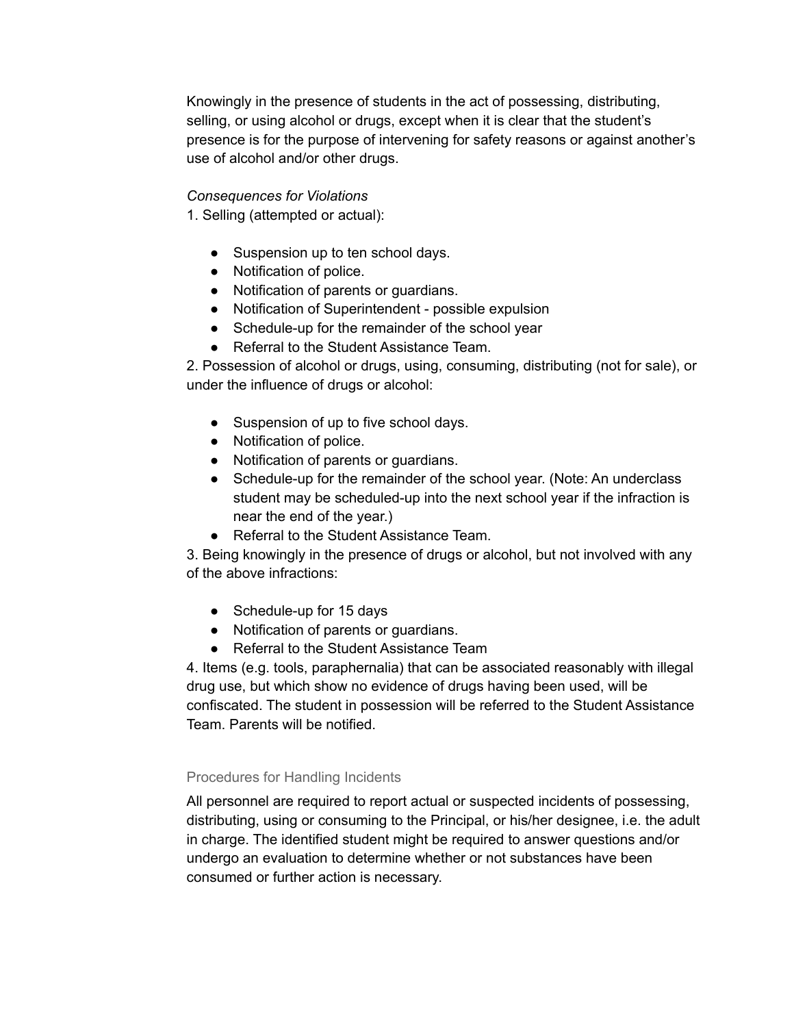Knowingly in the presence of students in the act of possessing, distributing, selling, or using alcohol or drugs, except when it is clear that the student's presence is for the purpose of intervening for safety reasons or against another's use of alcohol and/or other drugs.

*Consequences for Violations*

1. Selling (attempted or actual):

- Suspension up to ten school days.
- Notification of police.
- Notification of parents or guardians.
- Notification of Superintendent - possible expulsion
- Schedule-up for the remainder of the school year
- Referral to the Student Assistance Team.

2. Possession of alcohol or drugs, using, consuming, distributing (not for sale), or under the influence of drugs or alcohol:

- Suspension of up to five school days.
- Notification of police.
- Notification of parents or guardians.
- Schedule-up for the remainder of the school year. (Note: An underclass student may be scheduled-up into the next school year if the infraction is near the end of the year.)
- Referral to the Student Assistance Team.

3. Being knowingly in the presence of drugs or alcohol, but not involved with any of the above infractions:

- Schedule-up for 15 days
- Notification of parents or guardians.
- Referral to the Student Assistance Team

4. Items (e.g. tools, paraphernalia) that can be associated reasonably with illegal drug use, but which show no evidence of drugs having been used, will be confiscated. The student in possession will be referred to the Student Assistance Team. Parents will be notified.

### Procedures for Handling Incidents

All personnel are required to report actual or suspected incidents of possessing, distributing, using or consuming to the Principal, or his/her designee, i.e. the adult in charge. The identified student might be required to answer questions and/or undergo an evaluation to determine whether or not substances have been consumed or further action is necessary.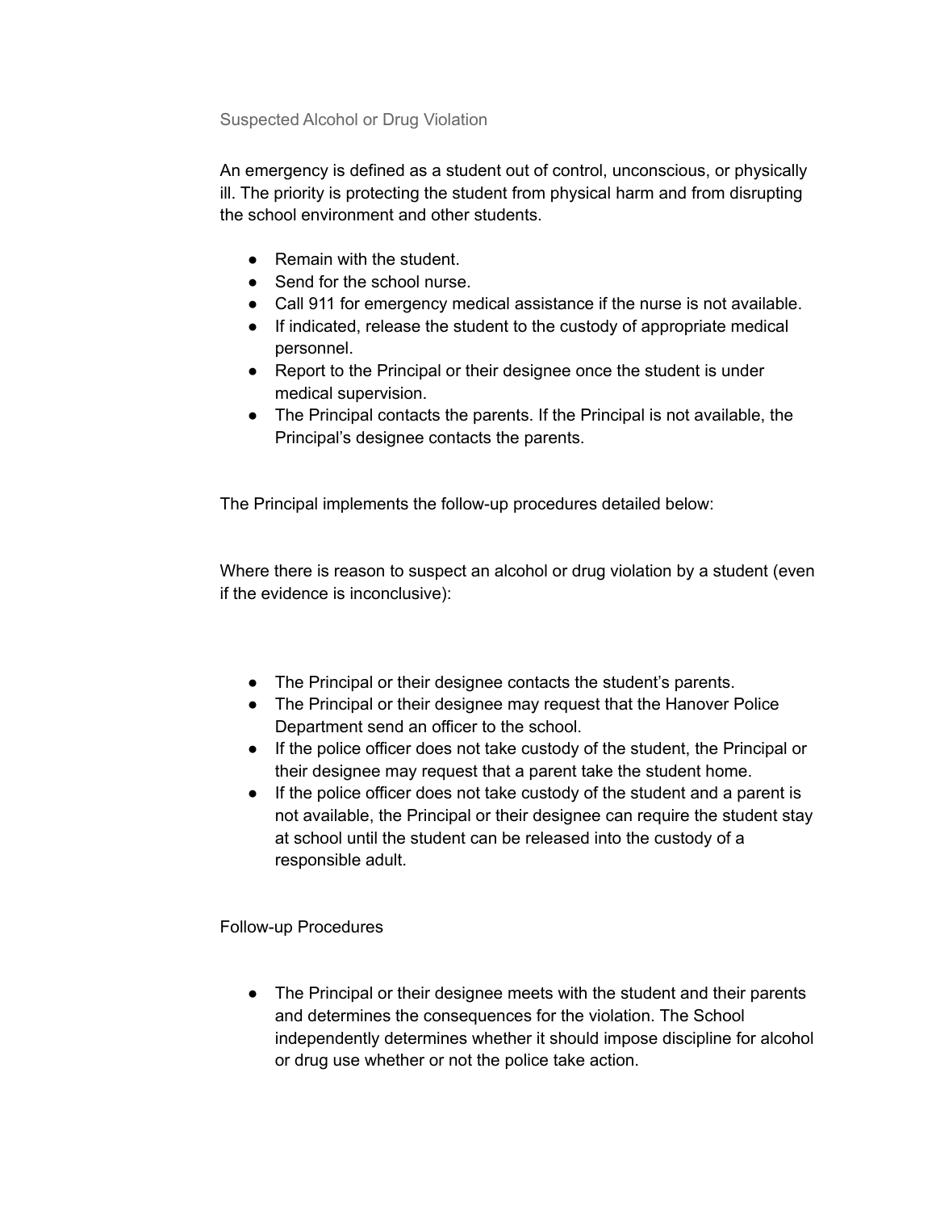### Suspected Alcohol or Drug Violation

An emergency is defined as a student out of control, unconscious, or physically ill. The priority is protecting the student from physical harm and from disrupting the school environment and other students.

- Remain with the student.
- Send for the school nurse.
- Call 911 for emergency medical assistance if the nurse is not available.
- If indicated, release the student to the custody of appropriate medical personnel.
- Report to the Principal or their designee once the student is under medical supervision.
- The Principal contacts the parents. If the Principal is not available, the Principal's designee contacts the parents.

The Principal implements the follow-up procedures detailed below:

Where there is reason to suspect an alcohol or drug violation by a student (even if the evidence is inconclusive):

- The Principal or their designee contacts the student's parents.
- The Principal or their designee may request that the Hanover Police Department send an officer to the school.
- If the police officer does not take custody of the student, the Principal or their designee may request that a parent take the student home.
- If the police officer does not take custody of the student and a parent is not available, the Principal or their designee can require the student stay at school until the student can be released into the custody of a responsible adult.

Follow-up Procedures

- The Principal or their designee meets with the student and their parents and determines the consequences for the violation. The School independently determines whether it should impose discipline for alcohol or drug use whether or not the police take action.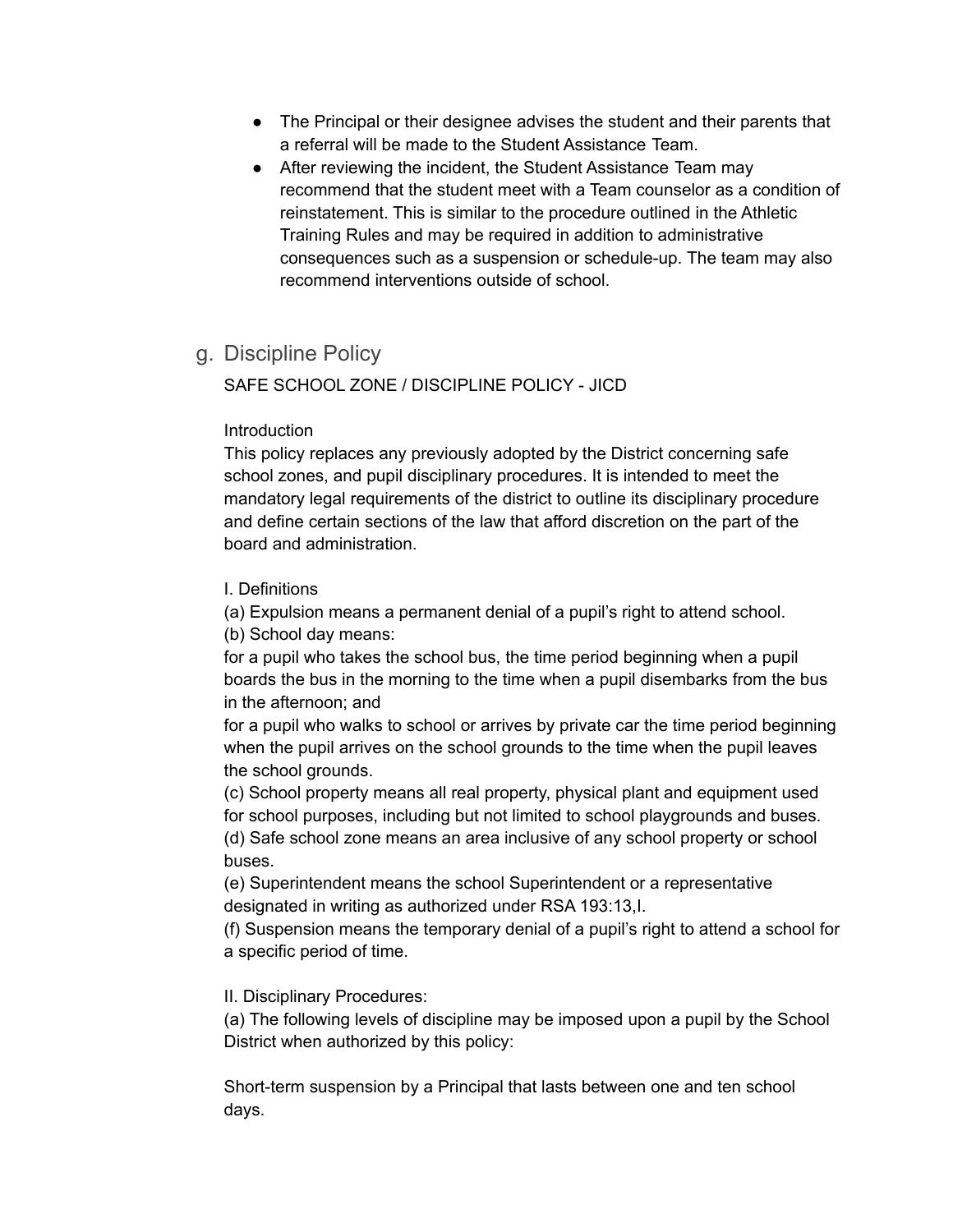- The Principal or their designee advises the student and their parents that a referral will be made to the Student Assistance Team.
- After reviewing the incident, the Student Assistance Team may recommend that the student meet with a Team counselor as a condition of reinstatement. This is similar to the procedure outlined in the Athletic Training Rules and may be required in addition to administrative consequences such as a suspension or schedule-up. The team may also recommend interventions outside of school.

## g. Discipline Policy

SAFE SCHOOL ZONE / DISCIPLINE POLICY - JICD

Introduction

This policy replaces any previously adopted by the District concerning safe school zones, and pupil disciplinary procedures. It is intended to meet the mandatory legal requirements of the district to outline its disciplinary procedure and define certain sections of the law that afford discretion on the part of the board and administration.

I. Definitions

(a) Expulsion means a permanent denial of a pupil's right to attend school.

(b) School day means:

for a pupil who takes the school bus, the time period beginning when a pupil boards the bus in the morning to the time when a pupil disembarks from the bus in the afternoon; and

for a pupil who walks to school or arrives by private car the time period beginning when the pupil arrives on the school grounds to the time when the pupil leaves the school grounds.

(c) School property means all real property, physical plant and equipment used for school purposes, including but not limited to school playgrounds and buses.

(d) Safe school zone means an area inclusive of any school property or school buses.

(e) Superintendent means the school Superintendent or a representative designated in writing as authorized under RSA 193:13,I.

(f) Suspension means the temporary denial of a pupil's right to attend a school for a specific period of time.

II. Disciplinary Procedures:

(a) The following levels of discipline may be imposed upon a pupil by the School District when authorized by this policy:

Short-term suspension by a Principal that lasts between one and ten school days.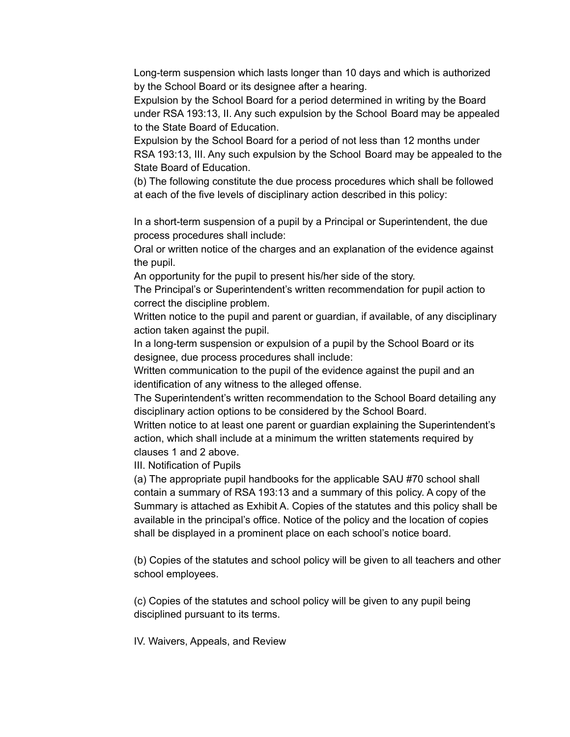Long-term suspension which lasts longer than 10 days and which is authorized by the School Board or its designee after a hearing.

Expulsion by the School Board for a period determined in writing by the Board under RSA 193:13, II. Any such expulsion by the School Board may be appealed to the State Board of Education.

Expulsion by the School Board for a period of not less than 12 months under RSA 193:13, III. Any such expulsion by the School Board may be appealed to the State Board of Education.

(b) The following constitute the due process procedures which shall be followed at each of the five levels of disciplinary action described in this policy:

In a short-term suspension of a pupil by a Principal or Superintendent, the due process procedures shall include:

Oral or written notice of the charges and an explanation of the evidence against the pupil.

An opportunity for the pupil to present his/her side of the story.

The Principal's or Superintendent's written recommendation for pupil action to correct the discipline problem.

Written notice to the pupil and parent or guardian, if available, of any disciplinary action taken against the pupil.

In a long-term suspension or expulsion of a pupil by the School Board or its designee, due process procedures shall include:

Written communication to the pupil of the evidence against the pupil and an identification of any witness to the alleged offense.

The Superintendent's written recommendation to the School Board detailing any disciplinary action options to be considered by the School Board.

Written notice to at least one parent or guardian explaining the Superintendent's action, which shall include at a minimum the written statements required by clauses 1 and 2 above.

III. Notification of Pupils

(a) The appropriate pupil handbooks for the applicable SAU #70 school shall contain a summary of RSA 193:13 and a summary of this policy. A copy of the Summary is attached as Exhibit A. Copies of the statutes and this policy shall be available in the principal's office. Notice of the policy and the location of copies shall be displayed in a prominent place on each school's notice board.

(b) Copies of the statutes and school policy will be given to all teachers and other school employees.

(c) Copies of the statutes and school policy will be given to any pupil being disciplined pursuant to its terms.

IV. Waivers, Appeals, and Review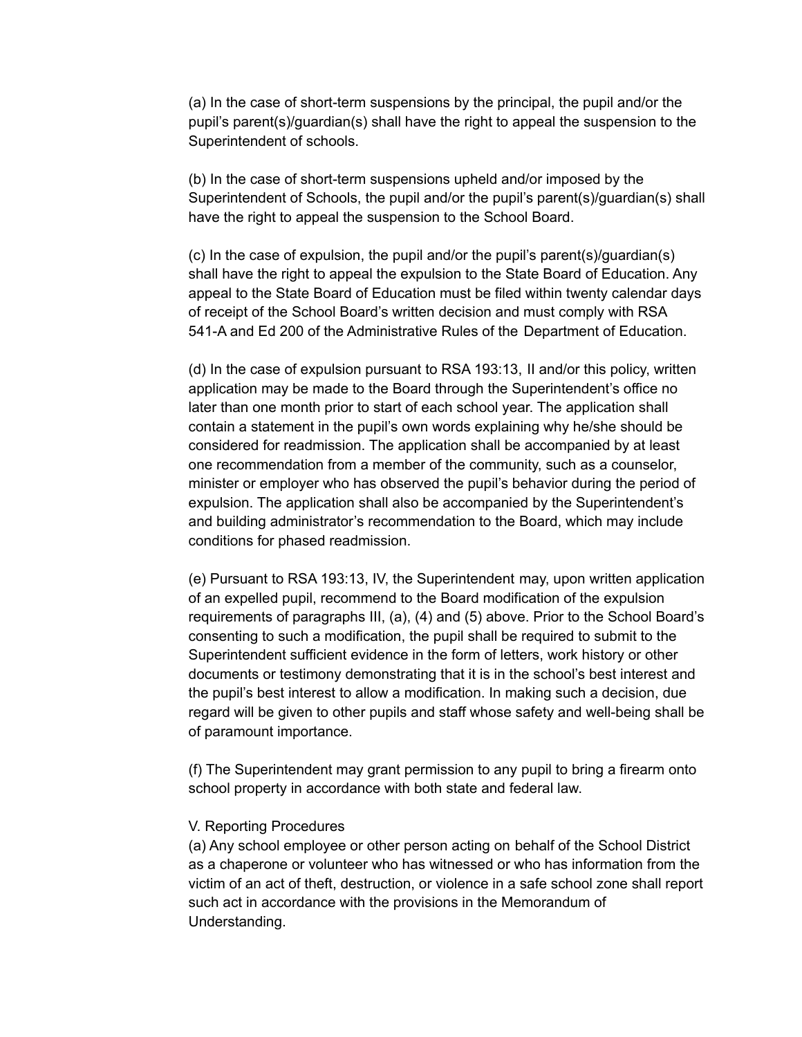(a) In the case of short-term suspensions by the principal, the pupil and/or the pupil's parent(s)/guardian(s) shall have the right to appeal the suspension to the Superintendent of schools.

(b) In the case of short-term suspensions upheld and/or imposed by the Superintendent of Schools, the pupil and/or the pupil's parent(s)/guardian(s) shall have the right to appeal the suspension to the School Board.

(c) In the case of expulsion, the pupil and/or the pupil's parent(s)/guardian(s) shall have the right to appeal the expulsion to the State Board of Education. Any appeal to the State Board of Education must be filed within twenty calendar days of receipt of the School Board's written decision and must comply with RSA 541-A and Ed 200 of the Administrative Rules of the Department of Education.

(d) In the case of expulsion pursuant to RSA 193:13, II and/or this policy, written application may be made to the Board through the Superintendent's office no later than one month prior to start of each school year. The application shall contain a statement in the pupil's own words explaining why he/she should be considered for readmission. The application shall be accompanied by at least one recommendation from a member of the community, such as a counselor, minister or employer who has observed the pupil's behavior during the period of expulsion. The application shall also be accompanied by the Superintendent's and building administrator's recommendation to the Board, which may include conditions for phased readmission.

(e) Pursuant to RSA 193:13, IV, the Superintendent may, upon written application of an expelled pupil, recommend to the Board modification of the expulsion requirements of paragraphs III, (a), (4) and (5) above. Prior to the School Board's consenting to such a modification, the pupil shall be required to submit to the Superintendent sufficient evidence in the form of letters, work history or other documents or testimony demonstrating that it is in the school's best interest and the pupil's best interest to allow a modification. In making such a decision, due regard will be given to other pupils and staff whose safety and well-being shall be of paramount importance.

(f) The Superintendent may grant permission to any pupil to bring a firearm onto school property in accordance with both state and federal law.

V. Reporting Procedures

(a) Any school employee or other person acting on behalf of the School District as a chaperone or volunteer who has witnessed or who has information from the victim of an act of theft, destruction, or violence in a safe school zone shall report such act in accordance with the provisions in the Memorandum of Understanding.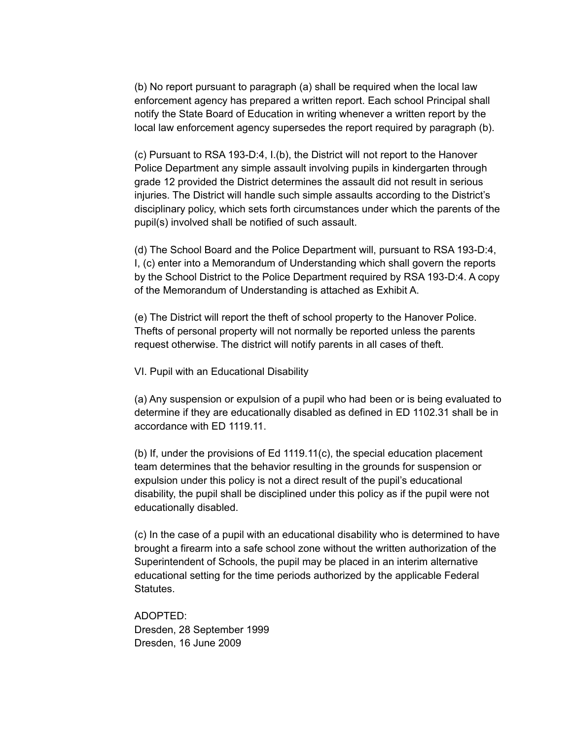(b) No report pursuant to paragraph (a) shall be required when the local law enforcement agency has prepared a written report. Each school Principal shall notify the State Board of Education in writing whenever a written report by the local law enforcement agency supersedes the report required by paragraph (b).

(c) Pursuant to RSA 193-D:4, I.(b), the District will not report to the Hanover Police Department any simple assault involving pupils in kindergarten through grade 12 provided the District determines the assault did not result in serious injuries. The District will handle such simple assaults according to the District's disciplinary policy, which sets forth circumstances under which the parents of the pupil(s) involved shall be notified of such assault.

(d) The School Board and the Police Department will, pursuant to RSA 193-D:4, I, (c) enter into a Memorandum of Understanding which shall govern the reports by the School District to the Police Department required by RSA 193-D:4. A copy of the Memorandum of Understanding is attached as Exhibit A.

(e) The District will report the theft of school property to the Hanover Police. Thefts of personal property will not normally be reported unless the parents request otherwise. The district will notify parents in all cases of theft.

VI. Pupil with an Educational Disability

(a) Any suspension or expulsion of a pupil who had been or is being evaluated to determine if they are educationally disabled as defined in ED 1102.31 shall be in accordance with ED 1119.11.

(b) If, under the provisions of Ed 1119.11(c), the special education placement team determines that the behavior resulting in the grounds for suspension or expulsion under this policy is not a direct result of the pupil's educational disability, the pupil shall be disciplined under this policy as if the pupil were not educationally disabled.

(c) In the case of a pupil with an educational disability who is determined to have brought a firearm into a safe school zone without the written authorization of the Superintendent of Schools, the pupil may be placed in an interim alternative educational setting for the time periods authorized by the applicable Federal Statutes.

ADOPTED:
Dresden, 28 September 1999
Dresden, 16 June 2009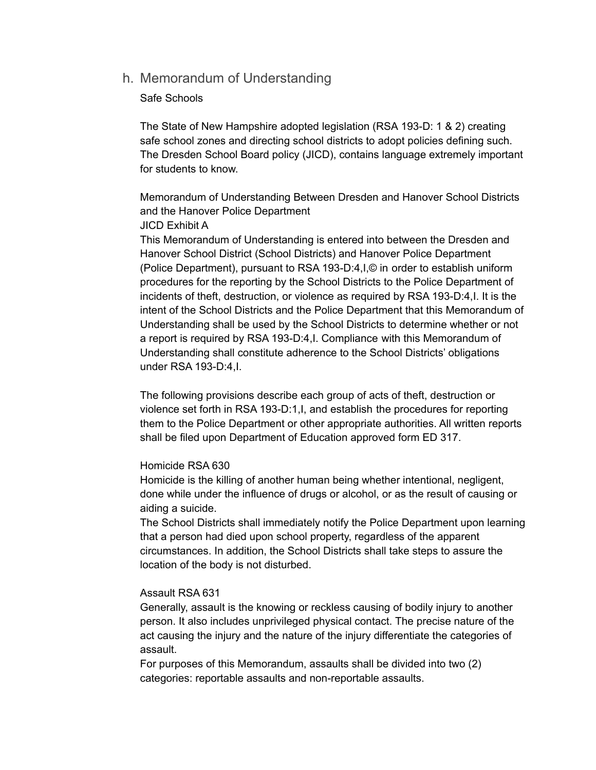## h. Memorandum of Understanding

Safe Schools

The State of New Hampshire adopted legislation (RSA 193-D: 1 & 2) creating safe school zones and directing school districts to adopt policies defining such. The Dresden School Board policy (JICD), contains language extremely important for students to know.

Memorandum of Understanding Between Dresden and Hanover School Districts and the Hanover Police Department
JICD Exhibit A
This Memorandum of Understanding is entered into between the Dresden and Hanover School District (School Districts) and Hanover Police Department (Police Department), pursuant to RSA 193-D:4,I,© in order to establish uniform procedures for the reporting by the School Districts to the Police Department of incidents of theft, destruction, or violence as required by RSA 193-D:4,I. It is the intent of the School Districts and the Police Department that this Memorandum of Understanding shall be used by the School Districts to determine whether or not a report is required by RSA 193-D:4,I. Compliance with this Memorandum of Understanding shall constitute adherence to the School Districts' obligations under RSA 193-D:4,I.

The following provisions describe each group of acts of theft, destruction or violence set forth in RSA 193-D:1,I, and establish the procedures for reporting them to the Police Department or other appropriate authorities. All written reports shall be filed upon Department of Education approved form ED 317.

Homicide RSA 630
Homicide is the killing of another human being whether intentional, negligent, done while under the influence of drugs or alcohol, or as the result of causing or aiding a suicide.
The School Districts shall immediately notify the Police Department upon learning that a person had died upon school property, regardless of the apparent circumstances. In addition, the School Districts shall take steps to assure the location of the body is not disturbed.

Assault RSA 631
Generally, assault is the knowing or reckless causing of bodily injury to another person. It also includes unprivileged physical contact. The precise nature of the act causing the injury and the nature of the injury differentiate the categories of assault.
For purposes of this Memorandum, assaults shall be divided into two (2) categories: reportable assaults and non-reportable assaults.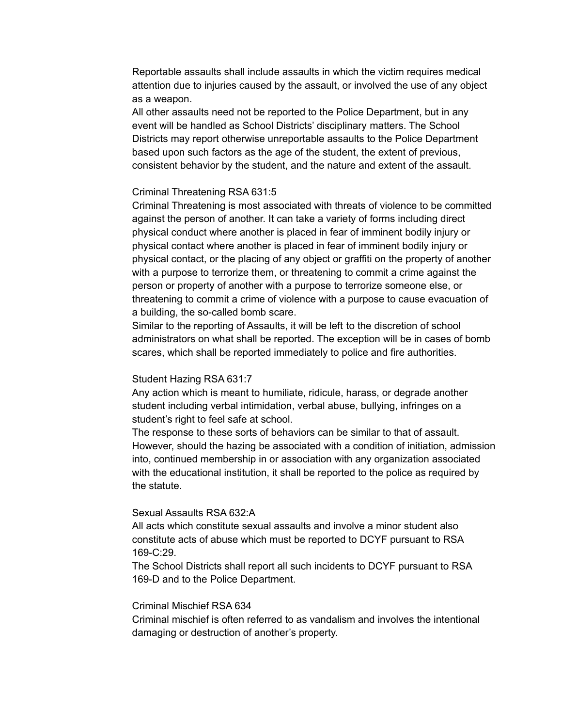Reportable assaults shall include assaults in which the victim requires medical attention due to injuries caused by the assault, or involved the use of any object as a weapon.

All other assaults need not be reported to the Police Department, but in any event will be handled as School Districts' disciplinary matters. The School Districts may report otherwise unreportable assaults to the Police Department based upon such factors as the age of the student, the extent of previous, consistent behavior by the student, and the nature and extent of the assault.

Criminal Threatening RSA 631:5

Criminal Threatening is most associated with threats of violence to be committed against the person of another. It can take a variety of forms including direct physical conduct where another is placed in fear of imminent bodily injury or physical contact where another is placed in fear of imminent bodily injury or physical contact, or the placing of any object or graffiti on the property of another with a purpose to terrorize them, or threatening to commit a crime against the person or property of another with a purpose to terrorize someone else, or threatening to commit a crime of violence with a purpose to cause evacuation of a building, the so-called bomb scare.

Similar to the reporting of Assaults, it will be left to the discretion of school administrators on what shall be reported. The exception will be in cases of bomb scares, which shall be reported immediately to police and fire authorities.

Student Hazing RSA 631:7

Any action which is meant to humiliate, ridicule, harass, or degrade another student including verbal intimidation, verbal abuse, bullying, infringes on a student's right to feel safe at school.

The response to these sorts of behaviors can be similar to that of assault. However, should the hazing be associated with a condition of initiation, admission into, continued membership in or association with any organization associated with the educational institution, it shall be reported to the police as required by the statute.

Sexual Assaults RSA 632:A

All acts which constitute sexual assaults and involve a minor student also constitute acts of abuse which must be reported to DCYF pursuant to RSA 169-C:29.

The School Districts shall report all such incidents to DCYF pursuant to RSA 169-D and to the Police Department.

Criminal Mischief RSA 634

Criminal mischief is often referred to as vandalism and involves the intentional damaging or destruction of another's property.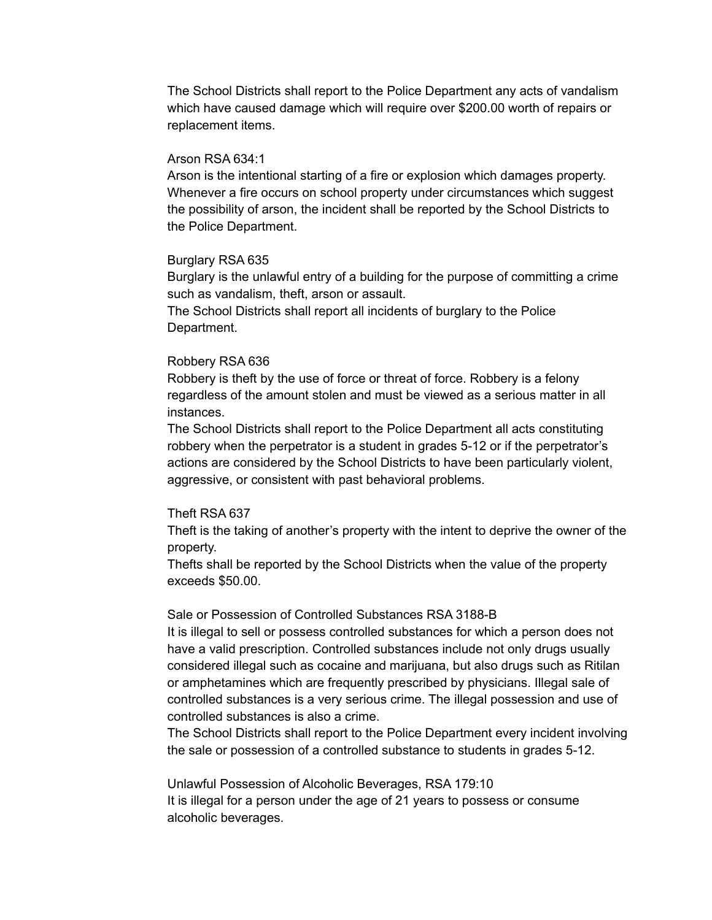The School Districts shall report to the Police Department any acts of vandalism which have caused damage which will require over $200.00 worth of repairs or replacement items.

Arson RSA 634:1
Arson is the intentional starting of a fire or explosion which damages property. Whenever a fire occurs on school property under circumstances which suggest the possibility of arson, the incident shall be reported by the School Districts to the Police Department.

Burglary RSA 635
Burglary is the unlawful entry of a building for the purpose of committing a crime such as vandalism, theft, arson or assault.
The School Districts shall report all incidents of burglary to the Police Department.

Robbery RSA 636
Robbery is theft by the use of force or threat of force. Robbery is a felony regardless of the amount stolen and must be viewed as a serious matter in all instances.
The School Districts shall report to the Police Department all acts constituting robbery when the perpetrator is a student in grades 5-12 or if the perpetrator's actions are considered by the School Districts to have been particularly violent, aggressive, or consistent with past behavioral problems.

Theft RSA 637
Theft is the taking of another's property with the intent to deprive the owner of the property.
Thefts shall be reported by the School Districts when the value of the property exceeds $50.00.

Sale or Possession of Controlled Substances RSA 3188-B
It is illegal to sell or possess controlled substances for which a person does not have a valid prescription. Controlled substances include not only drugs usually considered illegal such as cocaine and marijuana, but also drugs such as Ritilan or amphetamines which are frequently prescribed by physicians. Illegal sale of controlled substances is a very serious crime. The illegal possession and use of controlled substances is also a crime.
The School Districts shall report to the Police Department every incident involving the sale or possession of a controlled substance to students in grades 5-12.

Unlawful Possession of Alcoholic Beverages, RSA 179:10
It is illegal for a person under the age of 21 years to possess or consume alcoholic beverages.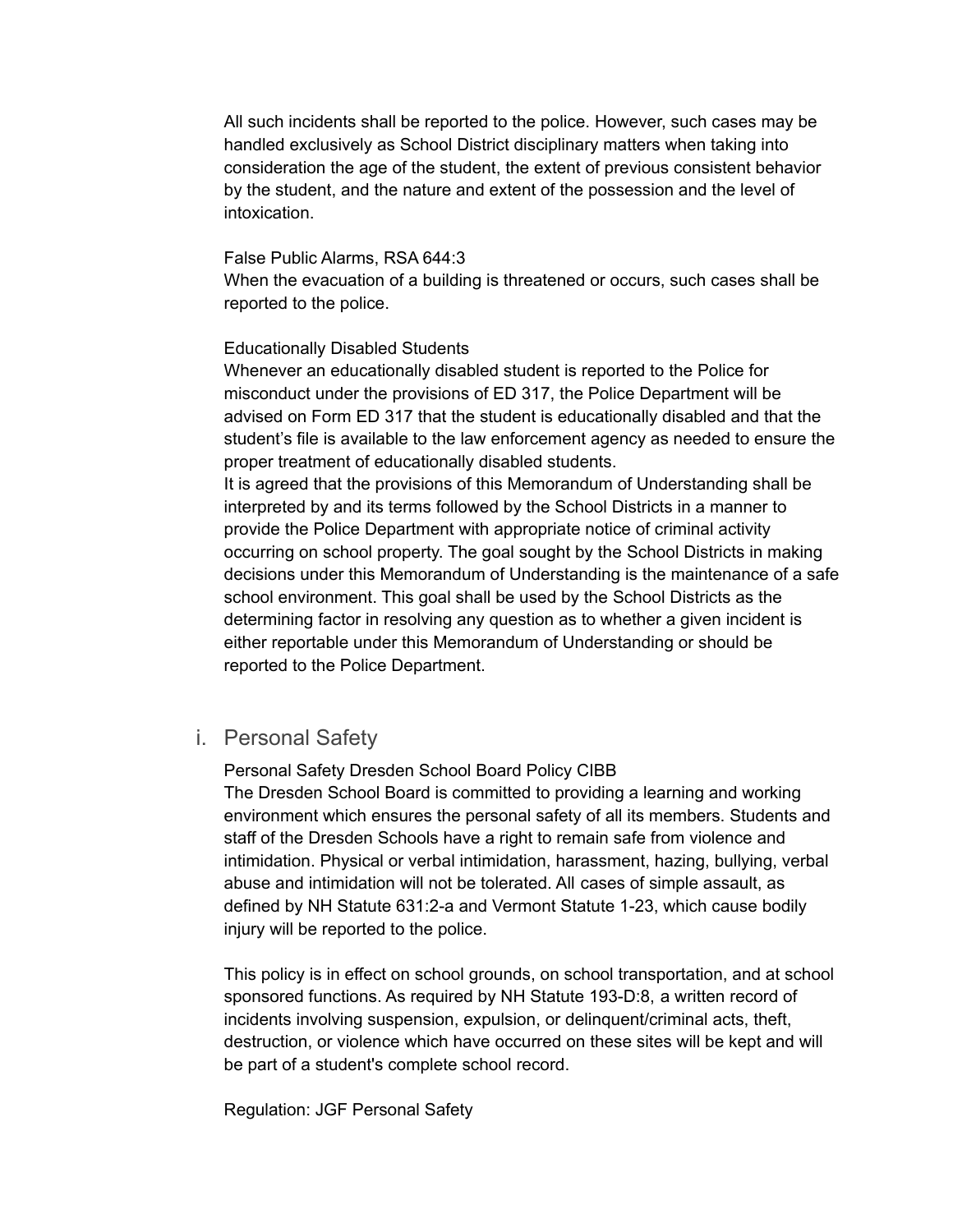All such incidents shall be reported to the police. However, such cases may be handled exclusively as School District disciplinary matters when taking into consideration the age of the student, the extent of previous consistent behavior by the student, and the nature and extent of the possession and the level of intoxication.

False Public Alarms, RSA 644:3
When the evacuation of a building is threatened or occurs, such cases shall be reported to the police.

Educationally Disabled Students
Whenever an educationally disabled student is reported to the Police for misconduct under the provisions of ED 317, the Police Department will be advised on Form ED 317 that the student is educationally disabled and that the student's file is available to the law enforcement agency as needed to ensure the proper treatment of educationally disabled students.
It is agreed that the provisions of this Memorandum of Understanding shall be interpreted by and its terms followed by the School Districts in a manner to provide the Police Department with appropriate notice of criminal activity occurring on school property. The goal sought by the School Districts in making decisions under this Memorandum of Understanding is the maintenance of a safe school environment. This goal shall be used by the School Districts as the determining factor in resolving any question as to whether a given incident is either reportable under this Memorandum of Understanding or should be reported to the Police Department.

## i. Personal Safety

Personal Safety Dresden School Board Policy CIBB
The Dresden School Board is committed to providing a learning and working environment which ensures the personal safety of all its members. Students and staff of the Dresden Schools have a right to remain safe from violence and intimidation. Physical or verbal intimidation, harassment, hazing, bullying, verbal abuse and intimidation will not be tolerated. All cases of simple assault, as defined by NH Statute 631:2-a and Vermont Statute 1-23, which cause bodily injury will be reported to the police.

This policy is in effect on school grounds, on school transportation, and at school sponsored functions. As required by NH Statute 193-D:8, a written record of incidents involving suspension, expulsion, or delinquent/criminal acts, theft, destruction, or violence which have occurred on these sites will be kept and will be part of a student's complete school record.

Regulation: JGF Personal Safety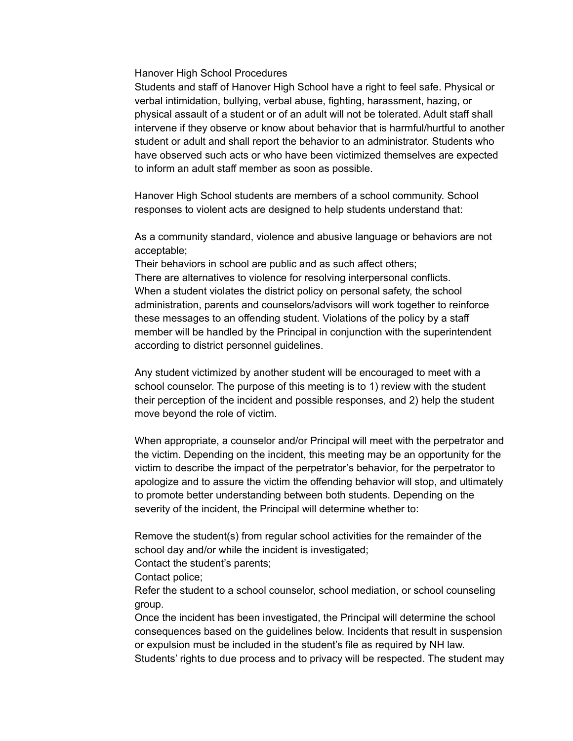Hanover High School Procedures

Students and staff of Hanover High School have a right to feel safe. Physical or verbal intimidation, bullying, verbal abuse, fighting, harassment, hazing, or physical assault of a student or of an adult will not be tolerated. Adult staff shall intervene if they observe or know about behavior that is harmful/hurtful to another student or adult and shall report the behavior to an administrator. Students who have observed such acts or who have been victimized themselves are expected to inform an adult staff member as soon as possible.

Hanover High School students are members of a school community. School responses to violent acts are designed to help students understand that:

As a community standard, violence and abusive language or behaviors are not acceptable;
Their behaviors in school are public and as such affect others;
There are alternatives to violence for resolving interpersonal conflicts.
When a student violates the district policy on personal safety, the school administration, parents and counselors/advisors will work together to reinforce these messages to an offending student. Violations of the policy by a staff member will be handled by the Principal in conjunction with the superintendent according to district personnel guidelines.

Any student victimized by another student will be encouraged to meet with a school counselor. The purpose of this meeting is to 1) review with the student their perception of the incident and possible responses, and 2) help the student move beyond the role of victim.

When appropriate, a counselor and/or Principal will meet with the perpetrator and the victim. Depending on the incident, this meeting may be an opportunity for the victim to describe the impact of the perpetrator's behavior, for the perpetrator to apologize and to assure the victim the offending behavior will stop, and ultimately to promote better understanding between both students. Depending on the severity of the incident, the Principal will determine whether to:

Remove the student(s) from regular school activities for the remainder of the school day and/or while the incident is investigated;
Contact the student's parents;
Contact police;
Refer the student to a school counselor, school mediation, or school counseling group.
Once the incident has been investigated, the Principal will determine the school consequences based on the guidelines below. Incidents that result in suspension or expulsion must be included in the student's file as required by NH law. Students' rights to due process and to privacy will be respected. The student may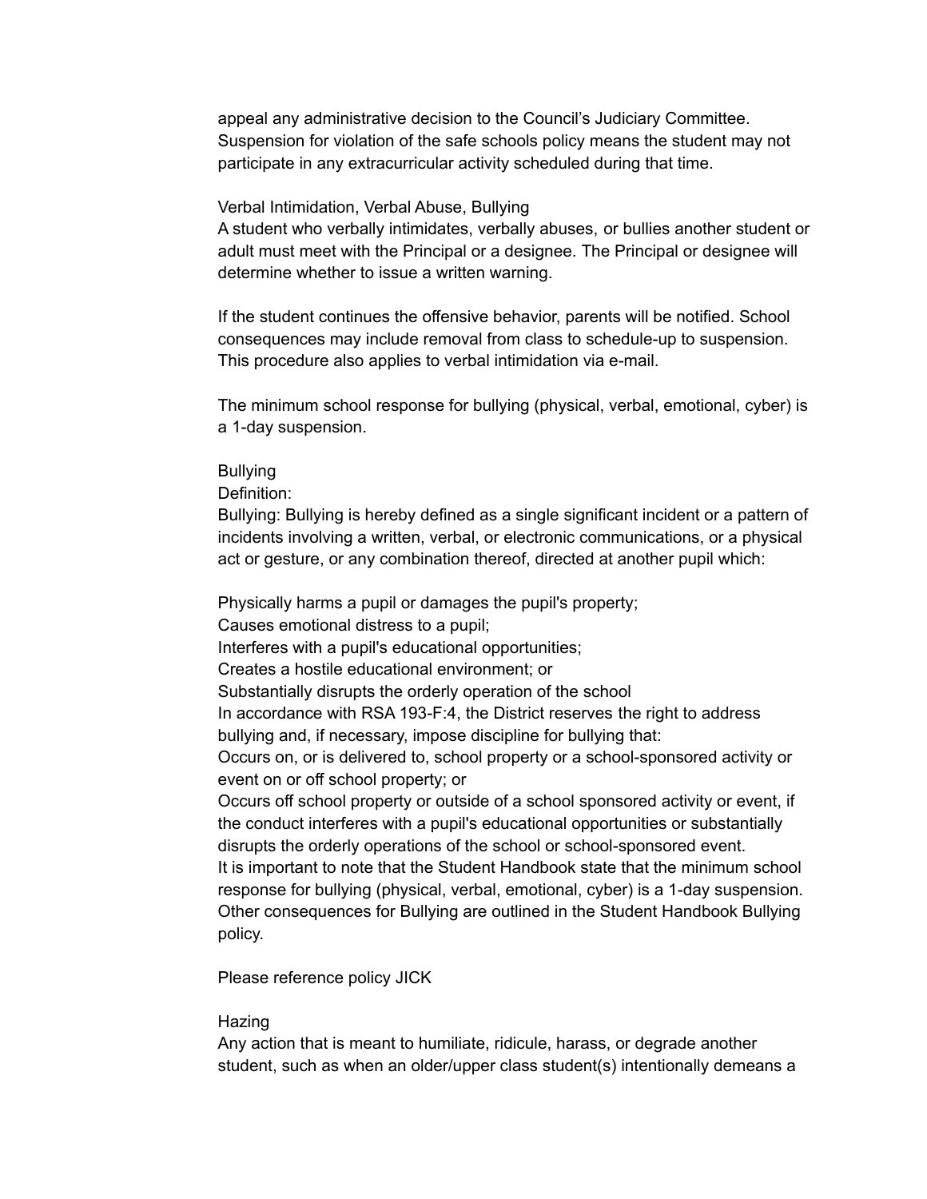appeal any administrative decision to the Council's Judiciary Committee. Suspension for violation of the safe schools policy means the student may not participate in any extracurricular activity scheduled during that time.

### Verbal Intimidation, Verbal Abuse, Bullying

A student who verbally intimidates, verbally abuses, or bullies another student or adult must meet with the Principal or a designee. The Principal or designee will determine whether to issue a written warning.

If the student continues the offensive behavior, parents will be notified. School consequences may include removal from class to schedule-up to suspension. This procedure also applies to verbal intimidation via e-mail.

The minimum school response for bullying (physical, verbal, emotional, cyber) is a 1-day suspension.

### Bullying

Definition:

Bullying: Bullying is hereby defined as a single significant incident or a pattern of incidents involving a written, verbal, or electronic communications, or a physical act or gesture, or any combination thereof, directed at another pupil which:

Physically harms a pupil or damages the pupil's property;
Causes emotional distress to a pupil;
Interferes with a pupil's educational opportunities;
Creates a hostile educational environment; or
Substantially disrupts the orderly operation of the school
In accordance with RSA 193-F:4, the District reserves the right to address bullying and, if necessary, impose discipline for bullying that:
Occurs on, or is delivered to, school property or a school-sponsored activity or event on or off school property; or
Occurs off school property or outside of a school sponsored activity or event, if the conduct interferes with a pupil's educational opportunities or substantially disrupts the orderly operations of the school or school-sponsored event.
It is important to note that the Student Handbook state that the minimum school response for bullying (physical, verbal, emotional, cyber) is a 1-day suspension. Other consequences for Bullying are outlined in the Student Handbook Bullying policy.

Please reference policy JICK

### Hazing

Any action that is meant to humiliate, ridicule, harass, or degrade another student, such as when an older/upper class student(s) intentionally demeans a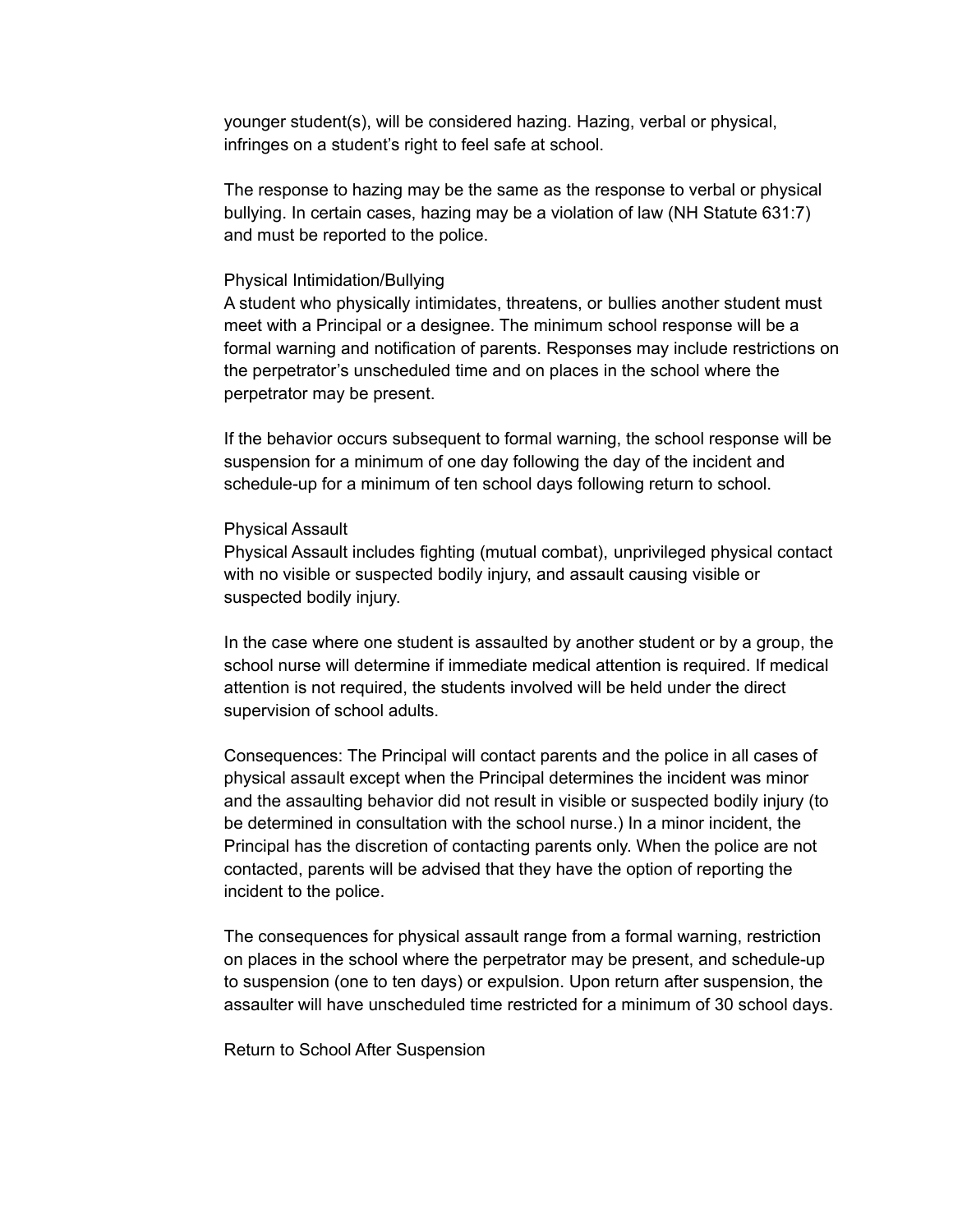younger student(s), will be considered hazing. Hazing, verbal or physical, infringes on a student's right to feel safe at school.

The response to hazing may be the same as the response to verbal or physical bullying. In certain cases, hazing may be a violation of law (NH Statute 631:7) and must be reported to the police.

### Physical Intimidation/Bullying

A student who physically intimidates, threatens, or bullies another student must meet with a Principal or a designee. The minimum school response will be a formal warning and notification of parents. Responses may include restrictions on the perpetrator's unscheduled time and on places in the school where the perpetrator may be present.

If the behavior occurs subsequent to formal warning, the school response will be suspension for a minimum of one day following the day of the incident and schedule-up for a minimum of ten school days following return to school.

### Physical Assault

Physical Assault includes fighting (mutual combat), unprivileged physical contact with no visible or suspected bodily injury, and assault causing visible or suspected bodily injury.

In the case where one student is assaulted by another student or by a group, the school nurse will determine if immediate medical attention is required. If medical attention is not required, the students involved will be held under the direct supervision of school adults.

Consequences: The Principal will contact parents and the police in all cases of physical assault except when the Principal determines the incident was minor and the assaulting behavior did not result in visible or suspected bodily injury (to be determined in consultation with the school nurse.) In a minor incident, the Principal has the discretion of contacting parents only. When the police are not contacted, parents will be advised that they have the option of reporting the incident to the police.

The consequences for physical assault range from a formal warning, restriction on places in the school where the perpetrator may be present, and schedule-up to suspension (one to ten days) or expulsion. Upon return after suspension, the assaulter will have unscheduled time restricted for a minimum of 30 school days.

### Return to School After Suspension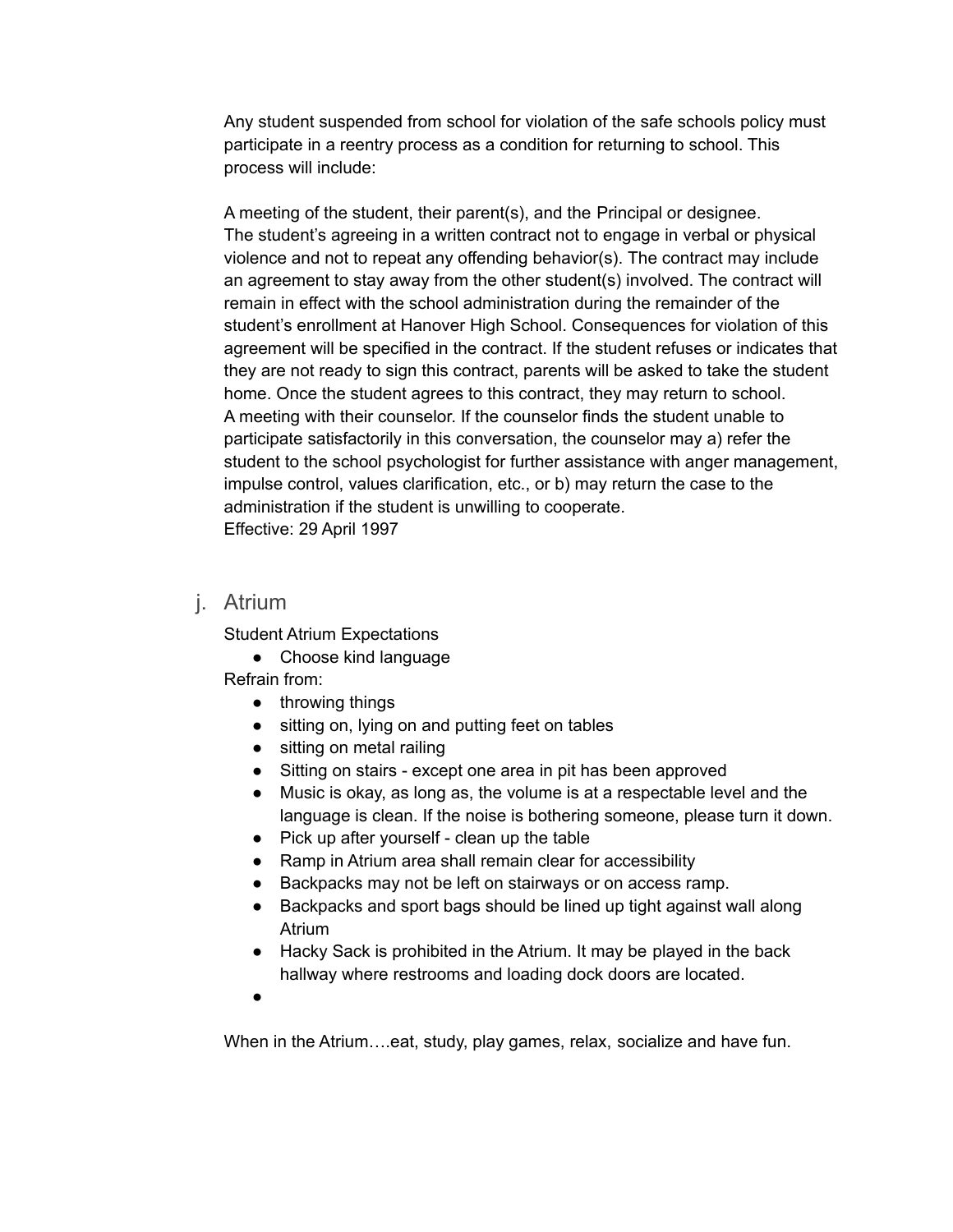Any student suspended from school for violation of the safe schools policy must participate in a reentry process as a condition for returning to school. This process will include:

A meeting of the student, their parent(s), and the Principal or designee.
The student's agreeing in a written contract not to engage in verbal or physical violence and not to repeat any offending behavior(s). The contract may include an agreement to stay away from the other student(s) involved. The contract will remain in effect with the school administration during the remainder of the student's enrollment at Hanover High School. Consequences for violation of this agreement will be specified in the contract. If the student refuses or indicates that they are not ready to sign this contract, parents will be asked to take the student home. Once the student agrees to this contract, they may return to school.
A meeting with their counselor. If the counselor finds the student unable to participate satisfactorily in this conversation, the counselor may a) refer the student to the school psychologist for further assistance with anger management, impulse control, values clarification, etc., or b) may return the case to the administration if the student is unwilling to cooperate.
Effective: 29 April 1997

## j. Atrium

Student Atrium Expectations

- Choose kind language

Refrain from:

- throwing things
- sitting on, lying on and putting feet on tables
- sitting on metal railing
- Sitting on stairs - except one area in pit has been approved
- Music is okay, as long as, the volume is at a respectable level and the language is clean. If the noise is bothering someone, please turn it down.
- Pick up after yourself - clean up the table
- Ramp in Atrium area shall remain clear for accessibility
- Backpacks may not be left on stairways or on access ramp.
- Backpacks and sport bags should be lined up tight against wall along Atrium
- Hacky Sack is prohibited in the Atrium. It may be played in the back hallway where restrooms and loading dock doors are located.

When in the Atrium….eat, study, play games, relax, socialize and have fun.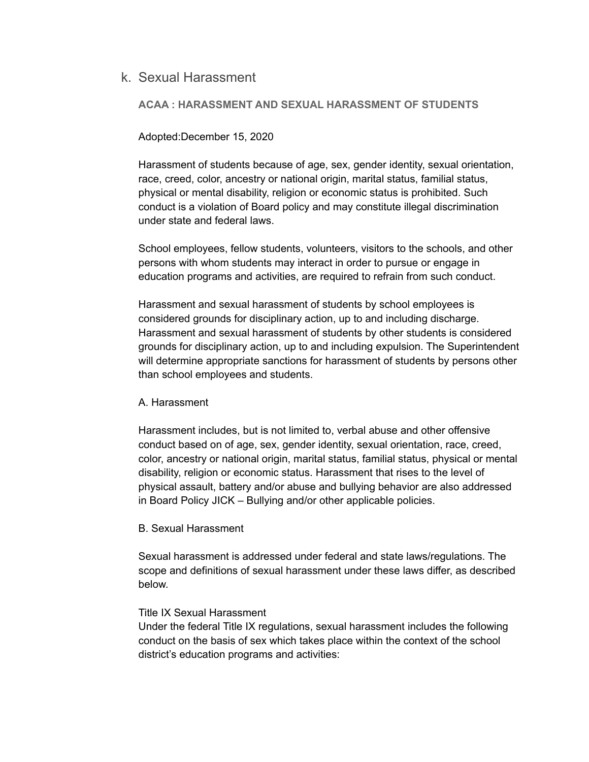## k. Sexual Harassment

**ACAA : HARASSMENT AND SEXUAL HARASSMENT OF STUDENTS**

Adopted:December 15, 2020

Harassment of students because of age, sex, gender identity, sexual orientation, race, creed, color, ancestry or national origin, marital status, familial status, physical or mental disability, religion or economic status is prohibited. Such conduct is a violation of Board policy and may constitute illegal discrimination under state and federal laws.

School employees, fellow students, volunteers, visitors to the schools, and other persons with whom students may interact in order to pursue or engage in education programs and activities, are required to refrain from such conduct.

Harassment and sexual harassment of students by school employees is considered grounds for disciplinary action, up to and including discharge. Harassment and sexual harassment of students by other students is considered grounds for disciplinary action, up to and including expulsion. The Superintendent will determine appropriate sanctions for harassment of students by persons other than school employees and students.

A. Harassment

Harassment includes, but is not limited to, verbal abuse and other offensive conduct based on of age, sex, gender identity, sexual orientation, race, creed, color, ancestry or national origin, marital status, familial status, physical or mental disability, religion or economic status. Harassment that rises to the level of physical assault, battery and/or abuse and bullying behavior are also addressed in Board Policy JICK – Bullying and/or other applicable policies.

B. Sexual Harassment

Sexual harassment is addressed under federal and state laws/regulations. The scope and definitions of sexual harassment under these laws differ, as described below.

Title IX Sexual Harassment
Under the federal Title IX regulations, sexual harassment includes the following conduct on the basis of sex which takes place within the context of the school district's education programs and activities: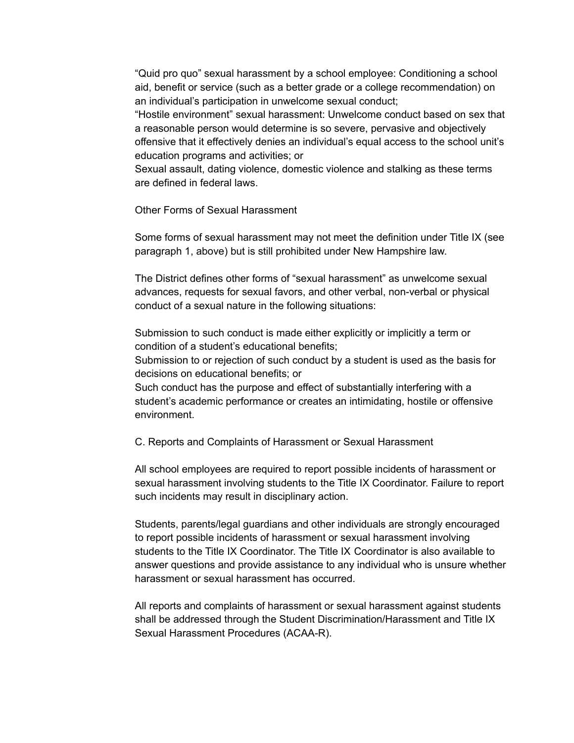"Quid pro quo" sexual harassment by a school employee: Conditioning a school aid, benefit or service (such as a better grade or a college recommendation) on an individual's participation in unwelcome sexual conduct;

"Hostile environment" sexual harassment: Unwelcome conduct based on sex that a reasonable person would determine is so severe, pervasive and objectively offensive that it effectively denies an individual's equal access to the school unit's education programs and activities; or

Sexual assault, dating violence, domestic violence and stalking as these terms are defined in federal laws.

Other Forms of Sexual Harassment

Some forms of sexual harassment may not meet the definition under Title IX (see paragraph 1, above) but is still prohibited under New Hampshire law.

The District defines other forms of "sexual harassment" as unwelcome sexual advances, requests for sexual favors, and other verbal, non-verbal or physical conduct of a sexual nature in the following situations:

Submission to such conduct is made either explicitly or implicitly a term or condition of a student's educational benefits;

Submission to or rejection of such conduct by a student is used as the basis for decisions on educational benefits; or

Such conduct has the purpose and effect of substantially interfering with a student's academic performance or creates an intimidating, hostile or offensive environment.

C. Reports and Complaints of Harassment or Sexual Harassment

All school employees are required to report possible incidents of harassment or sexual harassment involving students to the Title IX Coordinator. Failure to report such incidents may result in disciplinary action.

Students, parents/legal guardians and other individuals are strongly encouraged to report possible incidents of harassment or sexual harassment involving students to the Title IX Coordinator. The Title IX Coordinator is also available to answer questions and provide assistance to any individual who is unsure whether harassment or sexual harassment has occurred.

All reports and complaints of harassment or sexual harassment against students shall be addressed through the Student Discrimination/Harassment and Title IX Sexual Harassment Procedures (ACAA-R).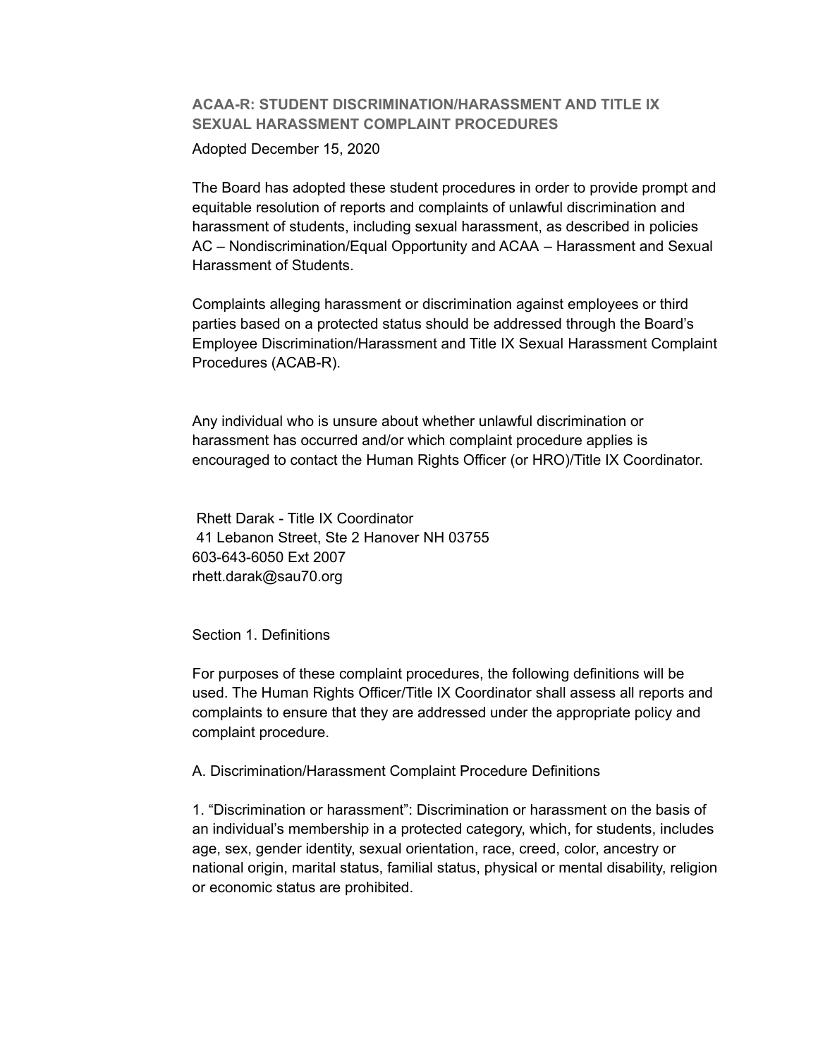## ACAA-R: STUDENT DISCRIMINATION/HARASSMENT AND TITLE IX SEXUAL HARASSMENT COMPLAINT PROCEDURES

Adopted December 15, 2020

The Board has adopted these student procedures in order to provide prompt and equitable resolution of reports and complaints of unlawful discrimination and harassment of students, including sexual harassment, as described in policies AC – Nondiscrimination/Equal Opportunity and ACAA – Harassment and Sexual Harassment of Students.

Complaints alleging harassment or discrimination against employees or third parties based on a protected status should be addressed through the Board's Employee Discrimination/Harassment and Title IX Sexual Harassment Complaint Procedures (ACAB-R).

Any individual who is unsure about whether unlawful discrimination or harassment has occurred and/or which complaint procedure applies is encouraged to contact the Human Rights Officer (or HRO)/Title IX Coordinator.

Rhett Darak - Title IX Coordinator
41 Lebanon Street, Ste 2 Hanover NH 03755
603-643-6050 Ext 2007
rhett.darak@sau70.org

Section 1. Definitions

For purposes of these complaint procedures, the following definitions will be used. The Human Rights Officer/Title IX Coordinator shall assess all reports and complaints to ensure that they are addressed under the appropriate policy and complaint procedure.

A. Discrimination/Harassment Complaint Procedure Definitions

1. "Discrimination or harassment": Discrimination or harassment on the basis of an individual's membership in a protected category, which, for students, includes age, sex, gender identity, sexual orientation, race, creed, color, ancestry or national origin, marital status, familial status, physical or mental disability, religion or economic status are prohibited.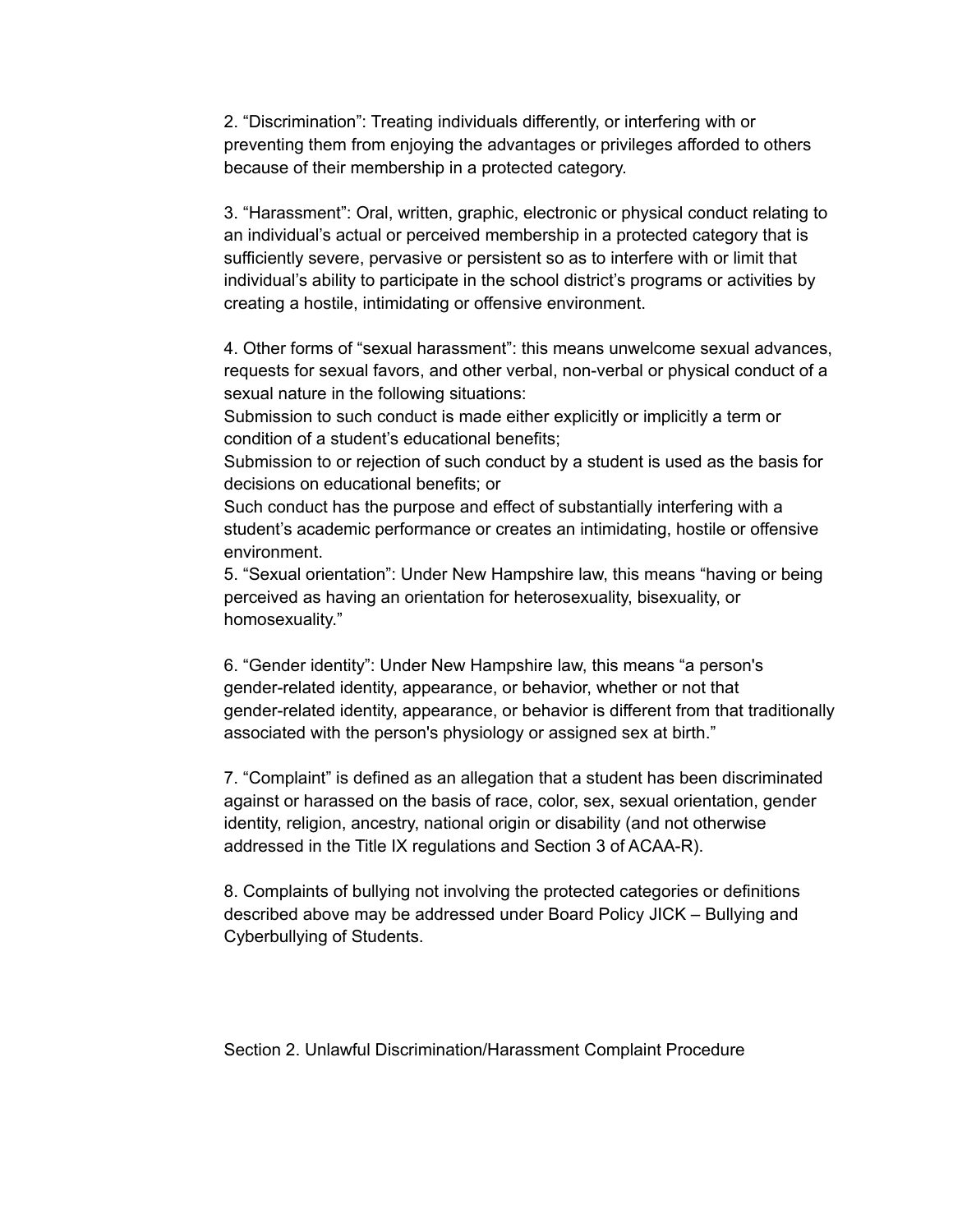2. “Discrimination”: Treating individuals differently, or interfering with or preventing them from enjoying the advantages or privileges afforded to others because of their membership in a protected category.

3. “Harassment”: Oral, written, graphic, electronic or physical conduct relating to an individual’s actual or perceived membership in a protected category that is sufficiently severe, pervasive or persistent so as to interfere with or limit that individual’s ability to participate in the school district’s programs or activities by creating a hostile, intimidating or offensive environment.

4. Other forms of “sexual harassment”: this means unwelcome sexual advances, requests for sexual favors, and other verbal, non-verbal or physical conduct of a sexual nature in the following situations:
Submission to such conduct is made either explicitly or implicitly a term or condition of a student’s educational benefits;
Submission to or rejection of such conduct by a student is used as the basis for decisions on educational benefits; or
Such conduct has the purpose and effect of substantially interfering with a student’s academic performance or creates an intimidating, hostile or offensive environment.

5. “Sexual orientation”: Under New Hampshire law, this means “having or being perceived as having an orientation for heterosexuality, bisexuality, or homosexuality.”

6. “Gender identity”: Under New Hampshire law, this means “a person's gender-related identity, appearance, or behavior, whether or not that gender-related identity, appearance, or behavior is different from that traditionally associated with the person's physiology or assigned sex at birth.”

7. “Complaint” is defined as an allegation that a student has been discriminated against or harassed on the basis of race, color, sex, sexual orientation, gender identity, religion, ancestry, national origin or disability (and not otherwise addressed in the Title IX regulations and Section 3 of ACAA-R).

8. Complaints of bullying not involving the protected categories or definitions described above may be addressed under Board Policy JICK – Bullying and Cyberbullying of Students.

Section 2. Unlawful Discrimination/Harassment Complaint Procedure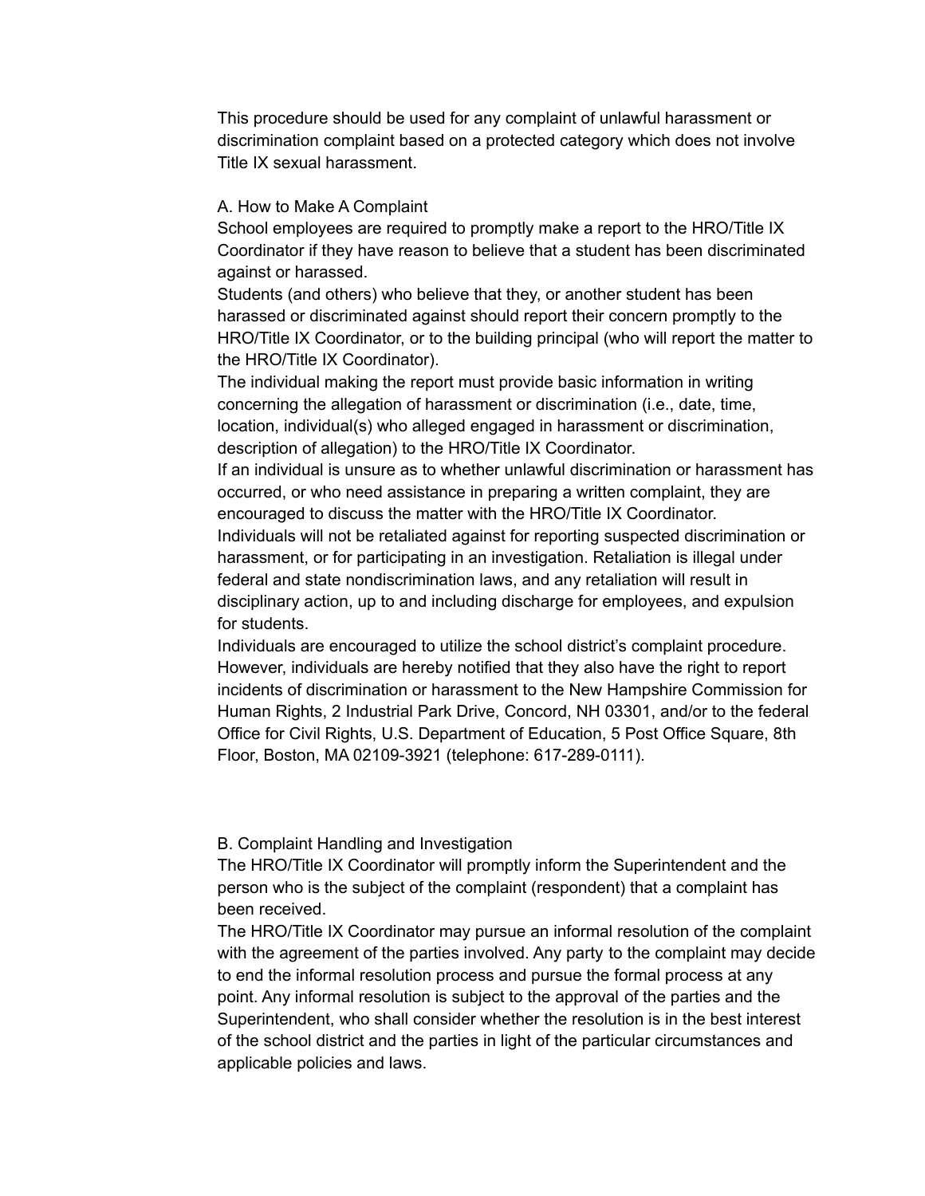This procedure should be used for any complaint of unlawful harassment or discrimination complaint based on a protected category which does not involve Title IX sexual harassment.

A. How to Make A Complaint

School employees are required to promptly make a report to the HRO/Title IX Coordinator if they have reason to believe that a student has been discriminated against or harassed.

Students (and others) who believe that they, or another student has been harassed or discriminated against should report their concern promptly to the HRO/Title IX Coordinator, or to the building principal (who will report the matter to the HRO/Title IX Coordinator).

The individual making the report must provide basic information in writing concerning the allegation of harassment or discrimination (i.e., date, time, location, individual(s) who alleged engaged in harassment or discrimination, description of allegation) to the HRO/Title IX Coordinator.

If an individual is unsure as to whether unlawful discrimination or harassment has occurred, or who need assistance in preparing a written complaint, they are encouraged to discuss the matter with the HRO/Title IX Coordinator.

Individuals will not be retaliated against for reporting suspected discrimination or harassment, or for participating in an investigation. Retaliation is illegal under federal and state nondiscrimination laws, and any retaliation will result in disciplinary action, up to and including discharge for employees, and expulsion for students.

Individuals are encouraged to utilize the school district's complaint procedure. However, individuals are hereby notified that they also have the right to report incidents of discrimination or harassment to the New Hampshire Commission for Human Rights, 2 Industrial Park Drive, Concord, NH 03301, and/or to the federal Office for Civil Rights, U.S. Department of Education, 5 Post Office Square, 8th Floor, Boston, MA 02109-3921 (telephone: 617-289-0111).

B. Complaint Handling and Investigation

The HRO/Title IX Coordinator will promptly inform the Superintendent and the person who is the subject of the complaint (respondent) that a complaint has been received.

The HRO/Title IX Coordinator may pursue an informal resolution of the complaint with the agreement of the parties involved. Any party to the complaint may decide to end the informal resolution process and pursue the formal process at any point. Any informal resolution is subject to the approval of the parties and the Superintendent, who shall consider whether the resolution is in the best interest of the school district and the parties in light of the particular circumstances and applicable policies and laws.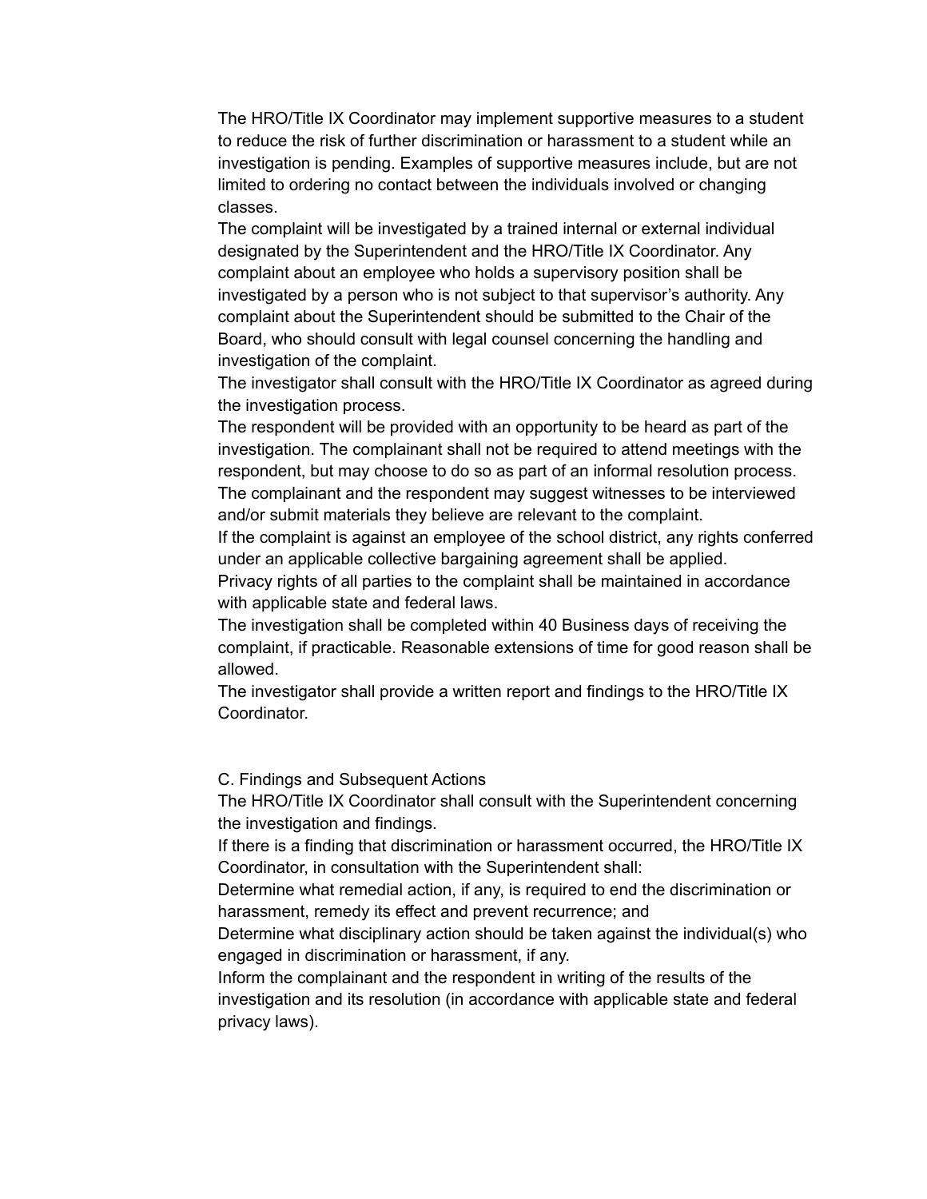The HRO/Title IX Coordinator may implement supportive measures to a student to reduce the risk of further discrimination or harassment to a student while an investigation is pending. Examples of supportive measures include, but are not limited to ordering no contact between the individuals involved or changing classes.

The complaint will be investigated by a trained internal or external individual designated by the Superintendent and the HRO/Title IX Coordinator. Any complaint about an employee who holds a supervisory position shall be investigated by a person who is not subject to that supervisor's authority. Any complaint about the Superintendent should be submitted to the Chair of the Board, who should consult with legal counsel concerning the handling and investigation of the complaint.

The investigator shall consult with the HRO/Title IX Coordinator as agreed during the investigation process.

The respondent will be provided with an opportunity to be heard as part of the investigation. The complainant shall not be required to attend meetings with the respondent, but may choose to do so as part of an informal resolution process.

The complainant and the respondent may suggest witnesses to be interviewed and/or submit materials they believe are relevant to the complaint.

If the complaint is against an employee of the school district, any rights conferred under an applicable collective bargaining agreement shall be applied.

Privacy rights of all parties to the complaint shall be maintained in accordance with applicable state and federal laws.

The investigation shall be completed within 40 Business days of receiving the complaint, if practicable. Reasonable extensions of time for good reason shall be allowed.

The investigator shall provide a written report and findings to the HRO/Title IX Coordinator.

C. Findings and Subsequent Actions

The HRO/Title IX Coordinator shall consult with the Superintendent concerning the investigation and findings.

If there is a finding that discrimination or harassment occurred, the HRO/Title IX Coordinator, in consultation with the Superintendent shall:

Determine what remedial action, if any, is required to end the discrimination or harassment, remedy its effect and prevent recurrence; and

Determine what disciplinary action should be taken against the individual(s) who engaged in discrimination or harassment, if any.

Inform the complainant and the respondent in writing of the results of the investigation and its resolution (in accordance with applicable state and federal privacy laws).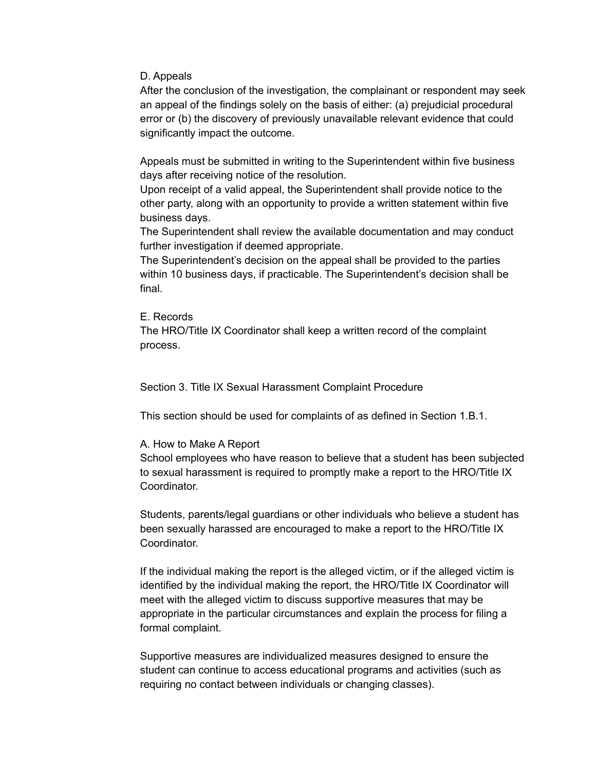D. Appeals

After the conclusion of the investigation, the complainant or respondent may seek an appeal of the findings solely on the basis of either: (a) prejudicial procedural error or (b) the discovery of previously unavailable relevant evidence that could significantly impact the outcome.

Appeals must be submitted in writing to the Superintendent within five business days after receiving notice of the resolution.
Upon receipt of a valid appeal, the Superintendent shall provide notice to the other party, along with an opportunity to provide a written statement within five business days.
The Superintendent shall review the available documentation and may conduct further investigation if deemed appropriate.
The Superintendent's decision on the appeal shall be provided to the parties within 10 business days, if practicable. The Superintendent's decision shall be final.

E. Records

The HRO/Title IX Coordinator shall keep a written record of the complaint process.

Section 3. Title IX Sexual Harassment Complaint Procedure

This section should be used for complaints of as defined in Section 1.B.1.

A. How to Make A Report

School employees who have reason to believe that a student has been subjected to sexual harassment is required to promptly make a report to the HRO/Title IX Coordinator.

Students, parents/legal guardians or other individuals who believe a student has been sexually harassed are encouraged to make a report to the HRO/Title IX Coordinator.

If the individual making the report is the alleged victim, or if the alleged victim is identified by the individual making the report, the HRO/Title IX Coordinator will meet with the alleged victim to discuss supportive measures that may be appropriate in the particular circumstances and explain the process for filing a formal complaint.

Supportive measures are individualized measures designed to ensure the student can continue to access educational programs and activities (such as requiring no contact between individuals or changing classes).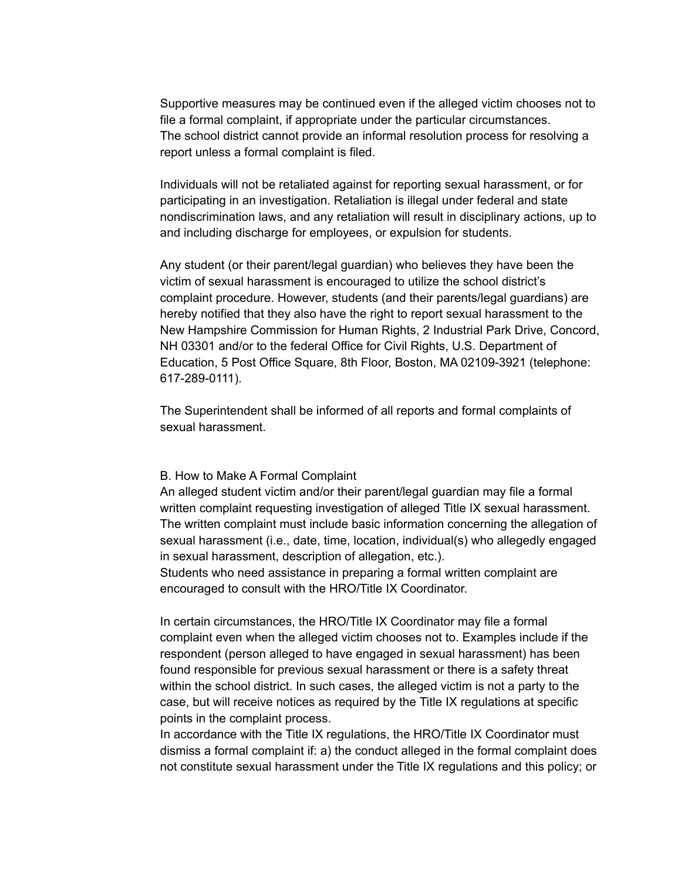Supportive measures may be continued even if the alleged victim chooses not to file a formal complaint, if appropriate under the particular circumstances.
The school district cannot provide an informal resolution process for resolving a report unless a formal complaint is filed.

Individuals will not be retaliated against for reporting sexual harassment, or for participating in an investigation. Retaliation is illegal under federal and state nondiscrimination laws, and any retaliation will result in disciplinary actions, up to and including discharge for employees, or expulsion for students.

Any student (or their parent/legal guardian) who believes they have been the victim of sexual harassment is encouraged to utilize the school district's complaint procedure. However, students (and their parents/legal guardians) are hereby notified that they also have the right to report sexual harassment to the New Hampshire Commission for Human Rights, 2 Industrial Park Drive, Concord, NH 03301 and/or to the federal Office for Civil Rights, U.S. Department of Education, 5 Post Office Square, 8th Floor, Boston, MA 02109-3921 (telephone: 617-289-0111).

The Superintendent shall be informed of all reports and formal complaints of sexual harassment.

B. How to Make A Formal Complaint

An alleged student victim and/or their parent/legal guardian may file a formal written complaint requesting investigation of alleged Title IX sexual harassment. The written complaint must include basic information concerning the allegation of sexual harassment (i.e., date, time, location, individual(s) who allegedly engaged in sexual harassment, description of allegation, etc.).
Students who need assistance in preparing a formal written complaint are encouraged to consult with the HRO/Title IX Coordinator.

In certain circumstances, the HRO/Title IX Coordinator may file a formal complaint even when the alleged victim chooses not to. Examples include if the respondent (person alleged to have engaged in sexual harassment) has been found responsible for previous sexual harassment or there is a safety threat within the school district. In such cases, the alleged victim is not a party to the case, but will receive notices as required by the Title IX regulations at specific points in the complaint process.
In accordance with the Title IX regulations, the HRO/Title IX Coordinator must dismiss a formal complaint if: a) the conduct alleged in the formal complaint does not constitute sexual harassment under the Title IX regulations and this policy; or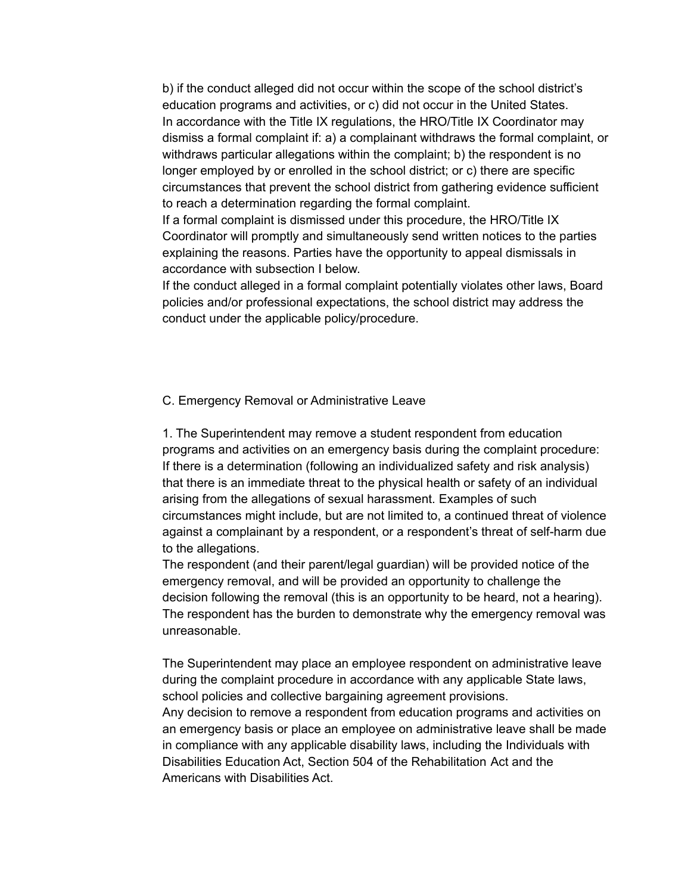b) if the conduct alleged did not occur within the scope of the school district's education programs and activities, or c) did not occur in the United States.

In accordance with the Title IX regulations, the HRO/Title IX Coordinator may dismiss a formal complaint if: a) a complainant withdraws the formal complaint, or withdraws particular allegations within the complaint; b) the respondent is no longer employed by or enrolled in the school district; or c) there are specific circumstances that prevent the school district from gathering evidence sufficient to reach a determination regarding the formal complaint.

If a formal complaint is dismissed under this procedure, the HRO/Title IX Coordinator will promptly and simultaneously send written notices to the parties explaining the reasons. Parties have the opportunity to appeal dismissals in accordance with subsection I below.

If the conduct alleged in a formal complaint potentially violates other laws, Board policies and/or professional expectations, the school district may address the conduct under the applicable policy/procedure.

C. Emergency Removal or Administrative Leave

1. The Superintendent may remove a student respondent from education programs and activities on an emergency basis during the complaint procedure: If there is a determination (following an individualized safety and risk analysis) that there is an immediate threat to the physical health or safety of an individual arising from the allegations of sexual harassment. Examples of such circumstances might include, but are not limited to, a continued threat of violence against a complainant by a respondent, or a respondent's threat of self-harm due to the allegations.

The respondent (and their parent/legal guardian) will be provided notice of the emergency removal, and will be provided an opportunity to challenge the decision following the removal (this is an opportunity to be heard, not a hearing). The respondent has the burden to demonstrate why the emergency removal was unreasonable.

The Superintendent may place an employee respondent on administrative leave during the complaint procedure in accordance with any applicable State laws, school policies and collective bargaining agreement provisions.

Any decision to remove a respondent from education programs and activities on an emergency basis or place an employee on administrative leave shall be made in compliance with any applicable disability laws, including the Individuals with Disabilities Education Act, Section 504 of the Rehabilitation Act and the Americans with Disabilities Act.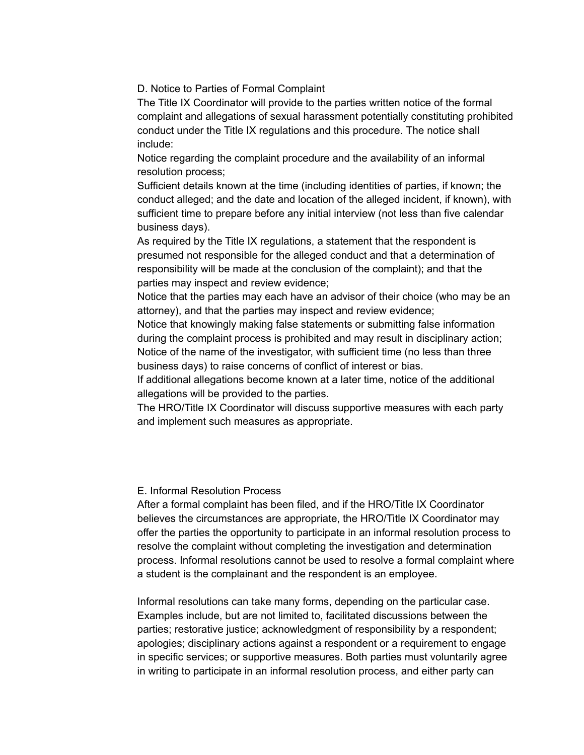D. Notice to Parties of Formal Complaint

The Title IX Coordinator will provide to the parties written notice of the formal complaint and allegations of sexual harassment potentially constituting prohibited conduct under the Title IX regulations and this procedure. The notice shall include:

Notice regarding the complaint procedure and the availability of an informal resolution process;

Sufficient details known at the time (including identities of parties, if known; the conduct alleged; and the date and location of the alleged incident, if known), with sufficient time to prepare before any initial interview (not less than five calendar business days).

As required by the Title IX regulations, a statement that the respondent is presumed not responsible for the alleged conduct and that a determination of responsibility will be made at the conclusion of the complaint); and that the parties may inspect and review evidence;

Notice that the parties may each have an advisor of their choice (who may be an attorney), and that the parties may inspect and review evidence;

Notice that knowingly making false statements or submitting false information during the complaint process is prohibited and may result in disciplinary action;

Notice of the name of the investigator, with sufficient time (no less than three business days) to raise concerns of conflict of interest or bias.

If additional allegations become known at a later time, notice of the additional allegations will be provided to the parties.

The HRO/Title IX Coordinator will discuss supportive measures with each party and implement such measures as appropriate.

E. Informal Resolution Process

After a formal complaint has been filed, and if the HRO/Title IX Coordinator believes the circumstances are appropriate, the HRO/Title IX Coordinator may offer the parties the opportunity to participate in an informal resolution process to resolve the complaint without completing the investigation and determination process. Informal resolutions cannot be used to resolve a formal complaint where a student is the complainant and the respondent is an employee.

Informal resolutions can take many forms, depending on the particular case. Examples include, but are not limited to, facilitated discussions between the parties; restorative justice; acknowledgment of responsibility by a respondent; apologies; disciplinary actions against a respondent or a requirement to engage in specific services; or supportive measures. Both parties must voluntarily agree in writing to participate in an informal resolution process, and either party can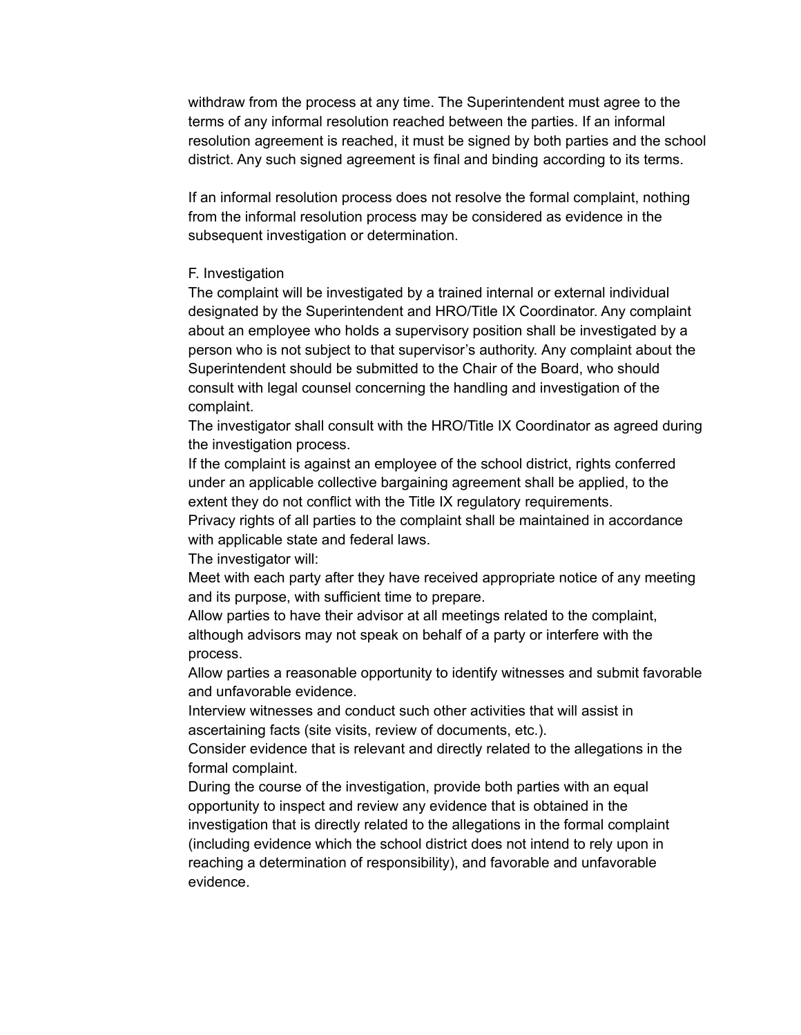withdraw from the process at any time. The Superintendent must agree to the terms of any informal resolution reached between the parties. If an informal resolution agreement is reached, it must be signed by both parties and the school district. Any such signed agreement is final and binding according to its terms.

If an informal resolution process does not resolve the formal complaint, nothing from the informal resolution process may be considered as evidence in the subsequent investigation or determination.

F. Investigation

The complaint will be investigated by a trained internal or external individual designated by the Superintendent and HRO/Title IX Coordinator. Any complaint about an employee who holds a supervisory position shall be investigated by a person who is not subject to that supervisor's authority. Any complaint about the Superintendent should be submitted to the Chair of the Board, who should consult with legal counsel concerning the handling and investigation of the complaint.

The investigator shall consult with the HRO/Title IX Coordinator as agreed during the investigation process.

If the complaint is against an employee of the school district, rights conferred under an applicable collective bargaining agreement shall be applied, to the extent they do not conflict with the Title IX regulatory requirements.

Privacy rights of all parties to the complaint shall be maintained in accordance with applicable state and federal laws.

The investigator will:

Meet with each party after they have received appropriate notice of any meeting and its purpose, with sufficient time to prepare.

Allow parties to have their advisor at all meetings related to the complaint, although advisors may not speak on behalf of a party or interfere with the process.

Allow parties a reasonable opportunity to identify witnesses and submit favorable and unfavorable evidence.

Interview witnesses and conduct such other activities that will assist in ascertaining facts (site visits, review of documents, etc.).

Consider evidence that is relevant and directly related to the allegations in the formal complaint.

During the course of the investigation, provide both parties with an equal opportunity to inspect and review any evidence that is obtained in the investigation that is directly related to the allegations in the formal complaint (including evidence which the school district does not intend to rely upon in reaching a determination of responsibility), and favorable and unfavorable evidence.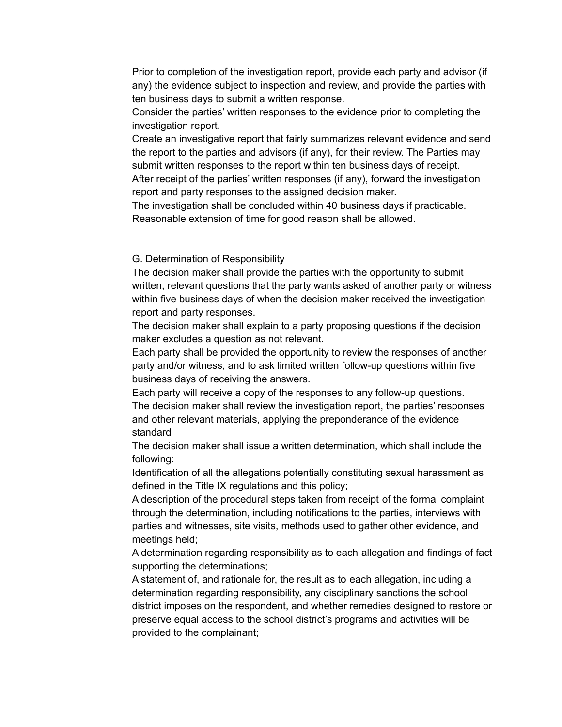Prior to completion of the investigation report, provide each party and advisor (if any) the evidence subject to inspection and review, and provide the parties with ten business days to submit a written response.

Consider the parties' written responses to the evidence prior to completing the investigation report.

Create an investigative report that fairly summarizes relevant evidence and send the report to the parties and advisors (if any), for their review. The Parties may submit written responses to the report within ten business days of receipt.

After receipt of the parties' written responses (if any), forward the investigation report and party responses to the assigned decision maker.

The investigation shall be concluded within 40 business days if practicable. Reasonable extension of time for good reason shall be allowed.

G. Determination of Responsibility

The decision maker shall provide the parties with the opportunity to submit written, relevant questions that the party wants asked of another party or witness within five business days of when the decision maker received the investigation report and party responses.

The decision maker shall explain to a party proposing questions if the decision maker excludes a question as not relevant.

Each party shall be provided the opportunity to review the responses of another party and/or witness, and to ask limited written follow-up questions within five business days of receiving the answers.

Each party will receive a copy of the responses to any follow-up questions.

The decision maker shall review the investigation report, the parties' responses and other relevant materials, applying the preponderance of the evidence standard

The decision maker shall issue a written determination, which shall include the following:

Identification of all the allegations potentially constituting sexual harassment as defined in the Title IX regulations and this policy;

A description of the procedural steps taken from receipt of the formal complaint through the determination, including notifications to the parties, interviews with parties and witnesses, site visits, methods used to gather other evidence, and meetings held;

A determination regarding responsibility as to each allegation and findings of fact supporting the determinations;

A statement of, and rationale for, the result as to each allegation, including a determination regarding responsibility, any disciplinary sanctions the school district imposes on the respondent, and whether remedies designed to restore or preserve equal access to the school district's programs and activities will be provided to the complainant;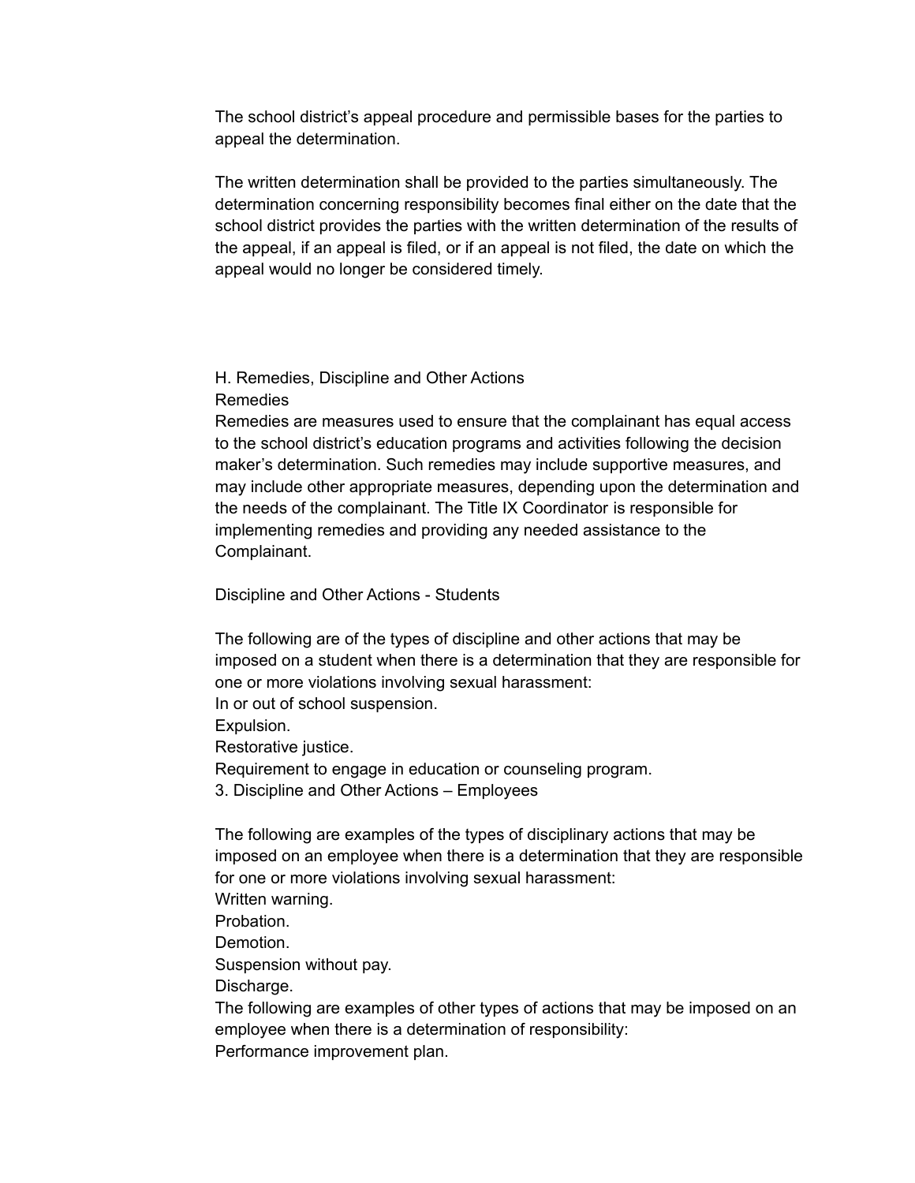The school district's appeal procedure and permissible bases for the parties to appeal the determination.

The written determination shall be provided to the parties simultaneously. The determination concerning responsibility becomes final either on the date that the school district provides the parties with the written determination of the results of the appeal, if an appeal is filed, or if an appeal is not filed, the date on which the appeal would no longer be considered timely.

H. Remedies, Discipline and Other Actions

Remedies

Remedies are measures used to ensure that the complainant has equal access to the school district's education programs and activities following the decision maker's determination. Such remedies may include supportive measures, and may include other appropriate measures, depending upon the determination and the needs of the complainant. The Title IX Coordinator is responsible for implementing remedies and providing any needed assistance to the Complainant.

Discipline and Other Actions - Students

The following are of the types of discipline and other actions that may be imposed on a student when there is a determination that they are responsible for one or more violations involving sexual harassment:

In or out of school suspension.

Expulsion.

Restorative justice.

Requirement to engage in education or counseling program.

3. Discipline and Other Actions – Employees

The following are examples of the types of disciplinary actions that may be imposed on an employee when there is a determination that they are responsible for one or more violations involving sexual harassment:

Written warning.

Probation.

Demotion.

Suspension without pay.

Discharge.

The following are examples of other types of actions that may be imposed on an employee when there is a determination of responsibility:

Performance improvement plan.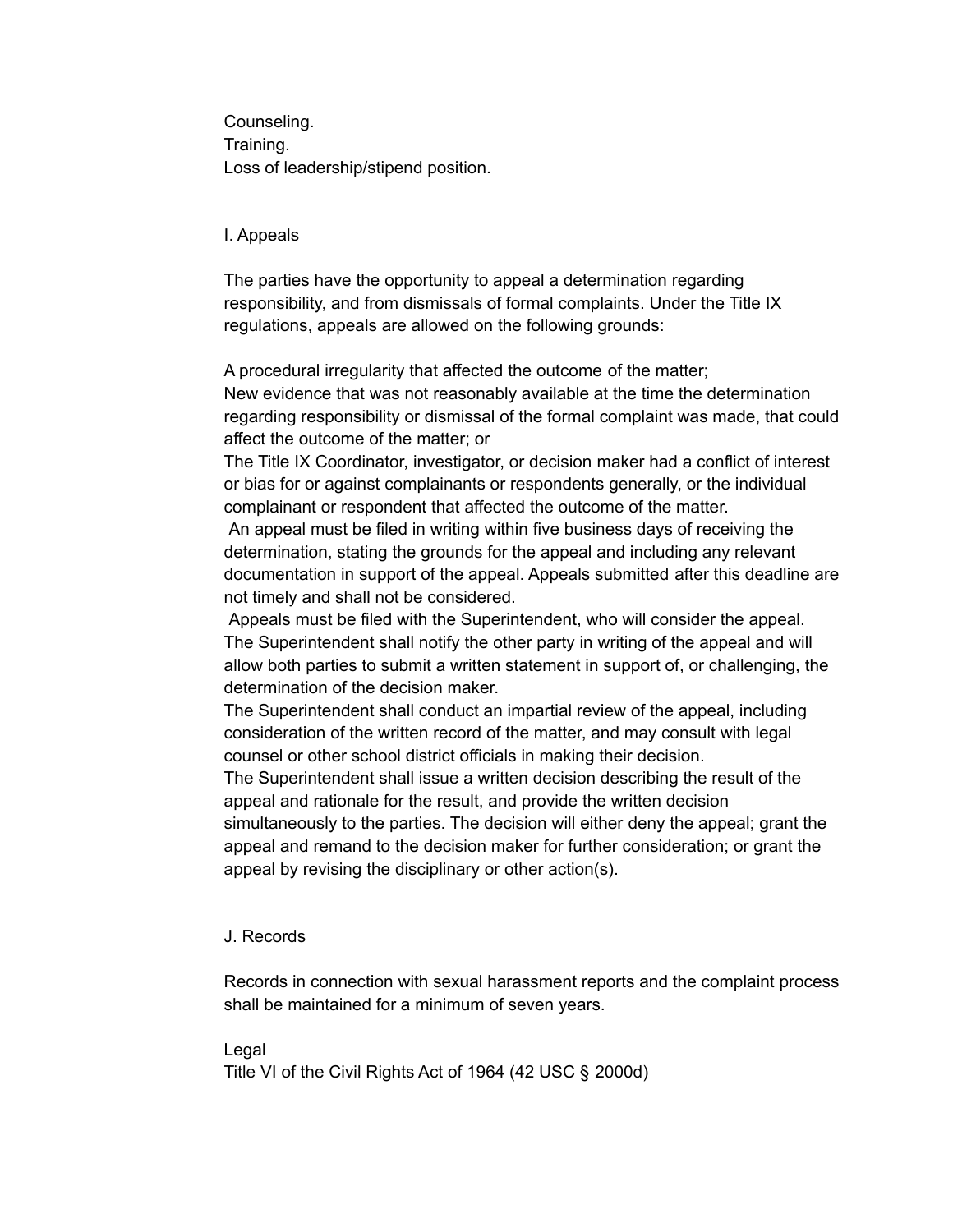Counseling.
Training.
Loss of leadership/stipend position.

## I. Appeals

The parties have the opportunity to appeal a determination regarding responsibility, and from dismissals of formal complaints. Under the Title IX regulations, appeals are allowed on the following grounds:

A procedural irregularity that affected the outcome of the matter;
New evidence that was not reasonably available at the time the determination regarding responsibility or dismissal of the formal complaint was made, that could affect the outcome of the matter; or
The Title IX Coordinator, investigator, or decision maker had a conflict of interest or bias for or against complainants or respondents generally, or the individual complainant or respondent that affected the outcome of the matter.
An appeal must be filed in writing within five business days of receiving the determination, stating the grounds for the appeal and including any relevant documentation in support of the appeal. Appeals submitted after this deadline are not timely and shall not be considered.
Appeals must be filed with the Superintendent, who will consider the appeal. The Superintendent shall notify the other party in writing of the appeal and will allow both parties to submit a written statement in support of, or challenging, the determination of the decision maker.
The Superintendent shall conduct an impartial review of the appeal, including consideration of the written record of the matter, and may consult with legal counsel or other school district officials in making their decision.
The Superintendent shall issue a written decision describing the result of the appeal and rationale for the result, and provide the written decision simultaneously to the parties. The decision will either deny the appeal; grant the appeal and remand to the decision maker for further consideration; or grant the appeal by revising the disciplinary or other action(s).

## J. Records

Records in connection with sexual harassment reports and the complaint process shall be maintained for a minimum of seven years.

Legal
Title VI of the Civil Rights Act of 1964 (42 USC § 2000d)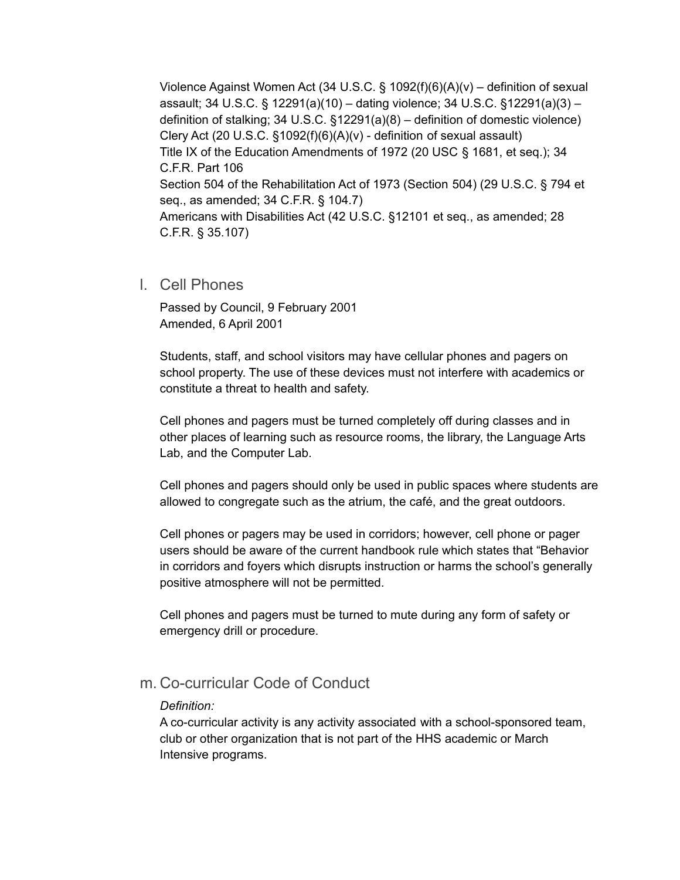Violence Against Women Act (34 U.S.C. § 1092(f)(6)(A)(v) – definition of sexual assault; 34 U.S.C. § 12291(a)(10) – dating violence; 34 U.S.C. §12291(a)(3) – definition of stalking; 34 U.S.C. §12291(a)(8) – definition of domestic violence)
Clery Act (20 U.S.C. §1092(f)(6)(A)(v) - definition of sexual assault)
Title IX of the Education Amendments of 1972 (20 USC § 1681, et seq.); 34 C.F.R. Part 106
Section 504 of the Rehabilitation Act of 1973 (Section 504) (29 U.S.C. § 794 et seq., as amended; 34 C.F.R. § 104.7)
Americans with Disabilities Act (42 U.S.C. §12101 et seq., as amended; 28 C.F.R. § 35.107)

## l. Cell Phones

Passed by Council, 9 February 2001
Amended, 6 April 2001

Students, staff, and school visitors may have cellular phones and pagers on school property. The use of these devices must not interfere with academics or constitute a threat to health and safety.

Cell phones and pagers must be turned completely off during classes and in other places of learning such as resource rooms, the library, the Language Arts Lab, and the Computer Lab.

Cell phones and pagers should only be used in public spaces where students are allowed to congregate such as the atrium, the café, and the great outdoors.

Cell phones or pagers may be used in corridors; however, cell phone or pager users should be aware of the current handbook rule which states that "Behavior in corridors and foyers which disrupts instruction or harms the school's generally positive atmosphere will not be permitted.

Cell phones and pagers must be turned to mute during any form of safety or emergency drill or procedure.

## m. Co-curricular Code of Conduct

*Definition:*
A co-curricular activity is any activity associated with a school-sponsored team, club or other organization that is not part of the HHS academic or March Intensive programs.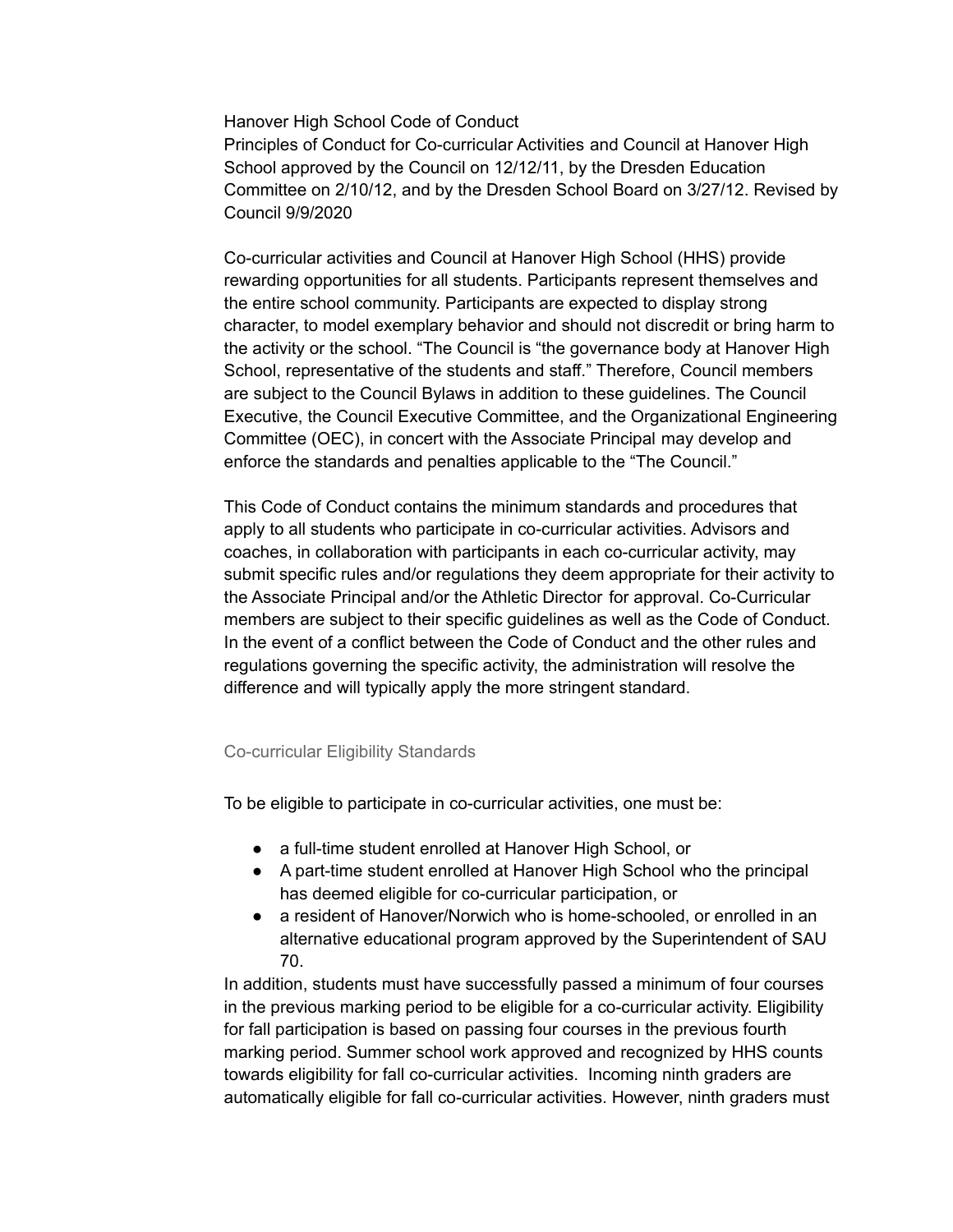Hanover High School Code of Conduct
Principles of Conduct for Co-curricular Activities and Council at Hanover High School approved by the Council on 12/12/11, by the Dresden Education Committee on 2/10/12, and by the Dresden School Board on 3/27/12. Revised by Council 9/9/2020

Co-curricular activities and Council at Hanover High School (HHS) provide rewarding opportunities for all students. Participants represent themselves and the entire school community. Participants are expected to display strong character, to model exemplary behavior and should not discredit or bring harm to the activity or the school. "The Council is "the governance body at Hanover High School, representative of the students and staff." Therefore, Council members are subject to the Council Bylaws in addition to these guidelines. The Council Executive, the Council Executive Committee, and the Organizational Engineering Committee (OEC), in concert with the Associate Principal may develop and enforce the standards and penalties applicable to the "The Council."

This Code of Conduct contains the minimum standards and procedures that apply to all students who participate in co-curricular activities. Advisors and coaches, in collaboration with participants in each co-curricular activity, may submit specific rules and/or regulations they deem appropriate for their activity to the Associate Principal and/or the Athletic Director for approval. Co-Curricular members are subject to their specific guidelines as well as the Code of Conduct. In the event of a conflict between the Code of Conduct and the other rules and regulations governing the specific activity, the administration will resolve the difference and will typically apply the more stringent standard.

## Co-curricular Eligibility Standards

To be eligible to participate in co-curricular activities, one must be:

- a full-time student enrolled at Hanover High School, or
- A part-time student enrolled at Hanover High School who the principal has deemed eligible for co-curricular participation, or
- a resident of Hanover/Norwich who is home-schooled, or enrolled in an alternative educational program approved by the Superintendent of SAU 70.

In addition, students must have successfully passed a minimum of four courses in the previous marking period to be eligible for a co-curricular activity. Eligibility for fall participation is based on passing four courses in the previous fourth marking period. Summer school work approved and recognized by HHS counts towards eligibility for fall co-curricular activities. Incoming ninth graders are automatically eligible for fall co-curricular activities. However, ninth graders must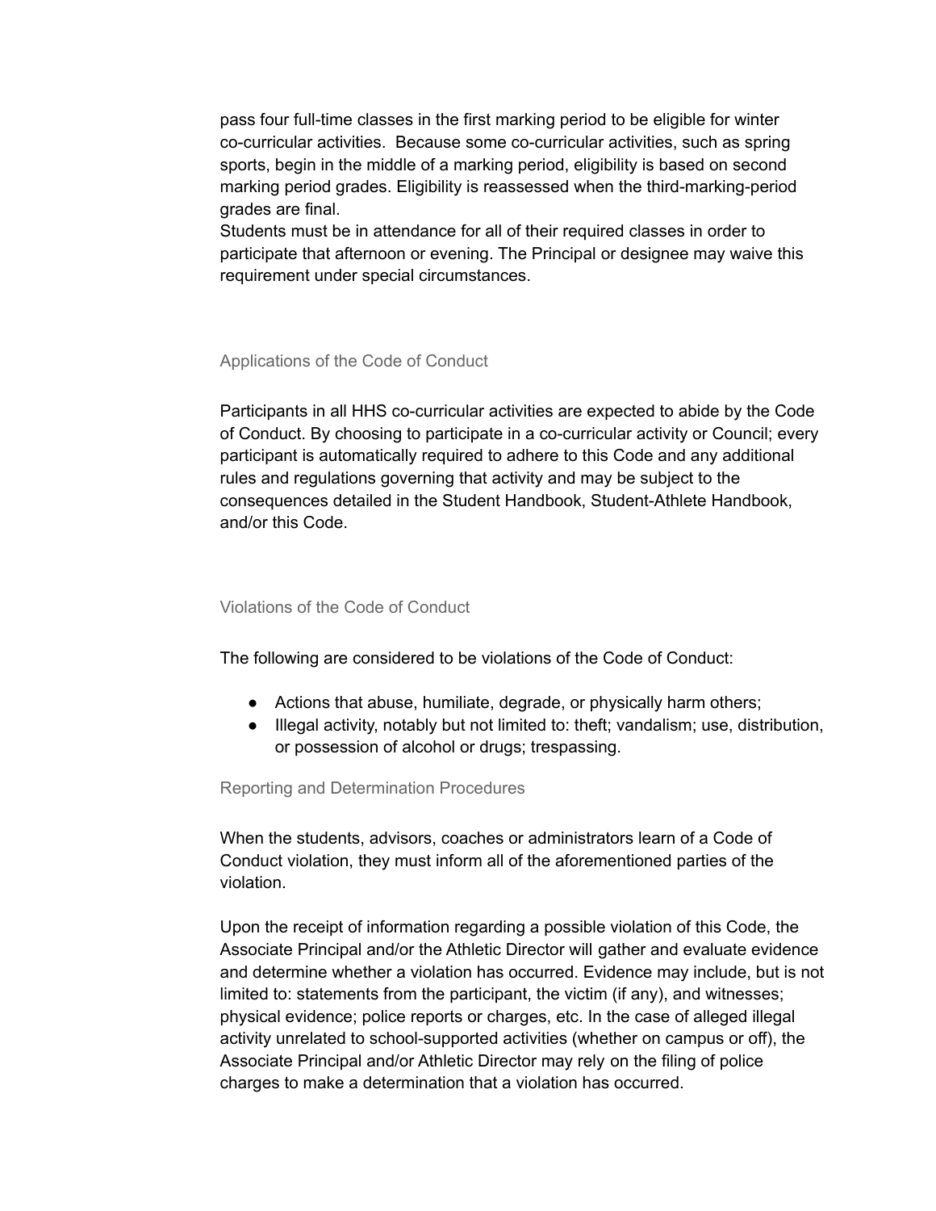pass four full-time classes in the first marking period to be eligible for winter co-curricular activities.  Because some co-curricular activities, such as spring sports, begin in the middle of a marking period, eligibility is based on second marking period grades. Eligibility is reassessed when the third-marking-period grades are final.
Students must be in attendance for all of their required classes in order to participate that afternoon or evening. The Principal or designee may waive this requirement under special circumstances.

### Applications of the Code of Conduct

Participants in all HHS co-curricular activities are expected to abide by the Code of Conduct. By choosing to participate in a co-curricular activity or Council; every participant is automatically required to adhere to this Code and any additional rules and regulations governing that activity and may be subject to the consequences detailed in the Student Handbook, Student-Athlete Handbook, and/or this Code.

### Violations of the Code of Conduct

The following are considered to be violations of the Code of Conduct:

- Actions that abuse, humiliate, degrade, or physically harm others;
- Illegal activity, notably but not limited to: theft; vandalism; use, distribution, or possession of alcohol or drugs; trespassing.

### Reporting and Determination Procedures

When the students, advisors, coaches or administrators learn of a Code of Conduct violation, they must inform all of the aforementioned parties of the violation.

Upon the receipt of information regarding a possible violation of this Code, the Associate Principal and/or the Athletic Director will gather and evaluate evidence and determine whether a violation has occurred. Evidence may include, but is not limited to: statements from the participant, the victim (if any), and witnesses; physical evidence; police reports or charges, etc. In the case of alleged illegal activity unrelated to school-supported activities (whether on campus or off), the Associate Principal and/or Athletic Director may rely on the filing of police charges to make a determination that a violation has occurred.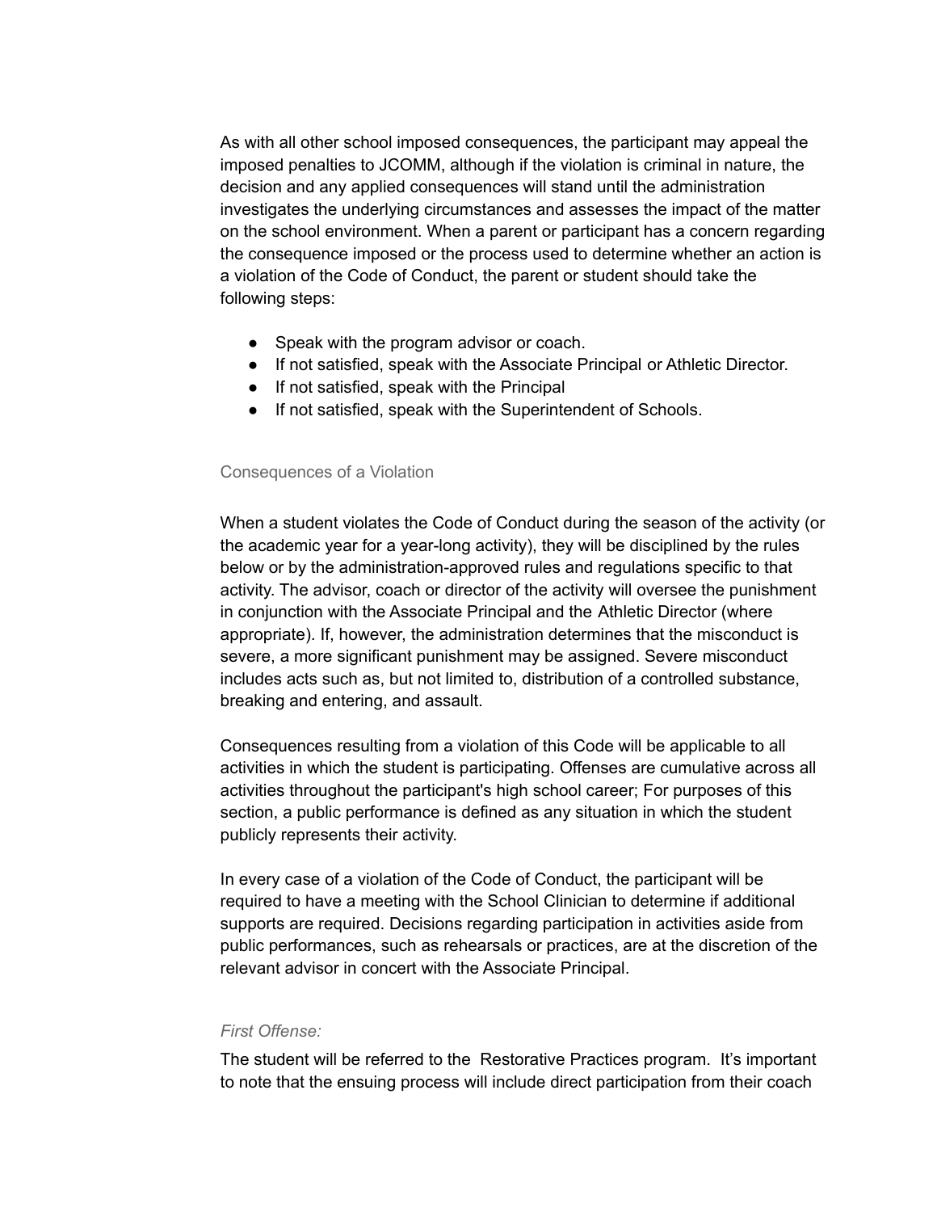As with all other school imposed consequences, the participant may appeal the imposed penalties to JCOMM, although if the violation is criminal in nature, the decision and any applied consequences will stand until the administration investigates the underlying circumstances and assesses the impact of the matter on the school environment. When a parent or participant has a concern regarding the consequence imposed or the process used to determine whether an action is a violation of the Code of Conduct, the parent or student should take the following steps:

- Speak with the program advisor or coach.
- If not satisfied, speak with the Associate Principal or Athletic Director.
- If not satisfied, speak with the Principal
- If not satisfied, speak with the Superintendent of Schools.

### Consequences of a Violation

When a student violates the Code of Conduct during the season of the activity (or the academic year for a year-long activity), they will be disciplined by the rules below or by the administration-approved rules and regulations specific to that activity. The advisor, coach or director of the activity will oversee the punishment in conjunction with the Associate Principal and the Athletic Director (where appropriate). If, however, the administration determines that the misconduct is severe, a more significant punishment may be assigned. Severe misconduct includes acts such as, but not limited to, distribution of a controlled substance, breaking and entering, and assault.

Consequences resulting from a violation of this Code will be applicable to all activities in which the student is participating. Offenses are cumulative across all activities throughout the participant's high school career; For purposes of this section, a public performance is defined as any situation in which the student publicly represents their activity.

In every case of a violation of the Code of Conduct, the participant will be required to have a meeting with the School Clinician to determine if additional supports are required. Decisions regarding participation in activities aside from public performances, such as rehearsals or practices, are at the discretion of the relevant advisor in concert with the Associate Principal.

*First Offense:*

The student will be referred to the Restorative Practices program. It's important to note that the ensuing process will include direct participation from their coach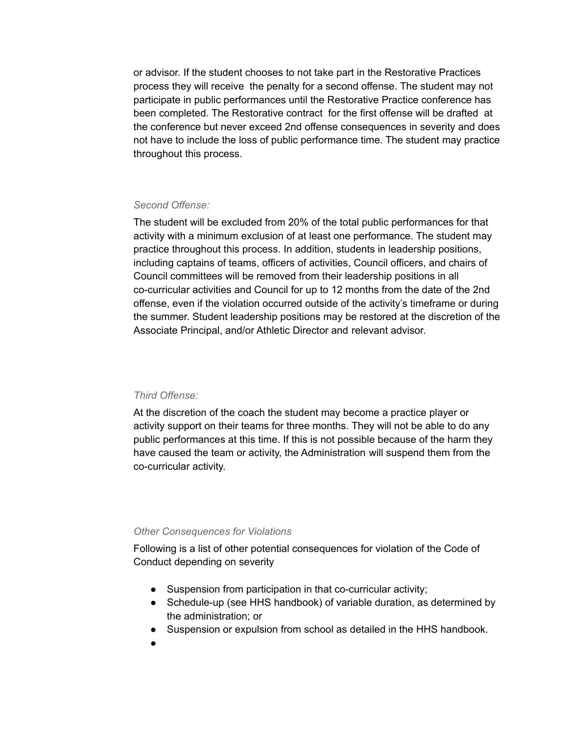or advisor. If the student chooses to not take part in the Restorative Practices process they will receive the penalty for a second offense. The student may not participate in public performances until the Restorative Practice conference has been completed. The Restorative contract for the first offense will be drafted at the conference but never exceed 2nd offense consequences in severity and does not have to include the loss of public performance time. The student may practice throughout this process.

*Second Offense:*

The student will be excluded from 20% of the total public performances for that activity with a minimum exclusion of at least one performance. The student may practice throughout this process. In addition, students in leadership positions, including captains of teams, officers of activities, Council officers, and chairs of Council committees will be removed from their leadership positions in all co-curricular activities and Council for up to 12 months from the date of the 2nd offense, even if the violation occurred outside of the activity's timeframe or during the summer. Student leadership positions may be restored at the discretion of the Associate Principal, and/or Athletic Director and relevant advisor.

*Third Offense:*

At the discretion of the coach the student may become a practice player or activity support on their teams for three months. They will not be able to do any public performances at this time. If this is not possible because of the harm they have caused the team or activity, the Administration will suspend them from the co-curricular activity.

*Other Consequences for Violations*

Following is a list of other potential consequences for violation of the Code of Conduct depending on severity

- Suspension from participation in that co-curricular activity;
- Schedule-up (see HHS handbook) of variable duration, as determined by the administration; or
- Suspension or expulsion from school as detailed in the HHS handbook.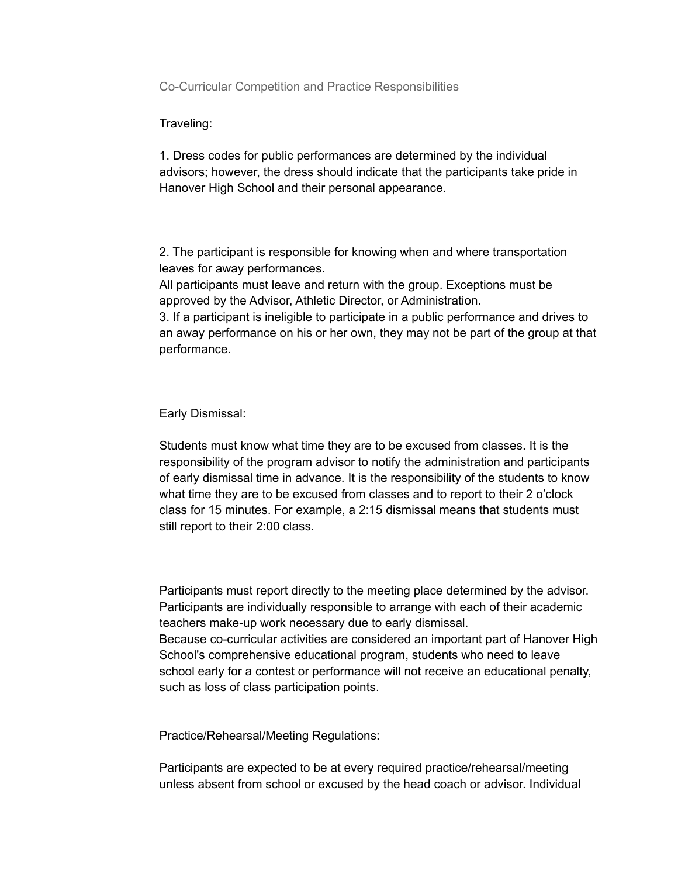## Co-Curricular Competition and Practice Responsibilities

### Traveling:

1. Dress codes for public performances are determined by the individual advisors; however, the dress should indicate that the participants take pride in Hanover High School and their personal appearance.

2. The participant is responsible for knowing when and where transportation leaves for away performances.
All participants must leave and return with the group. Exceptions must be approved by the Advisor, Athletic Director, or Administration.
3. If a participant is ineligible to participate in a public performance and drives to an away performance on his or her own, they may not be part of the group at that performance.

### Early Dismissal:

Students must know what time they are to be excused from classes. It is the responsibility of the program advisor to notify the administration and participants of early dismissal time in advance. It is the responsibility of the students to know what time they are to be excused from classes and to report to their 2 o'clock class for 15 minutes. For example, a 2:15 dismissal means that students must still report to their 2:00 class.

Participants must report directly to the meeting place determined by the advisor. Participants are individually responsible to arrange with each of their academic teachers make-up work necessary due to early dismissal.
Because co-curricular activities are considered an important part of Hanover High School's comprehensive educational program, students who need to leave school early for a contest or performance will not receive an educational penalty, such as loss of class participation points.

### Practice/Rehearsal/Meeting Regulations:

Participants are expected to be at every required practice/rehearsal/meeting unless absent from school or excused by the head coach or advisor. Individual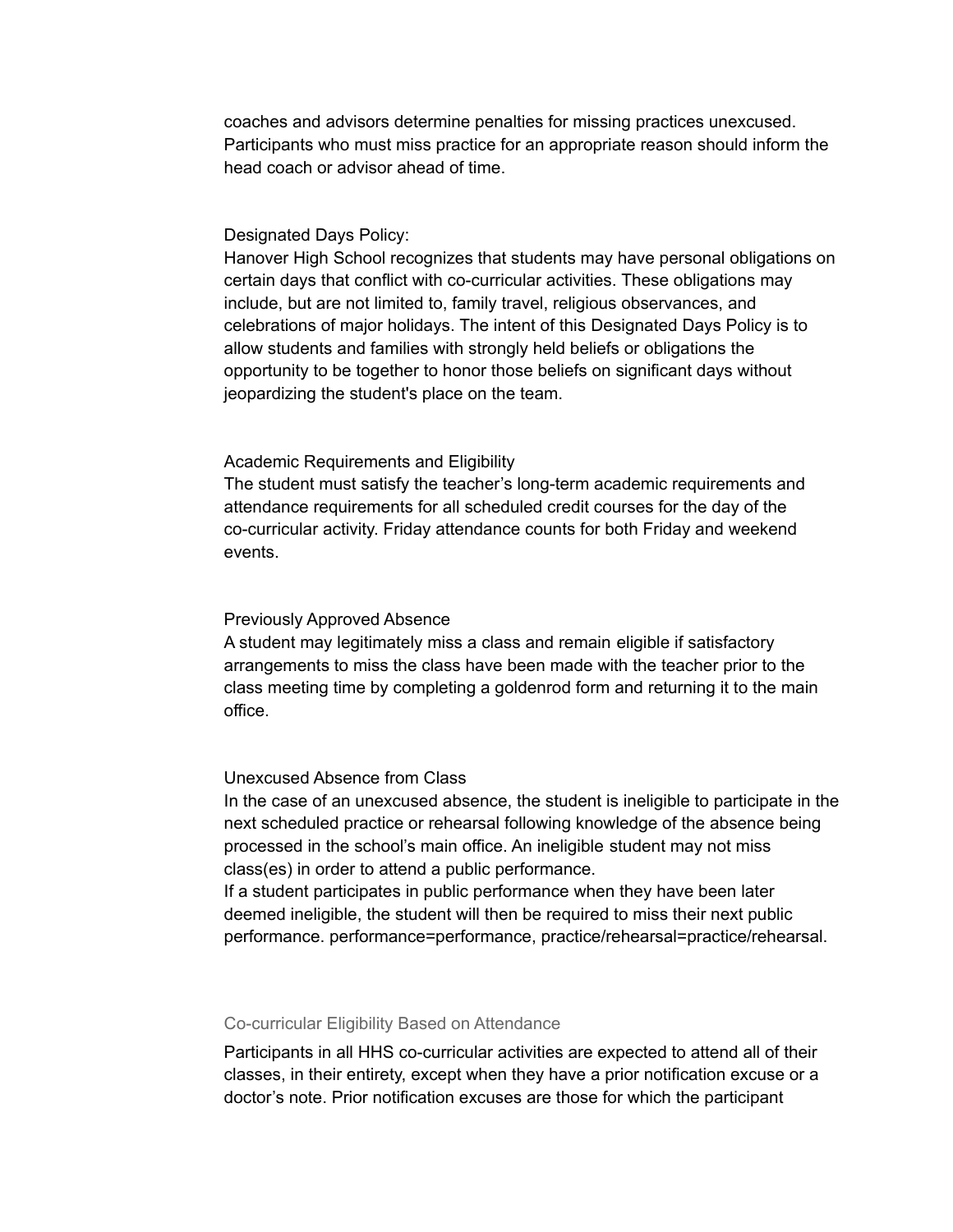coaches and advisors determine penalties for missing practices unexcused. Participants who must miss practice for an appropriate reason should inform the head coach or advisor ahead of time.

Designated Days Policy:
Hanover High School recognizes that students may have personal obligations on certain days that conflict with co-curricular activities. These obligations may include, but are not limited to, family travel, religious observances, and celebrations of major holidays. The intent of this Designated Days Policy is to allow students and families with strongly held beliefs or obligations the opportunity to be together to honor those beliefs on significant days without jeopardizing the student's place on the team.

Academic Requirements and Eligibility
The student must satisfy the teacher's long-term academic requirements and attendance requirements for all scheduled credit courses for the day of the co-curricular activity. Friday attendance counts for both Friday and weekend events.

Previously Approved Absence
A student may legitimately miss a class and remain eligible if satisfactory arrangements to miss the class have been made with the teacher prior to the class meeting time by completing a goldenrod form and returning it to the main office.

Unexcused Absence from Class
In the case of an unexcused absence, the student is ineligible to participate in the next scheduled practice or rehearsal following knowledge of the absence being processed in the school's main office. An ineligible student may not miss class(es) in order to attend a public performance.
If a student participates in public performance when they have been later deemed ineligible, the student will then be required to miss their next public performance. performance=performance, practice/rehearsal=practice/rehearsal.

## Co-curricular Eligibility Based on Attendance

Participants in all HHS co-curricular activities are expected to attend all of their classes, in their entirety, except when they have a prior notification excuse or a doctor's note. Prior notification excuses are those for which the participant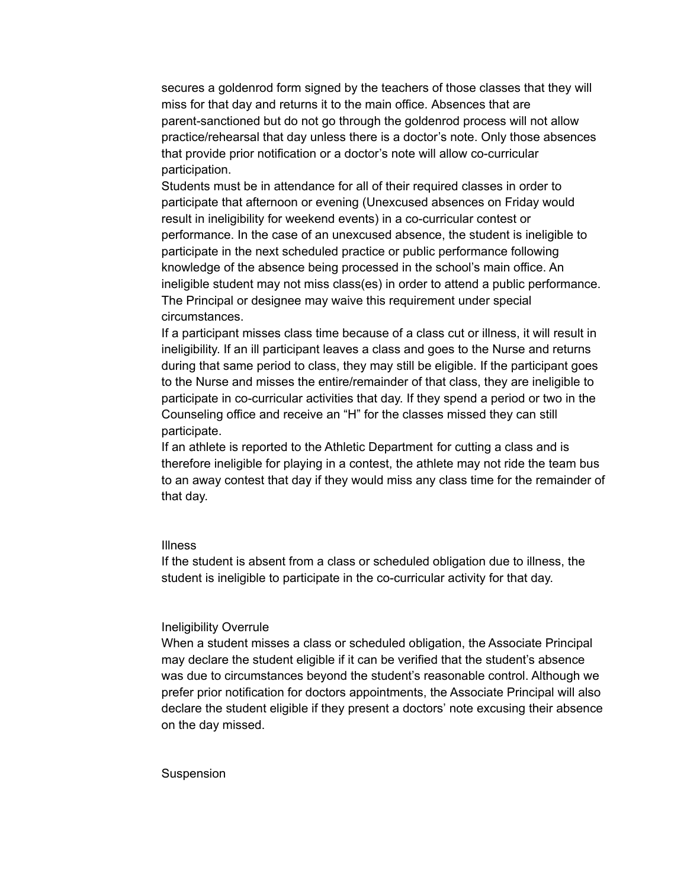secures a goldenrod form signed by the teachers of those classes that they will miss for that day and returns it to the main office. Absences that are parent-sanctioned but do not go through the goldenrod process will not allow practice/rehearsal that day unless there is a doctor's note. Only those absences that provide prior notification or a doctor's note will allow co-curricular participation.

Students must be in attendance for all of their required classes in order to participate that afternoon or evening (Unexcused absences on Friday would result in ineligibility for weekend events) in a co-curricular contest or performance. In the case of an unexcused absence, the student is ineligible to participate in the next scheduled practice or public performance following knowledge of the absence being processed in the school's main office. An ineligible student may not miss class(es) in order to attend a public performance. The Principal or designee may waive this requirement under special circumstances.

If a participant misses class time because of a class cut or illness, it will result in ineligibility. If an ill participant leaves a class and goes to the Nurse and returns during that same period to class, they may still be eligible. If the participant goes to the Nurse and misses the entire/remainder of that class, they are ineligible to participate in co-curricular activities that day. If they spend a period or two in the Counseling office and receive an "H" for the classes missed they can still participate.

If an athlete is reported to the Athletic Department for cutting a class and is therefore ineligible for playing in a contest, the athlete may not ride the team bus to an away contest that day if they would miss any class time for the remainder of that day.

### Illness

If the student is absent from a class or scheduled obligation due to illness, the student is ineligible to participate in the co-curricular activity for that day.

### Ineligibility Overrule

When a student misses a class or scheduled obligation, the Associate Principal may declare the student eligible if it can be verified that the student's absence was due to circumstances beyond the student's reasonable control. Although we prefer prior notification for doctors appointments, the Associate Principal will also declare the student eligible if they present a doctors' note excusing their absence on the day missed.

### Suspension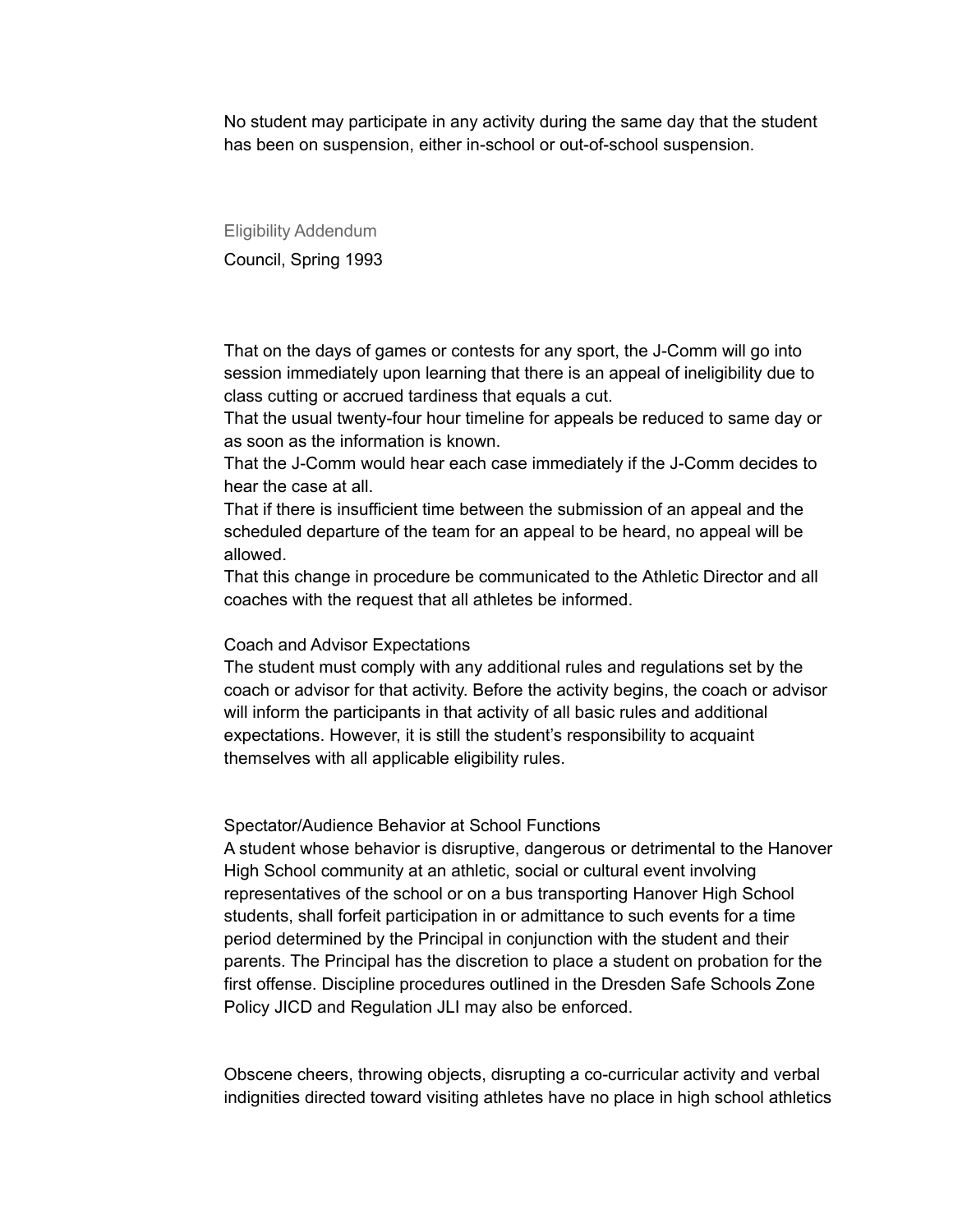No student may participate in any activity during the same day that the student has been on suspension, either in-school or out-of-school suspension.

### Eligibility Addendum

Council, Spring 1993

That on the days of games or contests for any sport, the J-Comm will go into session immediately upon learning that there is an appeal of ineligibility due to class cutting or accrued tardiness that equals a cut.
That the usual twenty-four hour timeline for appeals be reduced to same day or as soon as the information is known.
That the J-Comm would hear each case immediately if the J-Comm decides to hear the case at all.
That if there is insufficient time between the submission of an appeal and the scheduled departure of the team for an appeal to be heard, no appeal will be allowed.
That this change in procedure be communicated to the Athletic Director and all coaches with the request that all athletes be informed.

Coach and Advisor Expectations
The student must comply with any additional rules and regulations set by the coach or advisor for that activity. Before the activity begins, the coach or advisor will inform the participants in that activity of all basic rules and additional expectations. However, it is still the student's responsibility to acquaint themselves with all applicable eligibility rules.

Spectator/Audience Behavior at School Functions
A student whose behavior is disruptive, dangerous or detrimental to the Hanover High School community at an athletic, social or cultural event involving representatives of the school or on a bus transporting Hanover High School students, shall forfeit participation in or admittance to such events for a time period determined by the Principal in conjunction with the student and their parents. The Principal has the discretion to place a student on probation for the first offense. Discipline procedures outlined in the Dresden Safe Schools Zone Policy JICD and Regulation JLI may also be enforced.

Obscene cheers, throwing objects, disrupting a co-curricular activity and verbal indignities directed toward visiting athletes have no place in high school athletics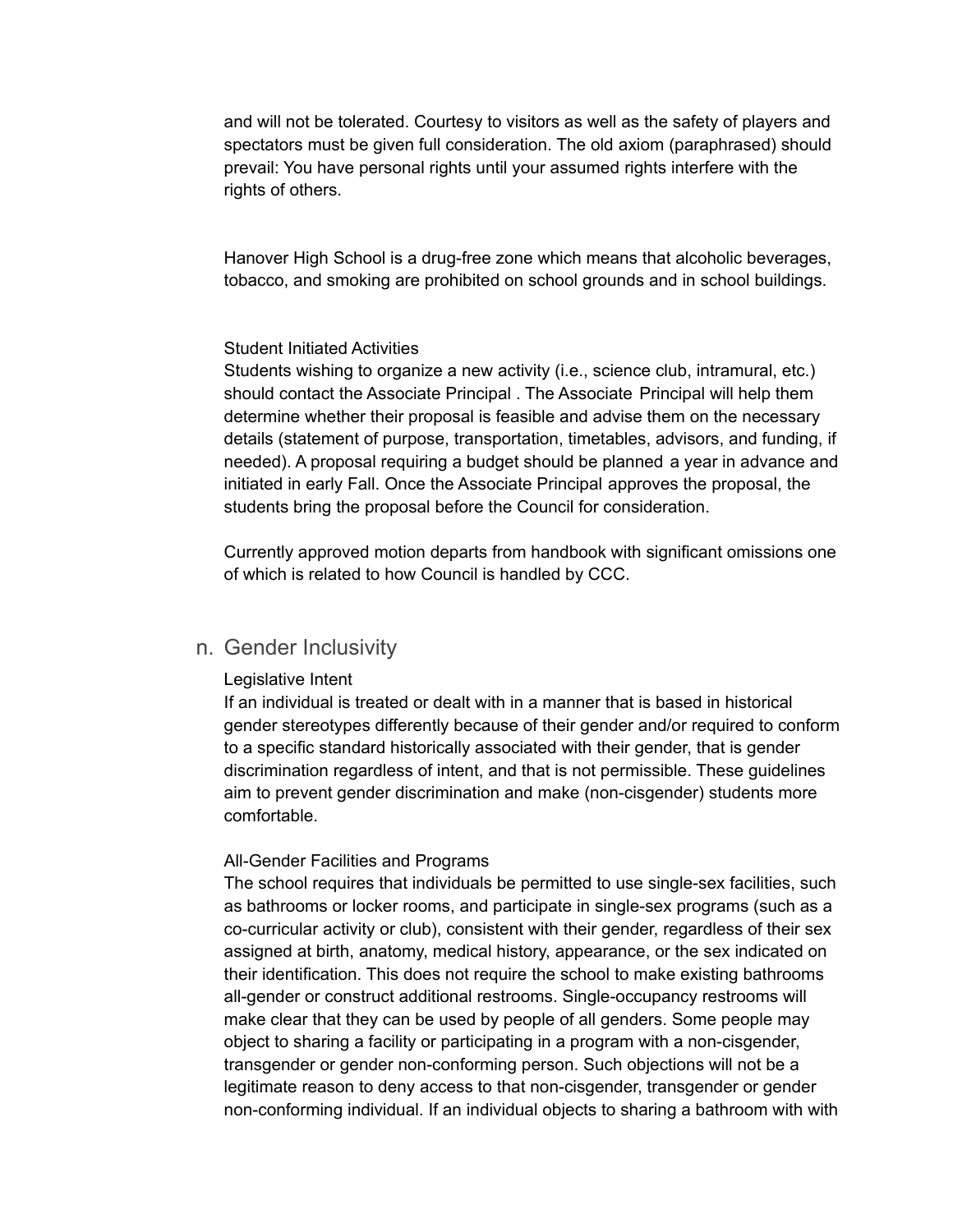and will not be tolerated. Courtesy to visitors as well as the safety of players and spectators must be given full consideration. The old axiom (paraphrased) should prevail: You have personal rights until your assumed rights interfere with the rights of others.

Hanover High School is a drug-free zone which means that alcoholic beverages, tobacco, and smoking are prohibited on school grounds and in school buildings.

Student Initiated Activities

Students wishing to organize a new activity (i.e., science club, intramural, etc.) should contact the Associate Principal . The Associate Principal will help them determine whether their proposal is feasible and advise them on the necessary details (statement of purpose, transportation, timetables, advisors, and funding, if needed). A proposal requiring a budget should be planned a year in advance and initiated in early Fall. Once the Associate Principal approves the proposal, the students bring the proposal before the Council for consideration.

Currently approved motion departs from handbook with significant omissions one of which is related to how Council is handled by CCC.

## n. Gender Inclusivity

Legislative Intent

If an individual is treated or dealt with in a manner that is based in historical gender stereotypes differently because of their gender and/or required to conform to a specific standard historically associated with their gender, that is gender discrimination regardless of intent, and that is not permissible. These guidelines aim to prevent gender discrimination and make (non-cisgender) students more comfortable.

All-Gender Facilities and Programs

The school requires that individuals be permitted to use single-sex facilities, such as bathrooms or locker rooms, and participate in single-sex programs (such as a co-curricular activity or club), consistent with their gender, regardless of their sex assigned at birth, anatomy, medical history, appearance, or the sex indicated on their identification. This does not require the school to make existing bathrooms all-gender or construct additional restrooms. Single-occupancy restrooms will make clear that they can be used by people of all genders. Some people may object to sharing a facility or participating in a program with a non-cisgender, transgender or gender non-conforming person. Such objections will not be a legitimate reason to deny access to that non-cisgender, transgender or gender non-conforming individual. If an individual objects to sharing a bathroom with with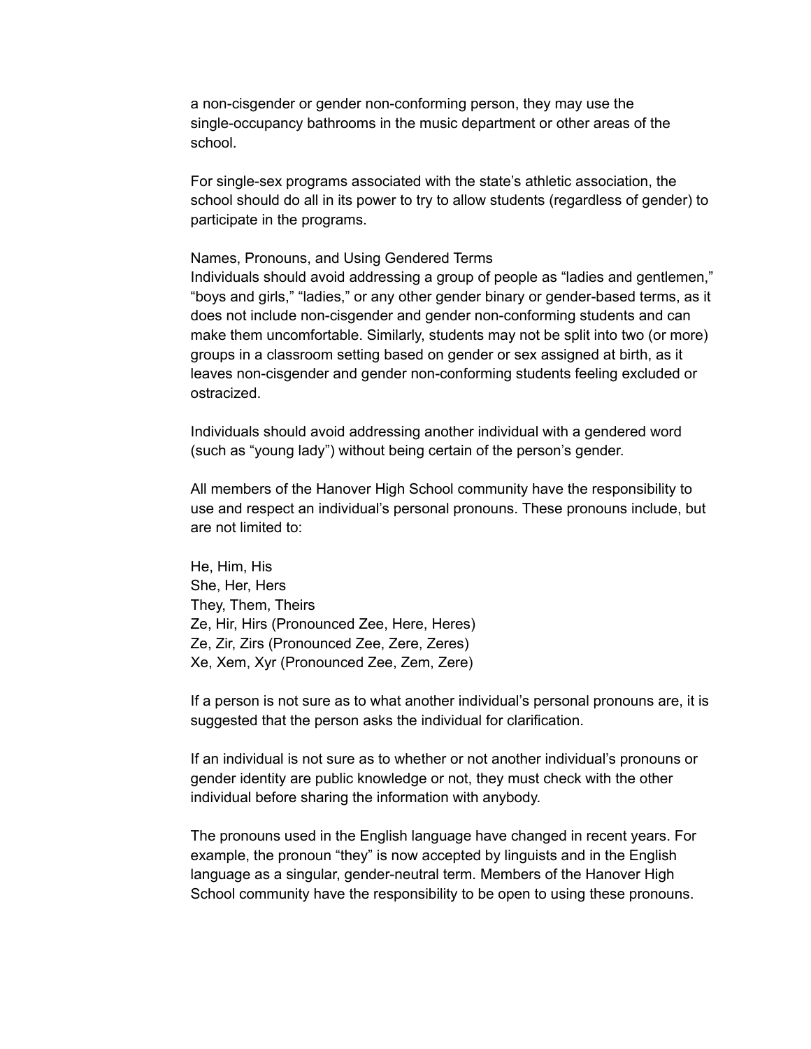a non-cisgender or gender non-conforming person, they may use the single-occupancy bathrooms in the music department or other areas of the school.

For single-sex programs associated with the state's athletic association, the school should do all in its power to try to allow students (regardless of gender) to participate in the programs.

### Names, Pronouns, and Using Gendered Terms

Individuals should avoid addressing a group of people as "ladies and gentlemen," "boys and girls," "ladies," or any other gender binary or gender-based terms, as it does not include non-cisgender and gender non-conforming students and can make them uncomfortable. Similarly, students may not be split into two (or more) groups in a classroom setting based on gender or sex assigned at birth, as it leaves non-cisgender and gender non-conforming students feeling excluded or ostracized.

Individuals should avoid addressing another individual with a gendered word (such as "young lady") without being certain of the person's gender.

All members of the Hanover High School community have the responsibility to use and respect an individual's personal pronouns. These pronouns include, but are not limited to:

He, Him, His
She, Her, Hers
They, Them, Theirs
Ze, Hir, Hirs (Pronounced Zee, Here, Heres)
Ze, Zir, Zirs (Pronounced Zee, Zere, Zeres)
Xe, Xem, Xyr (Pronounced Zee, Zem, Zere)

If a person is not sure as to what another individual's personal pronouns are, it is suggested that the person asks the individual for clarification.

If an individual is not sure as to whether or not another individual's pronouns or gender identity are public knowledge or not, they must check with the other individual before sharing the information with anybody.

The pronouns used in the English language have changed in recent years. For example, the pronoun "they" is now accepted by linguists and in the English language as a singular, gender-neutral term. Members of the Hanover High School community have the responsibility to be open to using these pronouns.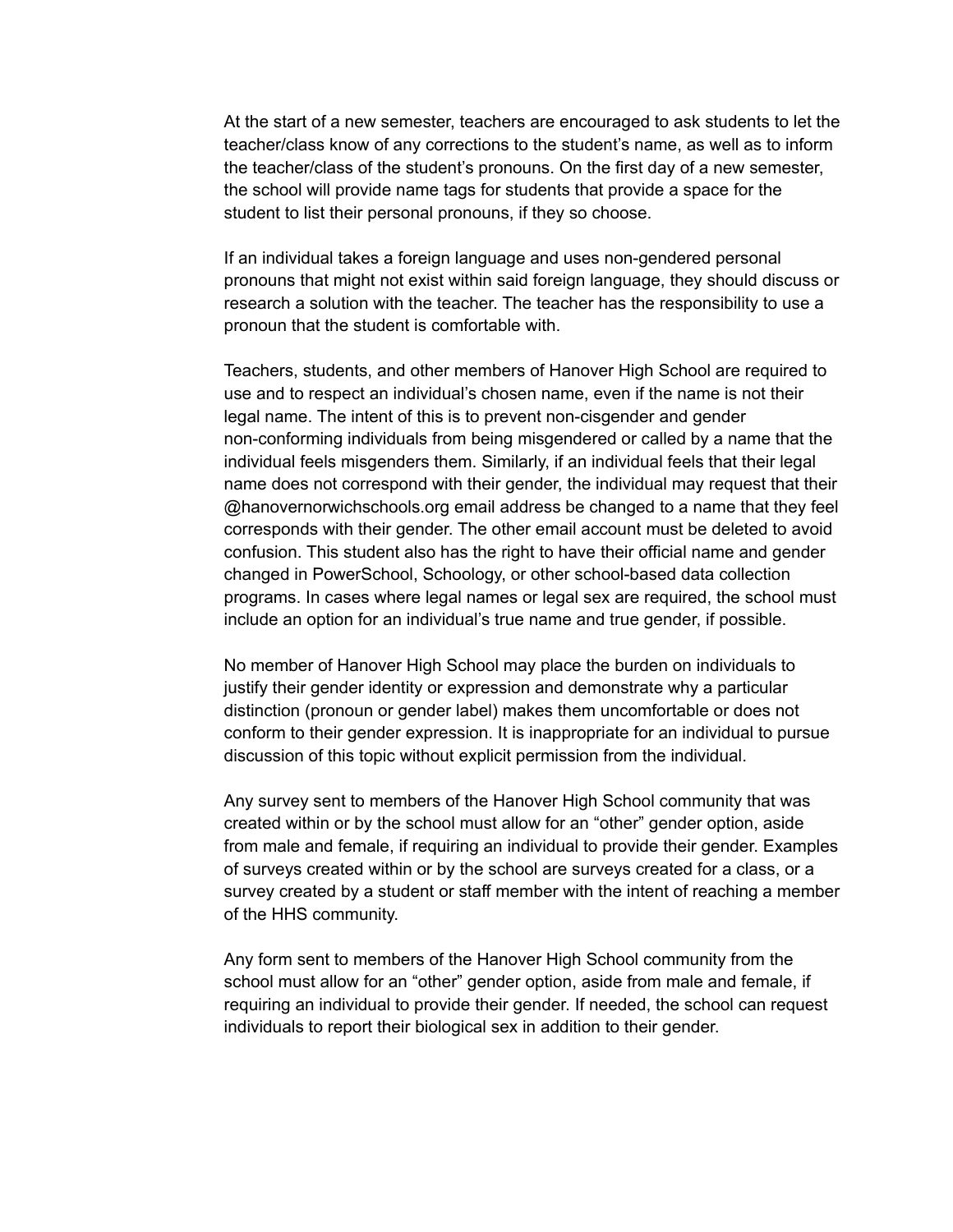At the start of a new semester, teachers are encouraged to ask students to let the teacher/class know of any corrections to the student's name, as well as to inform the teacher/class of the student's pronouns. On the first day of a new semester, the school will provide name tags for students that provide a space for the student to list their personal pronouns, if they so choose.

If an individual takes a foreign language and uses non-gendered personal pronouns that might not exist within said foreign language, they should discuss or research a solution with the teacher. The teacher has the responsibility to use a pronoun that the student is comfortable with.

Teachers, students, and other members of Hanover High School are required to use and to respect an individual's chosen name, even if the name is not their legal name. The intent of this is to prevent non-cisgender and gender non-conforming individuals from being misgendered or called by a name that the individual feels misgenders them. Similarly, if an individual feels that their legal name does not correspond with their gender, the individual may request that their @hanovernorwichschools.org email address be changed to a name that they feel corresponds with their gender. The other email account must be deleted to avoid confusion. This student also has the right to have their official name and gender changed in PowerSchool, Schoology, or other school-based data collection programs. In cases where legal names or legal sex are required, the school must include an option for an individual's true name and true gender, if possible.

No member of Hanover High School may place the burden on individuals to justify their gender identity or expression and demonstrate why a particular distinction (pronoun or gender label) makes them uncomfortable or does not conform to their gender expression. It is inappropriate for an individual to pursue discussion of this topic without explicit permission from the individual.

Any survey sent to members of the Hanover High School community that was created within or by the school must allow for an "other" gender option, aside from male and female, if requiring an individual to provide their gender. Examples of surveys created within or by the school are surveys created for a class, or a survey created by a student or staff member with the intent of reaching a member of the HHS community.

Any form sent to members of the Hanover High School community from the school must allow for an "other" gender option, aside from male and female, if requiring an individual to provide their gender. If needed, the school can request individuals to report their biological sex in addition to their gender.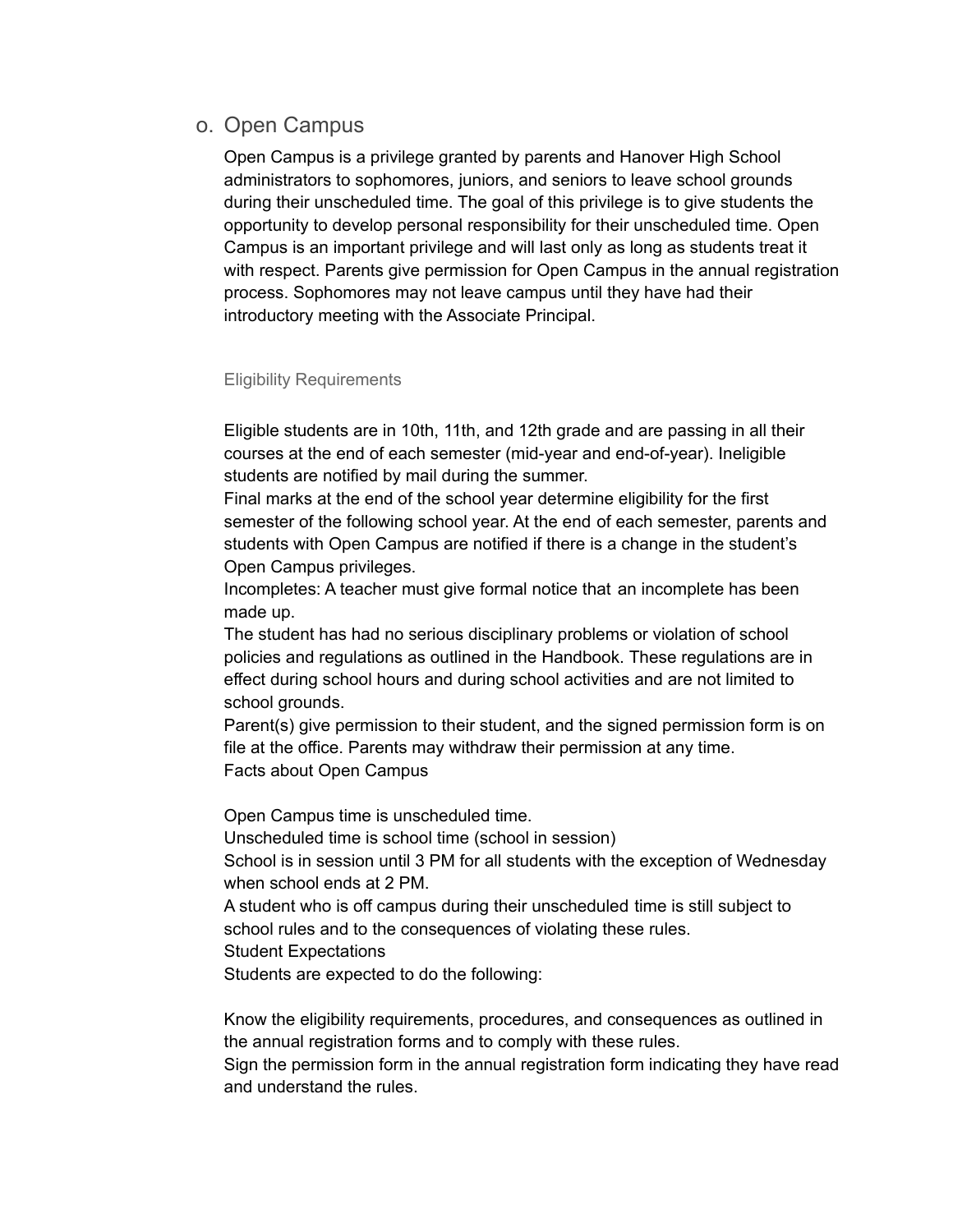## o. Open Campus

Open Campus is a privilege granted by parents and Hanover High School administrators to sophomores, juniors, and seniors to leave school grounds during their unscheduled time. The goal of this privilege is to give students the opportunity to develop personal responsibility for their unscheduled time. Open Campus is an important privilege and will last only as long as students treat it with respect. Parents give permission for Open Campus in the annual registration process. Sophomores may not leave campus until they have had their introductory meeting with the Associate Principal.

### Eligibility Requirements

Eligible students are in 10th, 11th, and 12th grade and are passing in all their courses at the end of each semester (mid-year and end-of-year). Ineligible students are notified by mail during the summer.
Final marks at the end of the school year determine eligibility for the first semester of the following school year. At the end of each semester, parents and students with Open Campus are notified if there is a change in the student's Open Campus privileges.
Incompletes: A teacher must give formal notice that an incomplete has been made up.
The student has had no serious disciplinary problems or violation of school policies and regulations as outlined in the Handbook. These regulations are in effect during school hours and during school activities and are not limited to school grounds.
Parent(s) give permission to their student, and the signed permission form is on file at the office. Parents may withdraw their permission at any time.
Facts about Open Campus

Open Campus time is unscheduled time.
Unscheduled time is school time (school in session)
School is in session until 3 PM for all students with the exception of Wednesday when school ends at 2 PM.
A student who is off campus during their unscheduled time is still subject to school rules and to the consequences of violating these rules.
Student Expectations
Students are expected to do the following:

Know the eligibility requirements, procedures, and consequences as outlined in the annual registration forms and to comply with these rules.
Sign the permission form in the annual registration form indicating they have read and understand the rules.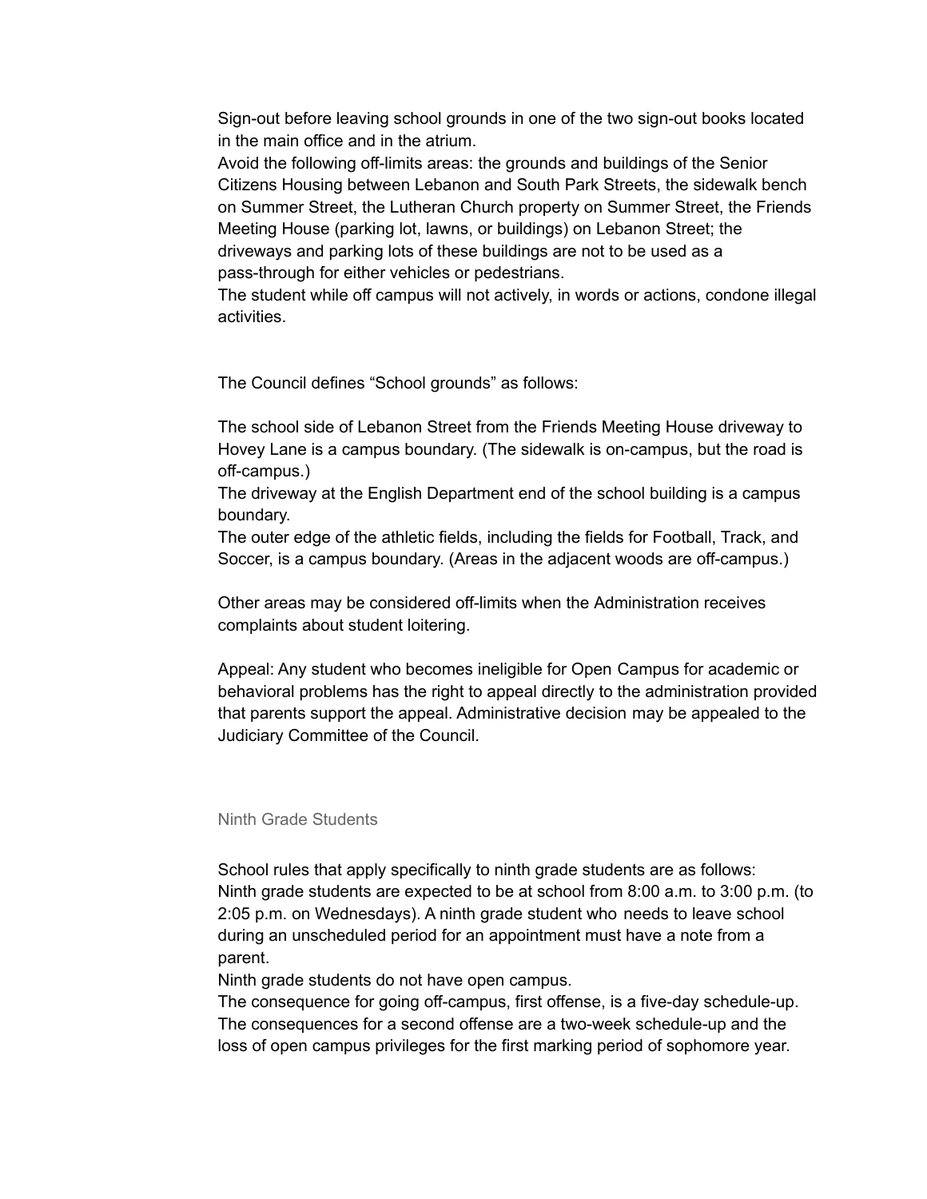Sign-out before leaving school grounds in one of the two sign-out books located in the main office and in the atrium.

Avoid the following off-limits areas: the grounds and buildings of the Senior Citizens Housing between Lebanon and South Park Streets, the sidewalk bench on Summer Street, the Lutheran Church property on Summer Street, the Friends Meeting House (parking lot, lawns, or buildings) on Lebanon Street; the driveways and parking lots of these buildings are not to be used as a pass-through for either vehicles or pedestrians.

The student while off campus will not actively, in words or actions, condone illegal activities.

The Council defines "School grounds" as follows:

The school side of Lebanon Street from the Friends Meeting House driveway to Hovey Lane is a campus boundary. (The sidewalk is on-campus, but the road is off-campus.)

The driveway at the English Department end of the school building is a campus boundary.

The outer edge of the athletic fields, including the fields for Football, Track, and Soccer, is a campus boundary. (Areas in the adjacent woods are off-campus.)

Other areas may be considered off-limits when the Administration receives complaints about student loitering.

Appeal: Any student who becomes ineligible for Open Campus for academic or behavioral problems has the right to appeal directly to the administration provided that parents support the appeal. Administrative decision may be appealed to the Judiciary Committee of the Council.

### Ninth Grade Students

School rules that apply specifically to ninth grade students are as follows:

Ninth grade students are expected to be at school from 8:00 a.m. to 3:00 p.m. (to 2:05 p.m. on Wednesdays). A ninth grade student who needs to leave school during an unscheduled period for an appointment must have a note from a parent.

Ninth grade students do not have open campus.

The consequence for going off-campus, first offense, is a five-day schedule-up. The consequences for a second offense are a two-week schedule-up and the loss of open campus privileges for the first marking period of sophomore year.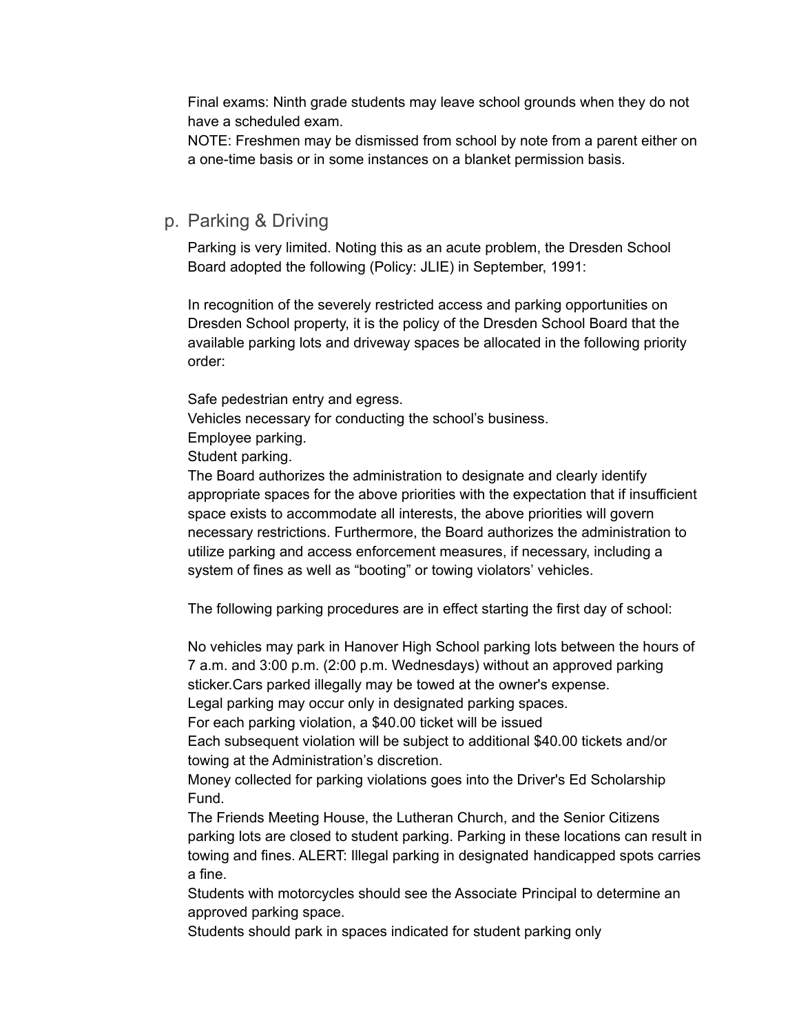Final exams: Ninth grade students may leave school grounds when they do not have a scheduled exam.
NOTE: Freshmen may be dismissed from school by note from a parent either on a one-time basis or in some instances on a blanket permission basis.

## p. Parking & Driving

Parking is very limited. Noting this as an acute problem, the Dresden School Board adopted the following (Policy: JLIE) in September, 1991:

In recognition of the severely restricted access and parking opportunities on Dresden School property, it is the policy of the Dresden School Board that the available parking lots and driveway spaces be allocated in the following priority order:

Safe pedestrian entry and egress.
Vehicles necessary for conducting the school's business.
Employee parking.
Student parking.
The Board authorizes the administration to designate and clearly identify appropriate spaces for the above priorities with the expectation that if insufficient space exists to accommodate all interests, the above priorities will govern necessary restrictions. Furthermore, the Board authorizes the administration to utilize parking and access enforcement measures, if necessary, including a system of fines as well as "booting" or towing violators' vehicles.

The following parking procedures are in effect starting the first day of school:

No vehicles may park in Hanover High School parking lots between the hours of 7 a.m. and 3:00 p.m. (2:00 p.m. Wednesdays) without an approved parking sticker.Cars parked illegally may be towed at the owner's expense.
Legal parking may occur only in designated parking spaces.
For each parking violation, a $40.00 ticket will be issued
Each subsequent violation will be subject to additional $40.00 tickets and/or towing at the Administration's discretion.
Money collected for parking violations goes into the Driver's Ed Scholarship Fund.
The Friends Meeting House, the Lutheran Church, and the Senior Citizens parking lots are closed to student parking. Parking in these locations can result in towing and fines. ALERT: Illegal parking in designated handicapped spots carries a fine.
Students with motorcycles should see the Associate Principal to determine an approved parking space.
Students should park in spaces indicated for student parking only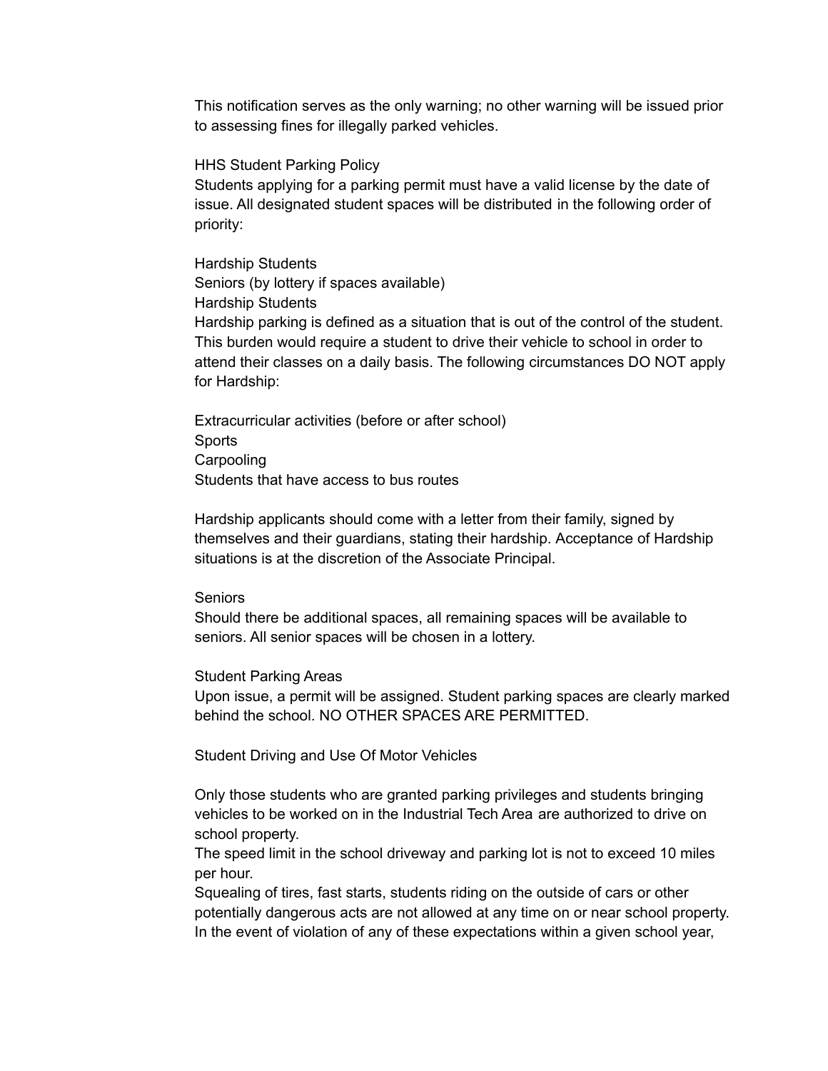This notification serves as the only warning; no other warning will be issued prior to assessing fines for illegally parked vehicles.

## HHS Student Parking Policy

Students applying for a parking permit must have a valid license by the date of issue. All designated student spaces will be distributed in the following order of priority:

- Hardship Students
- Seniors (by lottery if spaces available)

### Hardship Students

Hardship parking is defined as a situation that is out of the control of the student. This burden would require a student to drive their vehicle to school in order to attend their classes on a daily basis. The following circumstances DO NOT apply for Hardship:

- Extracurricular activities (before or after school)
- Sports
- Carpooling
- Students that have access to bus routes

Hardship applicants should come with a letter from their family, signed by themselves and their guardians, stating their hardship. Acceptance of Hardship situations is at the discretion of the Associate Principal.

### Seniors

Should there be additional spaces, all remaining spaces will be available to seniors. All senior spaces will be chosen in a lottery.

### Student Parking Areas

Upon issue, a permit will be assigned. Student parking spaces are clearly marked behind the school. NO OTHER SPACES ARE PERMITTED.

## Student Driving and Use Of Motor Vehicles

Only those students who are granted parking privileges and students bringing vehicles to be worked on in the Industrial Tech Area are authorized to drive on school property.

The speed limit in the school driveway and parking lot is not to exceed 10 miles per hour.

Squealing of tires, fast starts, students riding on the outside of cars or other potentially dangerous acts are not allowed at any time on or near school property.

In the event of violation of any of these expectations within a given school year,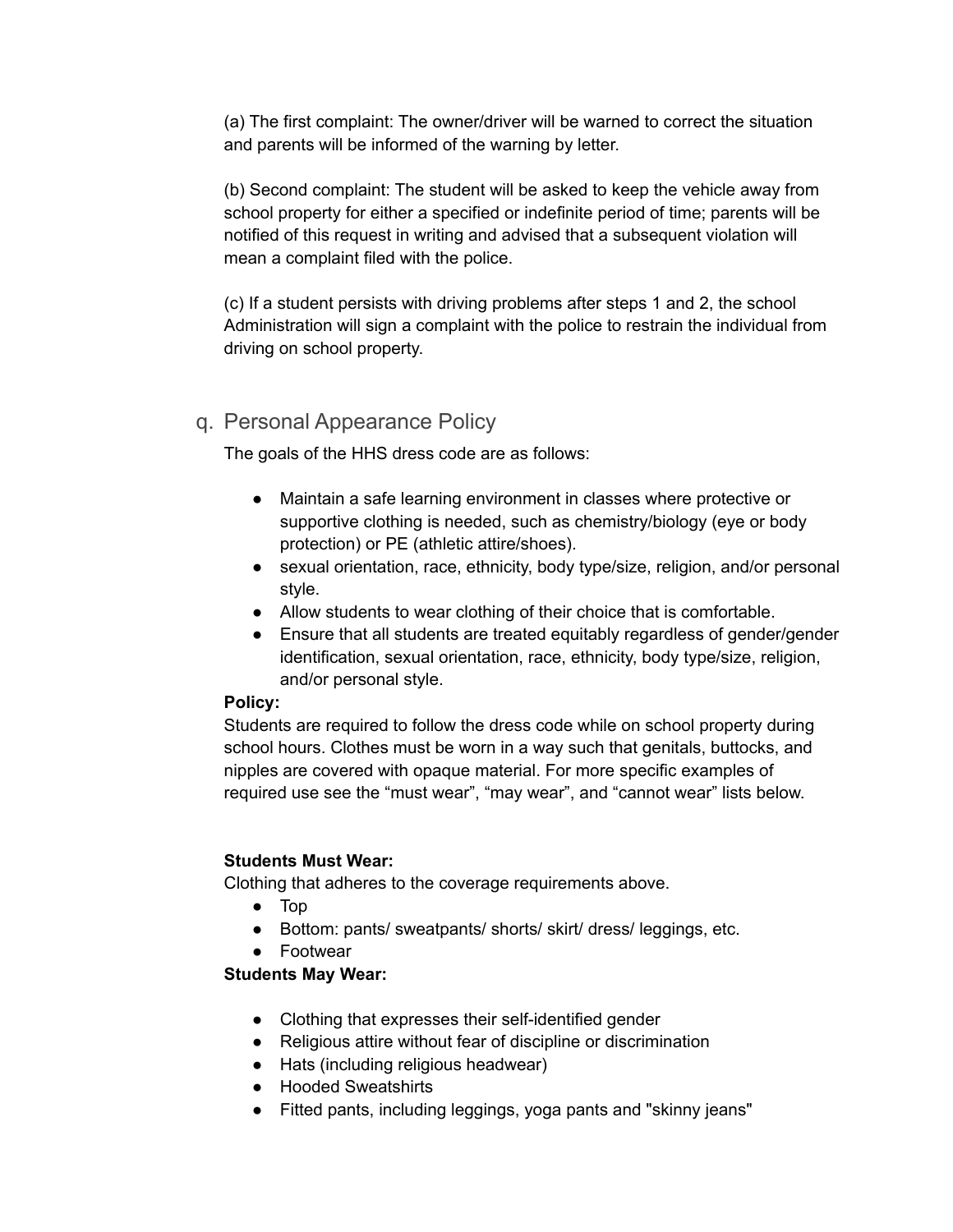(a) The first complaint: The owner/driver will be warned to correct the situation and parents will be informed of the warning by letter.

(b) Second complaint: The student will be asked to keep the vehicle away from school property for either a specified or indefinite period of time; parents will be notified of this request in writing and advised that a subsequent violation will mean a complaint filed with the police.

(c) If a student persists with driving problems after steps 1 and 2, the school Administration will sign a complaint with the police to restrain the individual from driving on school property.

## q. Personal Appearance Policy

The goals of the HHS dress code are as follows:

- Maintain a safe learning environment in classes where protective or supportive clothing is needed, such as chemistry/biology (eye or body protection) or PE (athletic attire/shoes).
- sexual orientation, race, ethnicity, body type/size, religion, and/or personal style.
- Allow students to wear clothing of their choice that is comfortable.
- Ensure that all students are treated equitably regardless of gender/gender identification, sexual orientation, race, ethnicity, body type/size, religion, and/or personal style.

**Policy:**
Students are required to follow the dress code while on school property during school hours. Clothes must be worn in a way such that genitals, buttocks, and nipples are covered with opaque material. For more specific examples of required use see the "must wear", "may wear", and "cannot wear" lists below.

**Students Must Wear:**
Clothing that adheres to the coverage requirements above.

- Top
- Bottom: pants/ sweatpants/ shorts/ skirt/ dress/ leggings, etc.
- Footwear

**Students May Wear:**

- Clothing that expresses their self-identified gender
- Religious attire without fear of discipline or discrimination
- Hats (including religious headwear)
- Hooded Sweatshirts
- Fitted pants, including leggings, yoga pants and "skinny jeans"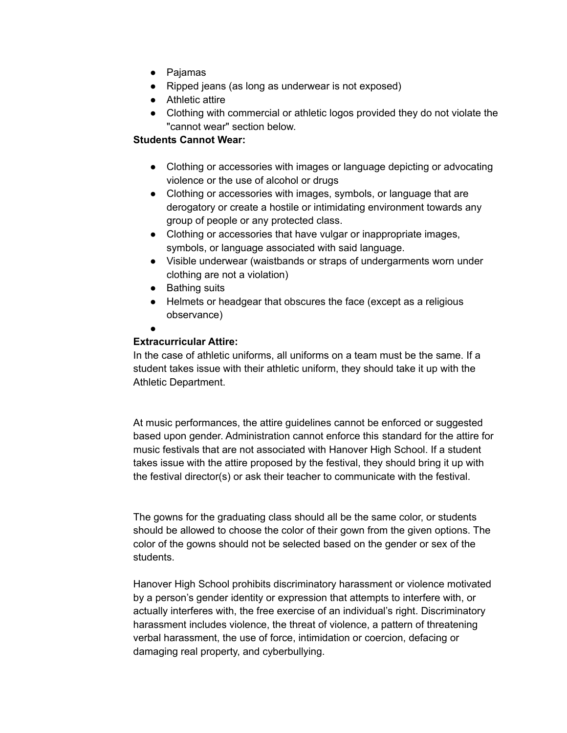- Pajamas
- Ripped jeans (as long as underwear is not exposed)
- Athletic attire
- Clothing with commercial or athletic logos provided they do not violate the "cannot wear" section below.

**Students Cannot Wear:**

- Clothing or accessories with images or language depicting or advocating violence or the use of alcohol or drugs
- Clothing or accessories with images, symbols, or language that are derogatory or create a hostile or intimidating environment towards any group of people or any protected class.
- Clothing or accessories that have vulgar or inappropriate images, symbols, or language associated with said language.
- Visible underwear (waistbands or straps of undergarments worn under clothing are not a violation)
- Bathing suits
- Helmets or headgear that obscures the face (except as a religious observance)
- 

**Extracurricular Attire:**
In the case of athletic uniforms, all uniforms on a team must be the same. If a student takes issue with their athletic uniform, they should take it up with the Athletic Department.

At music performances, the attire guidelines cannot be enforced or suggested based upon gender. Administration cannot enforce this standard for the attire for music festivals that are not associated with Hanover High School. If a student takes issue with the attire proposed by the festival, they should bring it up with the festival director(s) or ask their teacher to communicate with the festival.

The gowns for the graduating class should all be the same color, or students should be allowed to choose the color of their gown from the given options. The color of the gowns should not be selected based on the gender or sex of the students.

Hanover High School prohibits discriminatory harassment or violence motivated by a person's gender identity or expression that attempts to interfere with, or actually interferes with, the free exercise of an individual's right. Discriminatory harassment includes violence, the threat of violence, a pattern of threatening verbal harassment, the use of force, intimidation or coercion, defacing or damaging real property, and cyberbullying.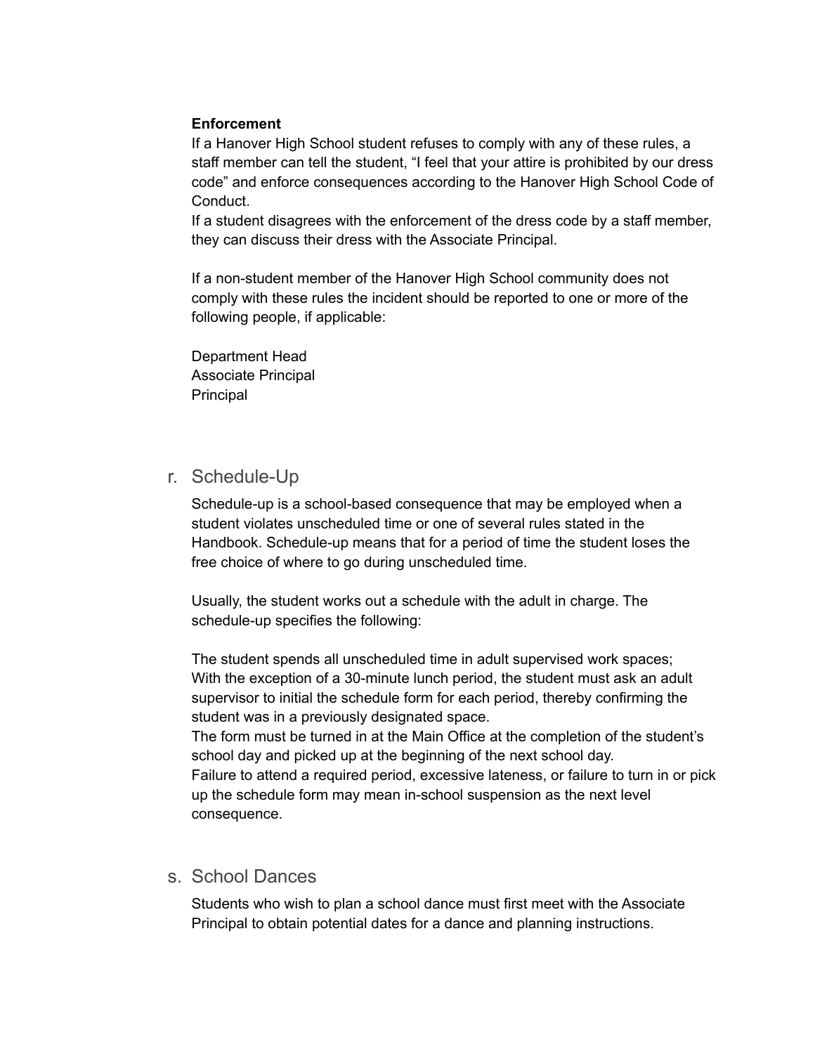**Enforcement**

If a Hanover High School student refuses to comply with any of these rules, a staff member can tell the student, "I feel that your attire is prohibited by our dress code" and enforce consequences according to the Hanover High School Code of Conduct.

If a student disagrees with the enforcement of the dress code by a staff member, they can discuss their dress with the Associate Principal.

If a non-student member of the Hanover High School community does not comply with these rules the incident should be reported to one or more of the following people, if applicable:

Department Head
Associate Principal
Principal

## r. Schedule-Up

Schedule-up is a school-based consequence that may be employed when a student violates unscheduled time or one of several rules stated in the Handbook. Schedule-up means that for a period of time the student loses the free choice of where to go during unscheduled time.

Usually, the student works out a schedule with the adult in charge. The schedule-up specifies the following:

The student spends all unscheduled time in adult supervised work spaces;
With the exception of a 30-minute lunch period, the student must ask an adult supervisor to initial the schedule form for each period, thereby confirming the student was in a previously designated space.
The form must be turned in at the Main Office at the completion of the student's school day and picked up at the beginning of the next school day.
Failure to attend a required period, excessive lateness, or failure to turn in or pick up the schedule form may mean in-school suspension as the next level consequence.

## s. School Dances

Students who wish to plan a school dance must first meet with the Associate Principal to obtain potential dates for a dance and planning instructions.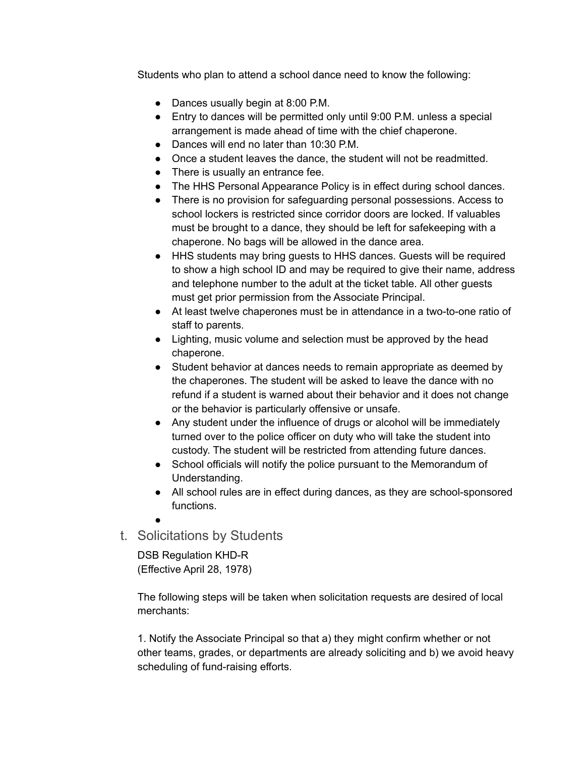Students who plan to attend a school dance need to know the following:

- Dances usually begin at 8:00 P.M.
- Entry to dances will be permitted only until 9:00 P.M. unless a special arrangement is made ahead of time with the chief chaperone.
- Dances will end no later than 10:30 P.M.
- Once a student leaves the dance, the student will not be readmitted.
- There is usually an entrance fee.
- The HHS Personal Appearance Policy is in effect during school dances.
- There is no provision for safeguarding personal possessions. Access to school lockers is restricted since corridor doors are locked. If valuables must be brought to a dance, they should be left for safekeeping with a chaperone. No bags will be allowed in the dance area.
- HHS students may bring guests to HHS dances. Guests will be required to show a high school ID and may be required to give their name, address and telephone number to the adult at the ticket table. All other guests must get prior permission from the Associate Principal.
- At least twelve chaperones must be in attendance in a two-to-one ratio of staff to parents.
- Lighting, music volume and selection must be approved by the head chaperone.
- Student behavior at dances needs to remain appropriate as deemed by the chaperones. The student will be asked to leave the dance with no refund if a student is warned about their behavior and it does not change or the behavior is particularly offensive or unsafe.
- Any student under the influence of drugs or alcohol will be immediately turned over to the police officer on duty who will take the student into custody. The student will be restricted from attending future dances.
- School officials will notify the police pursuant to the Memorandum of Understanding.
- All school rules are in effect during dances, as they are school-sponsored functions.

## t. Solicitations by Students

DSB Regulation KHD-R
(Effective April 28, 1978)

The following steps will be taken when solicitation requests are desired of local merchants:

1. Notify the Associate Principal so that a) they might confirm whether or not other teams, grades, or departments are already soliciting and b) we avoid heavy scheduling of fund-raising efforts.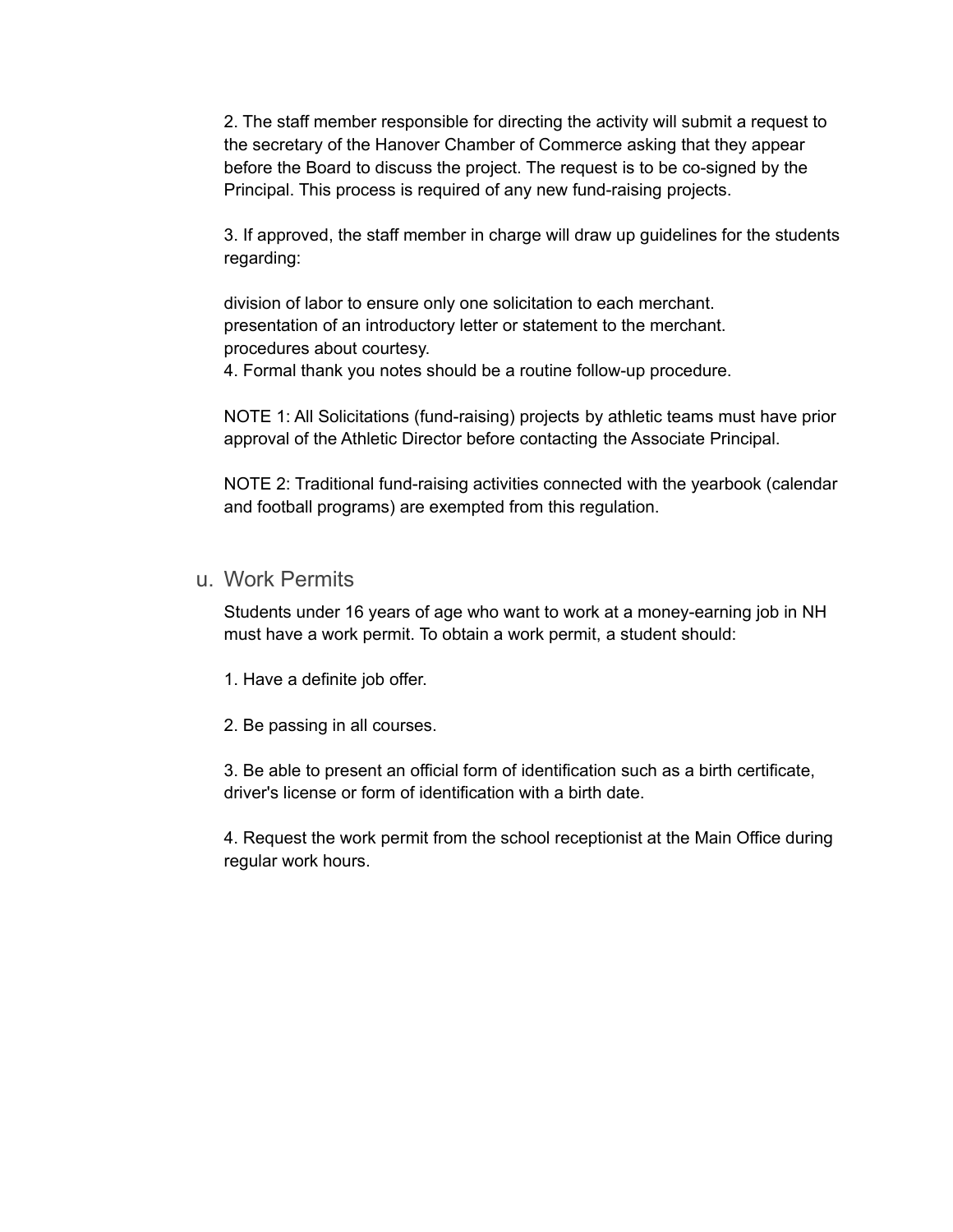2. The staff member responsible for directing the activity will submit a request to the secretary of the Hanover Chamber of Commerce asking that they appear before the Board to discuss the project. The request is to be co-signed by the Principal. This process is required of any new fund-raising projects.

3. If approved, the staff member in charge will draw up guidelines for the students regarding:

division of labor to ensure only one solicitation to each merchant.
presentation of an introductory letter or statement to the merchant.
procedures about courtesy.
4. Formal thank you notes should be a routine follow-up procedure.

NOTE 1: All Solicitations (fund-raising) projects by athletic teams must have prior approval of the Athletic Director before contacting the Associate Principal.

NOTE 2: Traditional fund-raising activities connected with the yearbook (calendar and football programs) are exempted from this regulation.

## u. Work Permits

Students under 16 years of age who want to work at a money-earning job in NH must have a work permit. To obtain a work permit, a student should:

1. Have a definite job offer.

2. Be passing in all courses.

3. Be able to present an official form of identification such as a birth certificate, driver's license or form of identification with a birth date.

4. Request the work permit from the school receptionist at the Main Office during regular work hours.